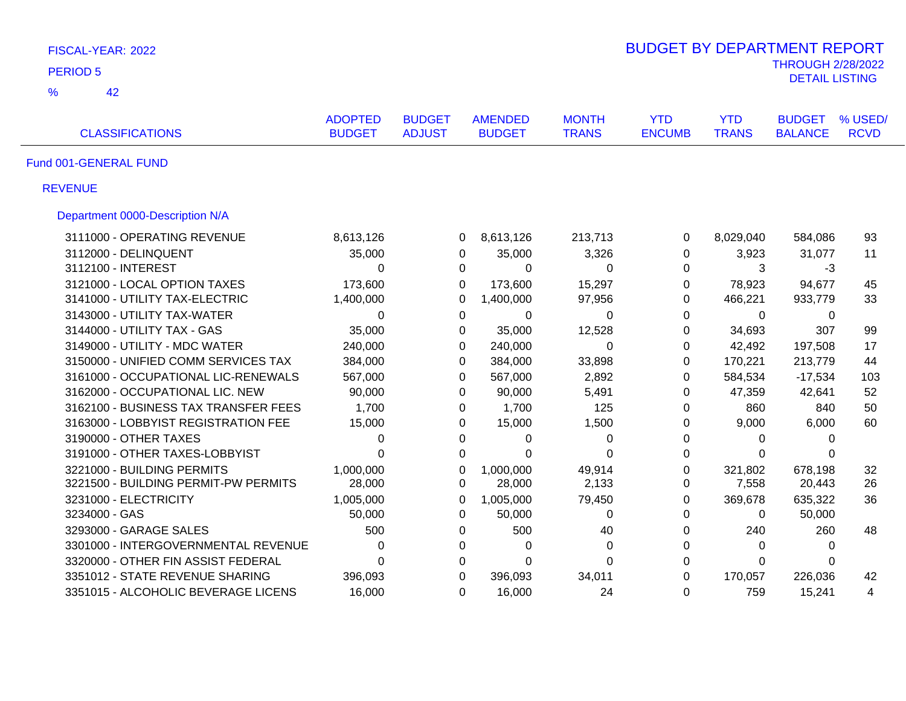FISCAL-YEAR: 2022

PERIOD 5

% 42

# BUDGET BY DEPARTMENT REPORT

THROUGH 2/28/2022

DETAIL LISTING

| CLASSIFICATIONS | ADOPTED BUDGET | BUDGET ADJUST | AMENDED BUDGET | MONTH TRANS | YTD ENCUMB | YTD TRANS | BUDGET BALANCE | % USED/ RCVD |
|---|---|---|---|---|---|---|---|---|
| **Fund 001-GENERAL FUND** | | | | | | | | |
| **REVENUE** | | | | | | | | |
| **Department 0000-Description N/A** | | | | | | | | |
| 3111000 - OPERATING REVENUE | 8,613,126 | 0 | 8,613,126 | 213,713 | 0 | 8,029,040 | 584,086 | 93 |
| 3112000 - DELINQUENT | 35,000 | 0 | 35,000 | 3,326 | 0 | 3,923 | 31,077 | 11 |
| 3112100 - INTEREST | 0 | 0 | 0 | 0 | 0 | 3 | -3 | |
| 3121000 - LOCAL OPTION TAXES | 173,600 | 0 | 173,600 | 15,297 | 0 | 78,923 | 94,677 | 45 |
| 3141000 - UTILITY TAX-ELECTRIC | 1,400,000 | 0 | 1,400,000 | 97,956 | 0 | 466,221 | 933,779 | 33 |
| 3143000 - UTILITY TAX-WATER | 0 | 0 | 0 | 0 | 0 | 0 | 0 | |
| 3144000 - UTILITY TAX - GAS | 35,000 | 0 | 35,000 | 12,528 | 0 | 34,693 | 307 | 99 |
| 3149000 - UTILITY - MDC WATER | 240,000 | 0 | 240,000 | 0 | 0 | 42,492 | 197,508 | 17 |
| 3150000 - UNIFIED COMM SERVICES TAX | 384,000 | 0 | 384,000 | 33,898 | 0 | 170,221 | 213,779 | 44 |
| 3161000 - OCCUPATIONAL LIC-RENEWALS | 567,000 | 0 | 567,000 | 2,892 | 0 | 584,534 | -17,534 | 103 |
| 3162000 - OCCUPATIONAL LIC. NEW | 90,000 | 0 | 90,000 | 5,491 | 0 | 47,359 | 42,641 | 52 |
| 3162100 - BUSINESS TAX TRANSFER FEES | 1,700 | 0 | 1,700 | 125 | 0 | 860 | 840 | 50 |
| 3163000 - LOBBYIST REGISTRATION FEE | 15,000 | 0 | 15,000 | 1,500 | 0 | 9,000 | 6,000 | 60 |
| 3190000 - OTHER TAXES | 0 | 0 | 0 | 0 | 0 | 0 | 0 | |
| 3191000 - OTHER TAXES-LOBBYIST | 0 | 0 | 0 | 0 | 0 | 0 | 0 | |
| 3221000 - BUILDING PERMITS | 1,000,000 | 0 | 1,000,000 | 49,914 | 0 | 321,802 | 678,198 | 32 |
| 3221500 - BUILDING PERMIT-PW PERMITS | 28,000 | 0 | 28,000 | 2,133 | 0 | 7,558 | 20,443 | 26 |
| 3231000 - ELECTRICITY | 1,005,000 | 0 | 1,005,000 | 79,450 | 0 | 369,678 | 635,322 | 36 |
| 3234000 - GAS | 50,000 | 0 | 50,000 | 0 | 0 | 0 | 50,000 | |
| 3293000 - GARAGE SALES | 500 | 0 | 500 | 40 | 0 | 240 | 260 | 48 |
| 3301000 - INTERGOVERNMENTAL REVENUE | 0 | 0 | 0 | 0 | 0 | 0 | 0 | |
| 3320000 - OTHER FIN ASSIST FEDERAL | 0 | 0 | 0 | 0 | 0 | 0 | 0 | |
| 3351012 - STATE REVENUE SHARING | 396,093 | 0 | 396,093 | 34,011 | 0 | 170,057 | 226,036 | 42 |
| 3351015 - ALCOHOLIC BEVERAGE LICENS | 16,000 | 0 | 16,000 | 24 | 0 | 759 | 15,241 | 4 |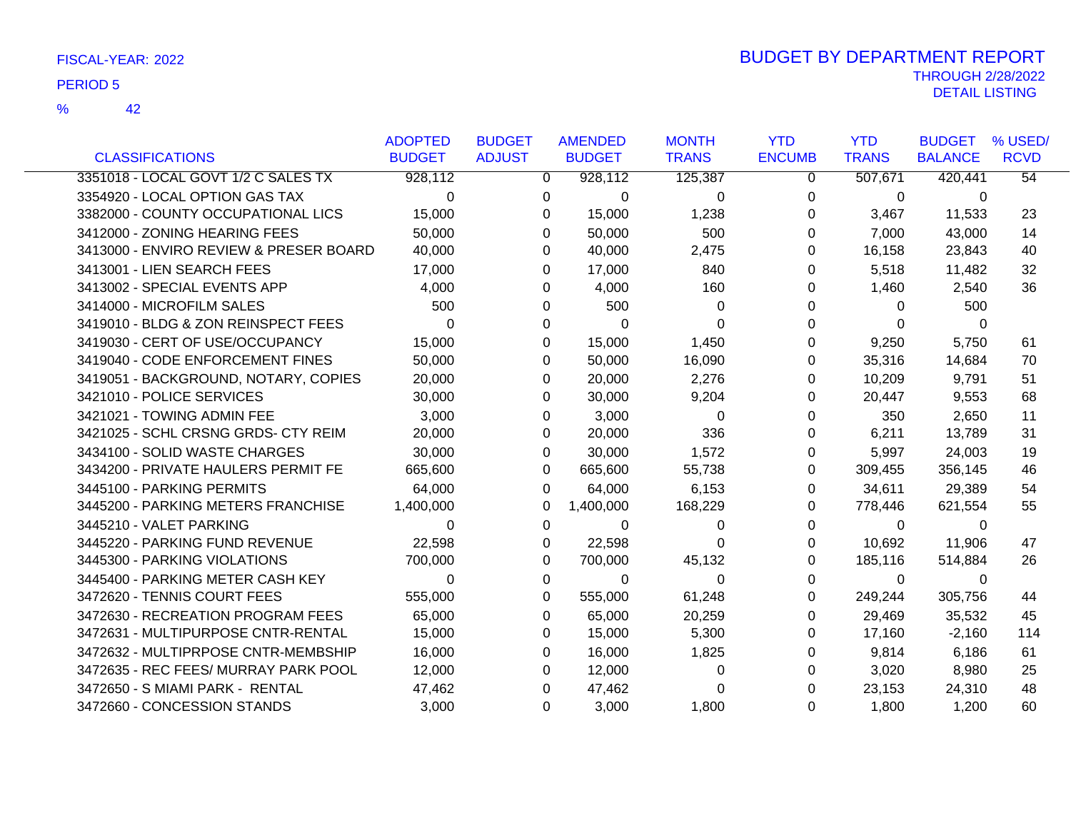FISCAL-YEAR: 2022

PERIOD 5

% 42

# BUDGET BY DEPARTMENT REPORT

THROUGH 2/28/2022

DETAIL LISTING

| CLASSIFICATIONS | ADOPTED BUDGET | BUDGET ADJUST | AMENDED BUDGET | MONTH TRANS | YTD ENCUMB | YTD TRANS | BUDGET BALANCE | % USED/ RCVD |
|---|---|---|---|---|---|---|---|---|
| 3351018 - LOCAL GOVT 1/2 C SALES TX | 928,112 | 0 | 928,112 | 125,387 | 0 | 507,671 | 420,441 | 54 |
| 3354920 - LOCAL OPTION GAS TAX | 0 | 0 | 0 | 0 | 0 | 0 | 0 | |
| 3382000 - COUNTY OCCUPATIONAL LICS | 15,000 | 0 | 15,000 | 1,238 | 0 | 3,467 | 11,533 | 23 |
| 3412000 - ZONING HEARING FEES | 50,000 | 0 | 50,000 | 500 | 0 | 7,000 | 43,000 | 14 |
| 3413000 - ENVIRO REVIEW & PRESER BOARD | 40,000 | 0 | 40,000 | 2,475 | 0 | 16,158 | 23,843 | 40 |
| 3413001 - LIEN SEARCH FEES | 17,000 | 0 | 17,000 | 840 | 0 | 5,518 | 11,482 | 32 |
| 3413002 - SPECIAL EVENTS APP | 4,000 | 0 | 4,000 | 160 | 0 | 1,460 | 2,540 | 36 |
| 3414000 - MICROFILM SALES | 500 | 0 | 500 | 0 | 0 | 0 | 500 | |
| 3419010 - BLDG & ZON REINSPECT FEES | 0 | 0 | 0 | 0 | 0 | 0 | 0 | |
| 3419030 - CERT OF USE/OCCUPANCY | 15,000 | 0 | 15,000 | 1,450 | 0 | 9,250 | 5,750 | 61 |
| 3419040 - CODE ENFORCEMENT FINES | 50,000 | 0 | 50,000 | 16,090 | 0 | 35,316 | 14,684 | 70 |
| 3419051 - BACKGROUND, NOTARY, COPIES | 20,000 | 0 | 20,000 | 2,276 | 0 | 10,209 | 9,791 | 51 |
| 3421010 - POLICE SERVICES | 30,000 | 0 | 30,000 | 9,204 | 0 | 20,447 | 9,553 | 68 |
| 3421021 - TOWING ADMIN FEE | 3,000 | 0 | 3,000 | 0 | 0 | 350 | 2,650 | 11 |
| 3421025 - SCHL CRSNG GRDS- CTY REIM | 20,000 | 0 | 20,000 | 336 | 0 | 6,211 | 13,789 | 31 |
| 3434100 - SOLID WASTE CHARGES | 30,000 | 0 | 30,000 | 1,572 | 0 | 5,997 | 24,003 | 19 |
| 3434200 - PRIVATE HAULERS PERMIT FE | 665,600 | 0 | 665,600 | 55,738 | 0 | 309,455 | 356,145 | 46 |
| 3445100 - PARKING PERMITS | 64,000 | 0 | 64,000 | 6,153 | 0 | 34,611 | 29,389 | 54 |
| 3445200 - PARKING METERS FRANCHISE | 1,400,000 | 0 | 1,400,000 | 168,229 | 0 | 778,446 | 621,554 | 55 |
| 3445210 - VALET PARKING | 0 | 0 | 0 | 0 | 0 | 0 | 0 | |
| 3445220 - PARKING FUND REVENUE | 22,598 | 0 | 22,598 | 0 | 0 | 10,692 | 11,906 | 47 |
| 3445300 - PARKING VIOLATIONS | 700,000 | 0 | 700,000 | 45,132 | 0 | 185,116 | 514,884 | 26 |
| 3445400 - PARKING METER CASH KEY | 0 | 0 | 0 | 0 | 0 | 0 | 0 | |
| 3472620 - TENNIS COURT FEES | 555,000 | 0 | 555,000 | 61,248 | 0 | 249,244 | 305,756 | 44 |
| 3472630 - RECREATION PROGRAM FEES | 65,000 | 0 | 65,000 | 20,259 | 0 | 29,469 | 35,532 | 45 |
| 3472631 - MULTIPURPOSE CNTR-RENTAL | 15,000 | 0 | 15,000 | 5,300 | 0 | 17,160 | -2,160 | 114 |
| 3472632 - MULTIPRPOSE CNTR-MEMBSHIP | 16,000 | 0 | 16,000 | 1,825 | 0 | 9,814 | 6,186 | 61 |
| 3472635 - REC FEES/ MURRAY PARK POOL | 12,000 | 0 | 12,000 | 0 | 0 | 3,020 | 8,980 | 25 |
| 3472650 - S MIAMI PARK - RENTAL | 47,462 | 0 | 47,462 | 0 | 0 | 23,153 | 24,310 | 48 |
| 3472660 - CONCESSION STANDS | 3,000 | 0 | 3,000 | 1,800 | 0 | 1,800 | 1,200 | 60 |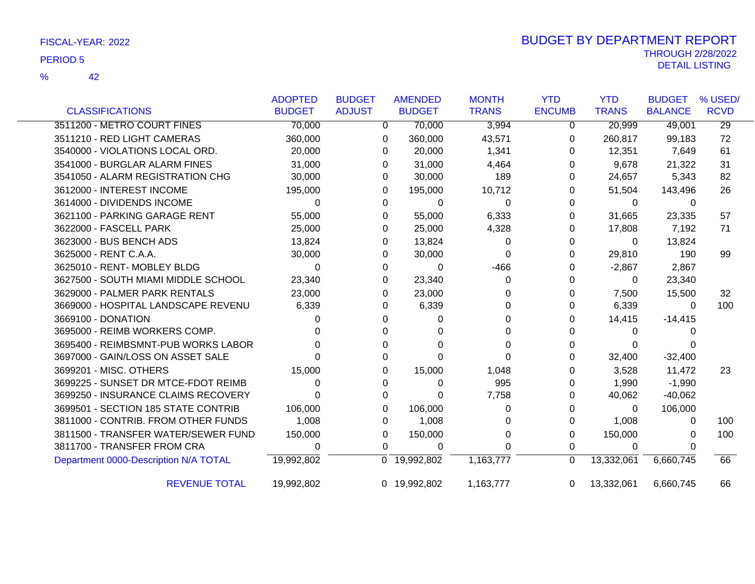FISCAL-YEAR: 2022

PERIOD 5

% 42

# BUDGET BY DEPARTMENT REPORT

THROUGH 2/28/2022

DETAIL LISTING

| CLASSIFICATIONS | ADOPTED BUDGET | BUDGET ADJUST | AMENDED BUDGET | MONTH TRANS | YTD ENCUMB | YTD TRANS | BUDGET BALANCE | % USED/ RCVD |
|---|---|---|---|---|---|---|---|---|
| 3511200 - METRO COURT FINES | 70,000 | 0 | 70,000 | 3,994 | 0 | 20,999 | 49,001 | 29 |
| 3511210 - RED LIGHT CAMERAS | 360,000 | 0 | 360,000 | 43,571 | 0 | 260,817 | 99,183 | 72 |
| 3540000 - VIOLATIONS LOCAL ORD. | 20,000 | 0 | 20,000 | 1,341 | 0 | 12,351 | 7,649 | 61 |
| 3541000 - BURGLAR ALARM FINES | 31,000 | 0 | 31,000 | 4,464 | 0 | 9,678 | 21,322 | 31 |
| 3541050 - ALARM REGISTRATION CHG | 30,000 | 0 | 30,000 | 189 | 0 | 24,657 | 5,343 | 82 |
| 3612000 - INTEREST INCOME | 195,000 | 0 | 195,000 | 10,712 | 0 | 51,504 | 143,496 | 26 |
| 3614000 - DIVIDENDS INCOME | 0 | 0 | 0 | 0 | 0 | 0 | 0 | |
| 3621100 - PARKING GARAGE RENT | 55,000 | 0 | 55,000 | 6,333 | 0 | 31,665 | 23,335 | 57 |
| 3622000 - FASCELL PARK | 25,000 | 0 | 25,000 | 4,328 | 0 | 17,808 | 7,192 | 71 |
| 3623000 - BUS BENCH ADS | 13,824 | 0 | 13,824 | 0 | 0 | 0 | 13,824 | |
| 3625000 - RENT C.A.A. | 30,000 | 0 | 30,000 | 0 | 0 | 29,810 | 190 | 99 |
| 3625010 - RENT- MOBLEY BLDG | 0 | 0 | 0 | -466 | 0 | -2,867 | 2,867 | |
| 3627500 - SOUTH MIAMI MIDDLE SCHOOL | 23,340 | 0 | 23,340 | 0 | 0 | 0 | 23,340 | |
| 3629000 - PALMER PARK RENTALS | 23,000 | 0 | 23,000 | 0 | 0 | 7,500 | 15,500 | 32 |
| 3669000 - HOSPITAL LANDSCAPE REVENU | 6,339 | 0 | 6,339 | 0 | 0 | 6,339 | 0 | 100 |
| 3669100 - DONATION | 0 | 0 | 0 | 0 | 0 | 14,415 | -14,415 | |
| 3695000 - REIMB WORKERS COMP. | 0 | 0 | 0 | 0 | 0 | 0 | 0 | |
| 3695400 - REIMBSMNT-PUB WORKS LABOR | 0 | 0 | 0 | 0 | 0 | 0 | 0 | |
| 3697000 - GAIN/LOSS ON ASSET SALE | 0 | 0 | 0 | 0 | 0 | 32,400 | -32,400 | |
| 3699201 - MISC. OTHERS | 15,000 | 0 | 15,000 | 1,048 | 0 | 3,528 | 11,472 | 23 |
| 3699225 - SUNSET DR MTCE-FDOT REIMB | 0 | 0 | 0 | 995 | 0 | 1,990 | -1,990 | |
| 3699250 - INSURANCE CLAIMS RECOVERY | 0 | 0 | 0 | 7,758 | 0 | 40,062 | -40,062 | |
| 3699501 - SECTION 185 STATE CONTRIB | 106,000 | 0 | 106,000 | 0 | 0 | 0 | 106,000 | |
| 3811000 - CONTRIB. FROM OTHER FUNDS | 1,008 | 0 | 1,008 | 0 | 0 | 1,008 | 0 | 100 |
| 3811500 - TRANSFER WATER/SEWER FUND | 150,000 | 0 | 150,000 | 0 | 0 | 150,000 | 0 | 100 |
| 3811700 - TRANSFER FROM CRA | 0 | 0 | 0 | 0 | 0 | 0 | 0 | |
| Department 0000-Description N/A TOTAL | 19,992,802 | 0 | 19,992,802 | 1,163,777 | 0 | 13,332,061 | 6,660,745 | 66 |
| REVENUE TOTAL | 19,992,802 | 0 | 19,992,802 | 1,163,777 | 0 | 13,332,061 | 6,660,745 | 66 |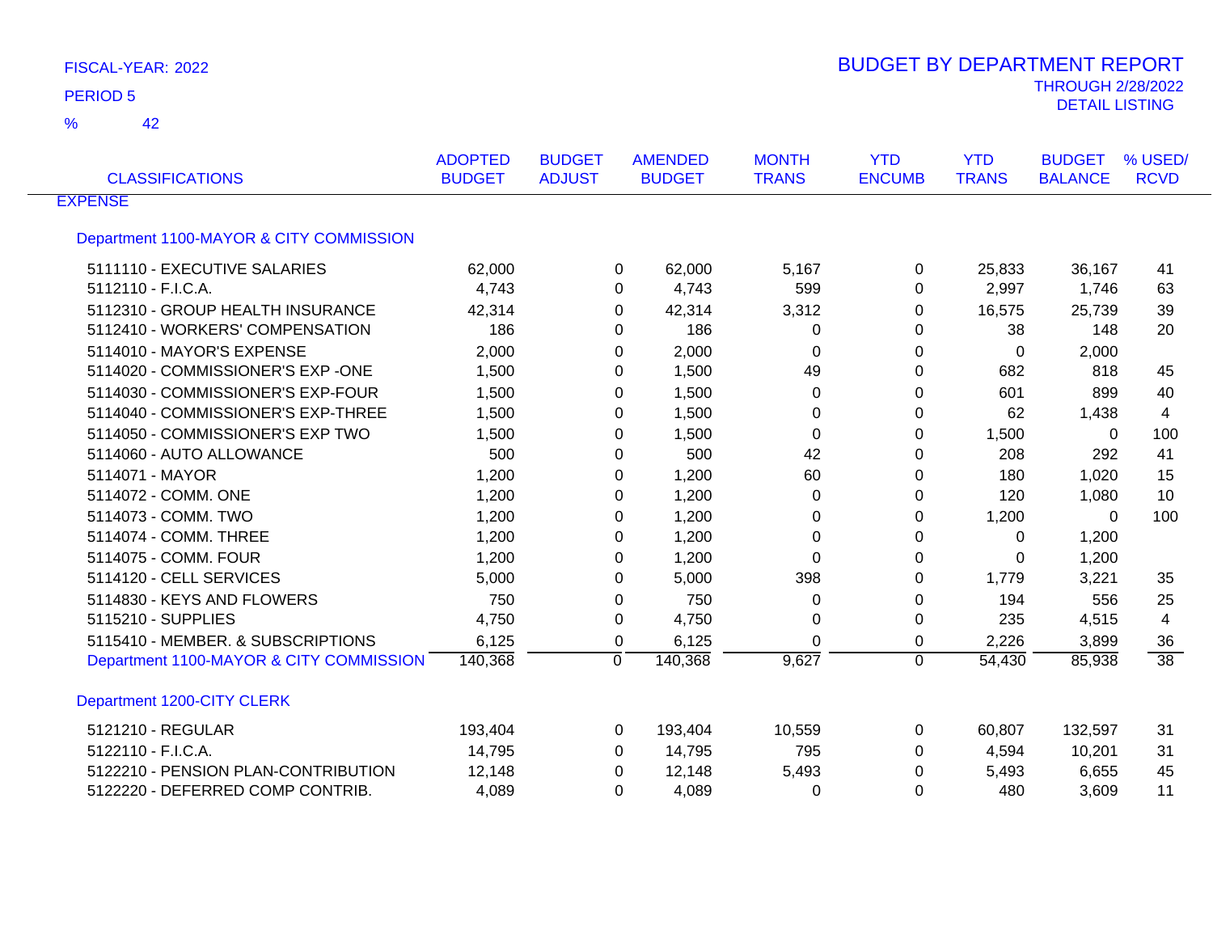FISCAL-YEAR: 2022

PERIOD 5

% 42

# BUDGET BY DEPARTMENT REPORT

THROUGH 2/28/2022

DETAIL LISTING

| CLASSIFICATIONS | ADOPTED BUDGET | BUDGET ADJUST | AMENDED BUDGET | MONTH TRANS | YTD ENCUMB | YTD TRANS | BUDGET BALANCE | % USED/ RCVD |
|---|---|---|---|---|---|---|---|---|
| EXPENSE | | | | | | | | |
| Department 1100-MAYOR & CITY COMMISSION | | | | | | | | |
| 5111110 - EXECUTIVE SALARIES | 62,000 | 0 | 62,000 | 5,167 | 0 | 25,833 | 36,167 | 41 |
| 5112110 - F.I.C.A. | 4,743 | 0 | 4,743 | 599 | 0 | 2,997 | 1,746 | 63 |
| 5112310 - GROUP HEALTH INSURANCE | 42,314 | 0 | 42,314 | 3,312 | 0 | 16,575 | 25,739 | 39 |
| 5112410 - WORKERS' COMPENSATION | 186 | 0 | 186 | 0 | 0 | 38 | 148 | 20 |
| 5114010 - MAYOR'S EXPENSE | 2,000 | 0 | 2,000 | 0 | 0 | 0 | 2,000 | |
| 5114020 - COMMISSIONER'S EXP -ONE | 1,500 | 0 | 1,500 | 49 | 0 | 682 | 818 | 45 |
| 5114030 - COMMISSIONER'S EXP-FOUR | 1,500 | 0 | 1,500 | 0 | 0 | 601 | 899 | 40 |
| 5114040 - COMMISSIONER'S EXP-THREE | 1,500 | 0 | 1,500 | 0 | 0 | 62 | 1,438 | 4 |
| 5114050 - COMMISSIONER'S EXP TWO | 1,500 | 0 | 1,500 | 0 | 0 | 1,500 | 0 | 100 |
| 5114060 - AUTO ALLOWANCE | 500 | 0 | 500 | 42 | 0 | 208 | 292 | 41 |
| 5114071 - MAYOR | 1,200 | 0 | 1,200 | 60 | 0 | 180 | 1,020 | 15 |
| 5114072 - COMM. ONE | 1,200 | 0 | 1,200 | 0 | 0 | 120 | 1,080 | 10 |
| 5114073 - COMM. TWO | 1,200 | 0 | 1,200 | 0 | 0 | 1,200 | 0 | 100 |
| 5114074 - COMM. THREE | 1,200 | 0 | 1,200 | 0 | 0 | 0 | 1,200 | |
| 5114075 - COMM. FOUR | 1,200 | 0 | 1,200 | 0 | 0 | 0 | 1,200 | |
| 5114120 - CELL SERVICES | 5,000 | 0 | 5,000 | 398 | 0 | 1,779 | 3,221 | 35 |
| 5114830 - KEYS AND FLOWERS | 750 | 0 | 750 | 0 | 0 | 194 | 556 | 25 |
| 5115210 - SUPPLIES | 4,750 | 0 | 4,750 | 0 | 0 | 235 | 4,515 | 4 |
| 5115410 - MEMBER. & SUBSCRIPTIONS | 6,125 | 0 | 6,125 | 0 | 0 | 2,226 | 3,899 | 36 |
| Department 1100-MAYOR & CITY COMMISSION | 140,368 | 0 | 140,368 | 9,627 | 0 | 54,430 | 85,938 | 38 |
| Department 1200-CITY CLERK | | | | | | | | |
| 5121210 - REGULAR | 193,404 | 0 | 193,404 | 10,559 | 0 | 60,807 | 132,597 | 31 |
| 5122110 - F.I.C.A. | 14,795 | 0 | 14,795 | 795 | 0 | 4,594 | 10,201 | 31 |
| 5122210 - PENSION PLAN-CONTRIBUTION | 12,148 | 0 | 12,148 | 5,493 | 0 | 5,493 | 6,655 | 45 |
| 5122220 - DEFERRED COMP CONTRIB. | 4,089 | 0 | 4,089 | 0 | 0 | 480 | 3,609 | 11 |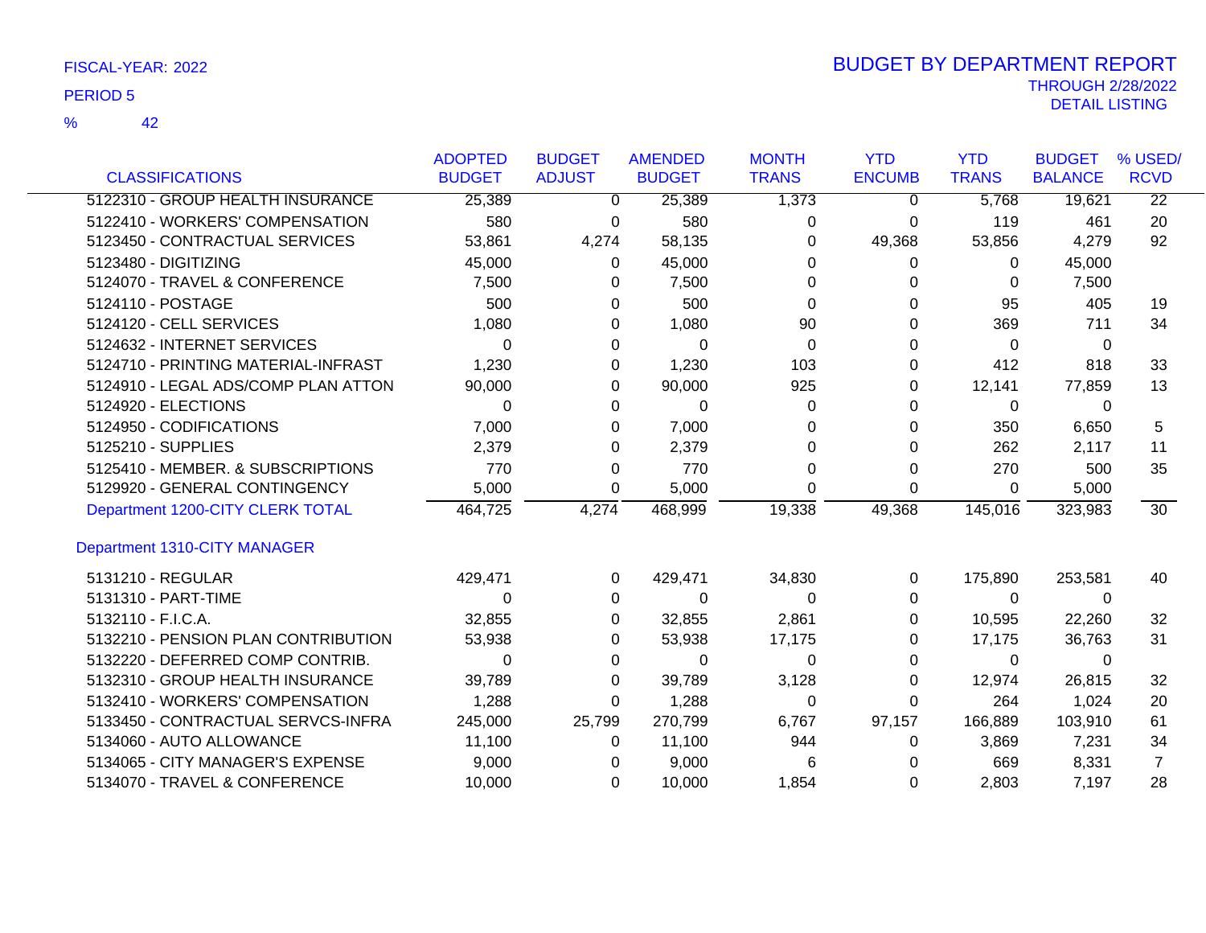FISCAL-YEAR: 2022

PERIOD 5

% 42

# BUDGET BY DEPARTMENT REPORT

THROUGH 2/28/2022

DETAIL LISTING

| CLASSIFICATIONS | ADOPTED BUDGET | BUDGET ADJUST | AMENDED BUDGET | MONTH TRANS | YTD ENCUMB | YTD TRANS | BUDGET BALANCE | % USED/ RCVD |
|---|---|---|---|---|---|---|---|---|
| 5122310 - GROUP HEALTH INSURANCE | 25,389 | 0 | 25,389 | 1,373 | 0 | 5,768 | 19,621 | 22 |
| 5122410 - WORKERS' COMPENSATION | 580 | 0 | 580 | 0 | 0 | 119 | 461 | 20 |
| 5123450 - CONTRACTUAL SERVICES | 53,861 | 4,274 | 58,135 | 0 | 49,368 | 53,856 | 4,279 | 92 |
| 5123480 - DIGITIZING | 45,000 | 0 | 45,000 | 0 | 0 | 0 | 45,000 | |
| 5124070 - TRAVEL & CONFERENCE | 7,500 | 0 | 7,500 | 0 | 0 | 0 | 7,500 | |
| 5124110 - POSTAGE | 500 | 0 | 500 | 0 | 0 | 95 | 405 | 19 |
| 5124120 - CELL SERVICES | 1,080 | 0 | 1,080 | 90 | 0 | 369 | 711 | 34 |
| 5124632 - INTERNET SERVICES | 0 | 0 | 0 | 0 | 0 | 0 | 0 | |
| 5124710 - PRINTING MATERIAL-INFRAST | 1,230 | 0 | 1,230 | 103 | 0 | 412 | 818 | 33 |
| 5124910 - LEGAL ADS/COMP PLAN ATTON | 90,000 | 0 | 90,000 | 925 | 0 | 12,141 | 77,859 | 13 |
| 5124920 - ELECTIONS | 0 | 0 | 0 | 0 | 0 | 0 | 0 | |
| 5124950 - CODIFICATIONS | 7,000 | 0 | 7,000 | 0 | 0 | 350 | 6,650 | 5 |
| 5125210 - SUPPLIES | 2,379 | 0 | 2,379 | 0 | 0 | 262 | 2,117 | 11 |
| 5125410 - MEMBER. & SUBSCRIPTIONS | 770 | 0 | 770 | 0 | 0 | 270 | 500 | 35 |
| 5129920 - GENERAL CONTINGENCY | 5,000 | 0 | 5,000 | 0 | 0 | 0 | 5,000 | |
| Department 1200-CITY CLERK TOTAL | 464,725 | 4,274 | 468,999 | 19,338 | 49,368 | 145,016 | 323,983 | 30 |
| **Department 1310-CITY MANAGER** | | | | | | | | |
| 5131210 - REGULAR | 429,471 | 0 | 429,471 | 34,830 | 0 | 175,890 | 253,581 | 40 |
| 5131310 - PART-TIME | 0 | 0 | 0 | 0 | 0 | 0 | 0 | |
| 5132110 - F.I.C.A. | 32,855 | 0 | 32,855 | 2,861 | 0 | 10,595 | 22,260 | 32 |
| 5132210 - PENSION PLAN CONTRIBUTION | 53,938 | 0 | 53,938 | 17,175 | 0 | 17,175 | 36,763 | 31 |
| 5132220 - DEFERRED COMP CONTRIB. | 0 | 0 | 0 | 0 | 0 | 0 | 0 | |
| 5132310 - GROUP HEALTH INSURANCE | 39,789 | 0 | 39,789 | 3,128 | 0 | 12,974 | 26,815 | 32 |
| 5132410 - WORKERS' COMPENSATION | 1,288 | 0 | 1,288 | 0 | 0 | 264 | 1,024 | 20 |
| 5133450 - CONTRACTUAL SERVCS-INFRA | 245,000 | 25,799 | 270,799 | 6,767 | 97,157 | 166,889 | 103,910 | 61 |
| 5134060 - AUTO ALLOWANCE | 11,100 | 0 | 11,100 | 944 | 0 | 3,869 | 7,231 | 34 |
| 5134065 - CITY MANAGER'S EXPENSE | 9,000 | 0 | 9,000 | 6 | 0 | 669 | 8,331 | 7 |
| 5134070 - TRAVEL & CONFERENCE | 10,000 | 0 | 10,000 | 1,854 | 0 | 2,803 | 7,197 | 28 |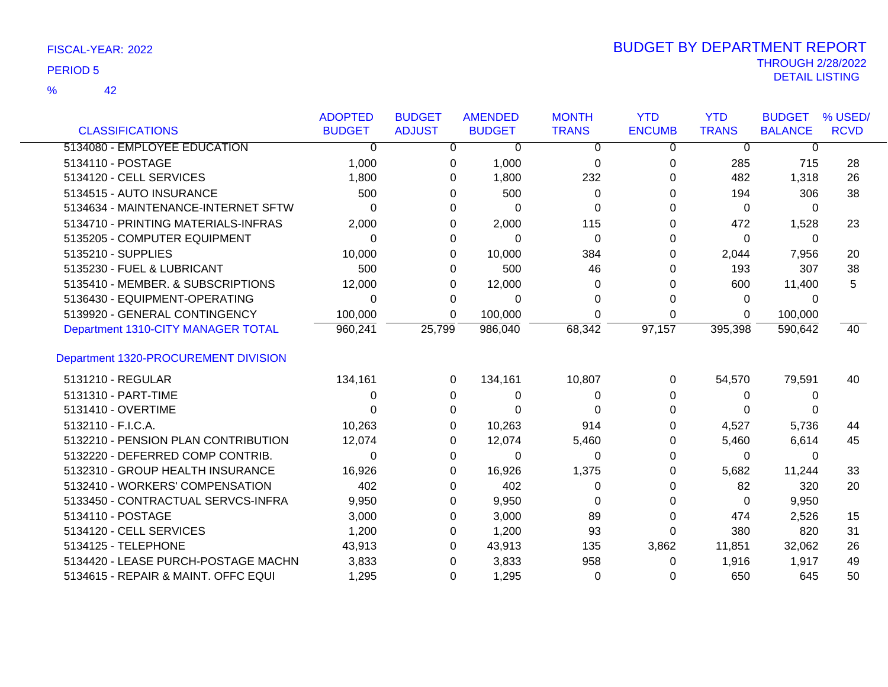FISCAL-YEAR: 2022

PERIOD 5

% 42

# BUDGET BY DEPARTMENT REPORT

THROUGH 2/28/2022

DETAIL LISTING

| CLASSIFICATIONS | ADOPTED BUDGET | BUDGET ADJUST | AMENDED BUDGET | MONTH TRANS | YTD ENCUMB | YTD TRANS | BUDGET BALANCE | % USED/ RCVD |
|---|---|---|---|---|---|---|---|---|
| 5134080 - EMPLOYEE EDUCATION | 0 | 0 | 0 | 0 | 0 | 0 | 0 | |
| 5134110 - POSTAGE | 1,000 | 0 | 1,000 | 0 | 0 | 285 | 715 | 28 |
| 5134120 - CELL SERVICES | 1,800 | 0 | 1,800 | 232 | 0 | 482 | 1,318 | 26 |
| 5134515 - AUTO INSURANCE | 500 | 0 | 500 | 0 | 0 | 194 | 306 | 38 |
| 5134634 - MAINTENANCE-INTERNET SFTW | 0 | 0 | 0 | 0 | 0 | 0 | 0 | |
| 5134710 - PRINTING MATERIALS-INFRAS | 2,000 | 0 | 2,000 | 115 | 0 | 472 | 1,528 | 23 |
| 5135205 - COMPUTER EQUIPMENT | 0 | 0 | 0 | 0 | 0 | 0 | 0 | |
| 5135210 - SUPPLIES | 10,000 | 0 | 10,000 | 384 | 0 | 2,044 | 7,956 | 20 |
| 5135230 - FUEL & LUBRICANT | 500 | 0 | 500 | 46 | 0 | 193 | 307 | 38 |
| 5135410 - MEMBER. & SUBSCRIPTIONS | 12,000 | 0 | 12,000 | 0 | 0 | 600 | 11,400 | 5 |
| 5136430 - EQUIPMENT-OPERATING | 0 | 0 | 0 | 0 | 0 | 0 | 0 | |
| 5139920 - GENERAL CONTINGENCY | 100,000 | 0 | 100,000 | 0 | 0 | 0 | 100,000 | |
| Department 1310-CITY MANAGER TOTAL | 960,241 | 25,799 | 986,040 | 68,342 | 97,157 | 395,398 | 590,642 | 40 |

## Department 1320-PROCUREMENT DIVISION

| CLASSIFICATIONS | ADOPTED BUDGET | BUDGET ADJUST | AMENDED BUDGET | MONTH TRANS | YTD ENCUMB | YTD TRANS | BUDGET BALANCE | % USED/ RCVD |
|---|---|---|---|---|---|---|---|---|
| 5131210 - REGULAR | 134,161 | 0 | 134,161 | 10,807 | 0 | 54,570 | 79,591 | 40 |
| 5131310 - PART-TIME | 0 | 0 | 0 | 0 | 0 | 0 | 0 | |
| 5131410 - OVERTIME | 0 | 0 | 0 | 0 | 0 | 0 | 0 | |
| 5132110 - F.I.C.A. | 10,263 | 0 | 10,263 | 914 | 0 | 4,527 | 5,736 | 44 |
| 5132210 - PENSION PLAN CONTRIBUTION | 12,074 | 0 | 12,074 | 5,460 | 0 | 5,460 | 6,614 | 45 |
| 5132220 - DEFERRED COMP CONTRIB. | 0 | 0 | 0 | 0 | 0 | 0 | 0 | |
| 5132310 - GROUP HEALTH INSURANCE | 16,926 | 0 | 16,926 | 1,375 | 0 | 5,682 | 11,244 | 33 |
| 5132410 - WORKERS' COMPENSATION | 402 | 0 | 402 | 0 | 0 | 82 | 320 | 20 |
| 5133450 - CONTRACTUAL SERVCS-INFRA | 9,950 | 0 | 9,950 | 0 | 0 | 0 | 9,950 | |
| 5134110 - POSTAGE | 3,000 | 0 | 3,000 | 89 | 0 | 474 | 2,526 | 15 |
| 5134120 - CELL SERVICES | 1,200 | 0 | 1,200 | 93 | 0 | 380 | 820 | 31 |
| 5134125 - TELEPHONE | 43,913 | 0 | 43,913 | 135 | 3,862 | 11,851 | 32,062 | 26 |
| 5134420 - LEASE PURCH-POSTAGE MACHN | 3,833 | 0 | 3,833 | 958 | 0 | 1,916 | 1,917 | 49 |
| 5134615 - REPAIR & MAINT. OFFC EQUI | 1,295 | 0 | 1,295 | 0 | 0 | 650 | 645 | 50 |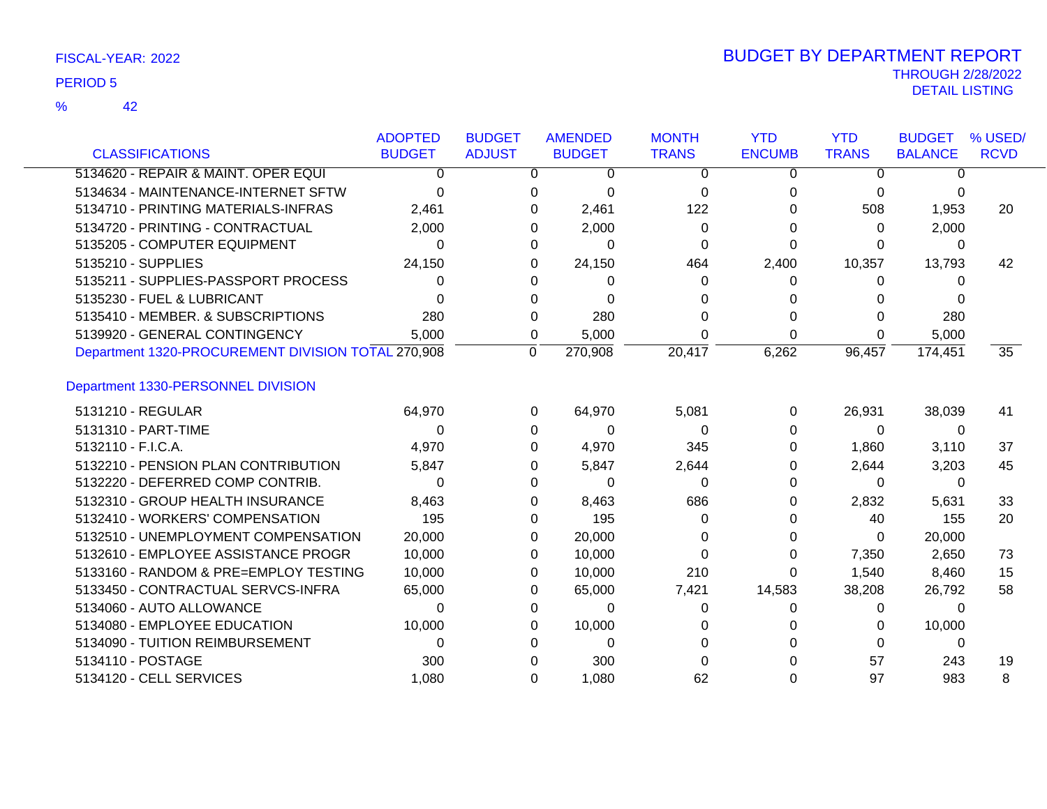FISCAL-YEAR: 2022

PERIOD 5

% 42

# BUDGET BY DEPARTMENT REPORT

THROUGH 2/28/2022

DETAIL LISTING

| CLASSIFICATIONS | ADOPTED BUDGET | BUDGET ADJUST | AMENDED BUDGET | MONTH TRANS | YTD ENCUMB | YTD TRANS | BUDGET BALANCE | % USED/ RCVD |
|---|---|---|---|---|---|---|---|---|
| 5134620 - REPAIR & MAINT. OPER EQUI | 0 | 0 | 0 | 0 | 0 | 0 | 0 | |
| 5134634 - MAINTENANCE-INTERNET SFTW | 0 | 0 | 0 | 0 | 0 | 0 | 0 | |
| 5134710 - PRINTING MATERIALS-INFRAS | 2,461 | 0 | 2,461 | 122 | 0 | 508 | 1,953 | 20 |
| 5134720 - PRINTING - CONTRACTUAL | 2,000 | 0 | 2,000 | 0 | 0 | 0 | 2,000 | |
| 5135205 - COMPUTER EQUIPMENT | 0 | 0 | 0 | 0 | 0 | 0 | 0 | |
| 5135210 - SUPPLIES | 24,150 | 0 | 24,150 | 464 | 2,400 | 10,357 | 13,793 | 42 |
| 5135211 - SUPPLIES-PASSPORT PROCESS | 0 | 0 | 0 | 0 | 0 | 0 | 0 | |
| 5135230 - FUEL & LUBRICANT | 0 | 0 | 0 | 0 | 0 | 0 | 0 | |
| 5135410 - MEMBER. & SUBSCRIPTIONS | 280 | 0 | 280 | 0 | 0 | 0 | 280 | |
| 5139920 - GENERAL CONTINGENCY | 5,000 | 0 | 5,000 | 0 | 0 | 0 | 5,000 | |
| Department 1320-PROCUREMENT DIVISION TOTAL | 270,908 | 0 | 270,908 | 20,417 | 6,262 | 96,457 | 174,451 | 35 |

## Department 1330-PERSONNEL DIVISION

| CLASSIFICATIONS | ADOPTED BUDGET | BUDGET ADJUST | AMENDED BUDGET | MONTH TRANS | YTD ENCUMB | YTD TRANS | BUDGET BALANCE | % USED/ RCVD |
|---|---|---|---|---|---|---|---|---|
| 5131210 - REGULAR | 64,970 | 0 | 64,970 | 5,081 | 0 | 26,931 | 38,039 | 41 |
| 5131310 - PART-TIME | 0 | 0 | 0 | 0 | 0 | 0 | 0 | |
| 5132110 - F.I.C.A. | 4,970 | 0 | 4,970 | 345 | 0 | 1,860 | 3,110 | 37 |
| 5132210 - PENSION PLAN CONTRIBUTION | 5,847 | 0 | 5,847 | 2,644 | 0 | 2,644 | 3,203 | 45 |
| 5132220 - DEFERRED COMP CONTRIB. | 0 | 0 | 0 | 0 | 0 | 0 | 0 | |
| 5132310 - GROUP HEALTH INSURANCE | 8,463 | 0 | 8,463 | 686 | 0 | 2,832 | 5,631 | 33 |
| 5132410 - WORKERS' COMPENSATION | 195 | 0 | 195 | 0 | 0 | 40 | 155 | 20 |
| 5132510 - UNEMPLOYMENT COMPENSATION | 20,000 | 0 | 20,000 | 0 | 0 | 0 | 20,000 | |
| 5132610 - EMPLOYEE ASSISTANCE PROGR | 10,000 | 0 | 10,000 | 0 | 0 | 7,350 | 2,650 | 73 |
| 5133160 - RANDOM & PRE=EMPLOY TESTING | 10,000 | 0 | 10,000 | 210 | 0 | 1,540 | 8,460 | 15 |
| 5133450 - CONTRACTUAL SERVCS-INFRA | 65,000 | 0 | 65,000 | 7,421 | 14,583 | 38,208 | 26,792 | 58 |
| 5134060 - AUTO ALLOWANCE | 0 | 0 | 0 | 0 | 0 | 0 | 0 | |
| 5134080 - EMPLOYEE EDUCATION | 10,000 | 0 | 10,000 | 0 | 0 | 0 | 10,000 | |
| 5134090 - TUITION REIMBURSEMENT | 0 | 0 | 0 | 0 | 0 | 0 | 0 | |
| 5134110 - POSTAGE | 300 | 0 | 300 | 0 | 0 | 57 | 243 | 19 |
| 5134120 - CELL SERVICES | 1,080 | 0 | 1,080 | 62 | 0 | 97 | 983 | 8 |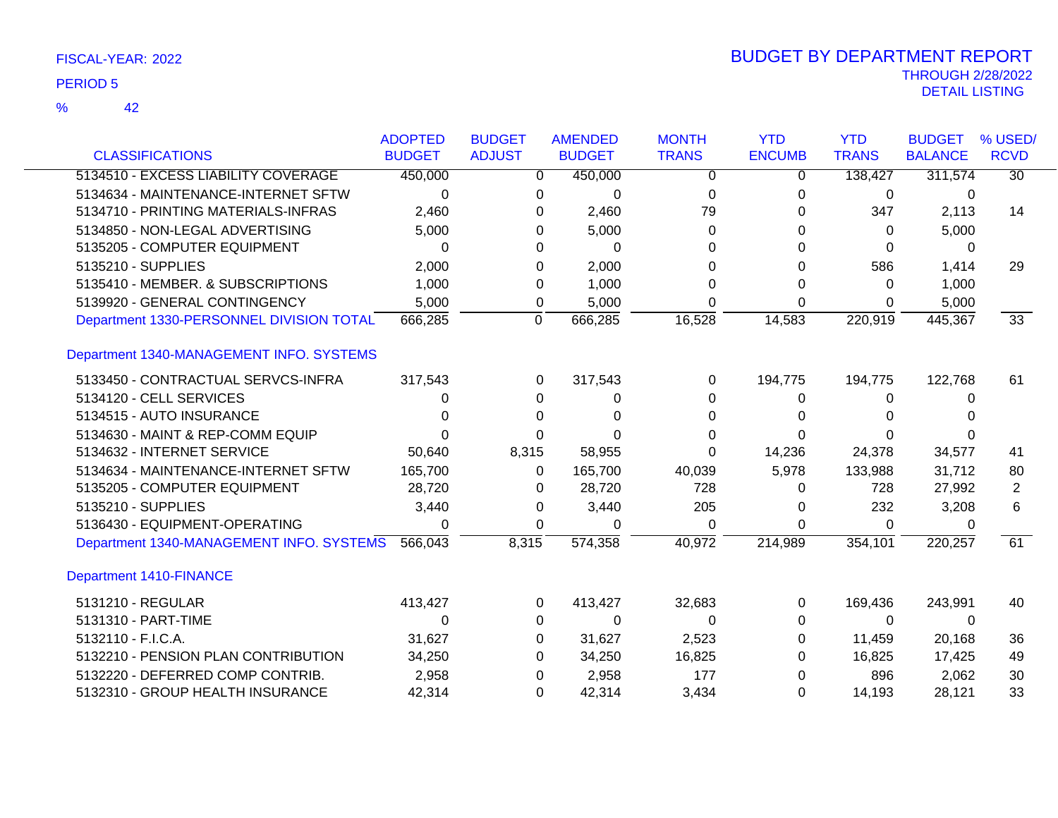FISCAL-YEAR: 2022

PERIOD 5

% 42

# BUDGET BY DEPARTMENT REPORT

THROUGH 2/28/2022

DETAIL LISTING

| CLASSIFICATIONS | ADOPTED BUDGET | BUDGET ADJUST | AMENDED BUDGET | MONTH TRANS | YTD ENCUMB | YTD TRANS | BUDGET BALANCE | % USED/ RCVD |
|---|---|---|---|---|---|---|---|---|
| 5134510 - EXCESS LIABILITY COVERAGE | 450,000 | 0 | 450,000 | 0 | 0 | 138,427 | 311,574 | 30 |
| 5134634 - MAINTENANCE-INTERNET SFTW | 0 | 0 | 0 | 0 | 0 | 0 | 0 | |
| 5134710 - PRINTING MATERIALS-INFRAS | 2,460 | 0 | 2,460 | 79 | 0 | 347 | 2,113 | 14 |
| 5134850 - NON-LEGAL ADVERTISING | 5,000 | 0 | 5,000 | 0 | 0 | 0 | 5,000 | |
| 5135205 - COMPUTER EQUIPMENT | 0 | 0 | 0 | 0 | 0 | 0 | 0 | |
| 5135210 - SUPPLIES | 2,000 | 0 | 2,000 | 0 | 0 | 586 | 1,414 | 29 |
| 5135410 - MEMBER. & SUBSCRIPTIONS | 1,000 | 0 | 1,000 | 0 | 0 | 0 | 1,000 | |
| 5139920 - GENERAL CONTINGENCY | 5,000 | 0 | 5,000 | 0 | 0 | 0 | 5,000 | |
| Department 1330-PERSONNEL DIVISION TOTAL | 666,285 | 0 | 666,285 | 16,528 | 14,583 | 220,919 | 445,367 | 33 |
| **Department 1340-MANAGEMENT INFO. SYSTEMS** | | | | | | | | |
| 5133450 - CONTRACTUAL SERVCS-INFRA | 317,543 | 0 | 317,543 | 0 | 194,775 | 194,775 | 122,768 | 61 |
| 5134120 - CELL SERVICES | 0 | 0 | 0 | 0 | 0 | 0 | 0 | |
| 5134515 - AUTO INSURANCE | 0 | 0 | 0 | 0 | 0 | 0 | 0 | |
| 5134630 - MAINT & REP-COMM EQUIP | 0 | 0 | 0 | 0 | 0 | 0 | 0 | |
| 5134632 - INTERNET SERVICE | 50,640 | 8,315 | 58,955 | 0 | 14,236 | 24,378 | 34,577 | 41 |
| 5134634 - MAINTENANCE-INTERNET SFTW | 165,700 | 0 | 165,700 | 40,039 | 5,978 | 133,988 | 31,712 | 80 |
| 5135205 - COMPUTER EQUIPMENT | 28,720 | 0 | 28,720 | 728 | 0 | 728 | 27,992 | 2 |
| 5135210 - SUPPLIES | 3,440 | 0 | 3,440 | 205 | 0 | 232 | 3,208 | 6 |
| 5136430 - EQUIPMENT-OPERATING | 0 | 0 | 0 | 0 | 0 | 0 | 0 | |
| Department 1340-MANAGEMENT INFO. SYSTEMS | 566,043 | 8,315 | 574,358 | 40,972 | 214,989 | 354,101 | 220,257 | 61 |
| **Department 1410-FINANCE** | | | | | | | | |
| 5131210 - REGULAR | 413,427 | 0 | 413,427 | 32,683 | 0 | 169,436 | 243,991 | 40 |
| 5131310 - PART-TIME | 0 | 0 | 0 | 0 | 0 | 0 | 0 | |
| 5132110 - F.I.C.A. | 31,627 | 0 | 31,627 | 2,523 | 0 | 11,459 | 20,168 | 36 |
| 5132210 - PENSION PLAN CONTRIBUTION | 34,250 | 0 | 34,250 | 16,825 | 0 | 16,825 | 17,425 | 49 |
| 5132220 - DEFERRED COMP CONTRIB. | 2,958 | 0 | 2,958 | 177 | 0 | 896 | 2,062 | 30 |
| 5132310 - GROUP HEALTH INSURANCE | 42,314 | 0 | 42,314 | 3,434 | 0 | 14,193 | 28,121 | 33 |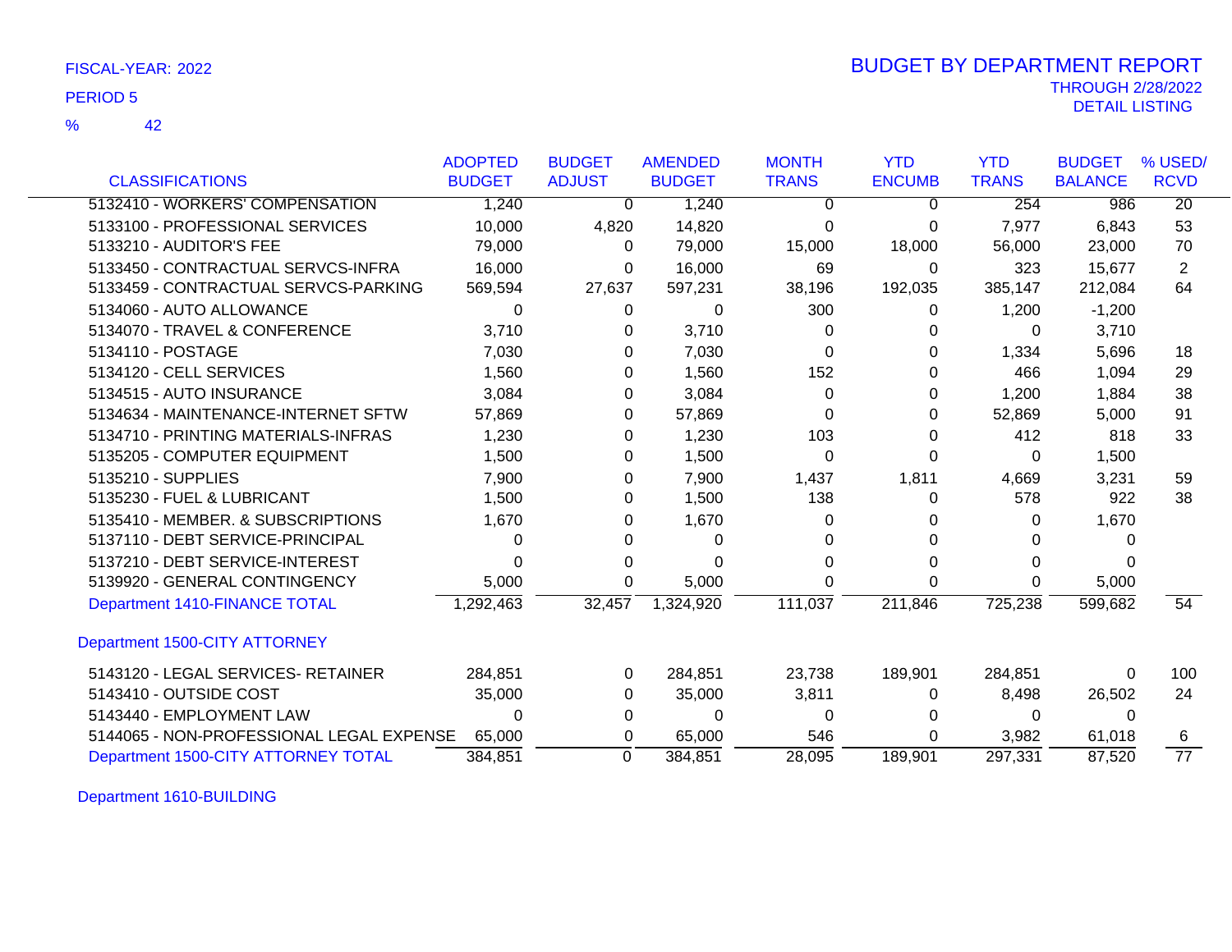FISCAL-YEAR: 2022

PERIOD 5

% 42

# BUDGET BY DEPARTMENT REPORT

THROUGH 2/28/2022

DETAIL LISTING

| CLASSIFICATIONS | ADOPTED BUDGET | BUDGET ADJUST | AMENDED BUDGET | MONTH TRANS | YTD ENCUMB | YTD TRANS | BUDGET BALANCE | % USED/ RCVD |
|---|---|---|---|---|---|---|---|---|
| 5132410 - WORKERS' COMPENSATION | 1,240 | 0 | 1,240 | 0 | 0 | 254 | 986 | 20 |
| 5133100 - PROFESSIONAL SERVICES | 10,000 | 4,820 | 14,820 | 0 | 0 | 7,977 | 6,843 | 53 |
| 5133210 - AUDITOR'S FEE | 79,000 | 0 | 79,000 | 15,000 | 18,000 | 56,000 | 23,000 | 70 |
| 5133450 - CONTRACTUAL SERVCS-INFRA | 16,000 | 0 | 16,000 | 69 | 0 | 323 | 15,677 | 2 |
| 5133459 - CONTRACTUAL SERVCS-PARKING | 569,594 | 27,637 | 597,231 | 38,196 | 192,035 | 385,147 | 212,084 | 64 |
| 5134060 - AUTO ALLOWANCE | 0 | 0 | 0 | 300 | 0 | 1,200 | -1,200 | |
| 5134070 - TRAVEL & CONFERENCE | 3,710 | 0 | 3,710 | 0 | 0 | 0 | 3,710 | |
| 5134110 - POSTAGE | 7,030 | 0 | 7,030 | 0 | 0 | 1,334 | 5,696 | 18 |
| 5134120 - CELL SERVICES | 1,560 | 0 | 1,560 | 152 | 0 | 466 | 1,094 | 29 |
| 5134515 - AUTO INSURANCE | 3,084 | 0 | 3,084 | 0 | 0 | 1,200 | 1,884 | 38 |
| 5134634 - MAINTENANCE-INTERNET SFTW | 57,869 | 0 | 57,869 | 0 | 0 | 52,869 | 5,000 | 91 |
| 5134710 - PRINTING MATERIALS-INFRAS | 1,230 | 0 | 1,230 | 103 | 0 | 412 | 818 | 33 |
| 5135205 - COMPUTER EQUIPMENT | 1,500 | 0 | 1,500 | 0 | 0 | 0 | 1,500 | |
| 5135210 - SUPPLIES | 7,900 | 0 | 7,900 | 1,437 | 1,811 | 4,669 | 3,231 | 59 |
| 5135230 - FUEL & LUBRICANT | 1,500 | 0 | 1,500 | 138 | 0 | 578 | 922 | 38 |
| 5135410 - MEMBER. & SUBSCRIPTIONS | 1,670 | 0 | 1,670 | 0 | 0 | 0 | 1,670 | |
| 5137110 - DEBT SERVICE-PRINCIPAL | 0 | 0 | 0 | 0 | 0 | 0 | 0 | |
| 5137210 - DEBT SERVICE-INTEREST | 0 | 0 | 0 | 0 | 0 | 0 | 0 | |
| 5139920 - GENERAL CONTINGENCY | 5,000 | 0 | 5,000 | 0 | 0 | 0 | 5,000 | |
| Department 1410-FINANCE TOTAL | 1,292,463 | 32,457 | 1,324,920 | 111,037 | 211,846 | 725,238 | 599,682 | 54 |
| **Department 1500-CITY ATTORNEY** | | | | | | | | |
| 5143120 - LEGAL SERVICES- RETAINER | 284,851 | 0 | 284,851 | 23,738 | 189,901 | 284,851 | 0 | 100 |
| 5143410 - OUTSIDE COST | 35,000 | 0 | 35,000 | 3,811 | 0 | 8,498 | 26,502 | 24 |
| 5143440 - EMPLOYMENT LAW | 0 | 0 | 0 | 0 | 0 | 0 | 0 | |
| 5144065 - NON-PROFESSIONAL LEGAL EXPENSE | 65,000 | 0 | 65,000 | 546 | 0 | 3,982 | 61,018 | 6 |
| Department 1500-CITY ATTORNEY TOTAL | 384,851 | 0 | 384,851 | 28,095 | 189,901 | 297,331 | 87,520 | 77 |

Department 1610-BUILDING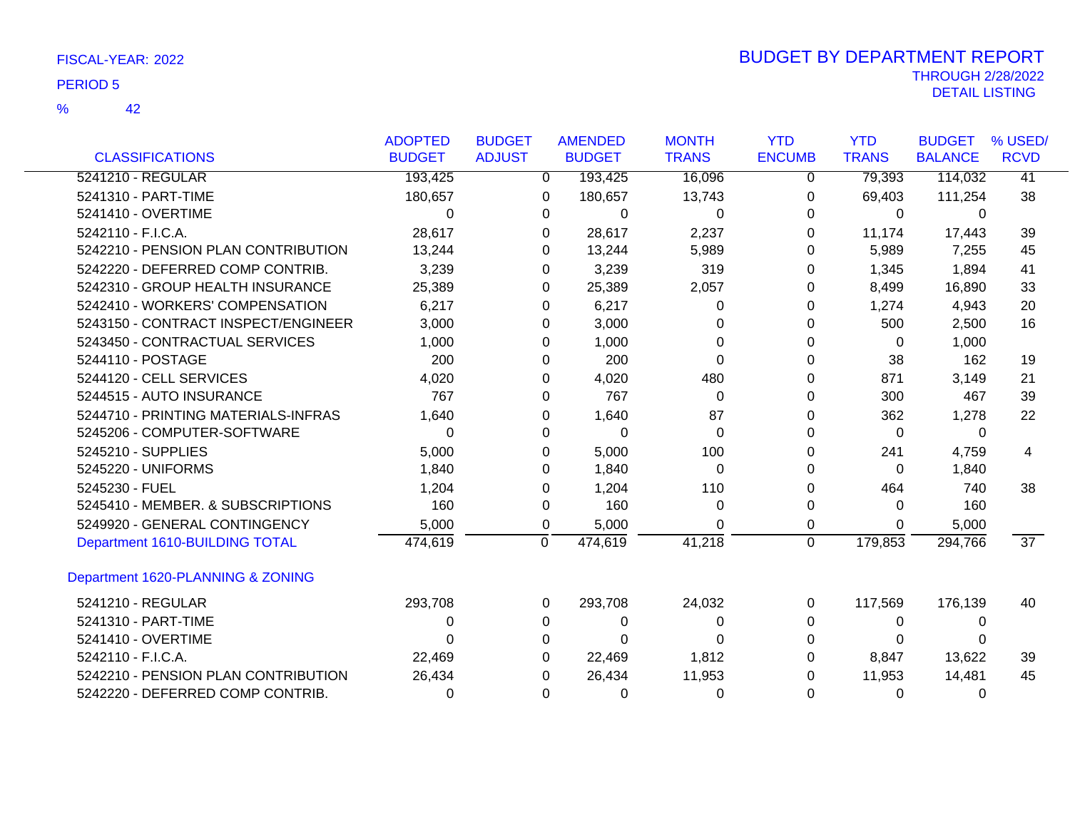FISCAL-YEAR: 2022

PERIOD 5

% 42

# BUDGET BY DEPARTMENT REPORT

THROUGH 2/28/2022

DETAIL LISTING

| CLASSIFICATIONS | ADOPTED BUDGET | BUDGET ADJUST | AMENDED BUDGET | MONTH TRANS | YTD ENCUMB | YTD TRANS | BUDGET BALANCE | % USED/ RCVD |
|---|---|---|---|---|---|---|---|---|
| 5241210 - REGULAR | 193,425 | 0 | 193,425 | 16,096 | 0 | 79,393 | 114,032 | 41 |
| 5241310 - PART-TIME | 180,657 | 0 | 180,657 | 13,743 | 0 | 69,403 | 111,254 | 38 |
| 5241410 - OVERTIME | 0 | 0 | 0 | 0 | 0 | 0 | 0 | |
| 5242110 - F.I.C.A. | 28,617 | 0 | 28,617 | 2,237 | 0 | 11,174 | 17,443 | 39 |
| 5242210 - PENSION PLAN CONTRIBUTION | 13,244 | 0 | 13,244 | 5,989 | 0 | 5,989 | 7,255 | 45 |
| 5242220 - DEFERRED COMP CONTRIB. | 3,239 | 0 | 3,239 | 319 | 0 | 1,345 | 1,894 | 41 |
| 5242310 - GROUP HEALTH INSURANCE | 25,389 | 0 | 25,389 | 2,057 | 0 | 8,499 | 16,890 | 33 |
| 5242410 - WORKERS' COMPENSATION | 6,217 | 0 | 6,217 | 0 | 0 | 1,274 | 4,943 | 20 |
| 5243150 - CONTRACT INSPECT/ENGINEER | 3,000 | 0 | 3,000 | 0 | 0 | 500 | 2,500 | 16 |
| 5243450 - CONTRACTUAL SERVICES | 1,000 | 0 | 1,000 | 0 | 0 | 0 | 1,000 | |
| 5244110 - POSTAGE | 200 | 0 | 200 | 0 | 0 | 38 | 162 | 19 |
| 5244120 - CELL SERVICES | 4,020 | 0 | 4,020 | 480 | 0 | 871 | 3,149 | 21 |
| 5244515 - AUTO INSURANCE | 767 | 0 | 767 | 0 | 0 | 300 | 467 | 39 |
| 5244710 - PRINTING MATERIALS-INFRAS | 1,640 | 0 | 1,640 | 87 | 0 | 362 | 1,278 | 22 |
| 5245206 - COMPUTER-SOFTWARE | 0 | 0 | 0 | 0 | 0 | 0 | 0 | |
| 5245210 - SUPPLIES | 5,000 | 0 | 5,000 | 100 | 0 | 241 | 4,759 | 4 |
| 5245220 - UNIFORMS | 1,840 | 0 | 1,840 | 0 | 0 | 0 | 1,840 | |
| 5245230 - FUEL | 1,204 | 0 | 1,204 | 110 | 0 | 464 | 740 | 38 |
| 5245410 - MEMBER. & SUBSCRIPTIONS | 160 | 0 | 160 | 0 | 0 | 0 | 160 | |
| 5249920 - GENERAL CONTINGENCY | 5,000 | 0 | 5,000 | 0 | 0 | 0 | 5,000 | |
| Department 1610-BUILDING TOTAL | 474,619 | 0 | 474,619 | 41,218 | 0 | 179,853 | 294,766 | 37 |

## Department 1620-PLANNING & ZONING

| CLASSIFICATIONS | ADOPTED BUDGET | BUDGET ADJUST | AMENDED BUDGET | MONTH TRANS | YTD ENCUMB | YTD TRANS | BUDGET BALANCE | % USED/ RCVD |
|---|---|---|---|---|---|---|---|---|
| 5241210 - REGULAR | 293,708 | 0 | 293,708 | 24,032 | 0 | 117,569 | 176,139 | 40 |
| 5241310 - PART-TIME | 0 | 0 | 0 | 0 | 0 | 0 | 0 | |
| 5241410 - OVERTIME | 0 | 0 | 0 | 0 | 0 | 0 | 0 | |
| 5242110 - F.I.C.A. | 22,469 | 0 | 22,469 | 1,812 | 0 | 8,847 | 13,622 | 39 |
| 5242210 - PENSION PLAN CONTRIBUTION | 26,434 | 0 | 26,434 | 11,953 | 0 | 11,953 | 14,481 | 45 |
| 5242220 - DEFERRED COMP CONTRIB. | 0 | 0 | 0 | 0 | 0 | 0 | 0 | |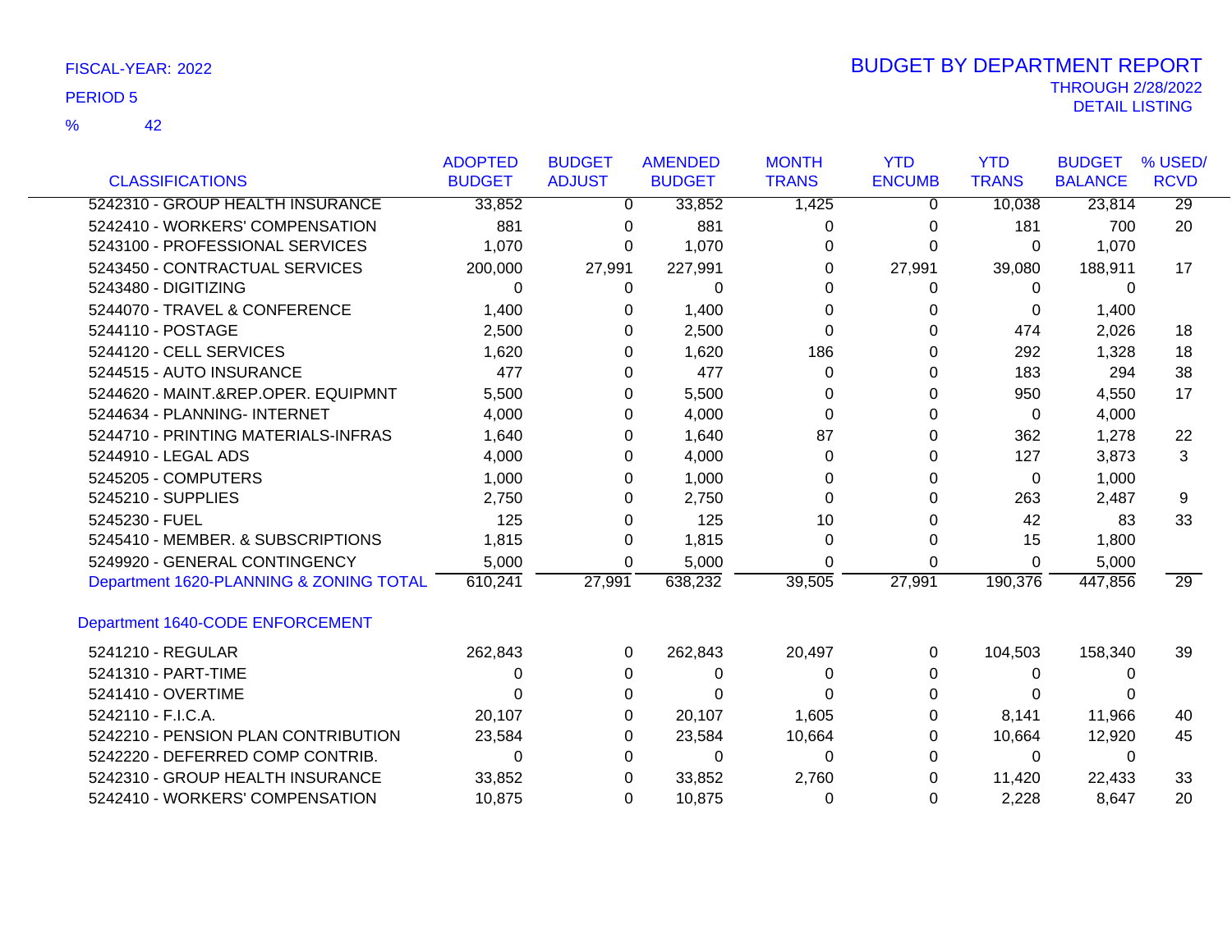FISCAL-YEAR: 2022

PERIOD 5

% 42

# BUDGET BY DEPARTMENT REPORT

THROUGH 2/28/2022

DETAIL LISTING

| CLASSIFICATIONS | ADOPTED BUDGET | BUDGET ADJUST | AMENDED BUDGET | MONTH TRANS | YTD ENCUMB | YTD TRANS | BUDGET BALANCE | % USED/ RCVD |
|---|---|---|---|---|---|---|---|---|
| 5242310 - GROUP HEALTH INSURANCE | 33,852 | 0 | 33,852 | 1,425 | 0 | 10,038 | 23,814 | 29 |
| 5242410 - WORKERS' COMPENSATION | 881 | 0 | 881 | 0 | 0 | 181 | 700 | 20 |
| 5243100 - PROFESSIONAL SERVICES | 1,070 | 0 | 1,070 | 0 | 0 | 0 | 1,070 | |
| 5243450 - CONTRACTUAL SERVICES | 200,000 | 27,991 | 227,991 | 0 | 27,991 | 39,080 | 188,911 | 17 |
| 5243480 - DIGITIZING | 0 | 0 | 0 | 0 | 0 | 0 | 0 | |
| 5244070 - TRAVEL & CONFERENCE | 1,400 | 0 | 1,400 | 0 | 0 | 0 | 1,400 | |
| 5244110 - POSTAGE | 2,500 | 0 | 2,500 | 0 | 0 | 474 | 2,026 | 18 |
| 5244120 - CELL SERVICES | 1,620 | 0 | 1,620 | 186 | 0 | 292 | 1,328 | 18 |
| 5244515 - AUTO INSURANCE | 477 | 0 | 477 | 0 | 0 | 183 | 294 | 38 |
| 5244620 - MAINT.&REP.OPER. EQUIPMNT | 5,500 | 0 | 5,500 | 0 | 0 | 950 | 4,550 | 17 |
| 5244634 - PLANNING- INTERNET | 4,000 | 0 | 4,000 | 0 | 0 | 0 | 4,000 | |
| 5244710 - PRINTING MATERIALS-INFRAS | 1,640 | 0 | 1,640 | 87 | 0 | 362 | 1,278 | 22 |
| 5244910 - LEGAL ADS | 4,000 | 0 | 4,000 | 0 | 0 | 127 | 3,873 | 3 |
| 5245205 - COMPUTERS | 1,000 | 0 | 1,000 | 0 | 0 | 0 | 1,000 | |
| 5245210 - SUPPLIES | 2,750 | 0 | 2,750 | 0 | 0 | 263 | 2,487 | 9 |
| 5245230 - FUEL | 125 | 0 | 125 | 10 | 0 | 42 | 83 | 33 |
| 5245410 - MEMBER. & SUBSCRIPTIONS | 1,815 | 0 | 1,815 | 0 | 0 | 15 | 1,800 | |
| 5249920 - GENERAL CONTINGENCY | 5,000 | 0 | 5,000 | 0 | 0 | 0 | 5,000 | |
| Department 1620-PLANNING & ZONING TOTAL | 610,241 | 27,991 | 638,232 | 39,505 | 27,991 | 190,376 | 447,856 | 29 |
| **Department 1640-CODE ENFORCEMENT** | | | | | | | | |
| 5241210 - REGULAR | 262,843 | 0 | 262,843 | 20,497 | 0 | 104,503 | 158,340 | 39 |
| 5241310 - PART-TIME | 0 | 0 | 0 | 0 | 0 | 0 | 0 | |
| 5241410 - OVERTIME | 0 | 0 | 0 | 0 | 0 | 0 | 0 | |
| 5242110 - F.I.C.A. | 20,107 | 0 | 20,107 | 1,605 | 0 | 8,141 | 11,966 | 40 |
| 5242210 - PENSION PLAN CONTRIBUTION | 23,584 | 0 | 23,584 | 10,664 | 0 | 10,664 | 12,920 | 45 |
| 5242220 - DEFERRED COMP CONTRIB. | 0 | 0 | 0 | 0 | 0 | 0 | 0 | |
| 5242310 - GROUP HEALTH INSURANCE | 33,852 | 0 | 33,852 | 2,760 | 0 | 11,420 | 22,433 | 33 |
| 5242410 - WORKERS' COMPENSATION | 10,875 | 0 | 10,875 | 0 | 0 | 2,228 | 8,647 | 20 |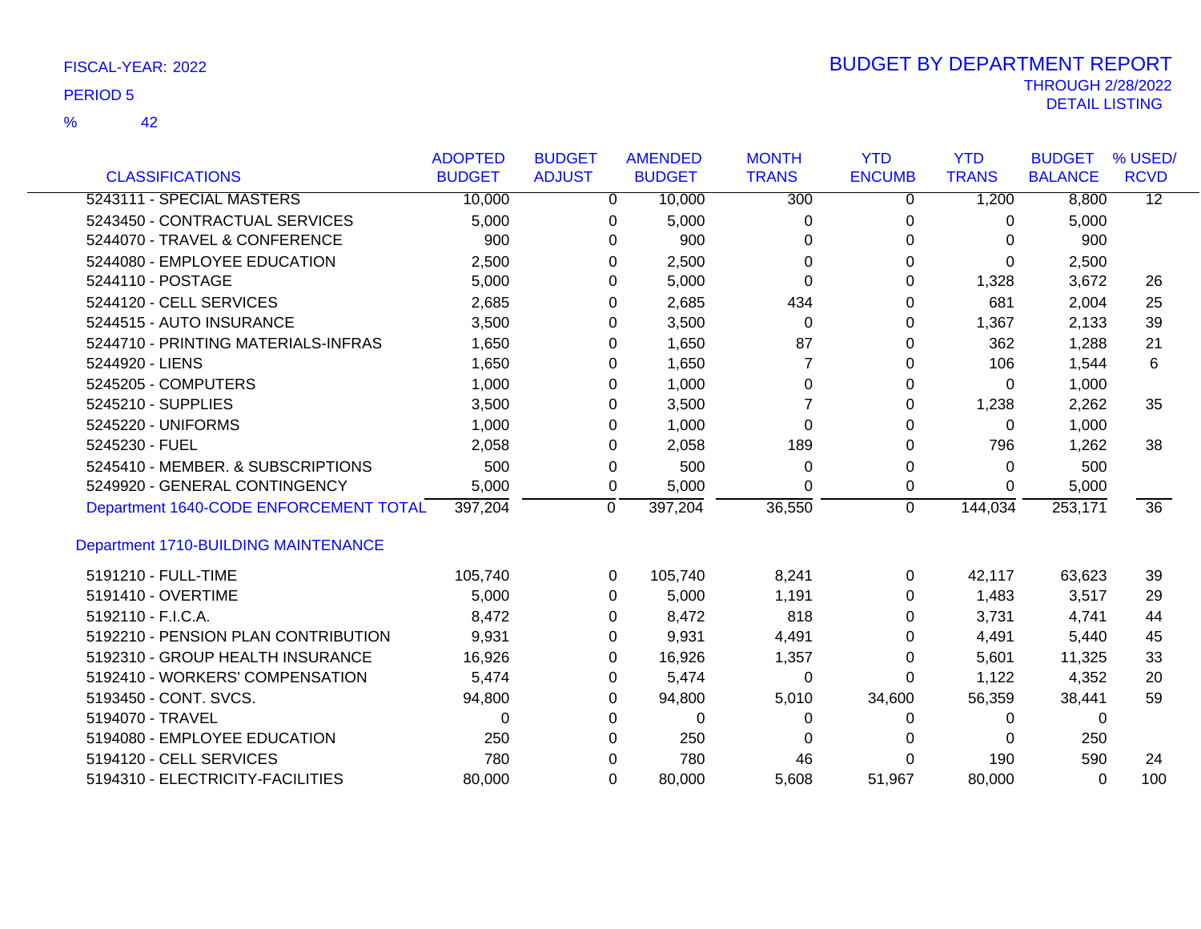FISCAL-YEAR: 2022

PERIOD 5

% 42

# BUDGET BY DEPARTMENT REPORT

THROUGH 2/28/2022

DETAIL LISTING

| CLASSIFICATIONS | ADOPTED BUDGET | BUDGET ADJUST | AMENDED BUDGET | MONTH TRANS | YTD ENCUMB | YTD TRANS | BUDGET BALANCE | % USED/ RCVD |
|---|---|---|---|---|---|---|---|---|
| 5243111 - SPECIAL MASTERS | 10,000 | 0 | 10,000 | 300 | 0 | 1,200 | 8,800 | 12 |
| 5243450 - CONTRACTUAL SERVICES | 5,000 | 0 | 5,000 | 0 | 0 | 0 | 5,000 | |
| 5244070 - TRAVEL & CONFERENCE | 900 | 0 | 900 | 0 | 0 | 0 | 900 | |
| 5244080 - EMPLOYEE EDUCATION | 2,500 | 0 | 2,500 | 0 | 0 | 0 | 2,500 | |
| 5244110 - POSTAGE | 5,000 | 0 | 5,000 | 0 | 0 | 1,328 | 3,672 | 26 |
| 5244120 - CELL SERVICES | 2,685 | 0 | 2,685 | 434 | 0 | 681 | 2,004 | 25 |
| 5244515 - AUTO INSURANCE | 3,500 | 0 | 3,500 | 0 | 0 | 1,367 | 2,133 | 39 |
| 5244710 - PRINTING MATERIALS-INFRAS | 1,650 | 0 | 1,650 | 87 | 0 | 362 | 1,288 | 21 |
| 5244920 - LIENS | 1,650 | 0 | 1,650 | 7 | 0 | 106 | 1,544 | 6 |
| 5245205 - COMPUTERS | 1,000 | 0 | 1,000 | 0 | 0 | 0 | 1,000 | |
| 5245210 - SUPPLIES | 3,500 | 0 | 3,500 | 7 | 0 | 1,238 | 2,262 | 35 |
| 5245220 - UNIFORMS | 1,000 | 0 | 1,000 | 0 | 0 | 0 | 1,000 | |
| 5245230 - FUEL | 2,058 | 0 | 2,058 | 189 | 0 | 796 | 1,262 | 38 |
| 5245410 - MEMBER. & SUBSCRIPTIONS | 500 | 0 | 500 | 0 | 0 | 0 | 500 | |
| 5249920 - GENERAL CONTINGENCY | 5,000 | 0 | 5,000 | 0 | 0 | 0 | 5,000 | |
| Department 1640-CODE ENFORCEMENT TOTAL | 397,204 | 0 | 397,204 | 36,550 | 0 | 144,034 | 253,171 | 36 |
| **Department 1710-BUILDING MAINTENANCE** | | | | | | | | |
| 5191210 - FULL-TIME | 105,740 | 0 | 105,740 | 8,241 | 0 | 42,117 | 63,623 | 39 |
| 5191410 - OVERTIME | 5,000 | 0 | 5,000 | 1,191 | 0 | 1,483 | 3,517 | 29 |
| 5192110 - F.I.C.A. | 8,472 | 0 | 8,472 | 818 | 0 | 3,731 | 4,741 | 44 |
| 5192210 - PENSION PLAN CONTRIBUTION | 9,931 | 0 | 9,931 | 4,491 | 0 | 4,491 | 5,440 | 45 |
| 5192310 - GROUP HEALTH INSURANCE | 16,926 | 0 | 16,926 | 1,357 | 0 | 5,601 | 11,325 | 33 |
| 5192410 - WORKERS' COMPENSATION | 5,474 | 0 | 5,474 | 0 | 0 | 1,122 | 4,352 | 20 |
| 5193450 - CONT. SVCS. | 94,800 | 0 | 94,800 | 5,010 | 34,600 | 56,359 | 38,441 | 59 |
| 5194070 - TRAVEL | 0 | 0 | 0 | 0 | 0 | 0 | 0 | |
| 5194080 - EMPLOYEE EDUCATION | 250 | 0 | 250 | 0 | 0 | 0 | 250 | |
| 5194120 - CELL SERVICES | 780 | 0 | 780 | 46 | 0 | 190 | 590 | 24 |
| 5194310 - ELECTRICITY-FACILITIES | 80,000 | 0 | 80,000 | 5,608 | 51,967 | 80,000 | 0 | 100 |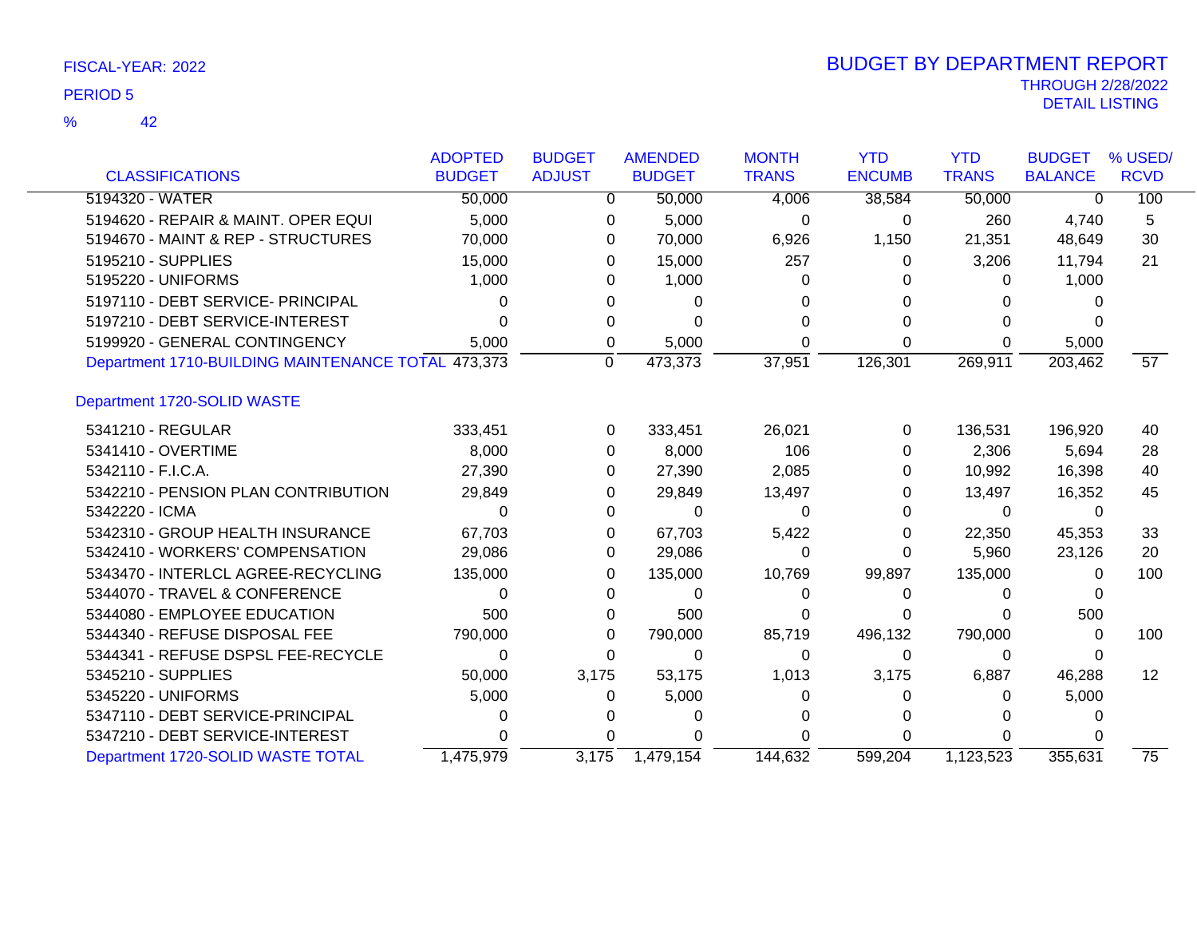FISCAL-YEAR: 2022

PERIOD 5

% 42

# BUDGET BY DEPARTMENT REPORT

THROUGH 2/28/2022

DETAIL LISTING

| CLASSIFICATIONS | ADOPTED BUDGET | BUDGET ADJUST | AMENDED BUDGET | MONTH TRANS | YTD ENCUMB | YTD TRANS | BUDGET BALANCE | % USED/ RCVD |
|---|---|---|---|---|---|---|---|---|
| 5194320 - WATER | 50,000 | 0 | 50,000 | 4,006 | 38,584 | 50,000 | 0 | 100 |
| 5194620 - REPAIR & MAINT. OPER EQUI | 5,000 | 0 | 5,000 | 0 | 0 | 260 | 4,740 | 5 |
| 5194670 - MAINT & REP - STRUCTURES | 70,000 | 0 | 70,000 | 6,926 | 1,150 | 21,351 | 48,649 | 30 |
| 5195210 - SUPPLIES | 15,000 | 0 | 15,000 | 257 | 0 | 3,206 | 11,794 | 21 |
| 5195220 - UNIFORMS | 1,000 | 0 | 1,000 | 0 | 0 | 0 | 1,000 | |
| 5197110 - DEBT SERVICE- PRINCIPAL | 0 | 0 | 0 | 0 | 0 | 0 | 0 | |
| 5197210 - DEBT SERVICE-INTEREST | 0 | 0 | 0 | 0 | 0 | 0 | 0 | |
| 5199920 - GENERAL CONTINGENCY | 5,000 | 0 | 5,000 | 0 | 0 | 0 | 5,000 | |
| Department 1710-BUILDING MAINTENANCE TOTAL | 473,373 | 0 | 473,373 | 37,951 | 126,301 | 269,911 | 203,462 | 57 |
| **Department 1720-SOLID WASTE** | | | | | | | | |
| 5341210 - REGULAR | 333,451 | 0 | 333,451 | 26,021 | 0 | 136,531 | 196,920 | 40 |
| 5341410 - OVERTIME | 8,000 | 0 | 8,000 | 106 | 0 | 2,306 | 5,694 | 28 |
| 5342110 - F.I.C.A. | 27,390 | 0 | 27,390 | 2,085 | 0 | 10,992 | 16,398 | 40 |
| 5342210 - PENSION PLAN CONTRIBUTION | 29,849 | 0 | 29,849 | 13,497 | 0 | 13,497 | 16,352 | 45 |
| 5342220 - ICMA | 0 | 0 | 0 | 0 | 0 | 0 | 0 | |
| 5342310 - GROUP HEALTH INSURANCE | 67,703 | 0 | 67,703 | 5,422 | 0 | 22,350 | 45,353 | 33 |
| 5342410 - WORKERS' COMPENSATION | 29,086 | 0 | 29,086 | 0 | 0 | 5,960 | 23,126 | 20 |
| 5343470 - INTERLCL AGREE-RECYCLING | 135,000 | 0 | 135,000 | 10,769 | 99,897 | 135,000 | 0 | 100 |
| 5344070 - TRAVEL & CONFERENCE | 0 | 0 | 0 | 0 | 0 | 0 | 0 | |
| 5344080 - EMPLOYEE EDUCATION | 500 | 0 | 500 | 0 | 0 | 0 | 500 | |
| 5344340 - REFUSE DISPOSAL FEE | 790,000 | 0 | 790,000 | 85,719 | 496,132 | 790,000 | 0 | 100 |
| 5344341 - REFUSE DSPSL FEE-RECYCLE | 0 | 0 | 0 | 0 | 0 | 0 | 0 | |
| 5345210 - SUPPLIES | 50,000 | 3,175 | 53,175 | 1,013 | 3,175 | 6,887 | 46,288 | 12 |
| 5345220 - UNIFORMS | 5,000 | 0 | 5,000 | 0 | 0 | 0 | 5,000 | |
| 5347110 - DEBT SERVICE-PRINCIPAL | 0 | 0 | 0 | 0 | 0 | 0 | 0 | |
| 5347210 - DEBT SERVICE-INTEREST | 0 | 0 | 0 | 0 | 0 | 0 | 0 | |
| Department 1720-SOLID WASTE TOTAL | 1,475,979 | 3,175 | 1,479,154 | 144,632 | 599,204 | 1,123,523 | 355,631 | 75 |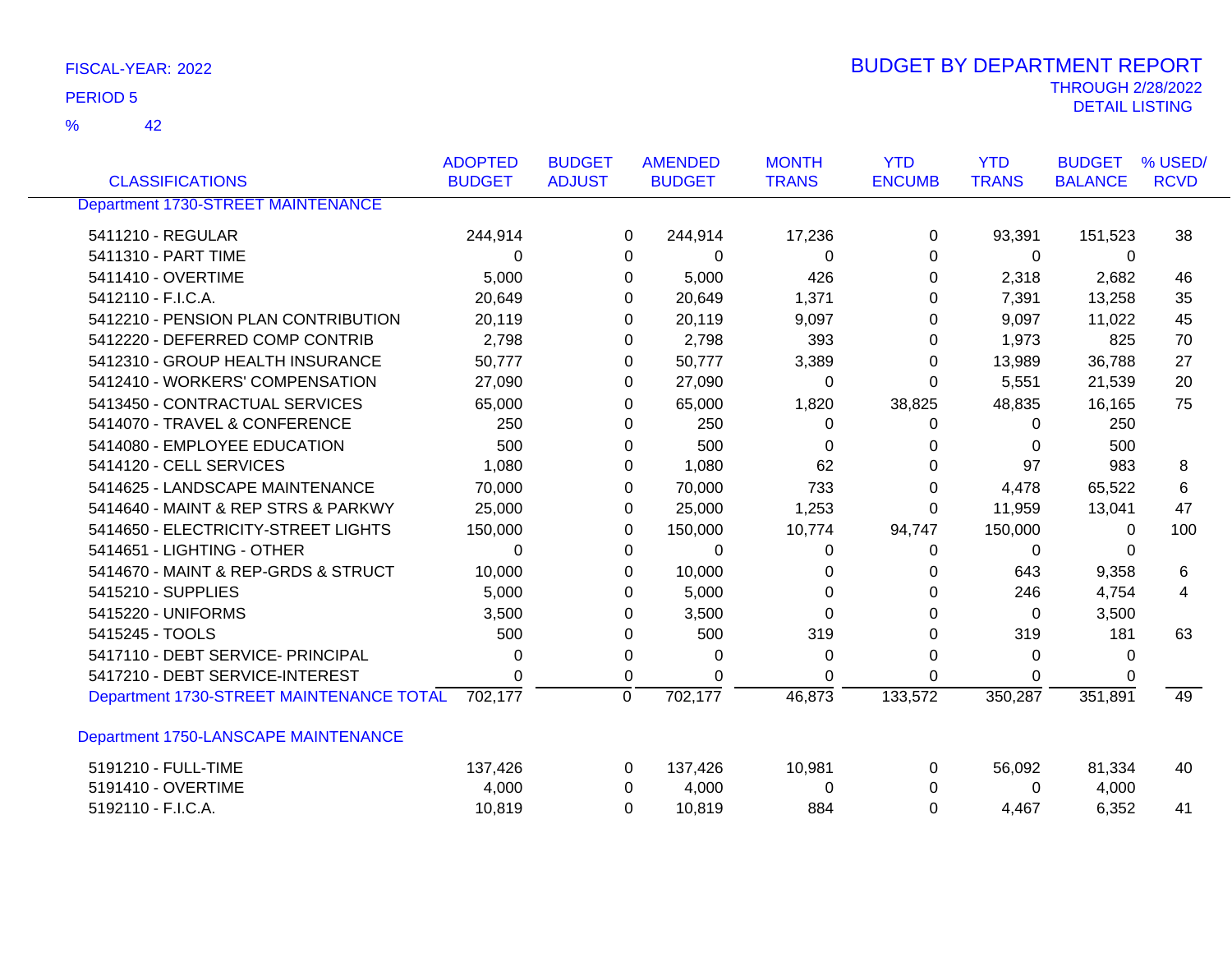FISCAL-YEAR: 2022

PERIOD 5

% 42

# BUDGET BY DEPARTMENT REPORT

THROUGH 2/28/2022

DETAIL LISTING

| CLASSIFICATIONS | ADOPTED BUDGET | BUDGET ADJUST | AMENDED BUDGET | MONTH TRANS | YTD ENCUMB | YTD TRANS | BUDGET BALANCE | % USED/ RCVD |
|---|---|---|---|---|---|---|---|---|
| Department 1730-STREET MAINTENANCE | | | | | | | | |
| 5411210 - REGULAR | 244,914 | 0 | 244,914 | 17,236 | 0 | 93,391 | 151,523 | 38 |
| 5411310 - PART TIME | 0 | 0 | 0 | 0 | 0 | 0 | 0 | |
| 5411410 - OVERTIME | 5,000 | 0 | 5,000 | 426 | 0 | 2,318 | 2,682 | 46 |
| 5412110 - F.I.C.A. | 20,649 | 0 | 20,649 | 1,371 | 0 | 7,391 | 13,258 | 35 |
| 5412210 - PENSION PLAN CONTRIBUTION | 20,119 | 0 | 20,119 | 9,097 | 0 | 9,097 | 11,022 | 45 |
| 5412220 - DEFERRED COMP CONTRIB | 2,798 | 0 | 2,798 | 393 | 0 | 1,973 | 825 | 70 |
| 5412310 - GROUP HEALTH INSURANCE | 50,777 | 0 | 50,777 | 3,389 | 0 | 13,989 | 36,788 | 27 |
| 5412410 - WORKERS' COMPENSATION | 27,090 | 0 | 27,090 | 0 | 0 | 5,551 | 21,539 | 20 |
| 5413450 - CONTRACTUAL SERVICES | 65,000 | 0 | 65,000 | 1,820 | 38,825 | 48,835 | 16,165 | 75 |
| 5414070 - TRAVEL & CONFERENCE | 250 | 0 | 250 | 0 | 0 | 0 | 250 | |
| 5414080 - EMPLOYEE EDUCATION | 500 | 0 | 500 | 0 | 0 | 0 | 500 | |
| 5414120 - CELL SERVICES | 1,080 | 0 | 1,080 | 62 | 0 | 97 | 983 | 8 |
| 5414625 - LANDSCAPE MAINTENANCE | 70,000 | 0 | 70,000 | 733 | 0 | 4,478 | 65,522 | 6 |
| 5414640 - MAINT & REP STRS & PARKWY | 25,000 | 0 | 25,000 | 1,253 | 0 | 11,959 | 13,041 | 47 |
| 5414650 - ELECTRICITY-STREET LIGHTS | 150,000 | 0 | 150,000 | 10,774 | 94,747 | 150,000 | 0 | 100 |
| 5414651 - LIGHTING - OTHER | 0 | 0 | 0 | 0 | 0 | 0 | 0 | |
| 5414670 - MAINT & REP-GRDS & STRUCT | 10,000 | 0 | 10,000 | 0 | 0 | 643 | 9,358 | 6 |
| 5415210 - SUPPLIES | 5,000 | 0 | 5,000 | 0 | 0 | 246 | 4,754 | 4 |
| 5415220 - UNIFORMS | 3,500 | 0 | 3,500 | 0 | 0 | 0 | 3,500 | |
| 5415245 - TOOLS | 500 | 0 | 500 | 319 | 0 | 319 | 181 | 63 |
| 5417110 - DEBT SERVICE- PRINCIPAL | 0 | 0 | 0 | 0 | 0 | 0 | 0 | |
| 5417210 - DEBT SERVICE-INTEREST | 0 | 0 | 0 | 0 | 0 | 0 | 0 | |
| Department 1730-STREET MAINTENANCE TOTAL | 702,177 | 0 | 702,177 | 46,873 | 133,572 | 350,287 | 351,891 | 49 |
| Department 1750-LANSCAPE MAINTENANCE | | | | | | | | |
| 5191210 - FULL-TIME | 137,426 | 0 | 137,426 | 10,981 | 0 | 56,092 | 81,334 | 40 |
| 5191410 - OVERTIME | 4,000 | 0 | 4,000 | 0 | 0 | 0 | 4,000 | |
| 5192110 - F.I.C.A. | 10,819 | 0 | 10,819 | 884 | 0 | 4,467 | 6,352 | 41 |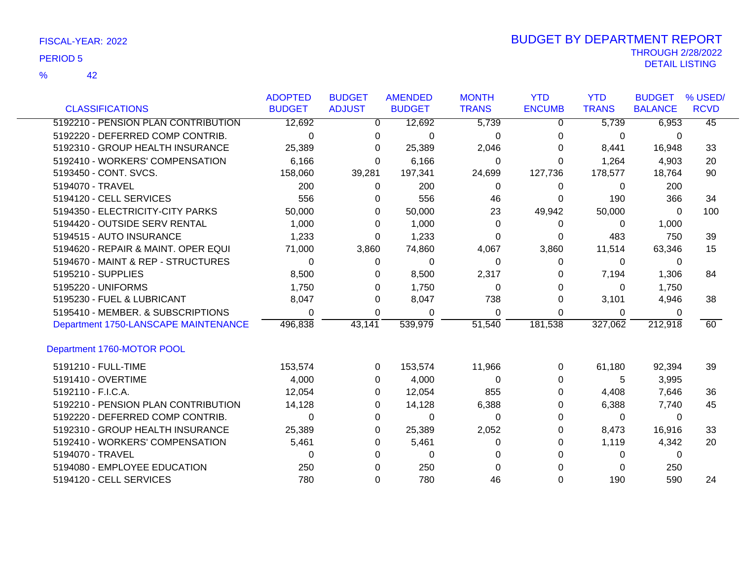FISCAL-YEAR: 2022

PERIOD 5

% 42

# BUDGET BY DEPARTMENT REPORT

THROUGH 2/28/2022

DETAIL LISTING

| CLASSIFICATIONS | ADOPTED BUDGET | BUDGET ADJUST | AMENDED BUDGET | MONTH TRANS | YTD ENCUMB | YTD TRANS | BUDGET BALANCE | % USED/ RCVD |
|---|---|---|---|---|---|---|---|---|
| 5192210 - PENSION PLAN CONTRIBUTION | 12,692 | 0 | 12,692 | 5,739 | 0 | 5,739 | 6,953 | 45 |
| 5192220 - DEFERRED COMP CONTRIB. | 0 | 0 | 0 | 0 | 0 | 0 | 0 | |
| 5192310 - GROUP HEALTH INSURANCE | 25,389 | 0 | 25,389 | 2,046 | 0 | 8,441 | 16,948 | 33 |
| 5192410 - WORKERS' COMPENSATION | 6,166 | 0 | 6,166 | 0 | 0 | 1,264 | 4,903 | 20 |
| 5193450 - CONT. SVCS. | 158,060 | 39,281 | 197,341 | 24,699 | 127,736 | 178,577 | 18,764 | 90 |
| 5194070 - TRAVEL | 200 | 0 | 200 | 0 | 0 | 0 | 200 | |
| 5194120 - CELL SERVICES | 556 | 0 | 556 | 46 | 0 | 190 | 366 | 34 |
| 5194350 - ELECTRICITY-CITY PARKS | 50,000 | 0 | 50,000 | 23 | 49,942 | 50,000 | 0 | 100 |
| 5194420 - OUTSIDE SERV RENTAL | 1,000 | 0 | 1,000 | 0 | 0 | 0 | 1,000 | |
| 5194515 - AUTO INSURANCE | 1,233 | 0 | 1,233 | 0 | 0 | 483 | 750 | 39 |
| 5194620 - REPAIR & MAINT. OPER EQUI | 71,000 | 3,860 | 74,860 | 4,067 | 3,860 | 11,514 | 63,346 | 15 |
| 5194670 - MAINT & REP - STRUCTURES | 0 | 0 | 0 | 0 | 0 | 0 | 0 | |
| 5195210 - SUPPLIES | 8,500 | 0 | 8,500 | 2,317 | 0 | 7,194 | 1,306 | 84 |
| 5195220 - UNIFORMS | 1,750 | 0 | 1,750 | 0 | 0 | 0 | 1,750 | |
| 5195230 - FUEL & LUBRICANT | 8,047 | 0 | 8,047 | 738 | 0 | 3,101 | 4,946 | 38 |
| 5195410 - MEMBER. & SUBSCRIPTIONS | 0 | 0 | 0 | 0 | 0 | 0 | 0 | |
| Department 1750-LANSCAPE MAINTENANCE | 496,838 | 43,141 | 539,979 | 51,540 | 181,538 | 327,062 | 212,918 | 60 |
| **Department 1760-MOTOR POOL** | | | | | | | | |
| 5191210 - FULL-TIME | 153,574 | 0 | 153,574 | 11,966 | 0 | 61,180 | 92,394 | 39 |
| 5191410 - OVERTIME | 4,000 | 0 | 4,000 | 0 | 0 | 5 | 3,995 | |
| 5192110 - F.I.C.A. | 12,054 | 0 | 12,054 | 855 | 0 | 4,408 | 7,646 | 36 |
| 5192210 - PENSION PLAN CONTRIBUTION | 14,128 | 0 | 14,128 | 6,388 | 0 | 6,388 | 7,740 | 45 |
| 5192220 - DEFERRED COMP CONTRIB. | 0 | 0 | 0 | 0 | 0 | 0 | 0 | |
| 5192310 - GROUP HEALTH INSURANCE | 25,389 | 0 | 25,389 | 2,052 | 0 | 8,473 | 16,916 | 33 |
| 5192410 - WORKERS' COMPENSATION | 5,461 | 0 | 5,461 | 0 | 0 | 1,119 | 4,342 | 20 |
| 5194070 - TRAVEL | 0 | 0 | 0 | 0 | 0 | 0 | 0 | |
| 5194080 - EMPLOYEE EDUCATION | 250 | 0 | 250 | 0 | 0 | 0 | 250 | |
| 5194120 - CELL SERVICES | 780 | 0 | 780 | 46 | 0 | 190 | 590 | 24 |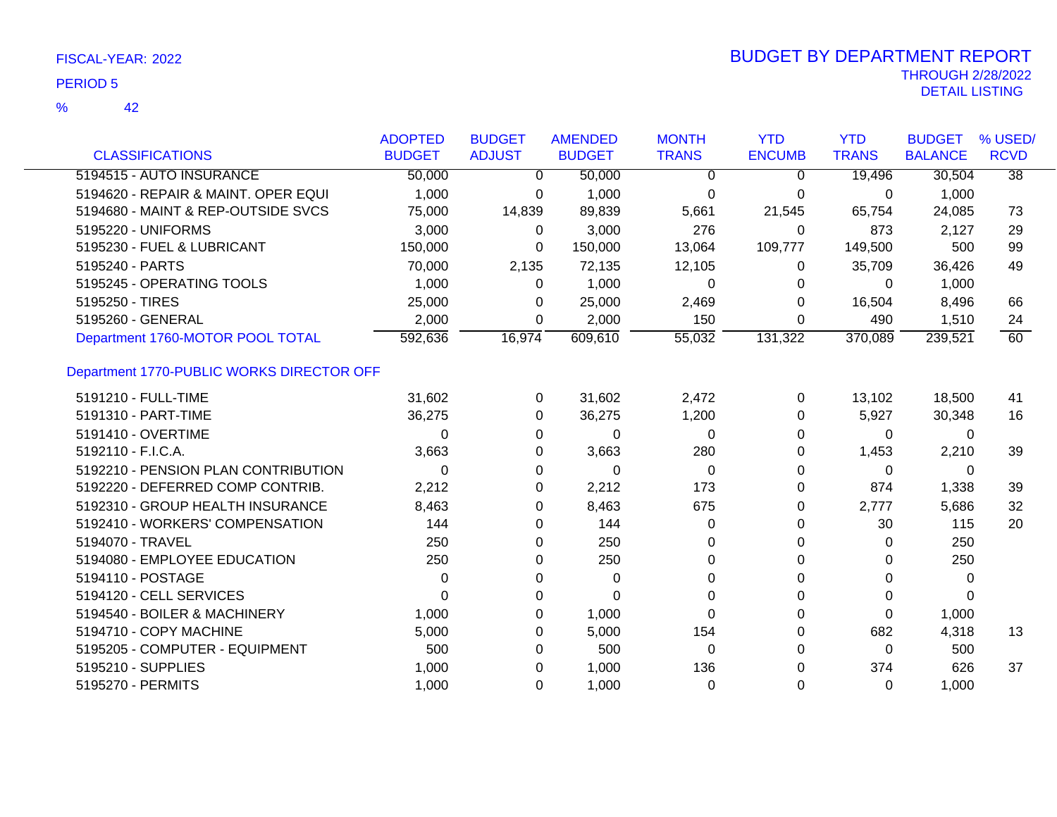FISCAL-YEAR: 2022

PERIOD 5

% 42

# BUDGET BY DEPARTMENT REPORT

THROUGH 2/28/2022

DETAIL LISTING

| CLASSIFICATIONS | ADOPTED BUDGET | BUDGET ADJUST | AMENDED BUDGET | MONTH TRANS | YTD ENCUMB | YTD TRANS | BUDGET BALANCE | % USED/ RCVD |
|---|---|---|---|---|---|---|---|---|
| 5194515 - AUTO INSURANCE | 50,000 | 0 | 50,000 | 0 | 0 | 19,496 | 30,504 | 38 |
| 5194620 - REPAIR & MAINT. OPER EQUI | 1,000 | 0 | 1,000 | 0 | 0 | 0 | 1,000 | |
| 5194680 - MAINT & REP-OUTSIDE SVCS | 75,000 | 14,839 | 89,839 | 5,661 | 21,545 | 65,754 | 24,085 | 73 |
| 5195220 - UNIFORMS | 3,000 | 0 | 3,000 | 276 | 0 | 873 | 2,127 | 29 |
| 5195230 - FUEL & LUBRICANT | 150,000 | 0 | 150,000 | 13,064 | 109,777 | 149,500 | 500 | 99 |
| 5195240 - PARTS | 70,000 | 2,135 | 72,135 | 12,105 | 0 | 35,709 | 36,426 | 49 |
| 5195245 - OPERATING TOOLS | 1,000 | 0 | 1,000 | 0 | 0 | 0 | 1,000 | |
| 5195250 - TIRES | 25,000 | 0 | 25,000 | 2,469 | 0 | 16,504 | 8,496 | 66 |
| 5195260 - GENERAL | 2,000 | 0 | 2,000 | 150 | 0 | 490 | 1,510 | 24 |
| Department 1760-MOTOR POOL TOTAL | 592,636 | 16,974 | 609,610 | 55,032 | 131,322 | 370,089 | 239,521 | 60 |
| **Department 1770-PUBLIC WORKS DIRECTOR OFF** | | | | | | | | |
| 5191210 - FULL-TIME | 31,602 | 0 | 31,602 | 2,472 | 0 | 13,102 | 18,500 | 41 |
| 5191310 - PART-TIME | 36,275 | 0 | 36,275 | 1,200 | 0 | 5,927 | 30,348 | 16 |
| 5191410 - OVERTIME | 0 | 0 | 0 | 0 | 0 | 0 | 0 | |
| 5192110 - F.I.C.A. | 3,663 | 0 | 3,663 | 280 | 0 | 1,453 | 2,210 | 39 |
| 5192210 - PENSION PLAN CONTRIBUTION | 0 | 0 | 0 | 0 | 0 | 0 | 0 | |
| 5192220 - DEFERRED COMP CONTRIB. | 2,212 | 0 | 2,212 | 173 | 0 | 874 | 1,338 | 39 |
| 5192310 - GROUP HEALTH INSURANCE | 8,463 | 0 | 8,463 | 675 | 0 | 2,777 | 5,686 | 32 |
| 5192410 - WORKERS' COMPENSATION | 144 | 0 | 144 | 0 | 0 | 30 | 115 | 20 |
| 5194070 - TRAVEL | 250 | 0 | 250 | 0 | 0 | 0 | 250 | |
| 5194080 - EMPLOYEE EDUCATION | 250 | 0 | 250 | 0 | 0 | 0 | 250 | |
| 5194110 - POSTAGE | 0 | 0 | 0 | 0 | 0 | 0 | 0 | |
| 5194120 - CELL SERVICES | 0 | 0 | 0 | 0 | 0 | 0 | 0 | |
| 5194540 - BOILER & MACHINERY | 1,000 | 0 | 1,000 | 0 | 0 | 0 | 1,000 | |
| 5194710 - COPY MACHINE | 5,000 | 0 | 5,000 | 154 | 0 | 682 | 4,318 | 13 |
| 5195205 - COMPUTER - EQUIPMENT | 500 | 0 | 500 | 0 | 0 | 0 | 500 | |
| 5195210 - SUPPLIES | 1,000 | 0 | 1,000 | 136 | 0 | 374 | 626 | 37 |
| 5195270 - PERMITS | 1,000 | 0 | 1,000 | 0 | 0 | 0 | 1,000 | |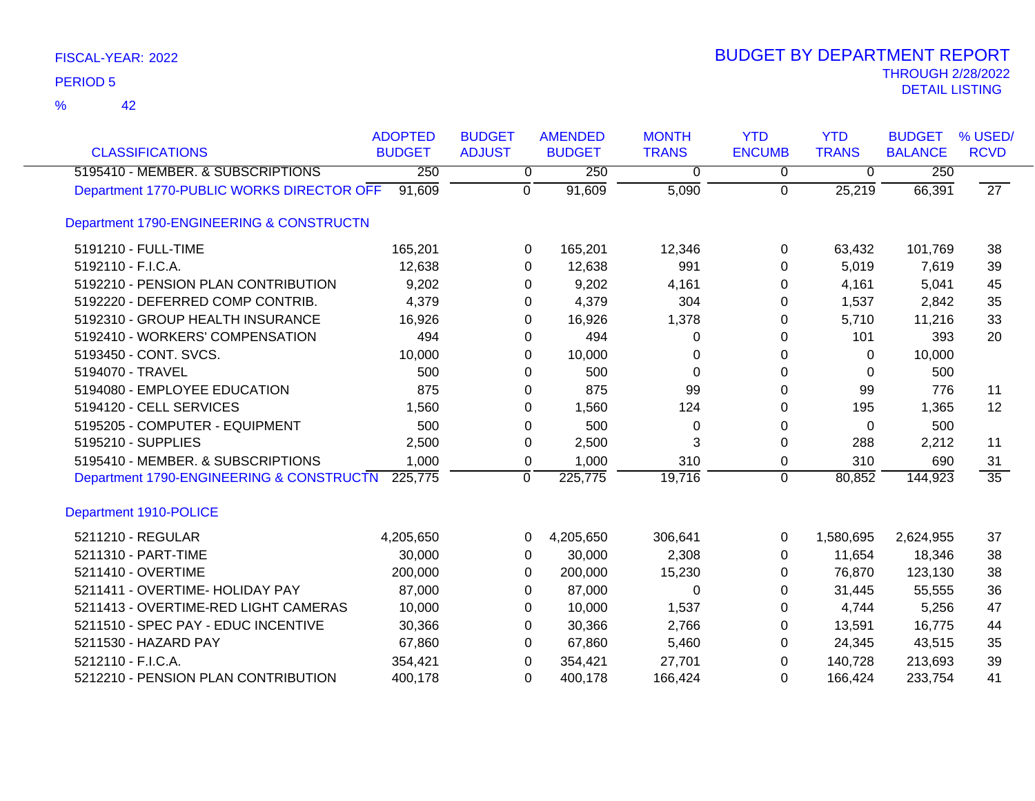FISCAL-YEAR: 2022

PERIOD 5

% 42

# BUDGET BY DEPARTMENT REPORT

THROUGH 2/28/2022

DETAIL LISTING

| CLASSIFICATIONS | ADOPTED BUDGET | BUDGET ADJUST | AMENDED BUDGET | MONTH TRANS | YTD ENCUMB | YTD TRANS | BUDGET BALANCE | % USED/ RCVD |
|---|---|---|---|---|---|---|---|---|
| 5195410 - MEMBER. & SUBSCRIPTIONS | 250 | 0 | 250 | 0 | 0 | 0 | 250 | |
| Department 1770-PUBLIC WORKS DIRECTOR OFF | 91,609 | 0 | 91,609 | 5,090 | 0 | 25,219 | 66,391 | 27 |
| Department 1790-ENGINEERING & CONSTRUCTN | | | | | | | | |
| 5191210 - FULL-TIME | 165,201 | 0 | 165,201 | 12,346 | 0 | 63,432 | 101,769 | 38 |
| 5192110 - F.I.C.A. | 12,638 | 0 | 12,638 | 991 | 0 | 5,019 | 7,619 | 39 |
| 5192210 - PENSION PLAN CONTRIBUTION | 9,202 | 0 | 9,202 | 4,161 | 0 | 4,161 | 5,041 | 45 |
| 5192220 - DEFERRED COMP CONTRIB. | 4,379 | 0 | 4,379 | 304 | 0 | 1,537 | 2,842 | 35 |
| 5192310 - GROUP HEALTH INSURANCE | 16,926 | 0 | 16,926 | 1,378 | 0 | 5,710 | 11,216 | 33 |
| 5192410 - WORKERS' COMPENSATION | 494 | 0 | 494 | 0 | 0 | 101 | 393 | 20 |
| 5193450 - CONT. SVCS. | 10,000 | 0 | 10,000 | 0 | 0 | 0 | 10,000 | |
| 5194070 - TRAVEL | 500 | 0 | 500 | 0 | 0 | 0 | 500 | |
| 5194080 - EMPLOYEE EDUCATION | 875 | 0 | 875 | 99 | 0 | 99 | 776 | 11 |
| 5194120 - CELL SERVICES | 1,560 | 0 | 1,560 | 124 | 0 | 195 | 1,365 | 12 |
| 5195205 - COMPUTER - EQUIPMENT | 500 | 0 | 500 | 0 | 0 | 0 | 500 | |
| 5195210 - SUPPLIES | 2,500 | 0 | 2,500 | 3 | 0 | 288 | 2,212 | 11 |
| 5195410 - MEMBER. & SUBSCRIPTIONS | 1,000 | 0 | 1,000 | 310 | 0 | 310 | 690 | 31 |
| Department 1790-ENGINEERING & CONSTRUCTN | 225,775 | 0 | 225,775 | 19,716 | 0 | 80,852 | 144,923 | 35 |
| Department 1910-POLICE | | | | | | | | |
| 5211210 - REGULAR | 4,205,650 | 0 | 4,205,650 | 306,641 | 0 | 1,580,695 | 2,624,955 | 37 |
| 5211310 - PART-TIME | 30,000 | 0 | 30,000 | 2,308 | 0 | 11,654 | 18,346 | 38 |
| 5211410 - OVERTIME | 200,000 | 0 | 200,000 | 15,230 | 0 | 76,870 | 123,130 | 38 |
| 5211411 - OVERTIME- HOLIDAY PAY | 87,000 | 0 | 87,000 | 0 | 0 | 31,445 | 55,555 | 36 |
| 5211413 - OVERTIME-RED LIGHT CAMERAS | 10,000 | 0 | 10,000 | 1,537 | 0 | 4,744 | 5,256 | 47 |
| 5211510 - SPEC PAY - EDUC INCENTIVE | 30,366 | 0 | 30,366 | 2,766 | 0 | 13,591 | 16,775 | 44 |
| 5211530 - HAZARD PAY | 67,860 | 0 | 67,860 | 5,460 | 0 | 24,345 | 43,515 | 35 |
| 5212110 - F.I.C.A. | 354,421 | 0 | 354,421 | 27,701 | 0 | 140,728 | 213,693 | 39 |
| 5212210 - PENSION PLAN CONTRIBUTION | 400,178 | 0 | 400,178 | 166,424 | 0 | 166,424 | 233,754 | 41 |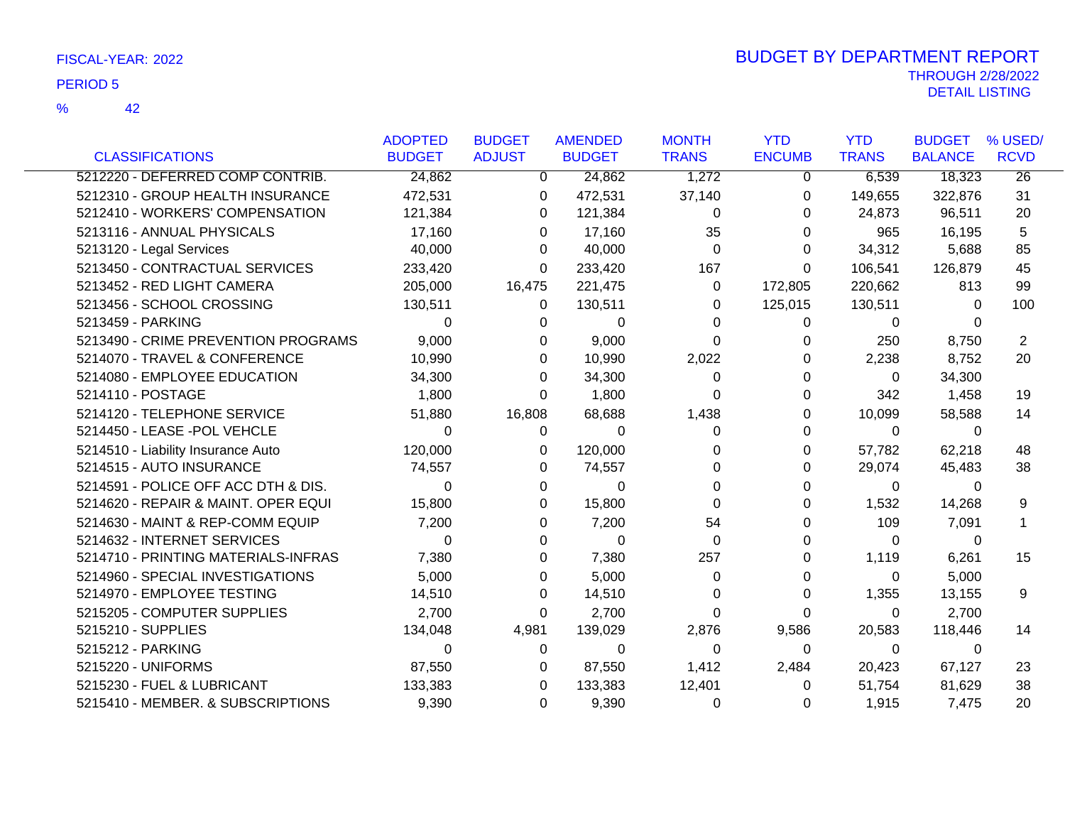FISCAL-YEAR: 2022

PERIOD 5

% 42

# BUDGET BY DEPARTMENT REPORT

THROUGH 2/28/2022

DETAIL LISTING

| CLASSIFICATIONS | ADOPTED BUDGET | BUDGET ADJUST | AMENDED BUDGET | MONTH TRANS | YTD ENCUMB | YTD TRANS | BUDGET BALANCE | % USED/ RCVD |
|---|---|---|---|---|---|---|---|---|
| 5212220 - DEFERRED COMP CONTRIB. | 24,862 | 0 | 24,862 | 1,272 | 0 | 6,539 | 18,323 | 26 |
| 5212310 - GROUP HEALTH INSURANCE | 472,531 | 0 | 472,531 | 37,140 | 0 | 149,655 | 322,876 | 31 |
| 5212410 - WORKERS' COMPENSATION | 121,384 | 0 | 121,384 | 0 | 0 | 24,873 | 96,511 | 20 |
| 5213116 - ANNUAL PHYSICALS | 17,160 | 0 | 17,160 | 35 | 0 | 965 | 16,195 | 5 |
| 5213120 - Legal Services | 40,000 | 0 | 40,000 | 0 | 0 | 34,312 | 5,688 | 85 |
| 5213450 - CONTRACTUAL SERVICES | 233,420 | 0 | 233,420 | 167 | 0 | 106,541 | 126,879 | 45 |
| 5213452 - RED LIGHT CAMERA | 205,000 | 16,475 | 221,475 | 0 | 172,805 | 220,662 | 813 | 99 |
| 5213456 - SCHOOL CROSSING | 130,511 | 0 | 130,511 | 0 | 125,015 | 130,511 | 0 | 100 |
| 5213459 - PARKING | 0 | 0 | 0 | 0 | 0 | 0 | 0 | |
| 5213490 - CRIME PREVENTION PROGRAMS | 9,000 | 0 | 9,000 | 0 | 0 | 250 | 8,750 | 2 |
| 5214070 - TRAVEL & CONFERENCE | 10,990 | 0 | 10,990 | 2,022 | 0 | 2,238 | 8,752 | 20 |
| 5214080 - EMPLOYEE EDUCATION | 34,300 | 0 | 34,300 | 0 | 0 | 0 | 34,300 | |
| 5214110 - POSTAGE | 1,800 | 0 | 1,800 | 0 | 0 | 342 | 1,458 | 19 |
| 5214120 - TELEPHONE SERVICE | 51,880 | 16,808 | 68,688 | 1,438 | 0 | 10,099 | 58,588 | 14 |
| 5214450 - LEASE -POL VEHCLE | 0 | 0 | 0 | 0 | 0 | 0 | 0 | |
| 5214510 - Liability Insurance Auto | 120,000 | 0 | 120,000 | 0 | 0 | 57,782 | 62,218 | 48 |
| 5214515 - AUTO INSURANCE | 74,557 | 0 | 74,557 | 0 | 0 | 29,074 | 45,483 | 38 |
| 5214591 - POLICE OFF ACC DTH & DIS. | 0 | 0 | 0 | 0 | 0 | 0 | 0 | |
| 5214620 - REPAIR & MAINT. OPER EQUI | 15,800 | 0 | 15,800 | 0 | 0 | 1,532 | 14,268 | 9 |
| 5214630 - MAINT & REP-COMM EQUIP | 7,200 | 0 | 7,200 | 54 | 0 | 109 | 7,091 | 1 |
| 5214632 - INTERNET SERVICES | 0 | 0 | 0 | 0 | 0 | 0 | 0 | |
| 5214710 - PRINTING MATERIALS-INFRAS | 7,380 | 0 | 7,380 | 257 | 0 | 1,119 | 6,261 | 15 |
| 5214960 - SPECIAL INVESTIGATIONS | 5,000 | 0 | 5,000 | 0 | 0 | 0 | 5,000 | |
| 5214970 - EMPLOYEE TESTING | 14,510 | 0 | 14,510 | 0 | 0 | 1,355 | 13,155 | 9 |
| 5215205 - COMPUTER SUPPLIES | 2,700 | 0 | 2,700 | 0 | 0 | 0 | 2,700 | |
| 5215210 - SUPPLIES | 134,048 | 4,981 | 139,029 | 2,876 | 9,586 | 20,583 | 118,446 | 14 |
| 5215212 - PARKING | 0 | 0 | 0 | 0 | 0 | 0 | 0 | |
| 5215220 - UNIFORMS | 87,550 | 0 | 87,550 | 1,412 | 2,484 | 20,423 | 67,127 | 23 |
| 5215230 - FUEL & LUBRICANT | 133,383 | 0 | 133,383 | 12,401 | 0 | 51,754 | 81,629 | 38 |
| 5215410 - MEMBER. & SUBSCRIPTIONS | 9,390 | 0 | 9,390 | 0 | 0 | 1,915 | 7,475 | 20 |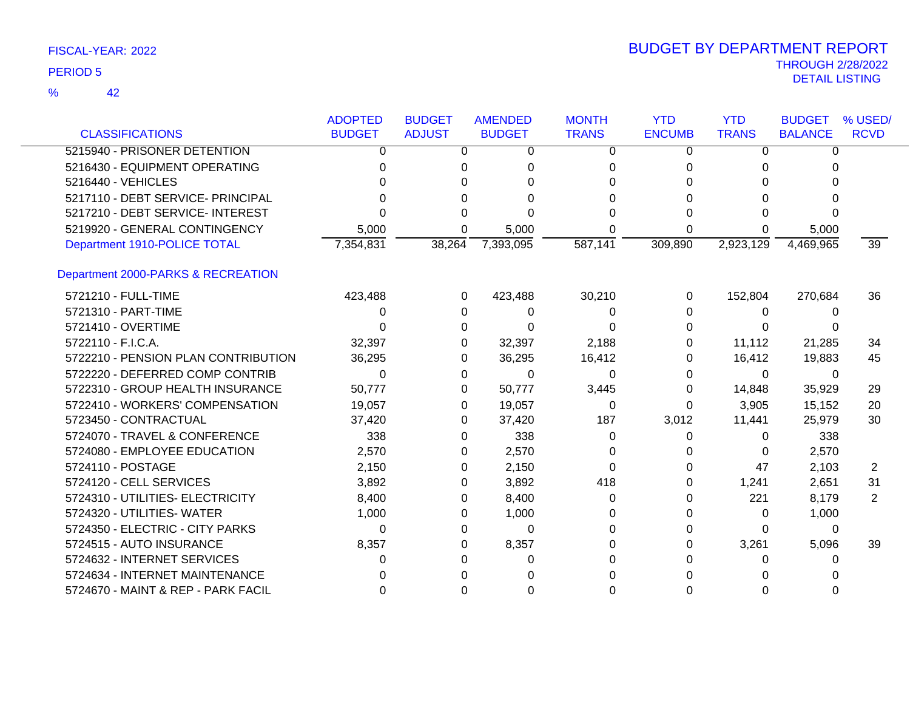FISCAL-YEAR: 2022

PERIOD 5

% 42

# BUDGET BY DEPARTMENT REPORT

THROUGH 2/28/2022

DETAIL LISTING

| CLASSIFICATIONS | ADOPTED BUDGET | BUDGET ADJUST | AMENDED BUDGET | MONTH TRANS | YTD ENCUMB | YTD TRANS | BUDGET BALANCE | % USED/ RCVD |
|---|---|---|---|---|---|---|---|---|
| 5215940 - PRISONER DETENTION | 0 | 0 | 0 | 0 | 0 | 0 | 0 | |
| 5216430 - EQUIPMENT OPERATING | 0 | 0 | 0 | 0 | 0 | 0 | 0 | |
| 5216440 - VEHICLES | 0 | 0 | 0 | 0 | 0 | 0 | 0 | |
| 5217110 - DEBT SERVICE- PRINCIPAL | 0 | 0 | 0 | 0 | 0 | 0 | 0 | |
| 5217210 - DEBT SERVICE- INTEREST | 0 | 0 | 0 | 0 | 0 | 0 | 0 | |
| 5219920 - GENERAL CONTINGENCY | 5,000 | 0 | 5,000 | 0 | 0 | 0 | 5,000 | |
| Department 1910-POLICE TOTAL | 7,354,831 | 38,264 | 7,393,095 | 587,141 | 309,890 | 2,923,129 | 4,469,965 | 39 |
| Department 2000-PARKS & RECREATION | | | | | | | | |
| 5721210 - FULL-TIME | 423,488 | 0 | 423,488 | 30,210 | 0 | 152,804 | 270,684 | 36 |
| 5721310 - PART-TIME | 0 | 0 | 0 | 0 | 0 | 0 | 0 | |
| 5721410 - OVERTIME | 0 | 0 | 0 | 0 | 0 | 0 | 0 | |
| 5722110 - F.I.C.A. | 32,397 | 0 | 32,397 | 2,188 | 0 | 11,112 | 21,285 | 34 |
| 5722210 - PENSION PLAN CONTRIBUTION | 36,295 | 0 | 36,295 | 16,412 | 0 | 16,412 | 19,883 | 45 |
| 5722220 - DEFERRED COMP CONTRIB | 0 | 0 | 0 | 0 | 0 | 0 | 0 | |
| 5722310 - GROUP HEALTH INSURANCE | 50,777 | 0 | 50,777 | 3,445 | 0 | 14,848 | 35,929 | 29 |
| 5722410 - WORKERS' COMPENSATION | 19,057 | 0 | 19,057 | 0 | 0 | 3,905 | 15,152 | 20 |
| 5723450 - CONTRACTUAL | 37,420 | 0 | 37,420 | 187 | 3,012 | 11,441 | 25,979 | 30 |
| 5724070 - TRAVEL & CONFERENCE | 338 | 0 | 338 | 0 | 0 | 0 | 338 | |
| 5724080 - EMPLOYEE EDUCATION | 2,570 | 0 | 2,570 | 0 | 0 | 0 | 2,570 | |
| 5724110 - POSTAGE | 2,150 | 0 | 2,150 | 0 | 0 | 47 | 2,103 | 2 |
| 5724120 - CELL SERVICES | 3,892 | 0 | 3,892 | 418 | 0 | 1,241 | 2,651 | 31 |
| 5724310 - UTILITIES- ELECTRICITY | 8,400 | 0 | 8,400 | 0 | 0 | 221 | 8,179 | 2 |
| 5724320 - UTILITIES- WATER | 1,000 | 0 | 1,000 | 0 | 0 | 0 | 1,000 | |
| 5724350 - ELECTRIC - CITY PARKS | 0 | 0 | 0 | 0 | 0 | 0 | 0 | |
| 5724515 - AUTO INSURANCE | 8,357 | 0 | 8,357 | 0 | 0 | 3,261 | 5,096 | 39 |
| 5724632 - INTERNET SERVICES | 0 | 0 | 0 | 0 | 0 | 0 | 0 | |
| 5724634 - INTERNET MAINTENANCE | 0 | 0 | 0 | 0 | 0 | 0 | 0 | |
| 5724670 - MAINT & REP - PARK FACIL | 0 | 0 | 0 | 0 | 0 | 0 | 0 | |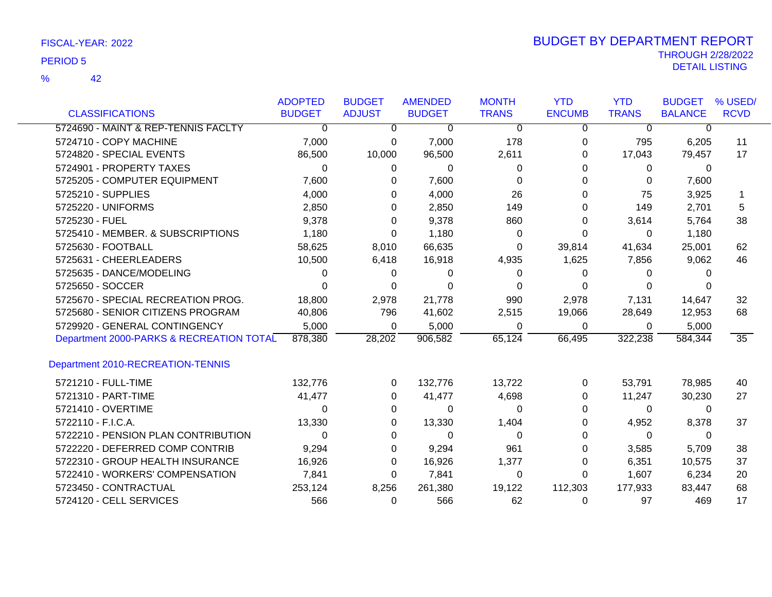FISCAL-YEAR: 2022

PERIOD 5

% 42

# BUDGET BY DEPARTMENT REPORT

THROUGH 2/28/2022

DETAIL LISTING

| CLASSIFICATIONS | ADOPTED BUDGET | BUDGET ADJUST | AMENDED BUDGET | MONTH TRANS | YTD ENCUMB | YTD TRANS | BUDGET BALANCE | % USED/ RCVD |
|---|---|---|---|---|---|---|---|---|
| 5724690 - MAINT & REP-TENNIS FACLTY | 0 | 0 | 0 | 0 | 0 | 0 | 0 | |
| 5724710 - COPY MACHINE | 7,000 | 0 | 7,000 | 178 | 0 | 795 | 6,205 | 11 |
| 5724820 - SPECIAL EVENTS | 86,500 | 10,000 | 96,500 | 2,611 | 0 | 17,043 | 79,457 | 17 |
| 5724901 - PROPERTY TAXES | 0 | 0 | 0 | 0 | 0 | 0 | 0 | |
| 5725205 - COMPUTER EQUIPMENT | 7,600 | 0 | 7,600 | 0 | 0 | 0 | 7,600 | |
| 5725210 - SUPPLIES | 4,000 | 0 | 4,000 | 26 | 0 | 75 | 3,925 | 1 |
| 5725220 - UNIFORMS | 2,850 | 0 | 2,850 | 149 | 0 | 149 | 2,701 | 5 |
| 5725230 - FUEL | 9,378 | 0 | 9,378 | 860 | 0 | 3,614 | 5,764 | 38 |
| 5725410 - MEMBER. & SUBSCRIPTIONS | 1,180 | 0 | 1,180 | 0 | 0 | 0 | 1,180 | |
| 5725630 - FOOTBALL | 58,625 | 8,010 | 66,635 | 0 | 39,814 | 41,634 | 25,001 | 62 |
| 5725631 - CHEERLEADERS | 10,500 | 6,418 | 16,918 | 4,935 | 1,625 | 7,856 | 9,062 | 46 |
| 5725635 - DANCE/MODELING | 0 | 0 | 0 | 0 | 0 | 0 | 0 | |
| 5725650 - SOCCER | 0 | 0 | 0 | 0 | 0 | 0 | 0 | |
| 5725670 - SPECIAL RECREATION PROG. | 18,800 | 2,978 | 21,778 | 990 | 2,978 | 7,131 | 14,647 | 32 |
| 5725680 - SENIOR CITIZENS PROGRAM | 40,806 | 796 | 41,602 | 2,515 | 19,066 | 28,649 | 12,953 | 68 |
| 5729920 - GENERAL CONTINGENCY | 5,000 | 0 | 5,000 | 0 | 0 | 0 | 5,000 | |
| Department 2000-PARKS & RECREATION TOTAL | 878,380 | 28,202 | 906,582 | 65,124 | 66,495 | 322,238 | 584,344 | 35 |
| **Department 2010-RECREATION-TENNIS** | | | | | | | | |
| 5721210 - FULL-TIME | 132,776 | 0 | 132,776 | 13,722 | 0 | 53,791 | 78,985 | 40 |
| 5721310 - PART-TIME | 41,477 | 0 | 41,477 | 4,698 | 0 | 11,247 | 30,230 | 27 |
| 5721410 - OVERTIME | 0 | 0 | 0 | 0 | 0 | 0 | 0 | |
| 5722110 - F.I.C.A. | 13,330 | 0 | 13,330 | 1,404 | 0 | 4,952 | 8,378 | 37 |
| 5722210 - PENSION PLAN CONTRIBUTION | 0 | 0 | 0 | 0 | 0 | 0 | 0 | |
| 5722220 - DEFERRED COMP CONTRIB | 9,294 | 0 | 9,294 | 961 | 0 | 3,585 | 5,709 | 38 |
| 5722310 - GROUP HEALTH INSURANCE | 16,926 | 0 | 16,926 | 1,377 | 0 | 6,351 | 10,575 | 37 |
| 5722410 - WORKERS' COMPENSATION | 7,841 | 0 | 7,841 | 0 | 0 | 1,607 | 6,234 | 20 |
| 5723450 - CONTRACTUAL | 253,124 | 8,256 | 261,380 | 19,122 | 112,303 | 177,933 | 83,447 | 68 |
| 5724120 - CELL SERVICES | 566 | 0 | 566 | 62 | 0 | 97 | 469 | 17 |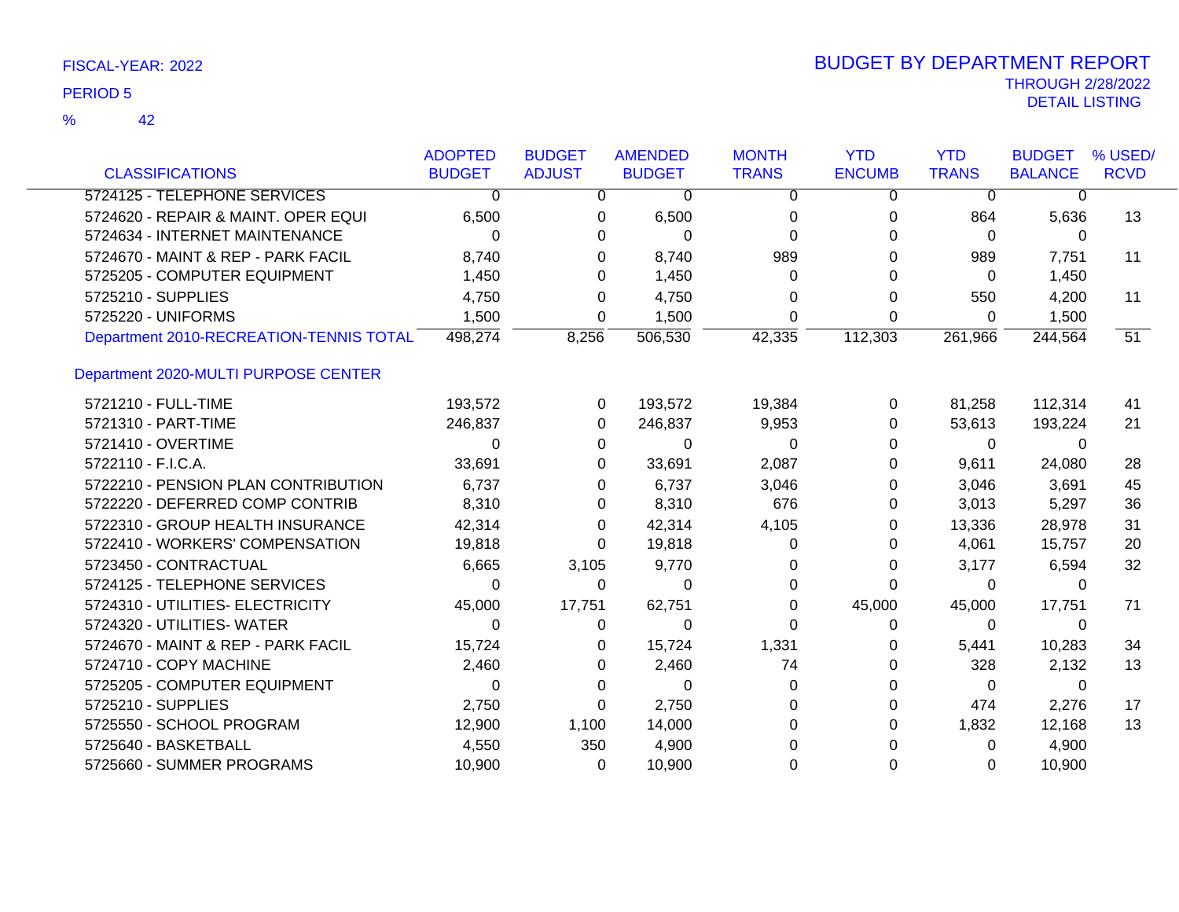FISCAL-YEAR: 2022

PERIOD 5

% 42

# BUDGET BY DEPARTMENT REPORT

THROUGH 2/28/2022

DETAIL LISTING

| CLASSIFICATIONS | ADOPTED BUDGET | BUDGET ADJUST | AMENDED BUDGET | MONTH TRANS | YTD ENCUMB | YTD TRANS | BUDGET BALANCE | % USED/ RCVD |
|---|---|---|---|---|---|---|---|---|
| 5724125 - TELEPHONE SERVICES | 0 | 0 | 0 | 0 | 0 | 0 | 0 | |
| 5724620 - REPAIR & MAINT. OPER EQUI | 6,500 | 0 | 6,500 | 0 | 0 | 864 | 5,636 | 13 |
| 5724634 - INTERNET MAINTENANCE | 0 | 0 | 0 | 0 | 0 | 0 | 0 | |
| 5724670 - MAINT & REP - PARK FACIL | 8,740 | 0 | 8,740 | 989 | 0 | 989 | 7,751 | 11 |
| 5725205 - COMPUTER EQUIPMENT | 1,450 | 0 | 1,450 | 0 | 0 | 0 | 1,450 | |
| 5725210 - SUPPLIES | 4,750 | 0 | 4,750 | 0 | 0 | 550 | 4,200 | 11 |
| 5725220 - UNIFORMS | 1,500 | 0 | 1,500 | 0 | 0 | 0 | 1,500 | |
| Department 2010-RECREATION-TENNIS TOTAL | 498,274 | 8,256 | 506,530 | 42,335 | 112,303 | 261,966 | 244,564 | 51 |

## Department 2020-MULTI PURPOSE CENTER

| CLASSIFICATIONS | ADOPTED BUDGET | BUDGET ADJUST | AMENDED BUDGET | MONTH TRANS | YTD ENCUMB | YTD TRANS | BUDGET BALANCE | % USED/ RCVD |
|---|---|---|---|---|---|---|---|---|
| 5721210 - FULL-TIME | 193,572 | 0 | 193,572 | 19,384 | 0 | 81,258 | 112,314 | 41 |
| 5721310 - PART-TIME | 246,837 | 0 | 246,837 | 9,953 | 0 | 53,613 | 193,224 | 21 |
| 5721410 - OVERTIME | 0 | 0 | 0 | 0 | 0 | 0 | 0 | |
| 5722110 - F.I.C.A. | 33,691 | 0 | 33,691 | 2,087 | 0 | 9,611 | 24,080 | 28 |
| 5722210 - PENSION PLAN CONTRIBUTION | 6,737 | 0 | 6,737 | 3,046 | 0 | 3,046 | 3,691 | 45 |
| 5722220 - DEFERRED COMP CONTRIB | 8,310 | 0 | 8,310 | 676 | 0 | 3,013 | 5,297 | 36 |
| 5722310 - GROUP HEALTH INSURANCE | 42,314 | 0 | 42,314 | 4,105 | 0 | 13,336 | 28,978 | 31 |
| 5722410 - WORKERS' COMPENSATION | 19,818 | 0 | 19,818 | 0 | 0 | 4,061 | 15,757 | 20 |
| 5723450 - CONTRACTUAL | 6,665 | 3,105 | 9,770 | 0 | 0 | 3,177 | 6,594 | 32 |
| 5724125 - TELEPHONE SERVICES | 0 | 0 | 0 | 0 | 0 | 0 | 0 | |
| 5724310 - UTILITIES- ELECTRICITY | 45,000 | 17,751 | 62,751 | 0 | 45,000 | 45,000 | 17,751 | 71 |
| 5724320 - UTILITIES- WATER | 0 | 0 | 0 | 0 | 0 | 0 | 0 | |
| 5724670 - MAINT & REP - PARK FACIL | 15,724 | 0 | 15,724 | 1,331 | 0 | 5,441 | 10,283 | 34 |
| 5724710 - COPY MACHINE | 2,460 | 0 | 2,460 | 74 | 0 | 328 | 2,132 | 13 |
| 5725205 - COMPUTER EQUIPMENT | 0 | 0 | 0 | 0 | 0 | 0 | 0 | |
| 5725210 - SUPPLIES | 2,750 | 0 | 2,750 | 0 | 0 | 474 | 2,276 | 17 |
| 5725550 - SCHOOL PROGRAM | 12,900 | 1,100 | 14,000 | 0 | 0 | 1,832 | 12,168 | 13 |
| 5725640 - BASKETBALL | 4,550 | 350 | 4,900 | 0 | 0 | 0 | 4,900 | |
| 5725660 - SUMMER PROGRAMS | 10,900 | 0 | 10,900 | 0 | 0 | 0 | 10,900 | |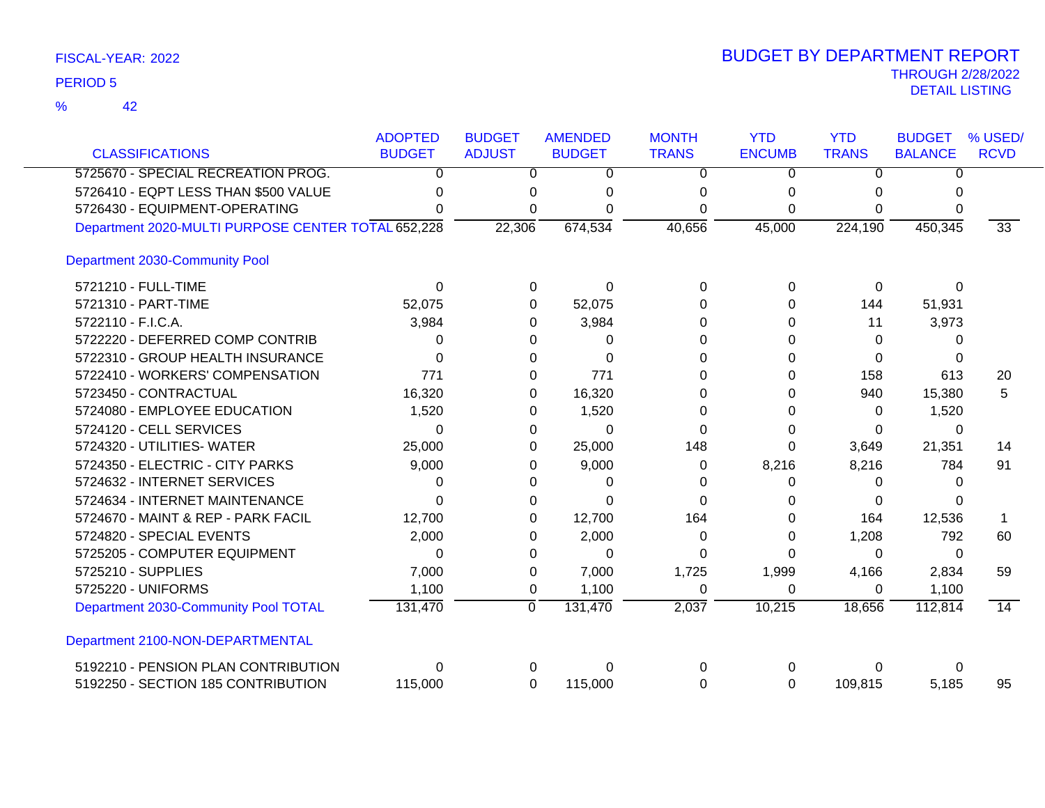FISCAL-YEAR: 2022

PERIOD 5

% 42

# BUDGET BY DEPARTMENT REPORT

THROUGH 2/28/2022

DETAIL LISTING

| CLASSIFICATIONS | ADOPTED BUDGET | BUDGET ADJUST | AMENDED BUDGET | MONTH TRANS | YTD ENCUMB | YTD TRANS | BUDGET BALANCE | % USED/ RCVD |
|---|---|---|---|---|---|---|---|---|
| 5725670 - SPECIAL RECREATION PROG. | 0 | 0 | 0 | 0 | 0 | 0 | 0 | |
| 5726410 - EQPT LESS THAN $500 VALUE | 0 | 0 | 0 | 0 | 0 | 0 | 0 | |
| 5726430 - EQUIPMENT-OPERATING | 0 | 0 | 0 | 0 | 0 | 0 | 0 | |
| Department 2020-MULTI PURPOSE CENTER TOTAL | 652,228 | 22,306 | 674,534 | 40,656 | 45,000 | 224,190 | 450,345 | 33 |
| **Department 2030-Community Pool** | | | | | | | | |
| 5721210 - FULL-TIME | 0 | 0 | 0 | 0 | 0 | 0 | 0 | |
| 5721310 - PART-TIME | 52,075 | 0 | 52,075 | 0 | 0 | 144 | 51,931 | |
| 5722110 - F.I.C.A. | 3,984 | 0 | 3,984 | 0 | 0 | 11 | 3,973 | |
| 5722220 - DEFERRED COMP CONTRIB | 0 | 0 | 0 | 0 | 0 | 0 | 0 | |
| 5722310 - GROUP HEALTH INSURANCE | 0 | 0 | 0 | 0 | 0 | 0 | 0 | |
| 5722410 - WORKERS' COMPENSATION | 771 | 0 | 771 | 0 | 0 | 158 | 613 | 20 |
| 5723450 - CONTRACTUAL | 16,320 | 0 | 16,320 | 0 | 0 | 940 | 15,380 | 5 |
| 5724080 - EMPLOYEE EDUCATION | 1,520 | 0 | 1,520 | 0 | 0 | 0 | 1,520 | |
| 5724120 - CELL SERVICES | 0 | 0 | 0 | 0 | 0 | 0 | 0 | |
| 5724320 - UTILITIES- WATER | 25,000 | 0 | 25,000 | 148 | 0 | 3,649 | 21,351 | 14 |
| 5724350 - ELECTRIC - CITY PARKS | 9,000 | 0 | 9,000 | 0 | 8,216 | 8,216 | 784 | 91 |
| 5724632 - INTERNET SERVICES | 0 | 0 | 0 | 0 | 0 | 0 | 0 | |
| 5724634 - INTERNET MAINTENANCE | 0 | 0 | 0 | 0 | 0 | 0 | 0 | |
| 5724670 - MAINT & REP - PARK FACIL | 12,700 | 0 | 12,700 | 164 | 0 | 164 | 12,536 | 1 |
| 5724820 - SPECIAL EVENTS | 2,000 | 0 | 2,000 | 0 | 0 | 1,208 | 792 | 60 |
| 5725205 - COMPUTER EQUIPMENT | 0 | 0 | 0 | 0 | 0 | 0 | 0 | |
| 5725210 - SUPPLIES | 7,000 | 0 | 7,000 | 1,725 | 1,999 | 4,166 | 2,834 | 59 |
| 5725220 - UNIFORMS | 1,100 | 0 | 1,100 | 0 | 0 | 0 | 1,100 | |
| Department 2030-Community Pool TOTAL | 131,470 | 0 | 131,470 | 2,037 | 10,215 | 18,656 | 112,814 | 14 |
| **Department 2100-NON-DEPARTMENTAL** | | | | | | | | |
| 5192210 - PENSION PLAN CONTRIBUTION | 0 | 0 | 0 | 0 | 0 | 0 | 0 | |
| 5192250 - SECTION 185 CONTRIBUTION | 115,000 | 0 | 115,000 | 0 | 0 | 109,815 | 5,185 | 95 |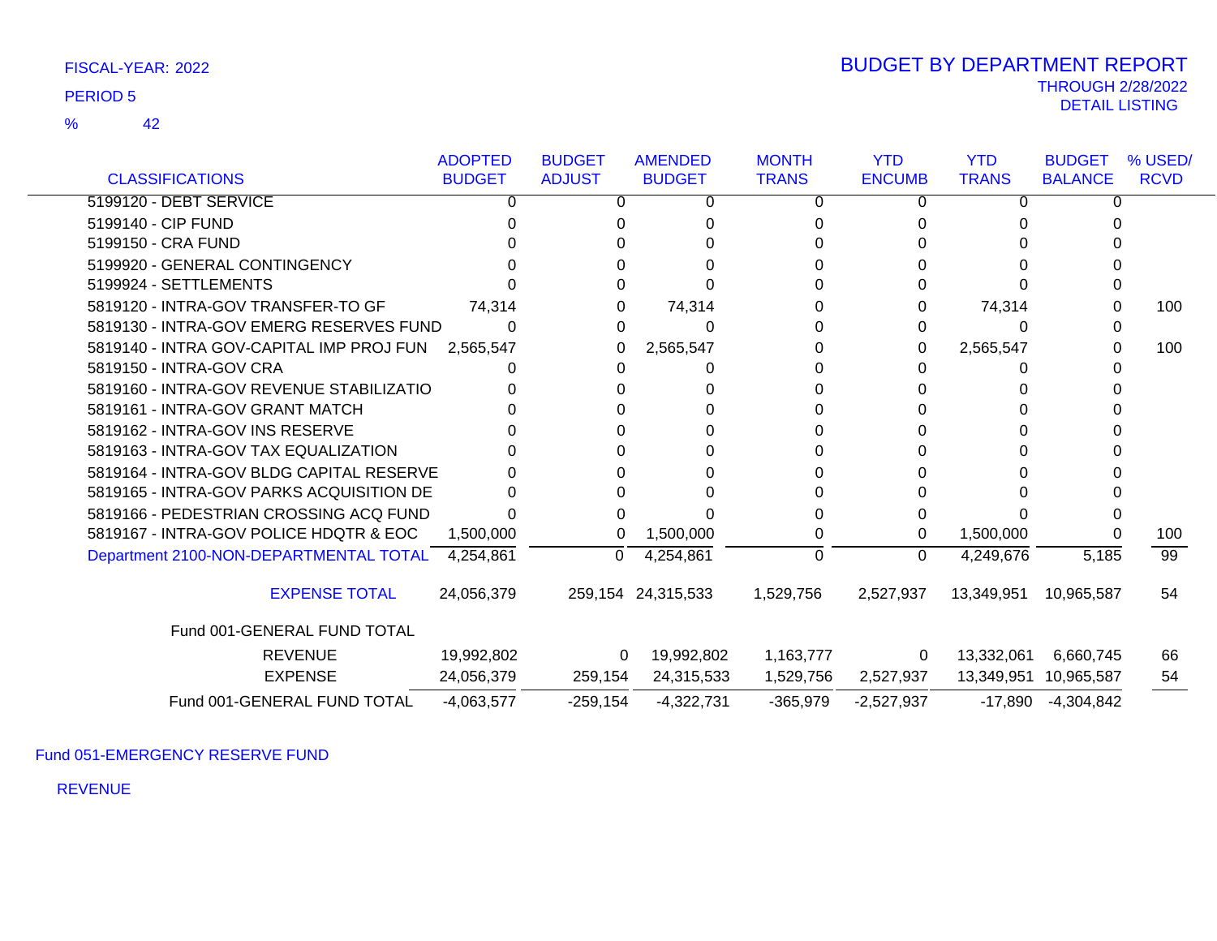FISCAL-YEAR: 2022

PERIOD 5

% 42

# BUDGET BY DEPARTMENT REPORT

THROUGH 2/28/2022

DETAIL LISTING

| CLASSIFICATIONS | ADOPTED BUDGET | BUDGET ADJUST | AMENDED BUDGET | MONTH TRANS | YTD ENCUMB | YTD TRANS | BUDGET BALANCE | % USED/ RCVD |
|---|---|---|---|---|---|---|---|---|
| 5199120 - DEBT SERVICE | 0 | 0 | 0 | 0 | 0 | 0 | 0 | |
| 5199140 - CIP FUND | 0 | 0 | 0 | 0 | 0 | 0 | 0 | |
| 5199150 - CRA FUND | 0 | 0 | 0 | 0 | 0 | 0 | 0 | |
| 5199920 - GENERAL CONTINGENCY | 0 | 0 | 0 | 0 | 0 | 0 | 0 | |
| 5199924 - SETTLEMENTS | 0 | 0 | 0 | 0 | 0 | 0 | 0 | |
| 5819120 - INTRA-GOV TRANSFER-TO GF | 74,314 | 0 | 74,314 | 0 | 0 | 74,314 | 0 | 100 |
| 5819130 - INTRA-GOV EMERG RESERVES FUND | 0 | 0 | 0 | 0 | 0 | 0 | 0 | |
| 5819140 - INTRA GOV-CAPITAL IMP PROJ FUN | 2,565,547 | 0 | 2,565,547 | 0 | 0 | 2,565,547 | 0 | 100 |
| 5819150 - INTRA-GOV CRA | 0 | 0 | 0 | 0 | 0 | 0 | 0 | |
| 5819160 - INTRA-GOV REVENUE STABILIZATIO | 0 | 0 | 0 | 0 | 0 | 0 | 0 | |
| 5819161 - INTRA-GOV GRANT MATCH | 0 | 0 | 0 | 0 | 0 | 0 | 0 | |
| 5819162 - INTRA-GOV INS RESERVE | 0 | 0 | 0 | 0 | 0 | 0 | 0 | |
| 5819163 - INTRA-GOV TAX EQUALIZATION | 0 | 0 | 0 | 0 | 0 | 0 | 0 | |
| 5819164 - INTRA-GOV BLDG CAPITAL RESERVE | 0 | 0 | 0 | 0 | 0 | 0 | 0 | |
| 5819165 - INTRA-GOV PARKS ACQUISITION DE | 0 | 0 | 0 | 0 | 0 | 0 | 0 | |
| 5819166 - PEDESTRIAN CROSSING ACQ FUND | 0 | 0 | 0 | 0 | 0 | 0 | 0 | |
| 5819167 - INTRA-GOV POLICE HDQTR & EOC | 1,500,000 | 0 | 1,500,000 | 0 | 0 | 1,500,000 | 0 | 100 |
| Department 2100-NON-DEPARTMENTAL TOTAL | 4,254,861 | 0 | 4,254,861 | 0 | 0 | 4,249,676 | 5,185 | 99 |
| EXPENSE TOTAL | 24,056,379 | 259,154 | 24,315,533 | 1,529,756 | 2,527,937 | 13,349,951 | 10,965,587 | 54 |
| Fund 001-GENERAL FUND TOTAL | | | | | | | | |
| REVENUE | 19,992,802 | 0 | 19,992,802 | 1,163,777 | 0 | 13,332,061 | 6,660,745 | 66 |
| EXPENSE | 24,056,379 | 259,154 | 24,315,533 | 1,529,756 | 2,527,937 | 13,349,951 | 10,965,587 | 54 |
| Fund 001-GENERAL FUND TOTAL | -4,063,577 | -259,154 | -4,322,731 | -365,979 | -2,527,937 | -17,890 | -4,304,842 | |

Fund 051-EMERGENCY RESERVE FUND

REVENUE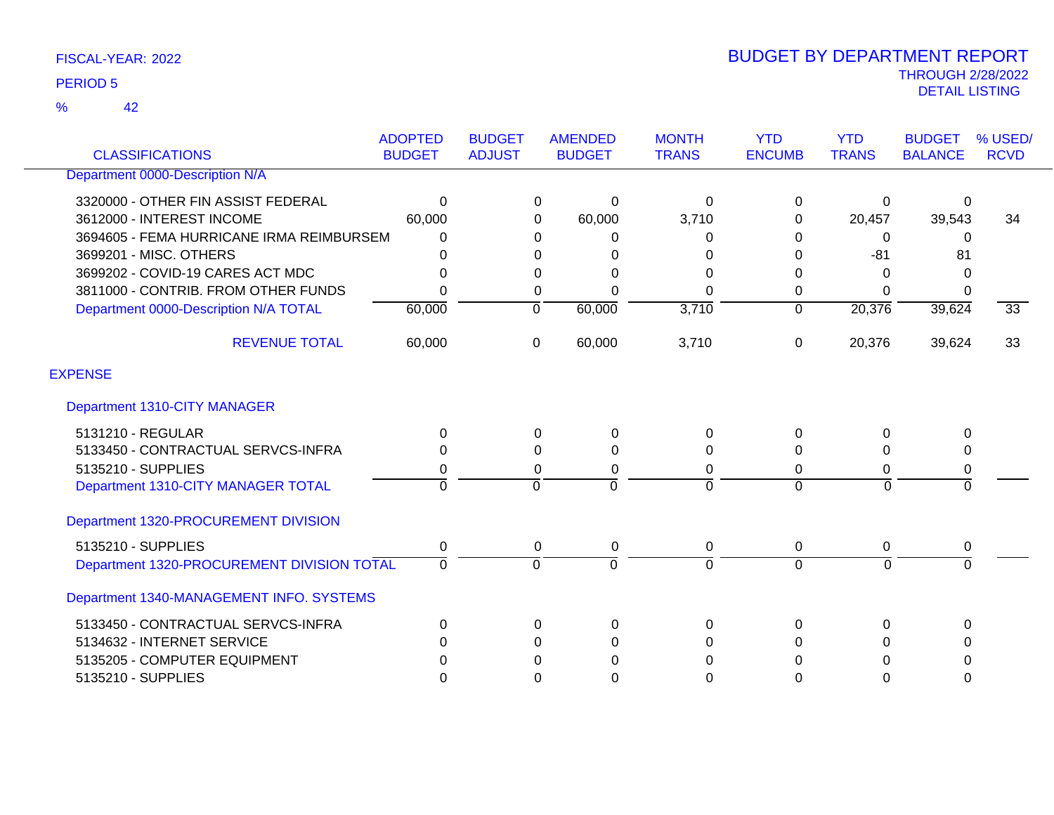FISCAL-YEAR: 2022

PERIOD 5

% 42

# BUDGET BY DEPARTMENT REPORT

THROUGH 2/28/2022

DETAIL LISTING

| CLASSIFICATIONS | ADOPTED BUDGET | BUDGET ADJUST | AMENDED BUDGET | MONTH TRANS | YTD ENCUMB | YTD TRANS | BUDGET BALANCE | % USED/ RCVD |
|---|---|---|---|---|---|---|---|---|
| Department 0000-Description N/A | | | | | | | | |
| 3320000 - OTHER FIN ASSIST FEDERAL | 0 | 0 | 0 | 0 | 0 | 0 | 0 | |
| 3612000 - INTEREST INCOME | 60,000 | 0 | 60,000 | 3,710 | 0 | 20,457 | 39,543 | 34 |
| 3694605 - FEMA HURRICANE IRMA REIMBURSEM | 0 | 0 | 0 | 0 | 0 | 0 | 0 | |
| 3699201 - MISC. OTHERS | 0 | 0 | 0 | 0 | 0 | -81 | 81 | |
| 3699202 - COVID-19 CARES ACT MDC | 0 | 0 | 0 | 0 | 0 | 0 | 0 | |
| 3811000 - CONTRIB. FROM OTHER FUNDS | 0 | 0 | 0 | 0 | 0 | 0 | 0 | |
| Department 0000-Description N/A TOTAL | 60,000 | 0 | 60,000 | 3,710 | 0 | 20,376 | 39,624 | 33 |
| REVENUE TOTAL | 60,000 | 0 | 60,000 | 3,710 | 0 | 20,376 | 39,624 | 33 |
| EXPENSE | | | | | | | | |
| Department 1310-CITY MANAGER | | | | | | | | |
| 5131210 - REGULAR | 0 | 0 | 0 | 0 | 0 | 0 | 0 | |
| 5133450 - CONTRACTUAL SERVCS-INFRA | 0 | 0 | 0 | 0 | 0 | 0 | 0 | |
| 5135210 - SUPPLIES | 0 | 0 | 0 | 0 | 0 | 0 | 0 | |
| Department 1310-CITY MANAGER TOTAL | 0 | 0 | 0 | 0 | 0 | 0 | 0 | |
| Department 1320-PROCUREMENT DIVISION | | | | | | | | |
| 5135210 - SUPPLIES | 0 | 0 | 0 | 0 | 0 | 0 | 0 | |
| Department 1320-PROCUREMENT DIVISION TOTAL | 0 | 0 | 0 | 0 | 0 | 0 | 0 | |
| Department 1340-MANAGEMENT INFO. SYSTEMS | | | | | | | | |
| 5133450 - CONTRACTUAL SERVCS-INFRA | 0 | 0 | 0 | 0 | 0 | 0 | 0 | |
| 5134632 - INTERNET SERVICE | 0 | 0 | 0 | 0 | 0 | 0 | 0 | |
| 5135205 - COMPUTER EQUIPMENT | 0 | 0 | 0 | 0 | 0 | 0 | 0 | |
| 5135210 - SUPPLIES | 0 | 0 | 0 | 0 | 0 | 0 | 0 | |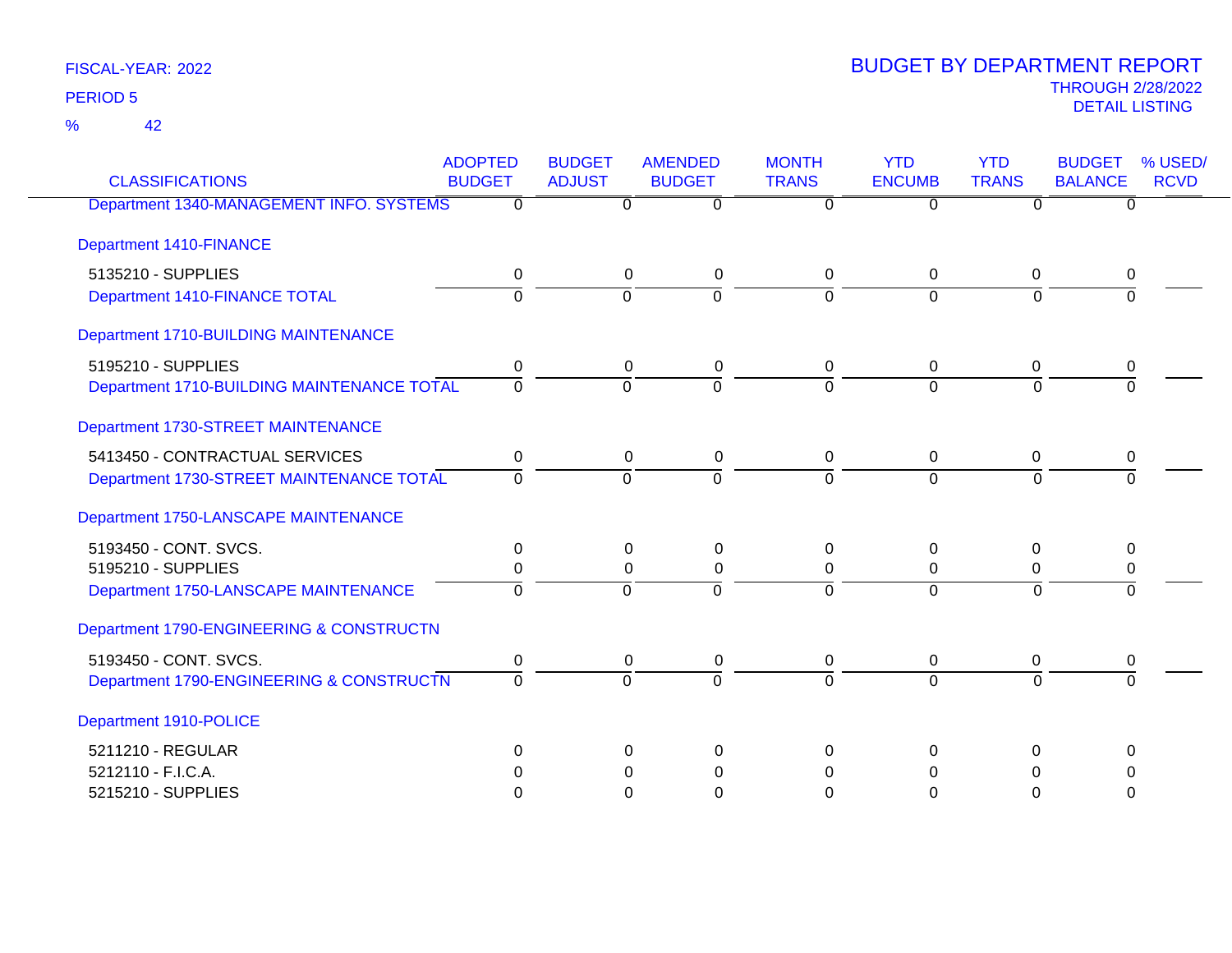FISCAL-YEAR: 2022

PERIOD 5

% 42

# BUDGET BY DEPARTMENT REPORT

THROUGH 2/28/2022

DETAIL LISTING

| CLASSIFICATIONS | ADOPTED BUDGET | BUDGET ADJUST | AMENDED BUDGET | MONTH TRANS | YTD ENCUMB | YTD TRANS | BUDGET BALANCE | % USED/ RCVD |
|---|---|---|---|---|---|---|---|---|
| Department 1340-MANAGEMENT INFO. SYSTEMS | 0 | 0 | 0 | 0 | 0 | 0 | 0 | |
| **Department 1410-FINANCE** | | | | | | | | |
| 5135210 - SUPPLIES | 0 | 0 | 0 | 0 | 0 | 0 | 0 | |
| Department 1410-FINANCE TOTAL | 0 | 0 | 0 | 0 | 0 | 0 | 0 | |
| **Department 1710-BUILDING MAINTENANCE** | | | | | | | | |
| 5195210 - SUPPLIES | 0 | 0 | 0 | 0 | 0 | 0 | 0 | |
| Department 1710-BUILDING MAINTENANCE TOTAL | 0 | 0 | 0 | 0 | 0 | 0 | 0 | |
| **Department 1730-STREET MAINTENANCE** | | | | | | | | |
| 5413450 - CONTRACTUAL SERVICES | 0 | 0 | 0 | 0 | 0 | 0 | 0 | |
| Department 1730-STREET MAINTENANCE TOTAL | 0 | 0 | 0 | 0 | 0 | 0 | 0 | |
| **Department 1750-LANSCAPE MAINTENANCE** | | | | | | | | |
| 5193450 - CONT. SVCS. | 0 | 0 | 0 | 0 | 0 | 0 | 0 | |
| 5195210 - SUPPLIES | 0 | 0 | 0 | 0 | 0 | 0 | 0 | |
| Department 1750-LANSCAPE MAINTENANCE | 0 | 0 | 0 | 0 | 0 | 0 | 0 | |
| **Department 1790-ENGINEERING & CONSTRUCTN** | | | | | | | | |
| 5193450 - CONT. SVCS. | 0 | 0 | 0 | 0 | 0 | 0 | 0 | |
| Department 1790-ENGINEERING & CONSTRUCTN | 0 | 0 | 0 | 0 | 0 | 0 | 0 | |
| **Department 1910-POLICE** | | | | | | | | |
| 5211210 - REGULAR | 0 | 0 | 0 | 0 | 0 | 0 | 0 | |
| 5212110 - F.I.C.A. | 0 | 0 | 0 | 0 | 0 | 0 | 0 | |
| 5215210 - SUPPLIES | 0 | 0 | 0 | 0 | 0 | 0 | 0 | |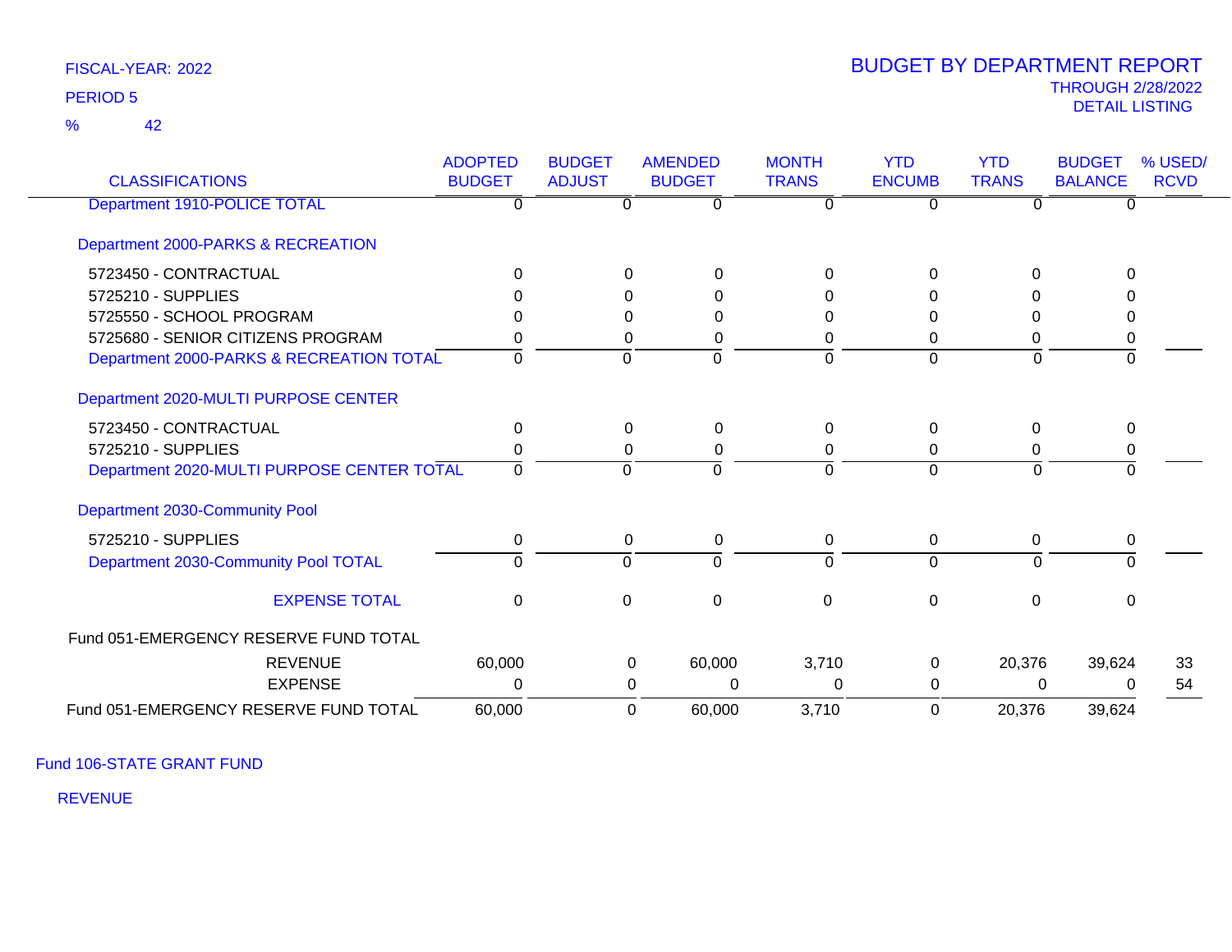FISCAL-YEAR: 2022

PERIOD 5

% 42

# BUDGET BY DEPARTMENT REPORT

THROUGH 2/28/2022

DETAIL LISTING

| CLASSIFICATIONS | ADOPTED BUDGET | BUDGET ADJUST | AMENDED BUDGET | MONTH TRANS | YTD ENCUMB | YTD TRANS | BUDGET BALANCE | % USED/ RCVD |
|---|---|---|---|---|---|---|---|---|
| Department 1910-POLICE TOTAL | 0 | 0 | 0 | 0 | 0 | 0 | 0 | |
| **Department 2000-PARKS & RECREATION** | | | | | | | | |
| 5723450 - CONTRACTUAL | 0 | 0 | 0 | 0 | 0 | 0 | 0 | |
| 5725210 - SUPPLIES | 0 | 0 | 0 | 0 | 0 | 0 | 0 | |
| 5725550 - SCHOOL PROGRAM | 0 | 0 | 0 | 0 | 0 | 0 | 0 | |
| 5725680 - SENIOR CITIZENS PROGRAM | 0 | 0 | 0 | 0 | 0 | 0 | 0 | |
| Department 2000-PARKS & RECREATION TOTAL | 0 | 0 | 0 | 0 | 0 | 0 | 0 | |
| **Department 2020-MULTI PURPOSE CENTER** | | | | | | | | |
| 5723450 - CONTRACTUAL | 0 | 0 | 0 | 0 | 0 | 0 | 0 | |
| 5725210 - SUPPLIES | 0 | 0 | 0 | 0 | 0 | 0 | 0 | |
| Department 2020-MULTI PURPOSE CENTER TOTAL | 0 | 0 | 0 | 0 | 0 | 0 | 0 | |
| **Department 2030-Community Pool** | | | | | | | | |
| 5725210 - SUPPLIES | 0 | 0 | 0 | 0 | 0 | 0 | 0 | |
| Department 2030-Community Pool TOTAL | 0 | 0 | 0 | 0 | 0 | 0 | 0 | |
| EXPENSE TOTAL | 0 | 0 | 0 | 0 | 0 | 0 | 0 | |
| **Fund 051-EMERGENCY RESERVE FUND TOTAL** | | | | | | | | |
| REVENUE | 60,000 | 0 | 60,000 | 3,710 | 0 | 20,376 | 39,624 | 33 |
| EXPENSE | 0 | 0 | 0 | 0 | 0 | 0 | 0 | 54 |
| Fund 051-EMERGENCY RESERVE FUND TOTAL | 60,000 | 0 | 60,000 | 3,710 | 0 | 20,376 | 39,624 | |

## Fund 106-STATE GRANT FUND

REVENUE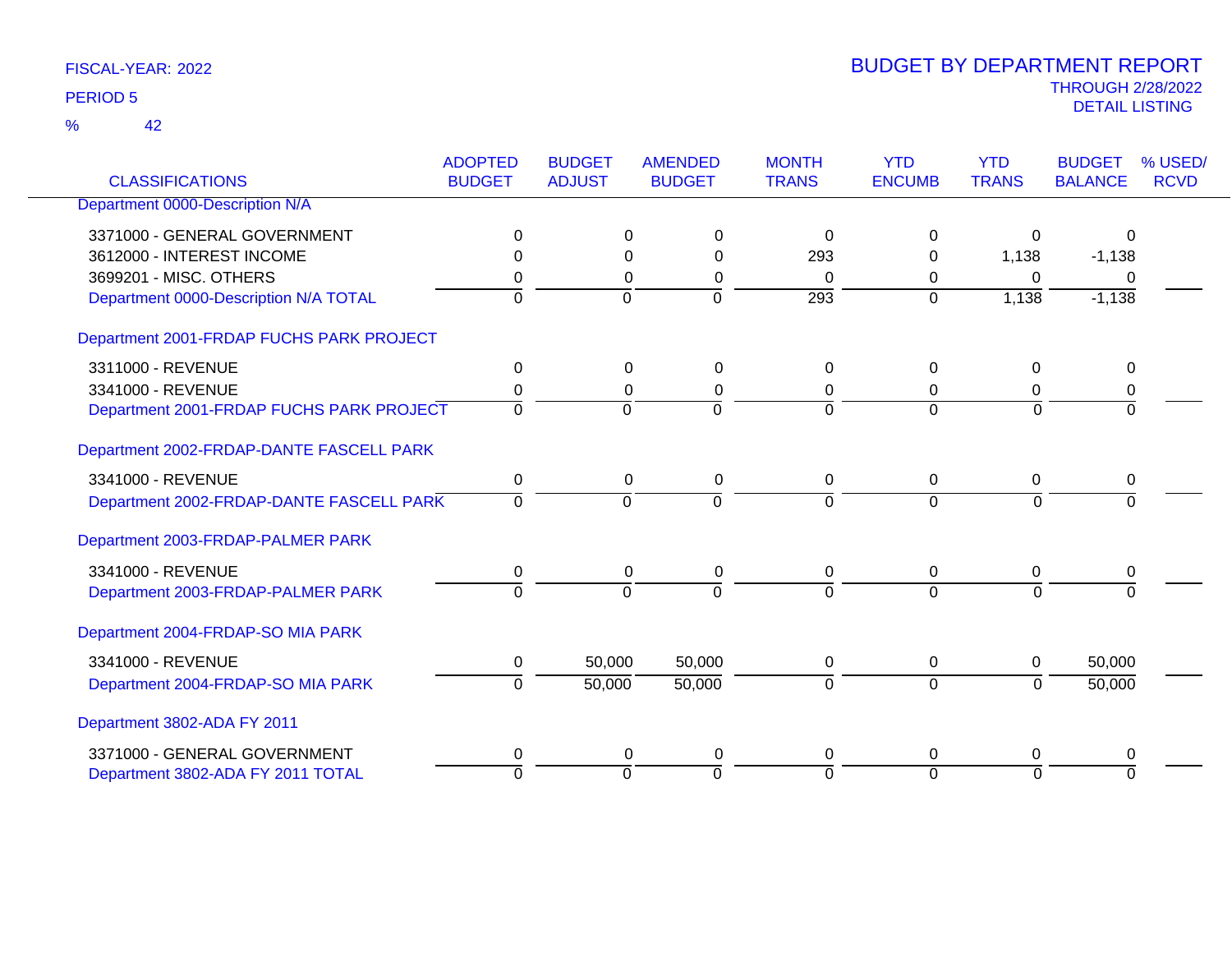FISCAL-YEAR: 2022

PERIOD 5

% 42

# BUDGET BY DEPARTMENT REPORT

THROUGH 2/28/2022

DETAIL LISTING

| CLASSIFICATIONS | ADOPTED BUDGET | BUDGET ADJUST | AMENDED BUDGET | MONTH TRANS | YTD ENCUMB | YTD TRANS | BUDGET BALANCE | % USED/ RCVD |
|---|---|---|---|---|---|---|---|---|
| Department 0000-Description N/A | | | | | | | | |
| 3371000 - GENERAL GOVERNMENT | 0 | 0 | 0 | 0 | 0 | 0 | 0 | |
| 3612000 - INTEREST INCOME | 0 | 0 | 0 | 293 | 0 | 1,138 | -1,138 | |
| 3699201 - MISC. OTHERS | 0 | 0 | 0 | 0 | 0 | 0 | 0 | |
| Department 0000-Description N/A TOTAL | 0 | 0 | 0 | 293 | 0 | 1,138 | -1,138 | |
| Department 2001-FRDAP FUCHS PARK PROJECT | | | | | | | | |
| 3311000 - REVENUE | 0 | 0 | 0 | 0 | 0 | 0 | 0 | |
| 3341000 - REVENUE | 0 | 0 | 0 | 0 | 0 | 0 | 0 | |
| Department 2001-FRDAP FUCHS PARK PROJECT | 0 | 0 | 0 | 0 | 0 | 0 | 0 | |
| Department 2002-FRDAP-DANTE FASCELL PARK | | | | | | | | |
| 3341000 - REVENUE | 0 | 0 | 0 | 0 | 0 | 0 | 0 | |
| Department 2002-FRDAP-DANTE FASCELL PARK | 0 | 0 | 0 | 0 | 0 | 0 | 0 | |
| Department 2003-FRDAP-PALMER PARK | | | | | | | | |
| 3341000 - REVENUE | 0 | 0 | 0 | 0 | 0 | 0 | 0 | |
| Department 2003-FRDAP-PALMER PARK | 0 | 0 | 0 | 0 | 0 | 0 | 0 | |
| Department 2004-FRDAP-SO MIA PARK | | | | | | | | |
| 3341000 - REVENUE | 0 | 50,000 | 50,000 | 0 | 0 | 0 | 50,000 | |
| Department 2004-FRDAP-SO MIA PARK | 0 | 50,000 | 50,000 | 0 | 0 | 0 | 50,000 | |
| Department 3802-ADA FY 2011 | | | | | | | | |
| 3371000 - GENERAL GOVERNMENT | 0 | 0 | 0 | 0 | 0 | 0 | 0 | |
| Department 3802-ADA FY 2011 TOTAL | 0 | 0 | 0 | 0 | 0 | 0 | 0 | |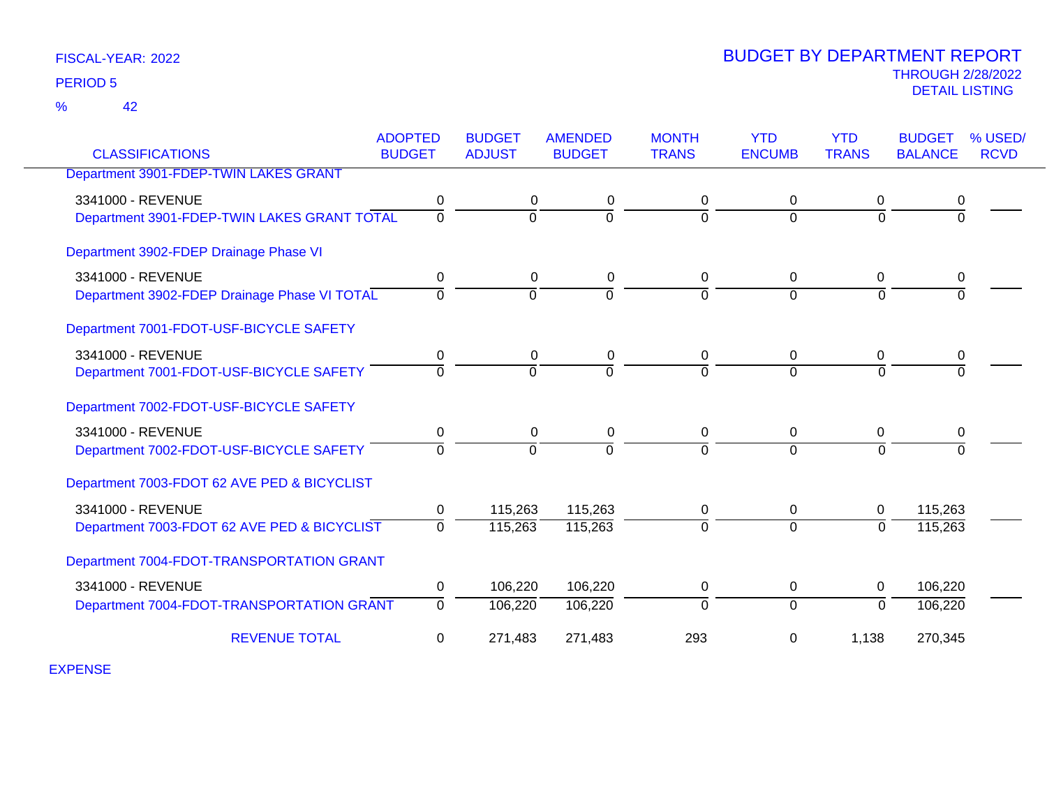FISCAL-YEAR: 2022

PERIOD 5

% 42

# BUDGET BY DEPARTMENT REPORT

THROUGH 2/28/2022

DETAIL LISTING

| CLASSIFICATIONS | ADOPTED BUDGET | BUDGET ADJUST | AMENDED BUDGET | MONTH TRANS | YTD ENCUMB | YTD TRANS | BUDGET BALANCE | % USED/ RCVD |
|---|---|---|---|---|---|---|---|---|
| Department 3901-FDEP-TWIN LAKES GRANT | | | | | | | | |
| 3341000 - REVENUE | 0 | 0 | 0 | 0 | 0 | 0 | 0 | |
| Department 3901-FDEP-TWIN LAKES GRANT TOTAL | 0 | 0 | 0 | 0 | 0 | 0 | 0 | |
| Department 3902-FDEP Drainage Phase VI | | | | | | | | |
| 3341000 - REVENUE | 0 | 0 | 0 | 0 | 0 | 0 | 0 | |
| Department 3902-FDEP Drainage Phase VI TOTAL | 0 | 0 | 0 | 0 | 0 | 0 | 0 | |
| Department 7001-FDOT-USF-BICYCLE SAFETY | | | | | | | | |
| 3341000 - REVENUE | 0 | 0 | 0 | 0 | 0 | 0 | 0 | |
| Department 7001-FDOT-USF-BICYCLE SAFETY | 0 | 0 | 0 | 0 | 0 | 0 | 0 | |
| Department 7002-FDOT-USF-BICYCLE SAFETY | | | | | | | | |
| 3341000 - REVENUE | 0 | 0 | 0 | 0 | 0 | 0 | 0 | |
| Department 7002-FDOT-USF-BICYCLE SAFETY | 0 | 0 | 0 | 0 | 0 | 0 | 0 | |
| Department 7003-FDOT 62 AVE PED & BICYCLIST | | | | | | | | |
| 3341000 - REVENUE | 0 | 115,263 | 115,263 | 0 | 0 | 0 | 115,263 | |
| Department 7003-FDOT 62 AVE PED & BICYCLIST | 0 | 115,263 | 115,263 | 0 | 0 | 0 | 115,263 | |
| Department 7004-FDOT-TRANSPORTATION GRANT | | | | | | | | |
| 3341000 - REVENUE | 0 | 106,220 | 106,220 | 0 | 0 | 0 | 106,220 | |
| Department 7004-FDOT-TRANSPORTATION GRANT | 0 | 106,220 | 106,220 | 0 | 0 | 0 | 106,220 | |
| REVENUE TOTAL | 0 | 271,483 | 271,483 | 293 | 0 | 1,138 | 270,345 | |

EXPENSE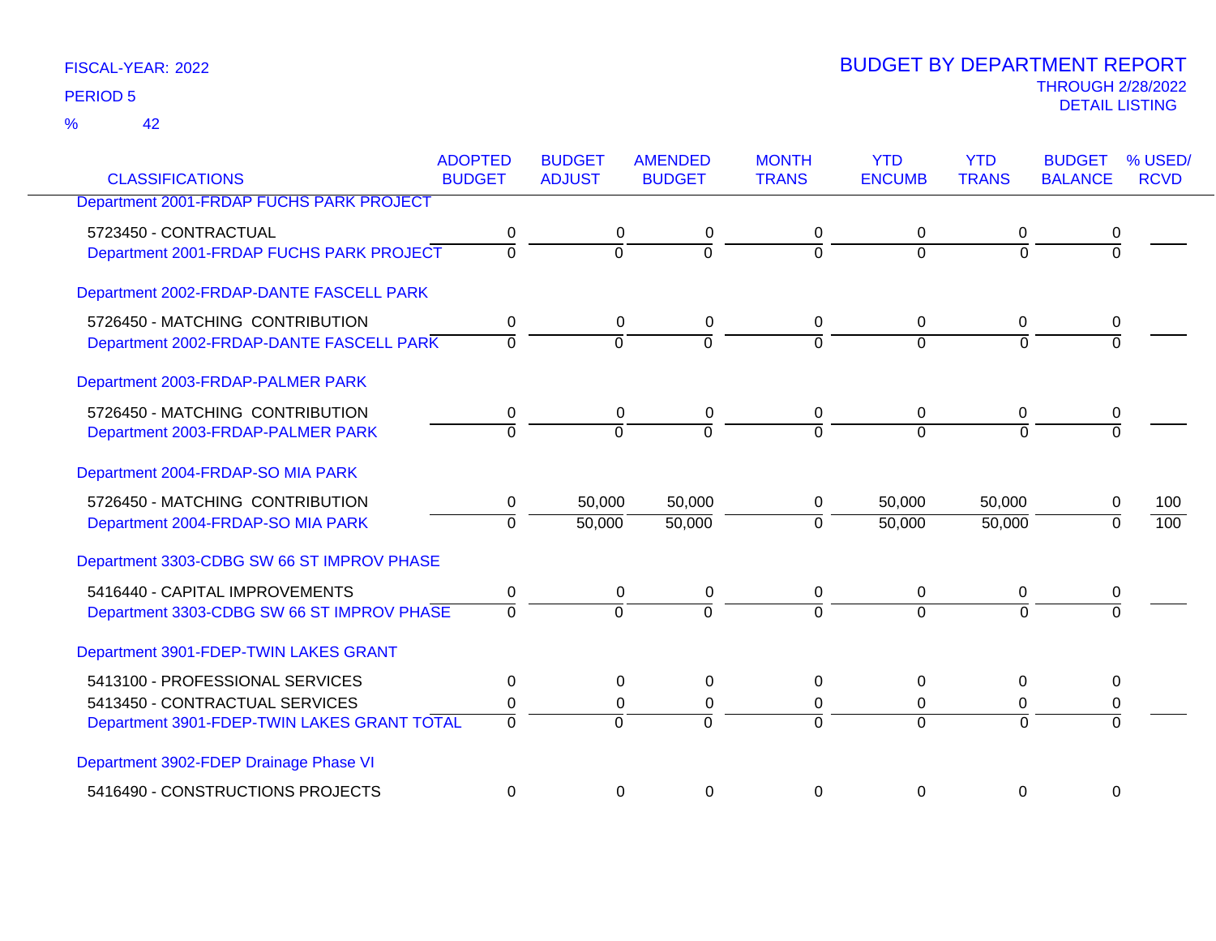FISCAL-YEAR: 2022

PERIOD 5

% 42

# BUDGET BY DEPARTMENT REPORT

THROUGH 2/28/2022

DETAIL LISTING

| CLASSIFICATIONS | ADOPTED BUDGET | BUDGET ADJUST | AMENDED BUDGET | MONTH TRANS | YTD ENCUMB | YTD TRANS | BUDGET BALANCE | % USED/ RCVD |
|---|---|---|---|---|---|---|---|---|
| Department 2001-FRDAP FUCHS PARK PROJECT | | | | | | | | |
| 5723450 - CONTRACTUAL | 0 | 0 | 0 | 0 | 0 | 0 | 0 | |
| Department 2001-FRDAP FUCHS PARK PROJECT | 0 | 0 | 0 | 0 | 0 | 0 | 0 | |
| Department 2002-FRDAP-DANTE FASCELL PARK | | | | | | | | |
| 5726450 - MATCHING CONTRIBUTION | 0 | 0 | 0 | 0 | 0 | 0 | 0 | |
| Department 2002-FRDAP-DANTE FASCELL PARK | 0 | 0 | 0 | 0 | 0 | 0 | 0 | |
| Department 2003-FRDAP-PALMER PARK | | | | | | | | |
| 5726450 - MATCHING CONTRIBUTION | 0 | 0 | 0 | 0 | 0 | 0 | 0 | |
| Department 2003-FRDAP-PALMER PARK | 0 | 0 | 0 | 0 | 0 | 0 | 0 | |
| Department 2004-FRDAP-SO MIA PARK | | | | | | | | |
| 5726450 - MATCHING CONTRIBUTION | 0 | 50,000 | 50,000 | 0 | 50,000 | 50,000 | 0 | 100 |
| Department 2004-FRDAP-SO MIA PARK | 0 | 50,000 | 50,000 | 0 | 50,000 | 50,000 | 0 | 100 |
| Department 3303-CDBG SW 66 ST IMPROV PHASE | | | | | | | | |
| 5416440 - CAPITAL IMPROVEMENTS | 0 | 0 | 0 | 0 | 0 | 0 | 0 | |
| Department 3303-CDBG SW 66 ST IMPROV PHASE | 0 | 0 | 0 | 0 | 0 | 0 | 0 | |
| Department 3901-FDEP-TWIN LAKES GRANT | | | | | | | | |
| 5413100 - PROFESSIONAL SERVICES | 0 | 0 | 0 | 0 | 0 | 0 | 0 | |
| 5413450 - CONTRACTUAL SERVICES | 0 | 0 | 0 | 0 | 0 | 0 | 0 | |
| Department 3901-FDEP-TWIN LAKES GRANT TOTAL | 0 | 0 | 0 | 0 | 0 | 0 | 0 | |
| Department 3902-FDEP Drainage Phase VI | | | | | | | | |
| 5416490 - CONSTRUCTIONS PROJECTS | 0 | 0 | 0 | 0 | 0 | 0 | 0 | |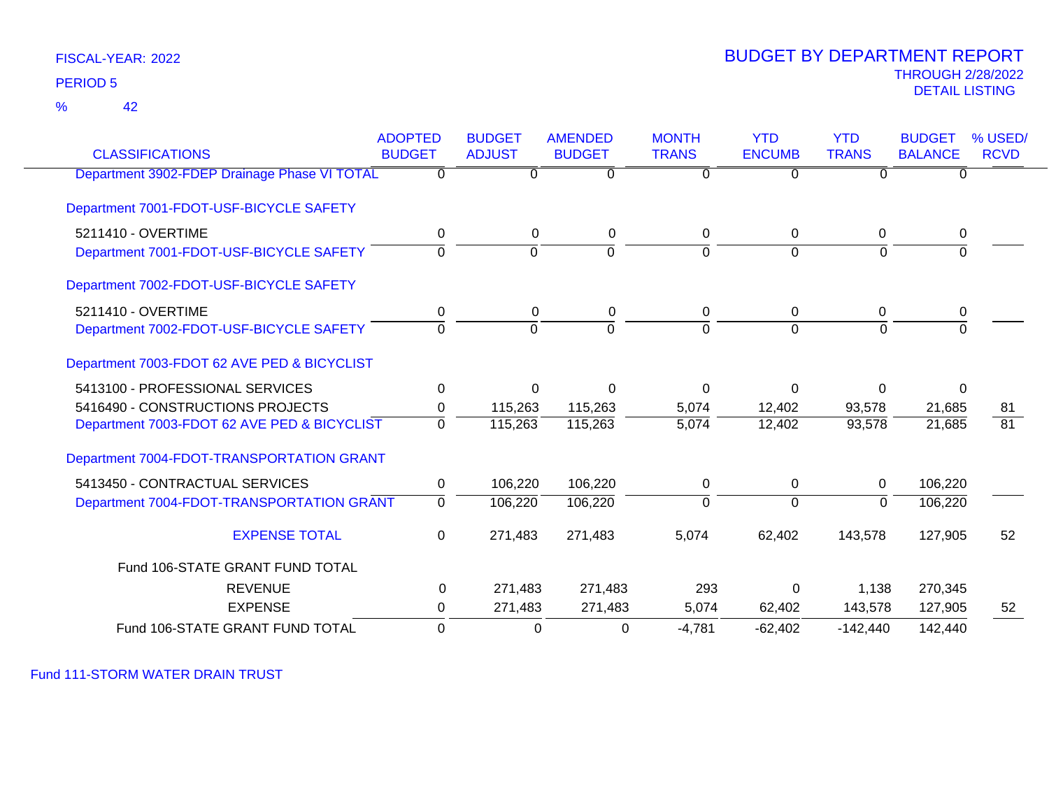FISCAL-YEAR: 2022

PERIOD 5

% 42

# BUDGET BY DEPARTMENT REPORT

THROUGH 2/28/2022

DETAIL LISTING

| CLASSIFICATIONS | ADOPTED BUDGET | BUDGET ADJUST | AMENDED BUDGET | MONTH TRANS | YTD ENCUMB | YTD TRANS | BUDGET BALANCE | % USED/ RCVD |
|---|---|---|---|---|---|---|---|---|
| Department 3902-FDEP Drainage Phase VI TOTAL | 0 | 0 | 0 | 0 | 0 | 0 | 0 | |
| Department 7001-FDOT-USF-BICYCLE SAFETY | | | | | | | | |
| 5211410 - OVERTIME | 0 | 0 | 0 | 0 | 0 | 0 | 0 | |
| Department 7001-FDOT-USF-BICYCLE SAFETY | 0 | 0 | 0 | 0 | 0 | 0 | 0 | |
| Department 7002-FDOT-USF-BICYCLE SAFETY | | | | | | | | |
| 5211410 - OVERTIME | 0 | 0 | 0 | 0 | 0 | 0 | 0 | |
| Department 7002-FDOT-USF-BICYCLE SAFETY | 0 | 0 | 0 | 0 | 0 | 0 | 0 | |
| Department 7003-FDOT 62 AVE PED & BICYCLIST | | | | | | | | |
| 5413100 - PROFESSIONAL SERVICES | 0 | 0 | 0 | 0 | 0 | 0 | 0 | |
| 5416490 - CONSTRUCTIONS PROJECTS | 0 | 115,263 | 115,263 | 5,074 | 12,402 | 93,578 | 21,685 | 81 |
| Department 7003-FDOT 62 AVE PED & BICYCLIST | 0 | 115,263 | 115,263 | 5,074 | 12,402 | 93,578 | 21,685 | 81 |
| Department 7004-FDOT-TRANSPORTATION GRANT | | | | | | | | |
| 5413450 - CONTRACTUAL SERVICES | 0 | 106,220 | 106,220 | 0 | 0 | 0 | 106,220 | |
| Department 7004-FDOT-TRANSPORTATION GRANT | 0 | 106,220 | 106,220 | 0 | 0 | 0 | 106,220 | |
| EXPENSE TOTAL | 0 | 271,483 | 271,483 | 5,074 | 62,402 | 143,578 | 127,905 | 52 |
| Fund 106-STATE GRANT FUND TOTAL | | | | | | | | |
| REVENUE | 0 | 271,483 | 271,483 | 293 | 0 | 1,138 | 270,345 | |
| EXPENSE | 0 | 271,483 | 271,483 | 5,074 | 62,402 | 143,578 | 127,905 | 52 |
| Fund 106-STATE GRANT FUND TOTAL | 0 | 0 | 0 | -4,781 | -62,402 | -142,440 | 142,440 | |

Fund 111-STORM WATER DRAIN TRUST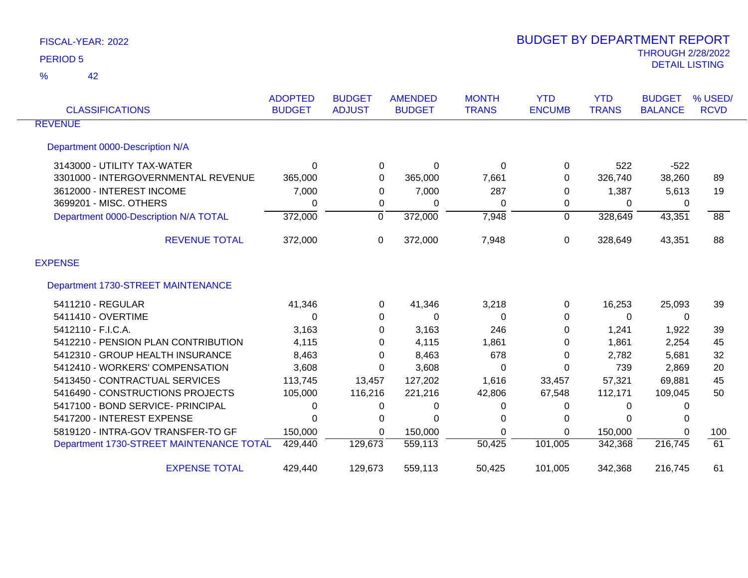FISCAL-YEAR: 2022

PERIOD 5

% 42

# BUDGET BY DEPARTMENT REPORT

THROUGH 2/28/2022

DETAIL LISTING

| CLASSIFICATIONS | ADOPTED BUDGET | BUDGET ADJUST | AMENDED BUDGET | MONTH TRANS | YTD ENCUMB | YTD TRANS | BUDGET BALANCE | % USED/ RCVD |
|---|---|---|---|---|---|---|---|---|
| **REVENUE** | | | | | | | | |
| Department 0000-Description N/A | | | | | | | | |
| 3143000 - UTILITY TAX-WATER | 0 | 0 | 0 | 0 | 0 | 522 | -522 | |
| 3301000 - INTERGOVERNMENTAL REVENUE | 365,000 | 0 | 365,000 | 7,661 | 0 | 326,740 | 38,260 | 89 |
| 3612000 - INTEREST INCOME | 7,000 | 0 | 7,000 | 287 | 0 | 1,387 | 5,613 | 19 |
| 3699201 - MISC. OTHERS | 0 | 0 | 0 | 0 | 0 | 0 | 0 | |
| Department 0000-Description N/A TOTAL | 372,000 | 0 | 372,000 | 7,948 | 0 | 328,649 | 43,351 | 88 |
| REVENUE TOTAL | 372,000 | 0 | 372,000 | 7,948 | 0 | 328,649 | 43,351 | 88 |
| **EXPENSE** | | | | | | | | |
| Department 1730-STREET MAINTENANCE | | | | | | | | |
| 5411210 - REGULAR | 41,346 | 0 | 41,346 | 3,218 | 0 | 16,253 | 25,093 | 39 |
| 5411410 - OVERTIME | 0 | 0 | 0 | 0 | 0 | 0 | 0 | |
| 5412110 - F.I.C.A. | 3,163 | 0 | 3,163 | 246 | 0 | 1,241 | 1,922 | 39 |
| 5412210 - PENSION PLAN CONTRIBUTION | 4,115 | 0 | 4,115 | 1,861 | 0 | 1,861 | 2,254 | 45 |
| 5412310 - GROUP HEALTH INSURANCE | 8,463 | 0 | 8,463 | 678 | 0 | 2,782 | 5,681 | 32 |
| 5412410 - WORKERS' COMPENSATION | 3,608 | 0 | 3,608 | 0 | 0 | 739 | 2,869 | 20 |
| 5413450 - CONTRACTUAL SERVICES | 113,745 | 13,457 | 127,202 | 1,616 | 33,457 | 57,321 | 69,881 | 45 |
| 5416490 - CONSTRUCTIONS PROJECTS | 105,000 | 116,216 | 221,216 | 42,806 | 67,548 | 112,171 | 109,045 | 50 |
| 5417100 - BOND SERVICE- PRINCIPAL | 0 | 0 | 0 | 0 | 0 | 0 | 0 | |
| 5417200 - INTEREST EXPENSE | 0 | 0 | 0 | 0 | 0 | 0 | 0 | |
| 5819120 - INTRA-GOV TRANSFER-TO GF | 150,000 | 0 | 150,000 | 0 | 0 | 150,000 | 0 | 100 |
| Department 1730-STREET MAINTENANCE TOTAL | 429,440 | 129,673 | 559,113 | 50,425 | 101,005 | 342,368 | 216,745 | 61 |
| EXPENSE TOTAL | 429,440 | 129,673 | 559,113 | 50,425 | 101,005 | 342,368 | 216,745 | 61 |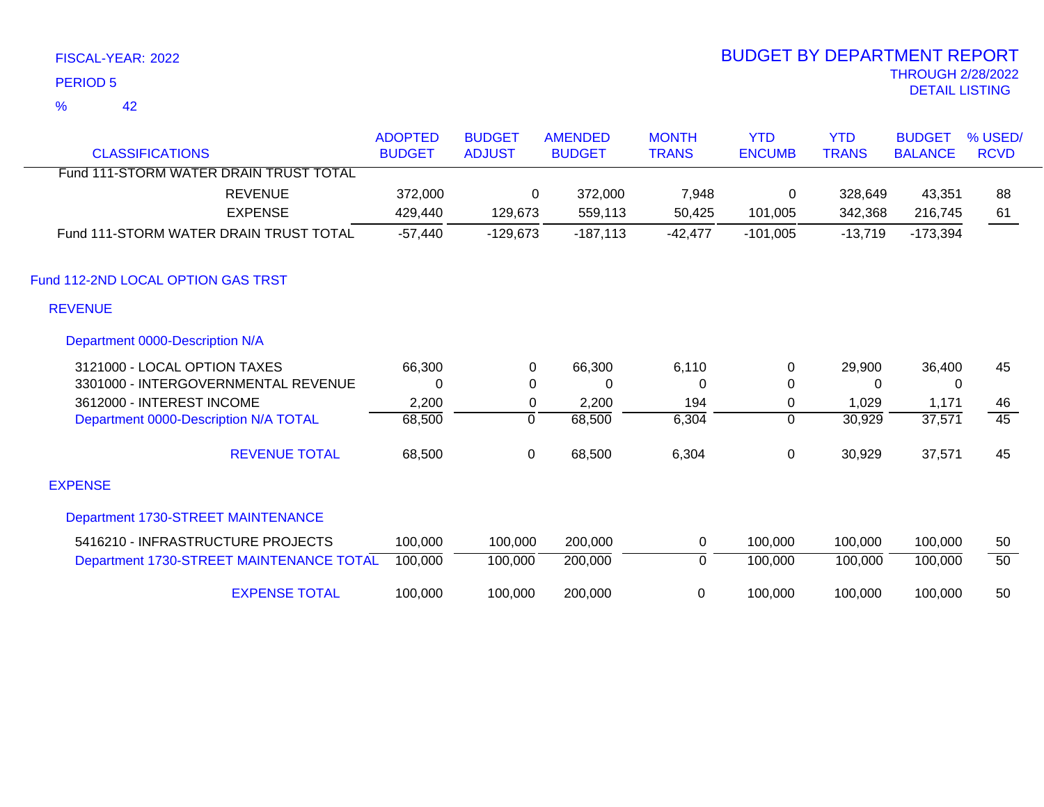FISCAL-YEAR: 2022

PERIOD 5

% 42

# BUDGET BY DEPARTMENT REPORT

THROUGH 2/28/2022

DETAIL LISTING

| CLASSIFICATIONS | ADOPTED BUDGET | BUDGET ADJUST | AMENDED BUDGET | MONTH TRANS | YTD ENCUMB | YTD TRANS | BUDGET BALANCE | % USED/ RCVD |
|---|---|---|---|---|---|---|---|---|
| Fund 111-STORM WATER DRAIN TRUST TOTAL | | | | | | | | |
| REVENUE | 372,000 | 0 | 372,000 | 7,948 | 0 | 328,649 | 43,351 | 88 |
| EXPENSE | 429,440 | 129,673 | 559,113 | 50,425 | 101,005 | 342,368 | 216,745 | 61 |
| Fund 111-STORM WATER DRAIN TRUST TOTAL | -57,440 | -129,673 | -187,113 | -42,477 | -101,005 | -13,719 | -173,394 | |
| **Fund 112-2ND LOCAL OPTION GAS TRST** | | | | | | | | |
| **REVENUE** | | | | | | | | |
| **Department 0000-Description N/A** | | | | | | | | |
| 3121000 - LOCAL OPTION TAXES | 66,300 | 0 | 66,300 | 6,110 | 0 | 29,900 | 36,400 | 45 |
| 3301000 - INTERGOVERNMENTAL REVENUE | 0 | 0 | 0 | 0 | 0 | 0 | 0 | |
| 3612000 - INTEREST INCOME | 2,200 | 0 | 2,200 | 194 | 0 | 1,029 | 1,171 | 46 |
| Department 0000-Description N/A TOTAL | 68,500 | 0 | 68,500 | 6,304 | 0 | 30,929 | 37,571 | 45 |
| REVENUE TOTAL | 68,500 | 0 | 68,500 | 6,304 | 0 | 30,929 | 37,571 | 45 |
| **EXPENSE** | | | | | | | | |
| **Department 1730-STREET MAINTENANCE** | | | | | | | | |
| 5416210 - INFRASTRUCTURE PROJECTS | 100,000 | 100,000 | 200,000 | 0 | 100,000 | 100,000 | 100,000 | 50 |
| Department 1730-STREET MAINTENANCE TOTAL | 100,000 | 100,000 | 200,000 | 0 | 100,000 | 100,000 | 100,000 | 50 |
| EXPENSE TOTAL | 100,000 | 100,000 | 200,000 | 0 | 100,000 | 100,000 | 100,000 | 50 |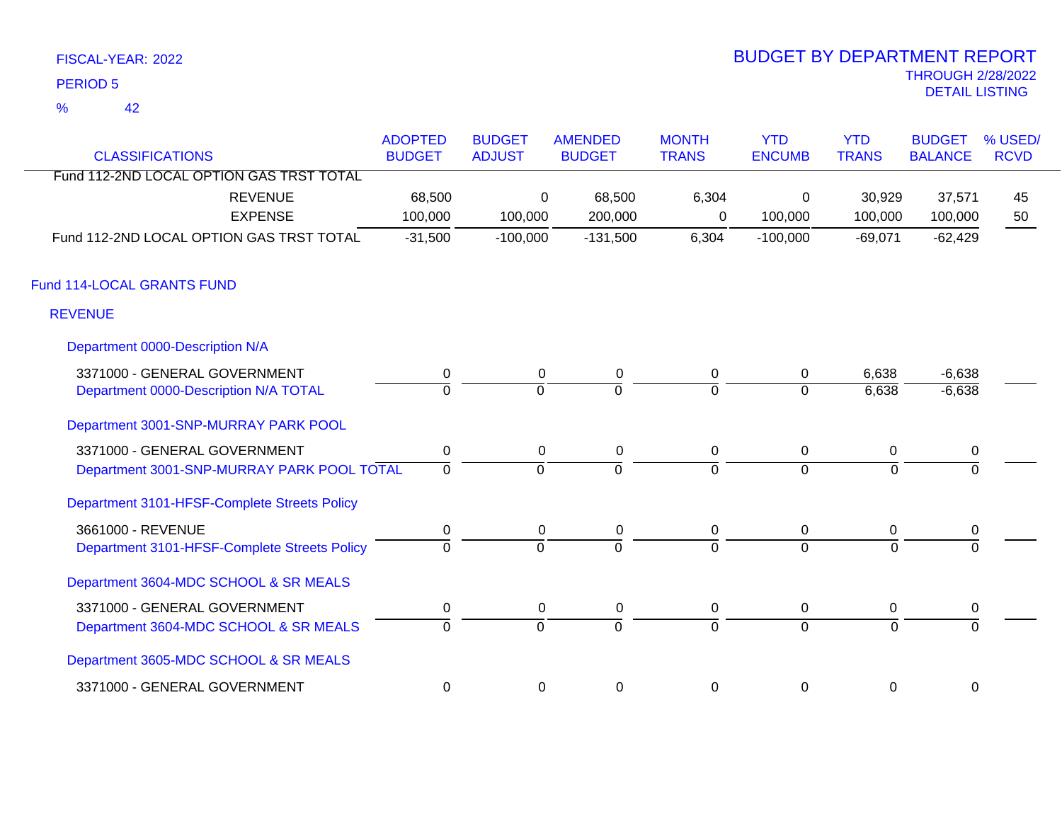FISCAL-YEAR: 2022

PERIOD 5

% 42

# BUDGET BY DEPARTMENT REPORT

THROUGH 2/28/2022

DETAIL LISTING

| CLASSIFICATIONS | ADOPTED BUDGET | BUDGET ADJUST | AMENDED BUDGET | MONTH TRANS | YTD ENCUMB | YTD TRANS | BUDGET BALANCE | % USED/ RCVD |
|---|---|---|---|---|---|---|---|---|
| Fund 112-2ND LOCAL OPTION GAS TRST TOTAL | | | | | | | | |
| REVENUE | 68,500 | 0 | 68,500 | 6,304 | 0 | 30,929 | 37,571 | 45 |
| EXPENSE | 100,000 | 100,000 | 200,000 | 0 | 100,000 | 100,000 | 100,000 | 50 |
| Fund 112-2ND LOCAL OPTION GAS TRST TOTAL | -31,500 | -100,000 | -131,500 | 6,304 | -100,000 | -69,071 | -62,429 | |
| **Fund 114-LOCAL GRANTS FUND** | | | | | | | | |
| **REVENUE** | | | | | | | | |
| **Department 0000-Description N/A** | | | | | | | | |
| 3371000 - GENERAL GOVERNMENT | 0 | 0 | 0 | 0 | 0 | 6,638 | -6,638 | |
| Department 0000-Description N/A TOTAL | 0 | 0 | 0 | 0 | 0 | 6,638 | -6,638 | |
| **Department 3001-SNP-MURRAY PARK POOL** | | | | | | | | |
| 3371000 - GENERAL GOVERNMENT | 0 | 0 | 0 | 0 | 0 | 0 | 0 | |
| Department 3001-SNP-MURRAY PARK POOL TOTAL | 0 | 0 | 0 | 0 | 0 | 0 | 0 | |
| **Department 3101-HFSF-Complete Streets Policy** | | | | | | | | |
| 3661000 - REVENUE | 0 | 0 | 0 | 0 | 0 | 0 | 0 | |
| Department 3101-HFSF-Complete Streets Policy | 0 | 0 | 0 | 0 | 0 | 0 | 0 | |
| **Department 3604-MDC SCHOOL & SR MEALS** | | | | | | | | |
| 3371000 - GENERAL GOVERNMENT | 0 | 0 | 0 | 0 | 0 | 0 | 0 | |
| Department 3604-MDC SCHOOL & SR MEALS | 0 | 0 | 0 | 0 | 0 | 0 | 0 | |
| **Department 3605-MDC SCHOOL & SR MEALS** | | | | | | | | |
| 3371000 - GENERAL GOVERNMENT | 0 | 0 | 0 | 0 | 0 | 0 | 0 | |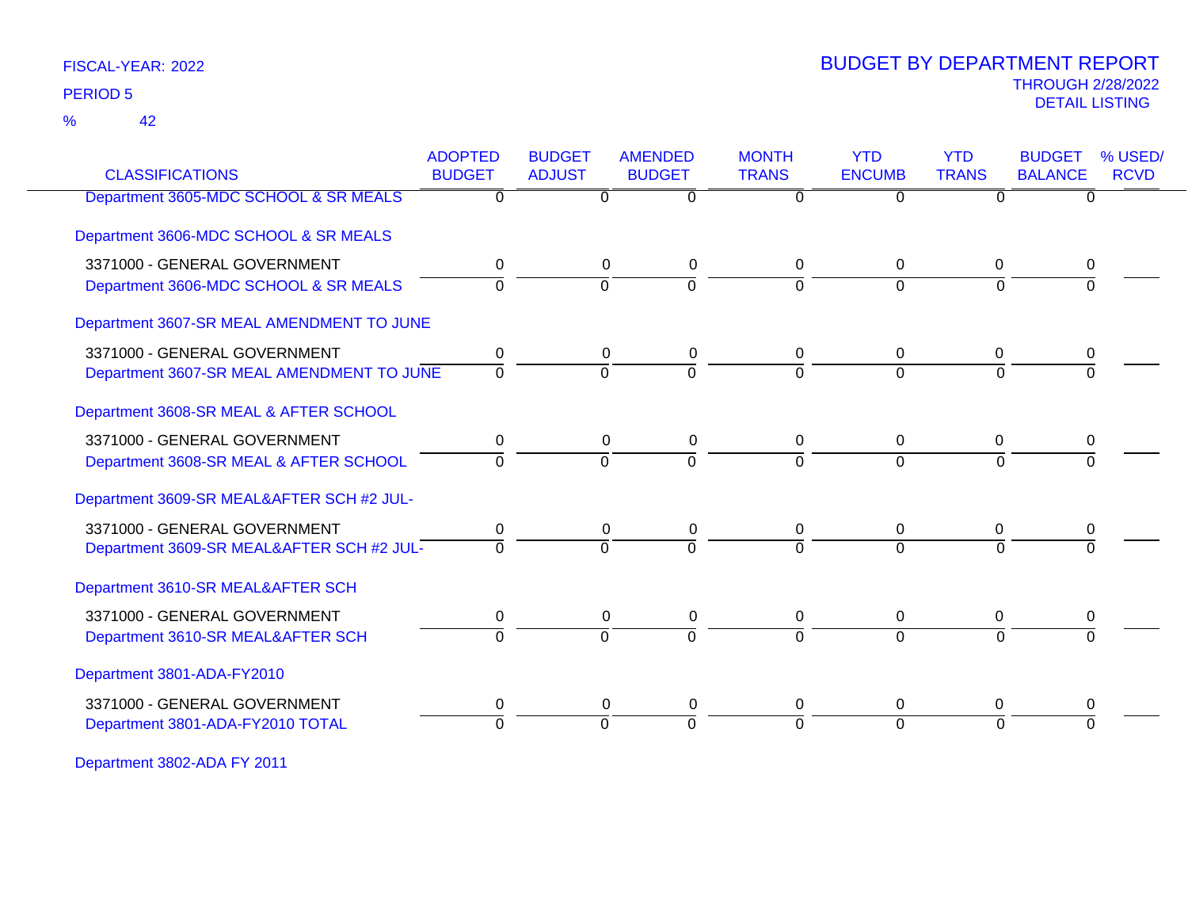FISCAL-YEAR: 2022

PERIOD 5

% 42

# BUDGET BY DEPARTMENT REPORT

THROUGH 2/28/2022

DETAIL LISTING

| CLASSIFICATIONS | ADOPTED BUDGET | BUDGET ADJUST | AMENDED BUDGET | MONTH TRANS | YTD ENCUMB | YTD TRANS | BUDGET BALANCE | % USED/ RCVD |
|---|---|---|---|---|---|---|---|---|
| Department 3605-MDC SCHOOL & SR MEALS | 0 | 0 | 0 | 0 | 0 | 0 | 0 | |
| Department 3606-MDC SCHOOL & SR MEALS | | | | | | | | |
| 3371000 - GENERAL GOVERNMENT | 0 | 0 | 0 | 0 | 0 | 0 | 0 | |
| Department 3606-MDC SCHOOL & SR MEALS | 0 | 0 | 0 | 0 | 0 | 0 | 0 | |
| Department 3607-SR MEAL AMENDMENT TO JUNE | | | | | | | | |
| 3371000 - GENERAL GOVERNMENT | 0 | 0 | 0 | 0 | 0 | 0 | 0 | |
| Department 3607-SR MEAL AMENDMENT TO JUNE | 0 | 0 | 0 | 0 | 0 | 0 | 0 | |
| Department 3608-SR MEAL & AFTER SCHOOL | | | | | | | | |
| 3371000 - GENERAL GOVERNMENT | 0 | 0 | 0 | 0 | 0 | 0 | 0 | |
| Department 3608-SR MEAL & AFTER SCHOOL | 0 | 0 | 0 | 0 | 0 | 0 | 0 | |
| Department 3609-SR MEAL&AFTER SCH #2 JUL- | | | | | | | | |
| 3371000 - GENERAL GOVERNMENT | 0 | 0 | 0 | 0 | 0 | 0 | 0 | |
| Department 3609-SR MEAL&AFTER SCH #2 JUL- | 0 | 0 | 0 | 0 | 0 | 0 | 0 | |
| Department 3610-SR MEAL&AFTER SCH | | | | | | | | |
| 3371000 - GENERAL GOVERNMENT | 0 | 0 | 0 | 0 | 0 | 0 | 0 | |
| Department 3610-SR MEAL&AFTER SCH | 0 | 0 | 0 | 0 | 0 | 0 | 0 | |
| Department 3801-ADA-FY2010 | | | | | | | | |
| 3371000 - GENERAL GOVERNMENT | 0 | 0 | 0 | 0 | 0 | 0 | 0 | |
| Department 3801-ADA-FY2010 TOTAL | 0 | 0 | 0 | 0 | 0 | 0 | 0 | |
| Department 3802-ADA FY 2011 | | | | | | | | |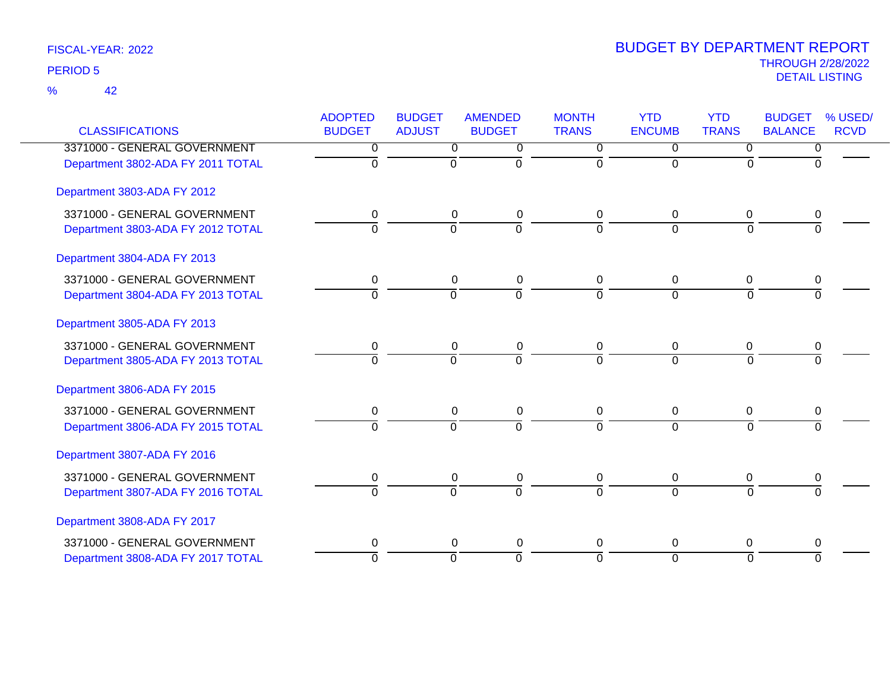FISCAL-YEAR: 2022

PERIOD 5

% 42

# BUDGET BY DEPARTMENT REPORT

THROUGH 2/28/2022

DETAIL LISTING

| CLASSIFICATIONS | ADOPTED BUDGET | BUDGET ADJUST | AMENDED BUDGET | MONTH TRANS | YTD ENCUMB | YTD TRANS | BUDGET BALANCE | % USED/ RCVD |
|---|---|---|---|---|---|---|---|---|
| 3371000 - GENERAL GOVERNMENT | 0 | 0 | 0 | 0 | 0 | 0 | 0 | |
| Department 3802-ADA FY 2011 TOTAL | 0 | 0 | 0 | 0 | 0 | 0 | 0 | |
| **Department 3803-ADA FY 2012** | | | | | | | | |
| 3371000 - GENERAL GOVERNMENT | 0 | 0 | 0 | 0 | 0 | 0 | 0 | |
| Department 3803-ADA FY 2012 TOTAL | 0 | 0 | 0 | 0 | 0 | 0 | 0 | |
| **Department 3804-ADA FY 2013** | | | | | | | | |
| 3371000 - GENERAL GOVERNMENT | 0 | 0 | 0 | 0 | 0 | 0 | 0 | |
| Department 3804-ADA FY 2013 TOTAL | 0 | 0 | 0 | 0 | 0 | 0 | 0 | |
| **Department 3805-ADA FY 2013** | | | | | | | | |
| 3371000 - GENERAL GOVERNMENT | 0 | 0 | 0 | 0 | 0 | 0 | 0 | |
| Department 3805-ADA FY 2013 TOTAL | 0 | 0 | 0 | 0 | 0 | 0 | 0 | |
| **Department 3806-ADA FY 2015** | | | | | | | | |
| 3371000 - GENERAL GOVERNMENT | 0 | 0 | 0 | 0 | 0 | 0 | 0 | |
| Department 3806-ADA FY 2015 TOTAL | 0 | 0 | 0 | 0 | 0 | 0 | 0 | |
| **Department 3807-ADA FY 2016** | | | | | | | | |
| 3371000 - GENERAL GOVERNMENT | 0 | 0 | 0 | 0 | 0 | 0 | 0 | |
| Department 3807-ADA FY 2016 TOTAL | 0 | 0 | 0 | 0 | 0 | 0 | 0 | |
| **Department 3808-ADA FY 2017** | | | | | | | | |
| 3371000 - GENERAL GOVERNMENT | 0 | 0 | 0 | 0 | 0 | 0 | 0 | |
| Department 3808-ADA FY 2017 TOTAL | 0 | 0 | 0 | 0 | 0 | 0 | 0 | |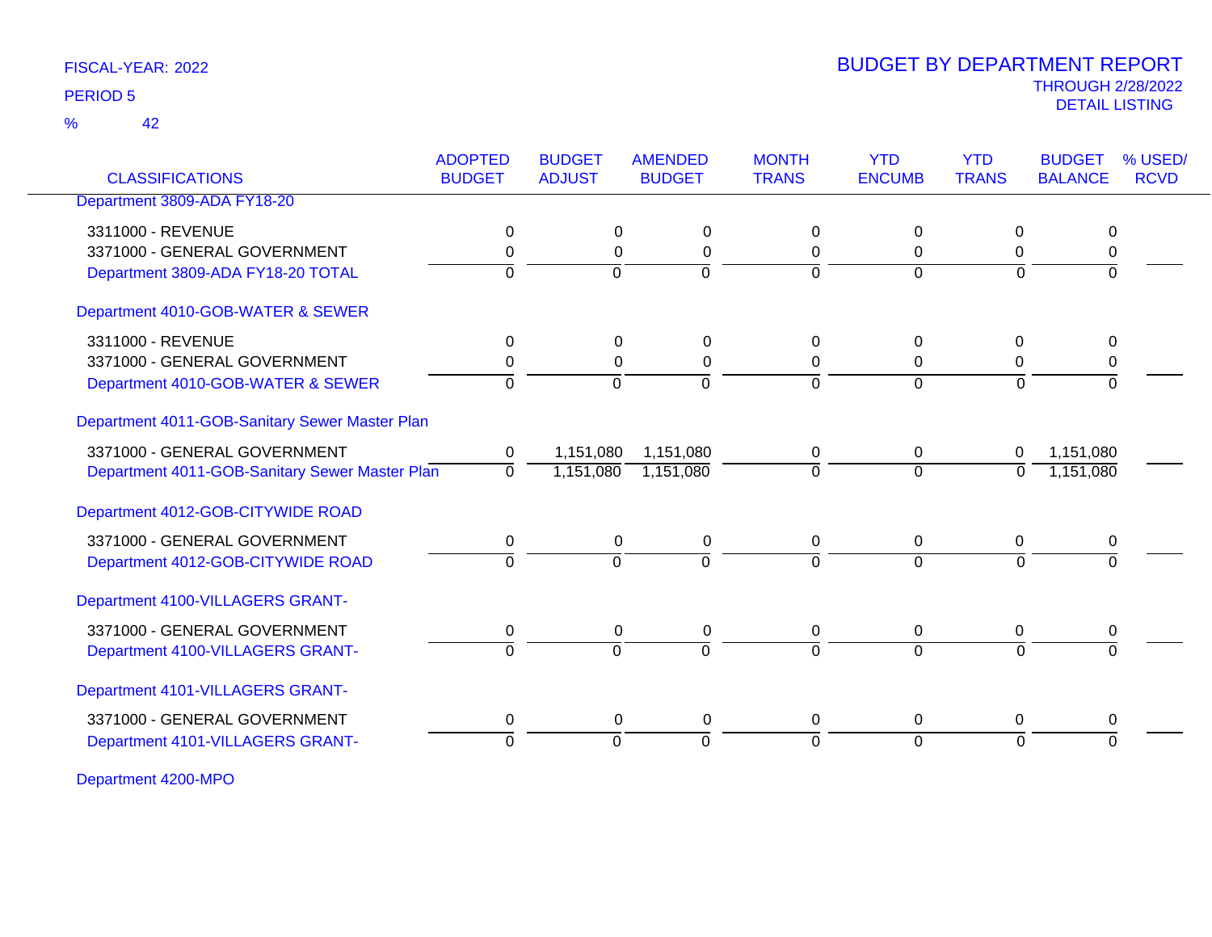FISCAL-YEAR: 2022

PERIOD 5

% 42

# BUDGET BY DEPARTMENT REPORT

THROUGH 2/28/2022

DETAIL LISTING

| CLASSIFICATIONS | ADOPTED BUDGET | BUDGET ADJUST | AMENDED BUDGET | MONTH TRANS | YTD ENCUMB | YTD TRANS | BUDGET BALANCE | % USED/ RCVD |
|---|---|---|---|---|---|---|---|---|
| Department 3809-ADA FY18-20 | | | | | | | | |
| 3311000 - REVENUE | 0 | 0 | 0 | 0 | 0 | 0 | 0 | |
| 3371000 - GENERAL GOVERNMENT | 0 | 0 | 0 | 0 | 0 | 0 | 0 | |
| Department 3809-ADA FY18-20 TOTAL | 0 | 0 | 0 | 0 | 0 | 0 | 0 | |
| Department 4010-GOB-WATER & SEWER | | | | | | | | |
| 3311000 - REVENUE | 0 | 0 | 0 | 0 | 0 | 0 | 0 | |
| 3371000 - GENERAL GOVERNMENT | 0 | 0 | 0 | 0 | 0 | 0 | 0 | |
| Department 4010-GOB-WATER & SEWER | 0 | 0 | 0 | 0 | 0 | 0 | 0 | |
| Department 4011-GOB-Sanitary Sewer Master Plan | | | | | | | | |
| 3371000 - GENERAL GOVERNMENT | 0 | 1,151,080 | 1,151,080 | 0 | 0 | 0 | 1,151,080 | |
| Department 4011-GOB-Sanitary Sewer Master Plan | 0 | 1,151,080 | 1,151,080 | 0 | 0 | 0 | 1,151,080 | |
| Department 4012-GOB-CITYWIDE ROAD | | | | | | | | |
| 3371000 - GENERAL GOVERNMENT | 0 | 0 | 0 | 0 | 0 | 0 | 0 | |
| Department 4012-GOB-CITYWIDE ROAD | 0 | 0 | 0 | 0 | 0 | 0 | 0 | |
| Department 4100-VILLAGERS GRANT- | | | | | | | | |
| 3371000 - GENERAL GOVERNMENT | 0 | 0 | 0 | 0 | 0 | 0 | 0 | |
| Department 4100-VILLAGERS GRANT- | 0 | 0 | 0 | 0 | 0 | 0 | 0 | |
| Department 4101-VILLAGERS GRANT- | | | | | | | | |
| 3371000 - GENERAL GOVERNMENT | 0 | 0 | 0 | 0 | 0 | 0 | 0 | |
| Department 4101-VILLAGERS GRANT- | 0 | 0 | 0 | 0 | 0 | 0 | 0 | |
| Department 4200-MPO | | | | | | | | |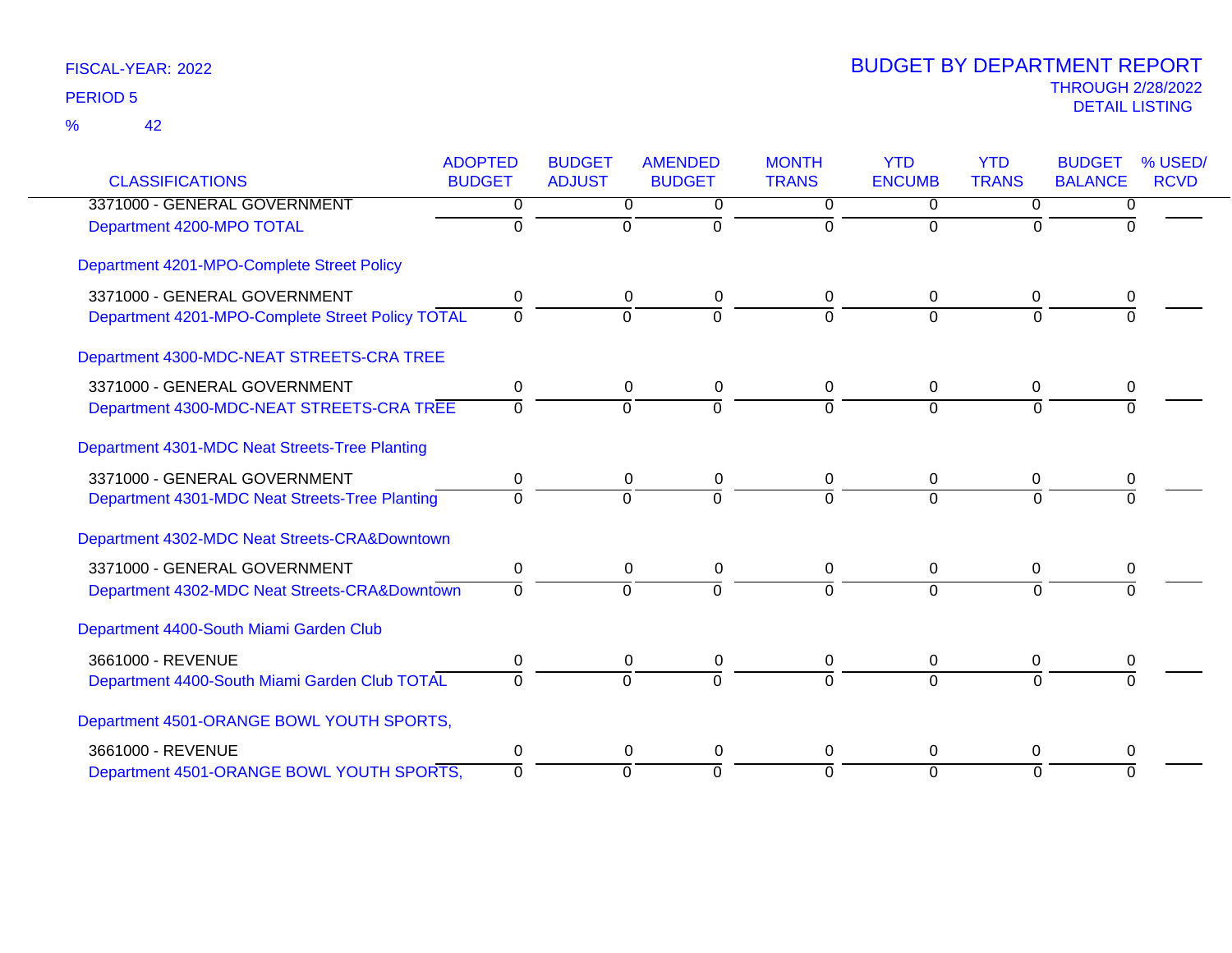FISCAL-YEAR: 2022

PERIOD 5

% 42

# BUDGET BY DEPARTMENT REPORT

THROUGH 2/28/2022

DETAIL LISTING

| CLASSIFICATIONS | ADOPTED BUDGET | BUDGET ADJUST | AMENDED BUDGET | MONTH TRANS | YTD ENCUMB | YTD TRANS | BUDGET BALANCE | % USED/ RCVD |
|---|---|---|---|---|---|---|---|---|
| 3371000 - GENERAL GOVERNMENT | 0 | 0 | 0 | 0 | 0 | 0 | 0 | |
| Department 4200-MPO TOTAL | 0 | 0 | 0 | 0 | 0 | 0 | 0 | |
| Department 4201-MPO-Complete Street Policy | | | | | | | | |
| 3371000 - GENERAL GOVERNMENT | 0 | 0 | 0 | 0 | 0 | 0 | 0 | |
| Department 4201-MPO-Complete Street Policy TOTAL | 0 | 0 | 0 | 0 | 0 | 0 | 0 | |
| Department 4300-MDC-NEAT STREETS-CRA TREE | | | | | | | | |
| 3371000 - GENERAL GOVERNMENT | 0 | 0 | 0 | 0 | 0 | 0 | 0 | |
| Department 4300-MDC-NEAT STREETS-CRA TREE | 0 | 0 | 0 | 0 | 0 | 0 | 0 | |
| Department 4301-MDC Neat Streets-Tree Planting | | | | | | | | |
| 3371000 - GENERAL GOVERNMENT | 0 | 0 | 0 | 0 | 0 | 0 | 0 | |
| Department 4301-MDC Neat Streets-Tree Planting | 0 | 0 | 0 | 0 | 0 | 0 | 0 | |
| Department 4302-MDC Neat Streets-CRA&Downtown | | | | | | | | |
| 3371000 - GENERAL GOVERNMENT | 0 | 0 | 0 | 0 | 0 | 0 | 0 | |
| Department 4302-MDC Neat Streets-CRA&Downtown | 0 | 0 | 0 | 0 | 0 | 0 | 0 | |
| Department 4400-South Miami Garden Club | | | | | | | | |
| 3661000 - REVENUE | 0 | 0 | 0 | 0 | 0 | 0 | 0 | |
| Department 4400-South Miami Garden Club TOTAL | 0 | 0 | 0 | 0 | 0 | 0 | 0 | |
| Department 4501-ORANGE BOWL YOUTH SPORTS, | | | | | | | | |
| 3661000 - REVENUE | 0 | 0 | 0 | 0 | 0 | 0 | 0 | |
| Department 4501-ORANGE BOWL YOUTH SPORTS, | 0 | 0 | 0 | 0 | 0 | 0 | 0 | |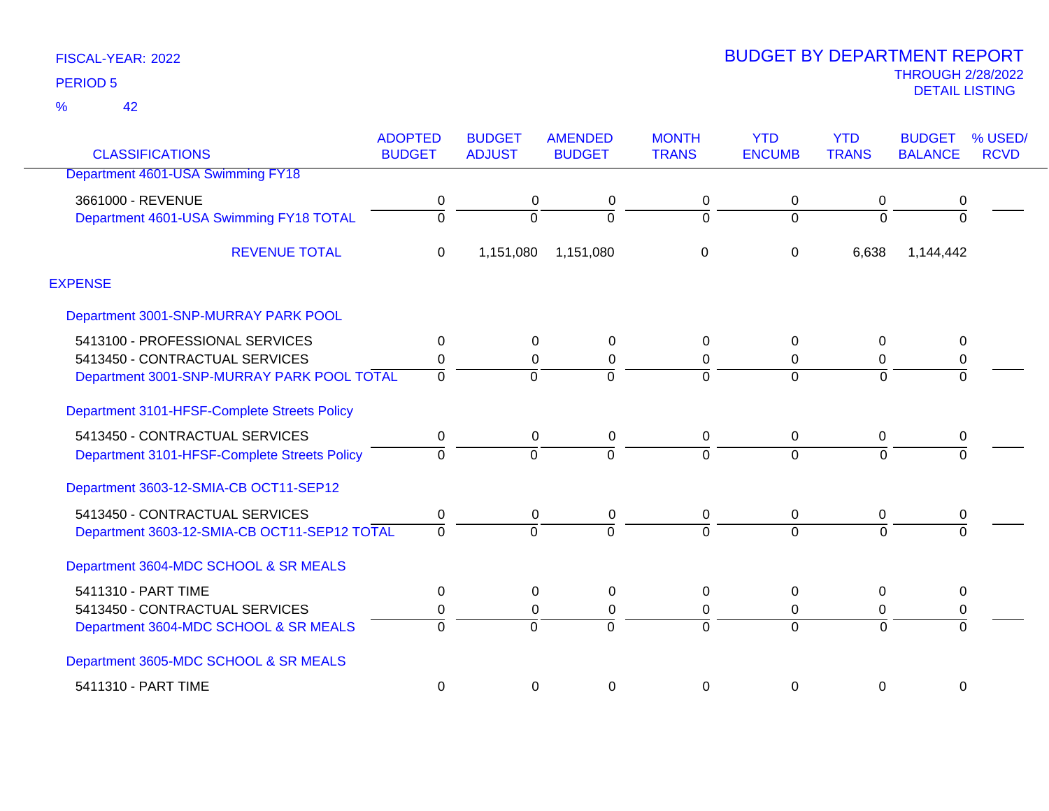FISCAL-YEAR: 2022

PERIOD 5

% 42

# BUDGET BY DEPARTMENT REPORT

THROUGH 2/28/2022

DETAIL LISTING

| CLASSIFICATIONS | ADOPTED BUDGET | BUDGET ADJUST | AMENDED BUDGET | MONTH TRANS | YTD ENCUMB | YTD TRANS | BUDGET BALANCE | % USED/ RCVD |
|---|---|---|---|---|---|---|---|---|
| Department 4601-USA Swimming FY18 | | | | | | | | |
| 3661000 - REVENUE | 0 | 0 | 0 | 0 | 0 | 0 | 0 | |
| Department 4601-USA Swimming FY18 TOTAL | 0 | 0 | 0 | 0 | 0 | 0 | 0 | |
| REVENUE TOTAL | 0 | 1,151,080 | 1,151,080 | 0 | 0 | 6,638 | 1,144,442 | |
| EXPENSE | | | | | | | | |
| Department 3001-SNP-MURRAY PARK POOL | | | | | | | | |
| 5413100 - PROFESSIONAL SERVICES | 0 | 0 | 0 | 0 | 0 | 0 | 0 | |
| 5413450 - CONTRACTUAL SERVICES | 0 | 0 | 0 | 0 | 0 | 0 | 0 | |
| Department 3001-SNP-MURRAY PARK POOL TOTAL | 0 | 0 | 0 | 0 | 0 | 0 | 0 | |
| Department 3101-HFSF-Complete Streets Policy | | | | | | | | |
| 5413450 - CONTRACTUAL SERVICES | 0 | 0 | 0 | 0 | 0 | 0 | 0 | |
| Department 3101-HFSF-Complete Streets Policy | 0 | 0 | 0 | 0 | 0 | 0 | 0 | |
| Department 3603-12-SMIA-CB OCT11-SEP12 | | | | | | | | |
| 5413450 - CONTRACTUAL SERVICES | 0 | 0 | 0 | 0 | 0 | 0 | 0 | |
| Department 3603-12-SMIA-CB OCT11-SEP12 TOTAL | 0 | 0 | 0 | 0 | 0 | 0 | 0 | |
| Department 3604-MDC SCHOOL & SR MEALS | | | | | | | | |
| 5411310 - PART TIME | 0 | 0 | 0 | 0 | 0 | 0 | 0 | |
| 5413450 - CONTRACTUAL SERVICES | 0 | 0 | 0 | 0 | 0 | 0 | 0 | |
| Department 3604-MDC SCHOOL & SR MEALS | 0 | 0 | 0 | 0 | 0 | 0 | 0 | |
| Department 3605-MDC SCHOOL & SR MEALS | | | | | | | | |
| 5411310 - PART TIME | 0 | 0 | 0 | 0 | 0 | 0 | 0 | |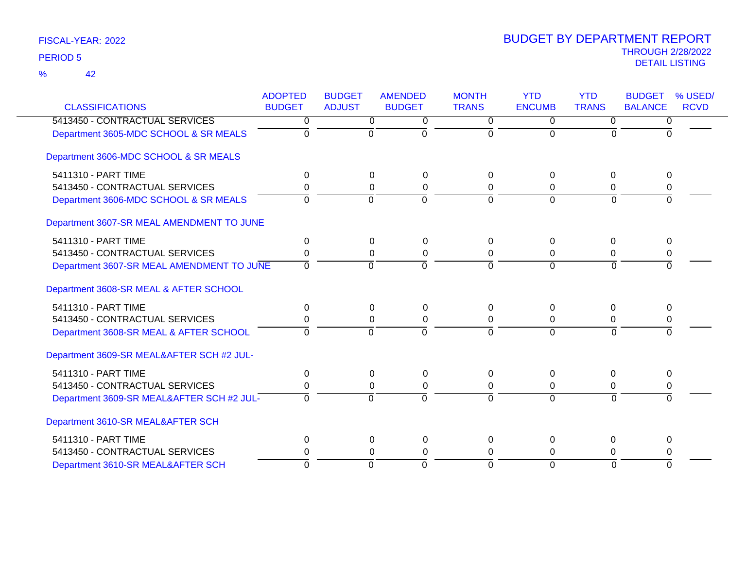FISCAL-YEAR: 2022

PERIOD 5

% 42

# BUDGET BY DEPARTMENT REPORT

THROUGH 2/28/2022

DETAIL LISTING

| CLASSIFICATIONS | ADOPTED BUDGET | BUDGET ADJUST | AMENDED BUDGET | MONTH TRANS | YTD ENCUMB | YTD TRANS | BUDGET BALANCE | % USED/ RCVD |
|---|---|---|---|---|---|---|---|---|
| 5413450 - CONTRACTUAL SERVICES | 0 | 0 | 0 | 0 | 0 | 0 | 0 | |
| Department 3605-MDC SCHOOL & SR MEALS | 0 | 0 | 0 | 0 | 0 | 0 | 0 | |
| **Department 3606-MDC SCHOOL & SR MEALS** | | | | | | | | |
| 5411310 - PART TIME | 0 | 0 | 0 | 0 | 0 | 0 | 0 | |
| 5413450 - CONTRACTUAL SERVICES | 0 | 0 | 0 | 0 | 0 | 0 | 0 | |
| Department 3606-MDC SCHOOL & SR MEALS | 0 | 0 | 0 | 0 | 0 | 0 | 0 | |
| **Department 3607-SR MEAL AMENDMENT TO JUNE** | | | | | | | | |
| 5411310 - PART TIME | 0 | 0 | 0 | 0 | 0 | 0 | 0 | |
| 5413450 - CONTRACTUAL SERVICES | 0 | 0 | 0 | 0 | 0 | 0 | 0 | |
| Department 3607-SR MEAL AMENDMENT TO JUNE | 0 | 0 | 0 | 0 | 0 | 0 | 0 | |
| **Department 3608-SR MEAL & AFTER SCHOOL** | | | | | | | | |
| 5411310 - PART TIME | 0 | 0 | 0 | 0 | 0 | 0 | 0 | |
| 5413450 - CONTRACTUAL SERVICES | 0 | 0 | 0 | 0 | 0 | 0 | 0 | |
| Department 3608-SR MEAL & AFTER SCHOOL | 0 | 0 | 0 | 0 | 0 | 0 | 0 | |
| **Department 3609-SR MEAL&AFTER SCH #2 JUL-** | | | | | | | | |
| 5411310 - PART TIME | 0 | 0 | 0 | 0 | 0 | 0 | 0 | |
| 5413450 - CONTRACTUAL SERVICES | 0 | 0 | 0 | 0 | 0 | 0 | 0 | |
| Department 3609-SR MEAL&AFTER SCH #2 JUL- | 0 | 0 | 0 | 0 | 0 | 0 | 0 | |
| **Department 3610-SR MEAL&AFTER SCH** | | | | | | | | |
| 5411310 - PART TIME | 0 | 0 | 0 | 0 | 0 | 0 | 0 | |
| 5413450 - CONTRACTUAL SERVICES | 0 | 0 | 0 | 0 | 0 | 0 | 0 | |
| Department 3610-SR MEAL&AFTER SCH | 0 | 0 | 0 | 0 | 0 | 0 | 0 | |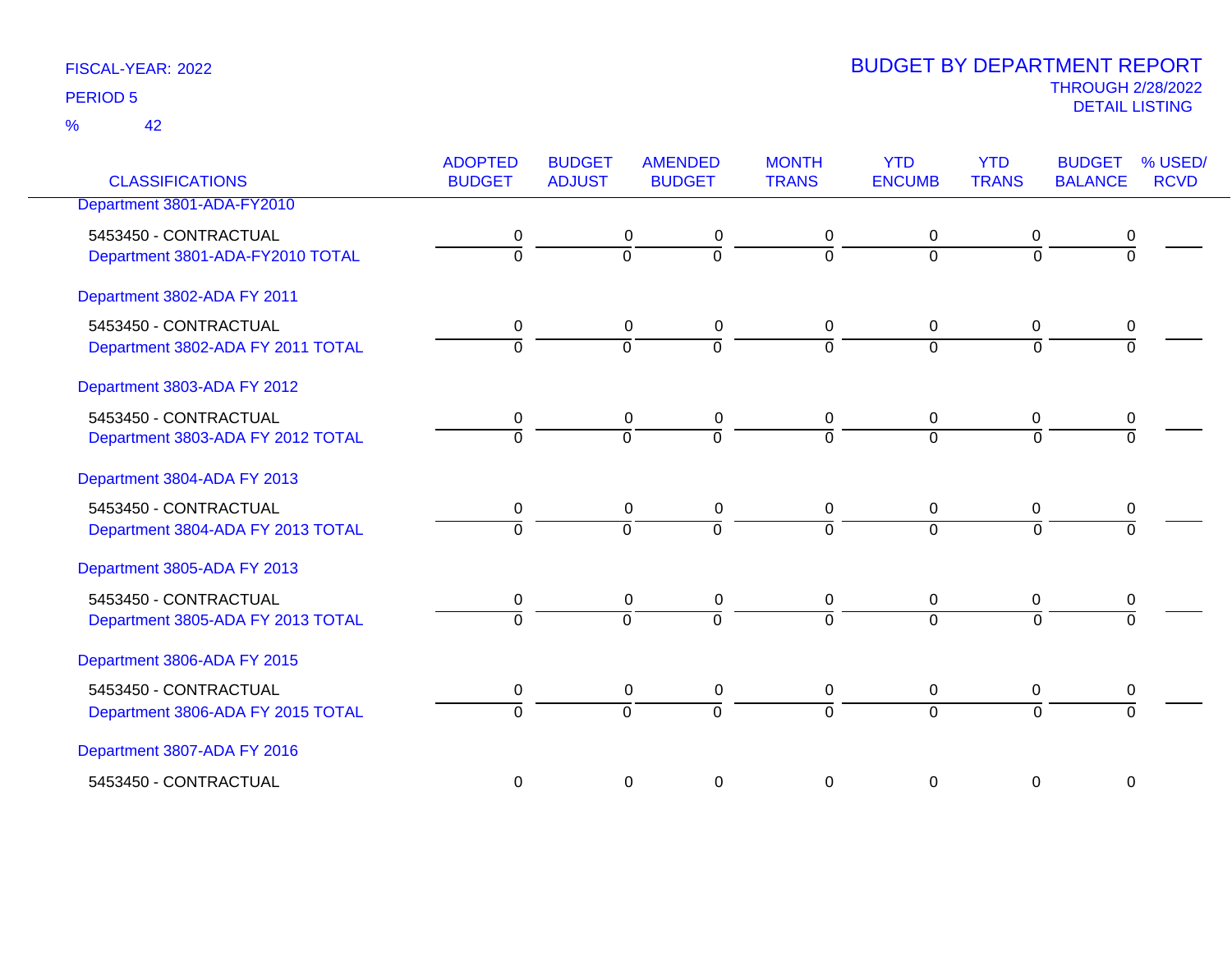FISCAL-YEAR: 2022

PERIOD 5

% 42

# BUDGET BY DEPARTMENT REPORT

THROUGH 2/28/2022

DETAIL LISTING

| CLASSIFICATIONS | ADOPTED BUDGET | BUDGET ADJUST | AMENDED BUDGET | MONTH TRANS | YTD ENCUMB | YTD TRANS | BUDGET BALANCE | % USED/ RCVD |
|---|---|---|---|---|---|---|---|---|
| Department 3801-ADA-FY2010 | | | | | | | | |
| 5453450 - CONTRACTUAL | 0 | 0 | 0 | 0 | 0 | 0 | 0 | |
| Department 3801-ADA-FY2010 TOTAL | 0 | 0 | 0 | 0 | 0 | 0 | 0 | |
| Department 3802-ADA FY 2011 | | | | | | | | |
| 5453450 - CONTRACTUAL | 0 | 0 | 0 | 0 | 0 | 0 | 0 | |
| Department 3802-ADA FY 2011 TOTAL | 0 | 0 | 0 | 0 | 0 | 0 | 0 | |
| Department 3803-ADA FY 2012 | | | | | | | | |
| 5453450 - CONTRACTUAL | 0 | 0 | 0 | 0 | 0 | 0 | 0 | |
| Department 3803-ADA FY 2012 TOTAL | 0 | 0 | 0 | 0 | 0 | 0 | 0 | |
| Department 3804-ADA FY 2013 | | | | | | | | |
| 5453450 - CONTRACTUAL | 0 | 0 | 0 | 0 | 0 | 0 | 0 | |
| Department 3804-ADA FY 2013 TOTAL | 0 | 0 | 0 | 0 | 0 | 0 | 0 | |
| Department 3805-ADA FY 2013 | | | | | | | | |
| 5453450 - CONTRACTUAL | 0 | 0 | 0 | 0 | 0 | 0 | 0 | |
| Department 3805-ADA FY 2013 TOTAL | 0 | 0 | 0 | 0 | 0 | 0 | 0 | |
| Department 3806-ADA FY 2015 | | | | | | | | |
| 5453450 - CONTRACTUAL | 0 | 0 | 0 | 0 | 0 | 0 | 0 | |
| Department 3806-ADA FY 2015 TOTAL | 0 | 0 | 0 | 0 | 0 | 0 | 0 | |
| Department 3807-ADA FY 2016 | | | | | | | | |
| 5453450 - CONTRACTUAL | 0 | 0 | 0 | 0 | 0 | 0 | 0 | |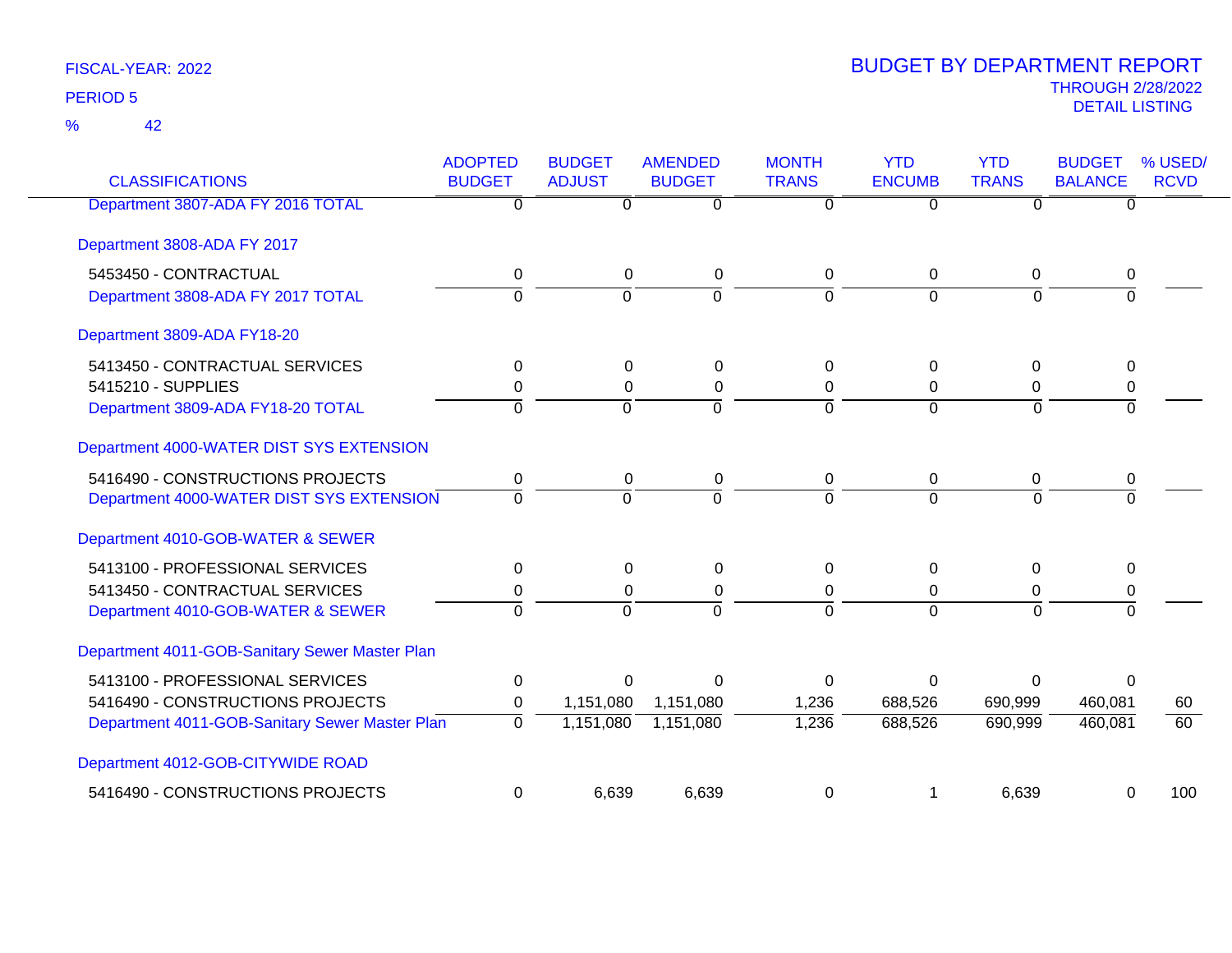FISCAL-YEAR: 2022

PERIOD 5

% 42

# BUDGET BY DEPARTMENT REPORT

THROUGH 2/28/2022

DETAIL LISTING

| CLASSIFICATIONS | ADOPTED BUDGET | BUDGET ADJUST | AMENDED BUDGET | MONTH TRANS | YTD ENCUMB | YTD TRANS | BUDGET BALANCE | % USED/ RCVD |
|---|---|---|---|---|---|---|---|---|
| Department 3807-ADA FY 2016 TOTAL | 0 | 0 | 0 | 0 | 0 | 0 | 0 | |
| Department 3808-ADA FY 2017 | | | | | | | | |
| 5453450 - CONTRACTUAL | 0 | 0 | 0 | 0 | 0 | 0 | 0 | |
| Department 3808-ADA FY 2017 TOTAL | 0 | 0 | 0 | 0 | 0 | 0 | 0 | |
| Department 3809-ADA FY18-20 | | | | | | | | |
| 5413450 - CONTRACTUAL SERVICES | 0 | 0 | 0 | 0 | 0 | 0 | 0 | |
| 5415210 - SUPPLIES | 0 | 0 | 0 | 0 | 0 | 0 | 0 | |
| Department 3809-ADA FY18-20 TOTAL | 0 | 0 | 0 | 0 | 0 | 0 | 0 | |
| Department 4000-WATER DIST SYS EXTENSION | | | | | | | | |
| 5416490 - CONSTRUCTIONS PROJECTS | 0 | 0 | 0 | 0 | 0 | 0 | 0 | |
| Department 4000-WATER DIST SYS EXTENSION | 0 | 0 | 0 | 0 | 0 | 0 | 0 | |
| Department 4010-GOB-WATER & SEWER | | | | | | | | |
| 5413100 - PROFESSIONAL SERVICES | 0 | 0 | 0 | 0 | 0 | 0 | 0 | |
| 5413450 - CONTRACTUAL SERVICES | 0 | 0 | 0 | 0 | 0 | 0 | 0 | |
| Department 4010-GOB-WATER & SEWER | 0 | 0 | 0 | 0 | 0 | 0 | 0 | |
| Department 4011-GOB-Sanitary Sewer Master Plan | | | | | | | | |
| 5413100 - PROFESSIONAL SERVICES | 0 | 0 | 0 | 0 | 0 | 0 | 0 | |
| 5416490 - CONSTRUCTIONS PROJECTS | 0 | 1,151,080 | 1,151,080 | 1,236 | 688,526 | 690,999 | 460,081 | 60 |
| Department 4011-GOB-Sanitary Sewer Master Plan | 0 | 1,151,080 | 1,151,080 | 1,236 | 688,526 | 690,999 | 460,081 | 60 |
| Department 4012-GOB-CITYWIDE ROAD | | | | | | | | |
| 5416490 - CONSTRUCTIONS PROJECTS | 0 | 6,639 | 6,639 | 0 | 1 | 6,639 | 0 | 100 |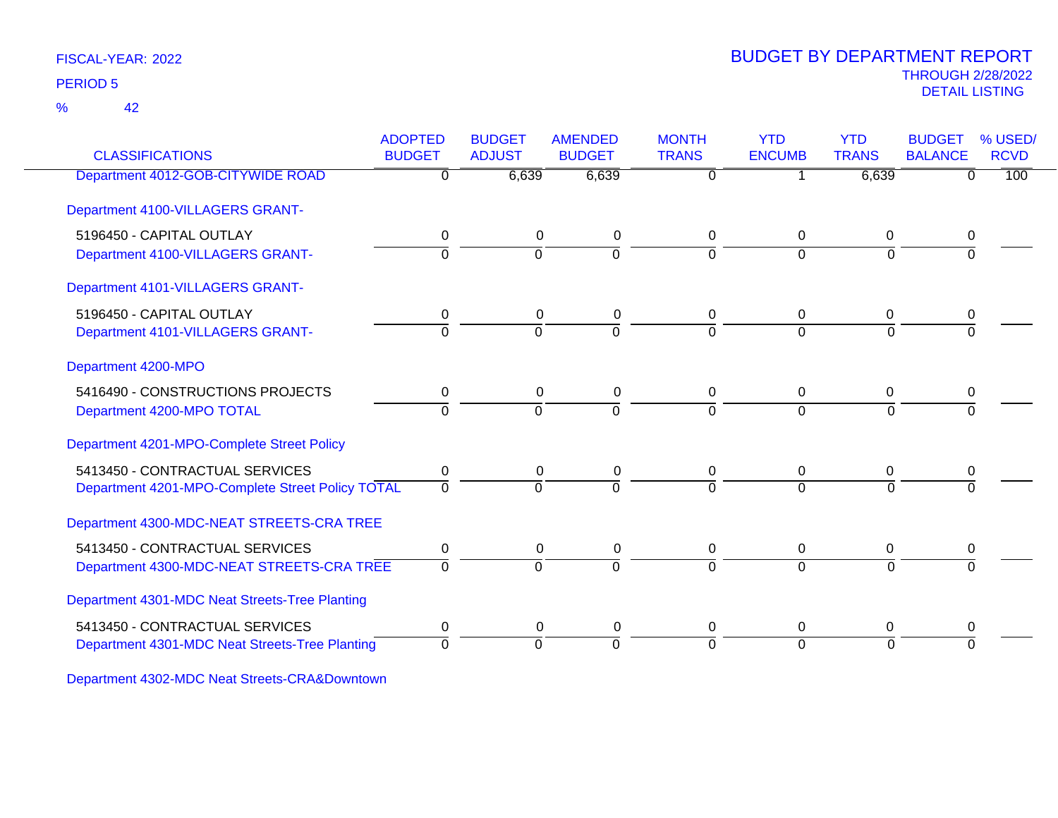FISCAL-YEAR: 2022

PERIOD 5

% 42

# BUDGET BY DEPARTMENT REPORT

THROUGH 2/28/2022

DETAIL LISTING

| CLASSIFICATIONS | ADOPTED BUDGET | BUDGET ADJUST | AMENDED BUDGET | MONTH TRANS | YTD ENCUMB | YTD TRANS | BUDGET BALANCE | % USED/ RCVD |
|---|---|---|---|---|---|---|---|---|
| Department 4012-GOB-CITYWIDE ROAD | 0 | 6,639 | 6,639 | 0 | 1 | 6,639 | 0 | 100 |
| Department 4100-VILLAGERS GRANT- | | | | | | | | |
| 5196450 - CAPITAL OUTLAY | 0 | 0 | 0 | 0 | 0 | 0 | 0 | |
| Department 4100-VILLAGERS GRANT- | 0 | 0 | 0 | 0 | 0 | 0 | 0 | |
| Department 4101-VILLAGERS GRANT- | | | | | | | | |
| 5196450 - CAPITAL OUTLAY | 0 | 0 | 0 | 0 | 0 | 0 | 0 | |
| Department 4101-VILLAGERS GRANT- | 0 | 0 | 0 | 0 | 0 | 0 | 0 | |
| Department 4200-MPO | | | | | | | | |
| 5416490 - CONSTRUCTIONS PROJECTS | 0 | 0 | 0 | 0 | 0 | 0 | 0 | |
| Department 4200-MPO TOTAL | 0 | 0 | 0 | 0 | 0 | 0 | 0 | |
| Department 4201-MPO-Complete Street Policy | | | | | | | | |
| 5413450 - CONTRACTUAL SERVICES | 0 | 0 | 0 | 0 | 0 | 0 | 0 | |
| Department 4201-MPO-Complete Street Policy TOTAL | 0 | 0 | 0 | 0 | 0 | 0 | 0 | |
| Department 4300-MDC-NEAT STREETS-CRA TREE | | | | | | | | |
| 5413450 - CONTRACTUAL SERVICES | 0 | 0 | 0 | 0 | 0 | 0 | 0 | |
| Department 4300-MDC-NEAT STREETS-CRA TREE | 0 | 0 | 0 | 0 | 0 | 0 | 0 | |
| Department 4301-MDC Neat Streets-Tree Planting | | | | | | | | |
| 5413450 - CONTRACTUAL SERVICES | 0 | 0 | 0 | 0 | 0 | 0 | 0 | |
| Department 4301-MDC Neat Streets-Tree Planting | 0 | 0 | 0 | 0 | 0 | 0 | 0 | |
| Department 4302-MDC Neat Streets-CRA&Downtown | | | | | | | | |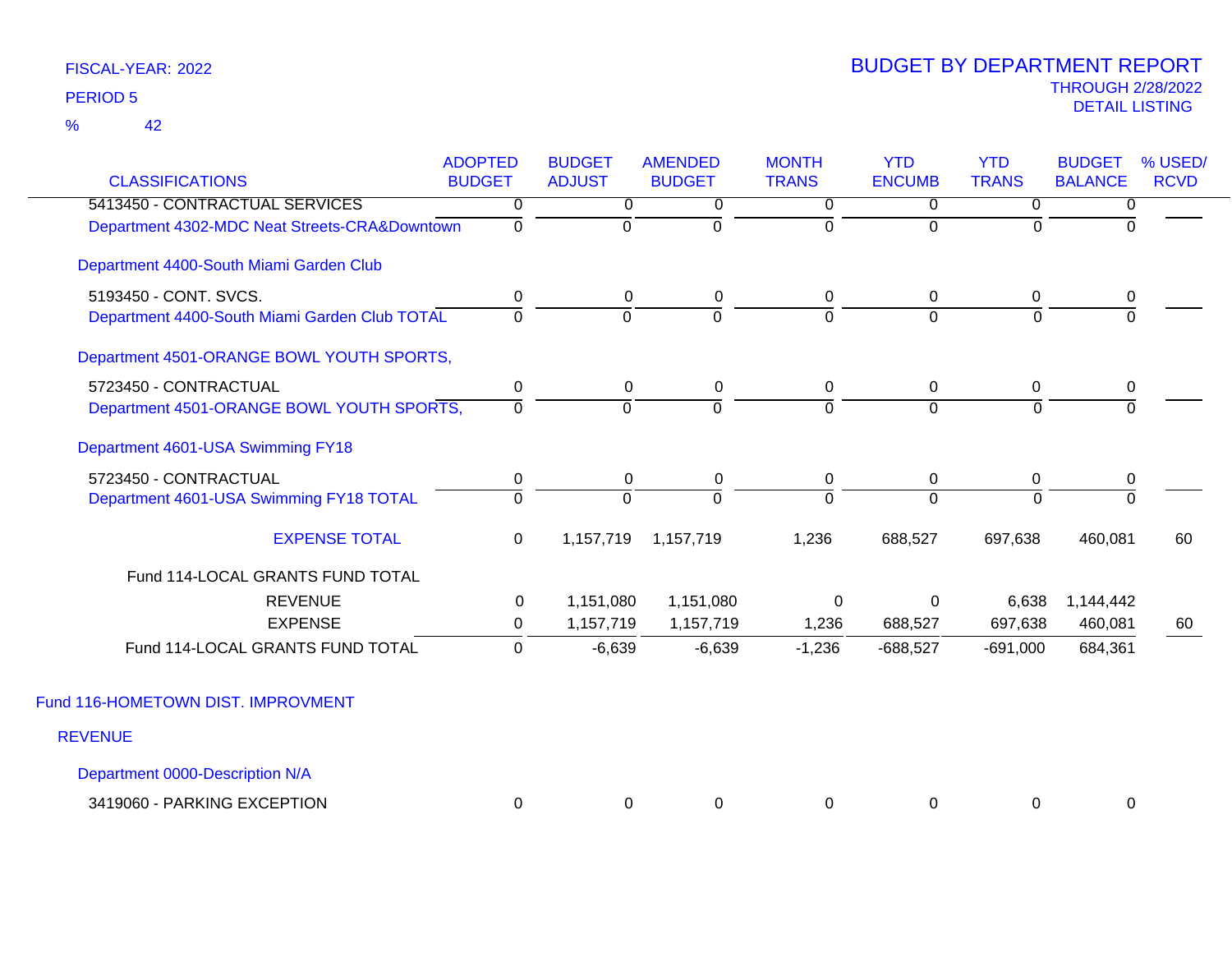FISCAL-YEAR: 2022

PERIOD 5

% 42

# BUDGET BY DEPARTMENT REPORT

THROUGH 2/28/2022

DETAIL LISTING

| CLASSIFICATIONS | ADOPTED BUDGET | BUDGET ADJUST | AMENDED BUDGET | MONTH TRANS | YTD ENCUMB | YTD TRANS | BUDGET BALANCE | % USED/ RCVD |
|---|---|---|---|---|---|---|---|---|
| 5413450 - CONTRACTUAL SERVICES | 0 | 0 | 0 | 0 | 0 | 0 | 0 | |
| Department 4302-MDC Neat Streets-CRA&Downtown | 0 | 0 | 0 | 0 | 0 | 0 | 0 | |
| Department 4400-South Miami Garden Club | | | | | | | | |
| 5193450 - CONT. SVCS. | 0 | 0 | 0 | 0 | 0 | 0 | 0 | |
| Department 4400-South Miami Garden Club TOTAL | 0 | 0 | 0 | 0 | 0 | 0 | 0 | |
| Department 4501-ORANGE BOWL YOUTH SPORTS, | | | | | | | | |
| 5723450 - CONTRACTUAL | 0 | 0 | 0 | 0 | 0 | 0 | 0 | |
| Department 4501-ORANGE BOWL YOUTH SPORTS, | 0 | 0 | 0 | 0 | 0 | 0 | 0 | |
| Department 4601-USA Swimming FY18 | | | | | | | | |
| 5723450 - CONTRACTUAL | 0 | 0 | 0 | 0 | 0 | 0 | 0 | |
| Department 4601-USA Swimming FY18 TOTAL | 0 | 0 | 0 | 0 | 0 | 0 | 0 | |
| EXPENSE TOTAL | 0 | 1,157,719 | 1,157,719 | 1,236 | 688,527 | 697,638 | 460,081 | 60 |
| Fund 114-LOCAL GRANTS FUND TOTAL | | | | | | | | |
| REVENUE | 0 | 1,151,080 | 1,151,080 | 0 | 0 | 6,638 | 1,144,442 | |
| EXPENSE | 0 | 1,157,719 | 1,157,719 | 1,236 | 688,527 | 697,638 | 460,081 | 60 |
| Fund 114-LOCAL GRANTS FUND TOTAL | 0 | -6,639 | -6,639 | -1,236 | -688,527 | -691,000 | 684,361 | |

## Fund 116-HOMETOWN DIST. IMPROVMENT

### REVENUE

Department 0000-Description N/A

| CLASSIFICATIONS | ADOPTED BUDGET | BUDGET ADJUST | AMENDED BUDGET | MONTH TRANS | YTD ENCUMB | YTD TRANS | BUDGET BALANCE | % USED/ RCVD |
|---|---|---|---|---|---|---|---|---|
| 3419060 - PARKING EXCEPTION | 0 | 0 | 0 | 0 | 0 | 0 | 0 | |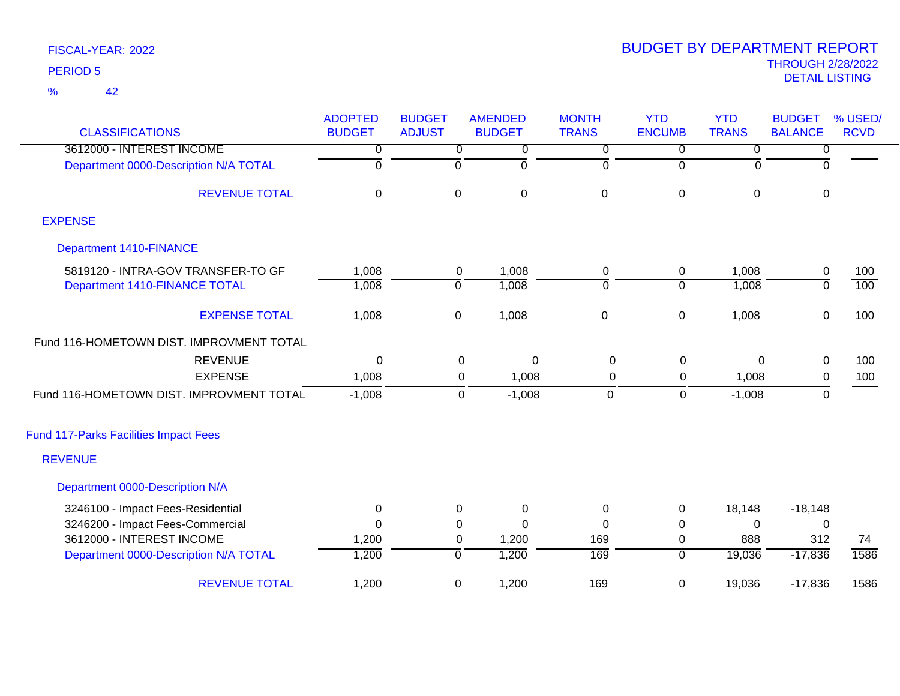FISCAL-YEAR: 2022

PERIOD 5

% 42

# BUDGET BY DEPARTMENT REPORT

THROUGH 2/28/2022

DETAIL LISTING

| CLASSIFICATIONS | ADOPTED BUDGET | BUDGET ADJUST | AMENDED BUDGET | MONTH TRANS | YTD ENCUMB | YTD TRANS | BUDGET BALANCE | % USED/ RCVD |
|---|---|---|---|---|---|---|---|---|
| 3612000 - INTEREST INCOME | 0 | 0 | 0 | 0 | 0 | 0 | 0 | |
| Department 0000-Description N/A TOTAL | 0 | 0 | 0 | 0 | 0 | 0 | 0 | |
| REVENUE TOTAL | 0 | 0 | 0 | 0 | 0 | 0 | 0 | |
| EXPENSE | | | | | | | | |
| Department 1410-FINANCE | | | | | | | | |
| 5819120 - INTRA-GOV TRANSFER-TO GF | 1,008 | 0 | 1,008 | 0 | 0 | 1,008 | 0 | 100 |
| Department 1410-FINANCE TOTAL | 1,008 | 0 | 1,008 | 0 | 0 | 1,008 | 0 | 100 |
| EXPENSE TOTAL | 1,008 | 0 | 1,008 | 0 | 0 | 1,008 | 0 | 100 |
| Fund 116-HOMETOWN DIST. IMPROVMENT TOTAL | | | | | | | | |
| REVENUE | 0 | 0 | 0 | 0 | 0 | 0 | 0 | 100 |
| EXPENSE | 1,008 | 0 | 1,008 | 0 | 0 | 1,008 | 0 | 100 |
| Fund 116-HOMETOWN DIST. IMPROVMENT TOTAL | -1,008 | 0 | -1,008 | 0 | 0 | -1,008 | 0 | |
| Fund 117-Parks Facilities Impact Fees | | | | | | | | |
| REVENUE | | | | | | | | |
| Department 0000-Description N/A | | | | | | | | |
| 3246100 - Impact Fees-Residential | 0 | 0 | 0 | 0 | 0 | 18,148 | -18,148 | |
| 3246200 - Impact Fees-Commercial | 0 | 0 | 0 | 0 | 0 | 0 | 0 | |
| 3612000 - INTEREST INCOME | 1,200 | 0 | 1,200 | 169 | 0 | 888 | 312 | 74 |
| Department 0000-Description N/A TOTAL | 1,200 | 0 | 1,200 | 169 | 0 | 19,036 | -17,836 | 1586 |
| REVENUE TOTAL | 1,200 | 0 | 1,200 | 169 | 0 | 19,036 | -17,836 | 1586 |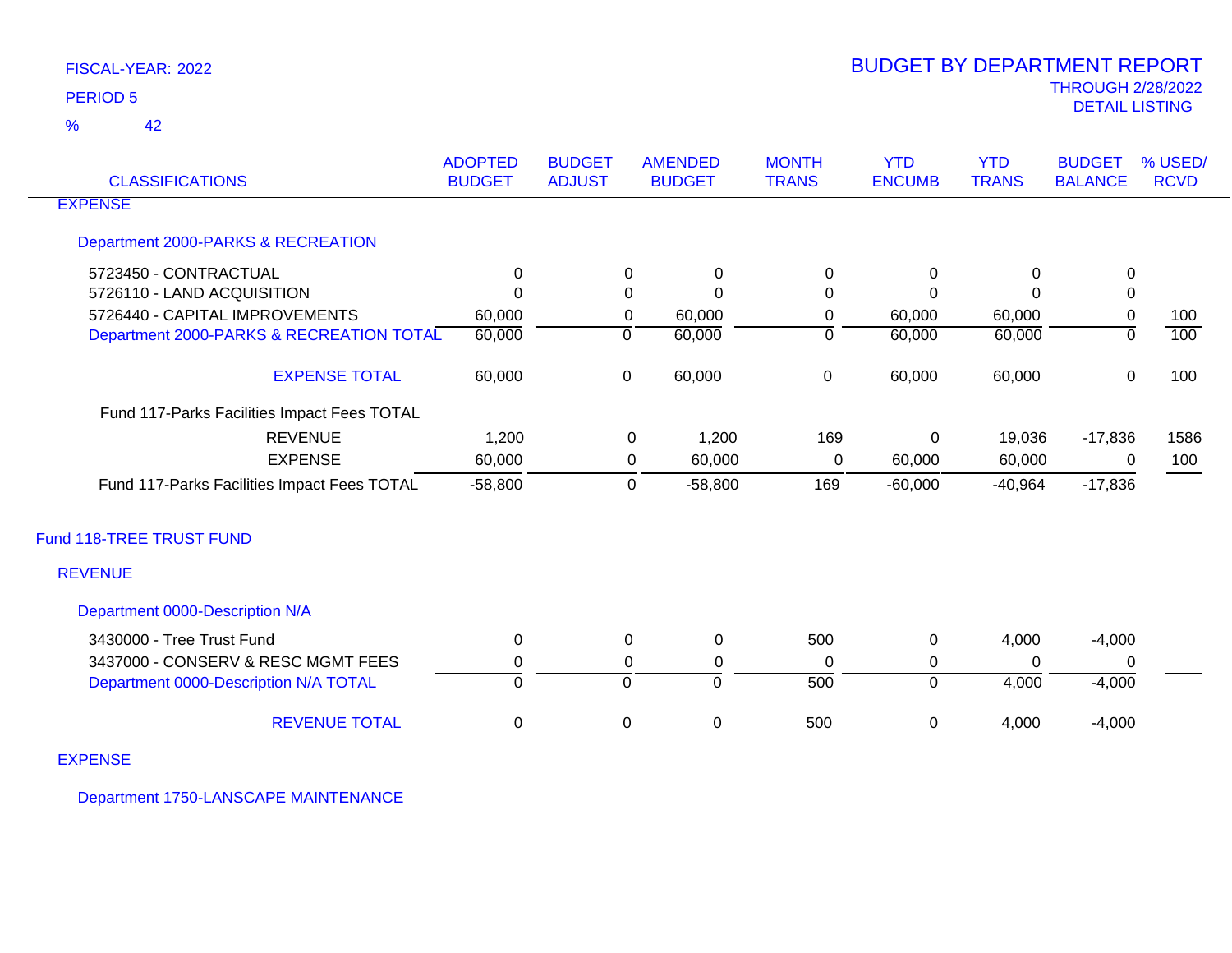FISCAL-YEAR: 2022

PERIOD 5

% 42

# BUDGET BY DEPARTMENT REPORT

THROUGH 2/28/2022

DETAIL LISTING

| CLASSIFICATIONS | ADOPTED BUDGET | BUDGET ADJUST | AMENDED BUDGET | MONTH TRANS | YTD ENCUMB | YTD TRANS | BUDGET BALANCE | % USED/ RCVD |
|---|---|---|---|---|---|---|---|---|
| EXPENSE | | | | | | | | |
| Department 2000-PARKS & RECREATION | | | | | | | | |
| 5723450 - CONTRACTUAL | 0 | 0 | 0 | 0 | 0 | 0 | 0 | |
| 5726110 - LAND ACQUISITION | 0 | 0 | 0 | 0 | 0 | 0 | 0 | |
| 5726440 - CAPITAL IMPROVEMENTS | 60,000 | 0 | 60,000 | 0 | 60,000 | 60,000 | 0 | 100 |
| Department 2000-PARKS & RECREATION TOTAL | 60,000 | 0 | 60,000 | 0 | 60,000 | 60,000 | 0 | 100 |
| EXPENSE TOTAL | 60,000 | 0 | 60,000 | 0 | 60,000 | 60,000 | 0 | 100 |
| Fund 117-Parks Facilities Impact Fees TOTAL | | | | | | | | |
| REVENUE | 1,200 | 0 | 1,200 | 169 | 0 | 19,036 | -17,836 | 1586 |
| EXPENSE | 60,000 | 0 | 60,000 | 0 | 60,000 | 60,000 | 0 | 100 |
| Fund 117-Parks Facilities Impact Fees TOTAL | -58,800 | 0 | -58,800 | 169 | -60,000 | -40,964 | -17,836 | |
| Fund 118-TREE TRUST FUND | | | | | | | | |
| REVENUE | | | | | | | | |
| Department 0000-Description N/A | | | | | | | | |
| 3430000 - Tree Trust Fund | 0 | 0 | 0 | 500 | 0 | 4,000 | -4,000 | |
| 3437000 - CONSERV & RESC MGMT FEES | 0 | 0 | 0 | 0 | 0 | 0 | 0 | |
| Department 0000-Description N/A TOTAL | 0 | 0 | 0 | 500 | 0 | 4,000 | -4,000 | |
| REVENUE TOTAL | 0 | 0 | 0 | 500 | 0 | 4,000 | -4,000 | |
| EXPENSE | | | | | | | | |
| Department 1750-LANSCAPE MAINTENANCE | | | | | | | | |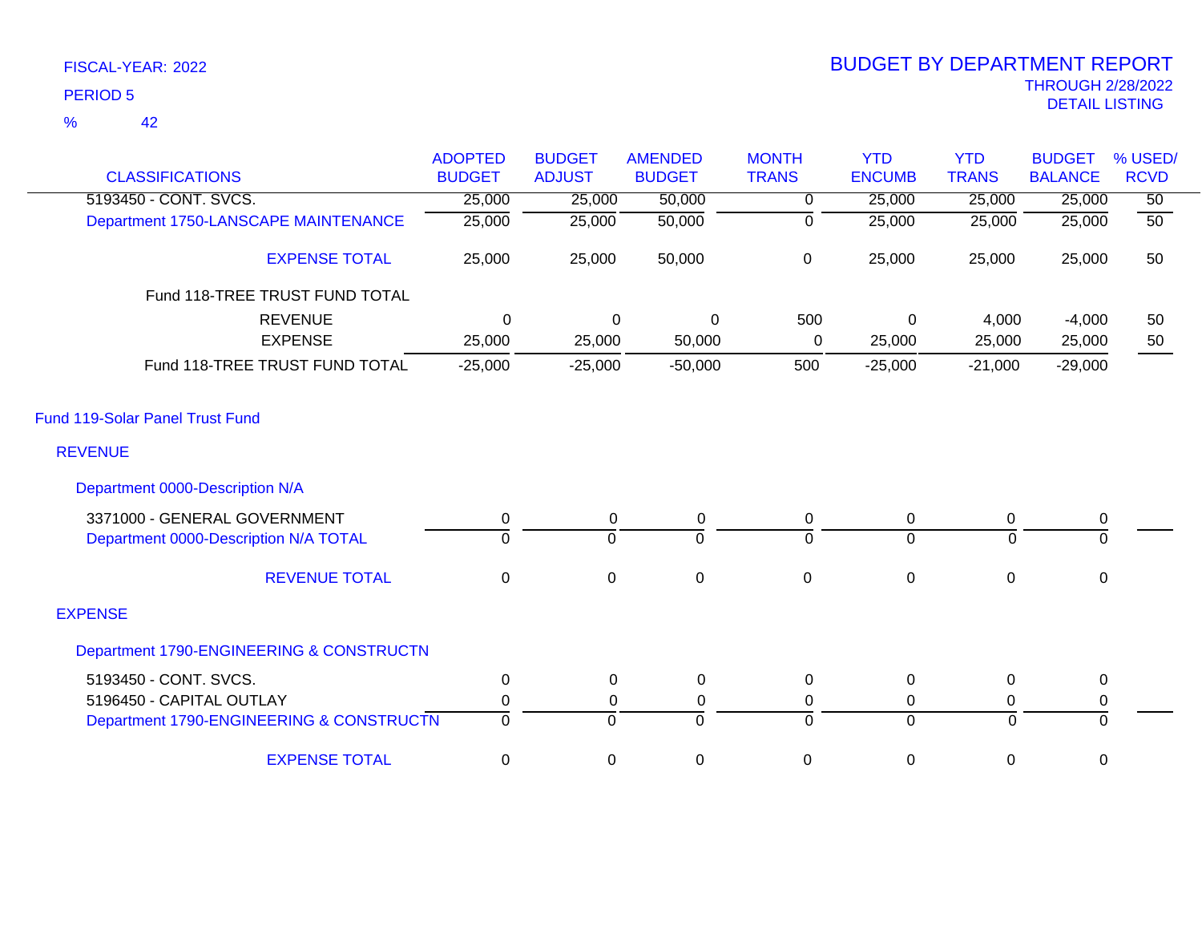FISCAL-YEAR: 2022
PERIOD 5
% 42

# BUDGET BY DEPARTMENT REPORT
THROUGH 2/28/2022
DETAIL LISTING

| CLASSIFICATIONS | ADOPTED BUDGET | BUDGET ADJUST | AMENDED BUDGET | MONTH TRANS | YTD ENCUMB | YTD TRANS | BUDGET BALANCE | % USED/ RCVD |
|---|---|---|---|---|---|---|---|---|
| 5193450 - CONT. SVCS. | 25,000 | 25,000 | 50,000 | 0 | 25,000 | 25,000 | 25,000 | 50 |
| Department 1750-LANSCAPE MAINTENANCE | 25,000 | 25,000 | 50,000 | 0 | 25,000 | 25,000 | 25,000 | 50 |
| EXPENSE TOTAL | 25,000 | 25,000 | 50,000 | 0 | 25,000 | 25,000 | 25,000 | 50 |
| Fund 118-TREE TRUST FUND TOTAL | | | | | | | | |
| REVENUE | 0 | 0 | 0 | 500 | 0 | 4,000 | -4,000 | 50 |
| EXPENSE | 25,000 | 25,000 | 50,000 | 0 | 25,000 | 25,000 | 25,000 | 50 |
| Fund 118-TREE TRUST FUND TOTAL | -25,000 | -25,000 | -50,000 | 500 | -25,000 | -21,000 | -29,000 | |
| **Fund 119-Solar Panel Trust Fund** | | | | | | | | |
| **REVENUE** | | | | | | | | |
| Department 0000-Description N/A | | | | | | | | |
| 3371000 - GENERAL GOVERNMENT | 0 | 0 | 0 | 0 | 0 | 0 | 0 | |
| Department 0000-Description N/A TOTAL | 0 | 0 | 0 | 0 | 0 | 0 | 0 | |
| REVENUE TOTAL | 0 | 0 | 0 | 0 | 0 | 0 | 0 | |
| **EXPENSE** | | | | | | | | |
| Department 1790-ENGINEERING & CONSTRUCTN | | | | | | | | |
| 5193450 - CONT. SVCS. | 0 | 0 | 0 | 0 | 0 | 0 | 0 | |
| 5196450 - CAPITAL OUTLAY | 0 | 0 | 0 | 0 | 0 | 0 | 0 | |
| Department 1790-ENGINEERING & CONSTRUCTN | 0 | 0 | 0 | 0 | 0 | 0 | 0 | |
| EXPENSE TOTAL | 0 | 0 | 0 | 0 | 0 | 0 | 0 | |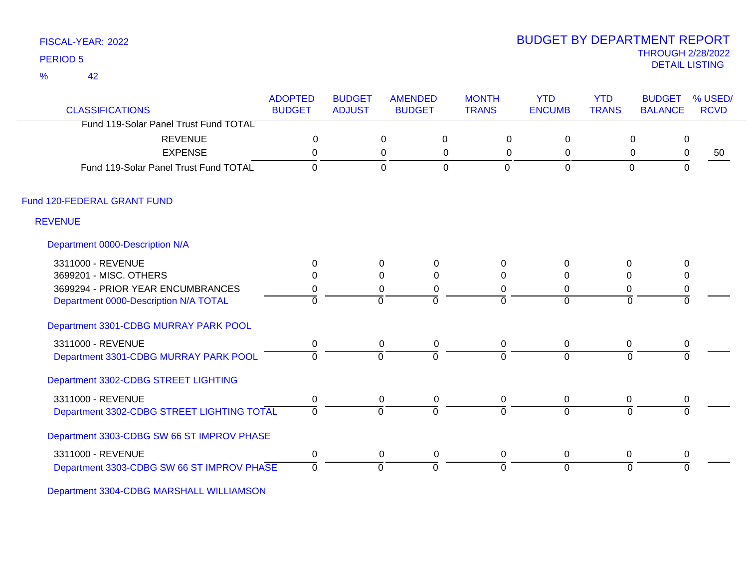FISCAL-YEAR: 2022

PERIOD 5

% 42

# BUDGET BY DEPARTMENT REPORT

THROUGH 2/28/2022

DETAIL LISTING

| CLASSIFICATIONS | ADOPTED BUDGET | BUDGET ADJUST | AMENDED BUDGET | MONTH TRANS | YTD ENCUMB | YTD TRANS | BUDGET BALANCE | % USED/ RCVD |
|---|---|---|---|---|---|---|---|---|
| Fund 119-Solar Panel Trust Fund TOTAL | | | | | | | | |
| REVENUE | 0 | 0 | 0 | 0 | 0 | 0 | 0 | |
| EXPENSE | 0 | 0 | 0 | 0 | 0 | 0 | 0 | 50 |
| Fund 119-Solar Panel Trust Fund TOTAL | 0 | 0 | 0 | 0 | 0 | 0 | 0 | |
| **Fund 120-FEDERAL GRANT FUND** | | | | | | | | |
| **REVENUE** | | | | | | | | |
| **Department 0000-Description N/A** | | | | | | | | |
| 3311000 - REVENUE | 0 | 0 | 0 | 0 | 0 | 0 | 0 | |
| 3699201 - MISC. OTHERS | 0 | 0 | 0 | 0 | 0 | 0 | 0 | |
| 3699294 - PRIOR YEAR ENCUMBRANCES | 0 | 0 | 0 | 0 | 0 | 0 | 0 | |
| Department 0000-Description N/A TOTAL | 0 | 0 | 0 | 0 | 0 | 0 | 0 | |
| **Department 3301-CDBG MURRAY PARK POOL** | | | | | | | | |
| 3311000 - REVENUE | 0 | 0 | 0 | 0 | 0 | 0 | 0 | |
| Department 3301-CDBG MURRAY PARK POOL | 0 | 0 | 0 | 0 | 0 | 0 | 0 | |
| **Department 3302-CDBG STREET LIGHTING** | | | | | | | | |
| 3311000 - REVENUE | 0 | 0 | 0 | 0 | 0 | 0 | 0 | |
| Department 3302-CDBG STREET LIGHTING TOTAL | 0 | 0 | 0 | 0 | 0 | 0 | 0 | |
| **Department 3303-CDBG SW 66 ST IMPROV PHASE** | | | | | | | | |
| 3311000 - REVENUE | 0 | 0 | 0 | 0 | 0 | 0 | 0 | |
| Department 3303-CDBG SW 66 ST IMPROV PHASE | 0 | 0 | 0 | 0 | 0 | 0 | 0 | |
| **Department 3304-CDBG MARSHALL WILLIAMSON** | | | | | | | | |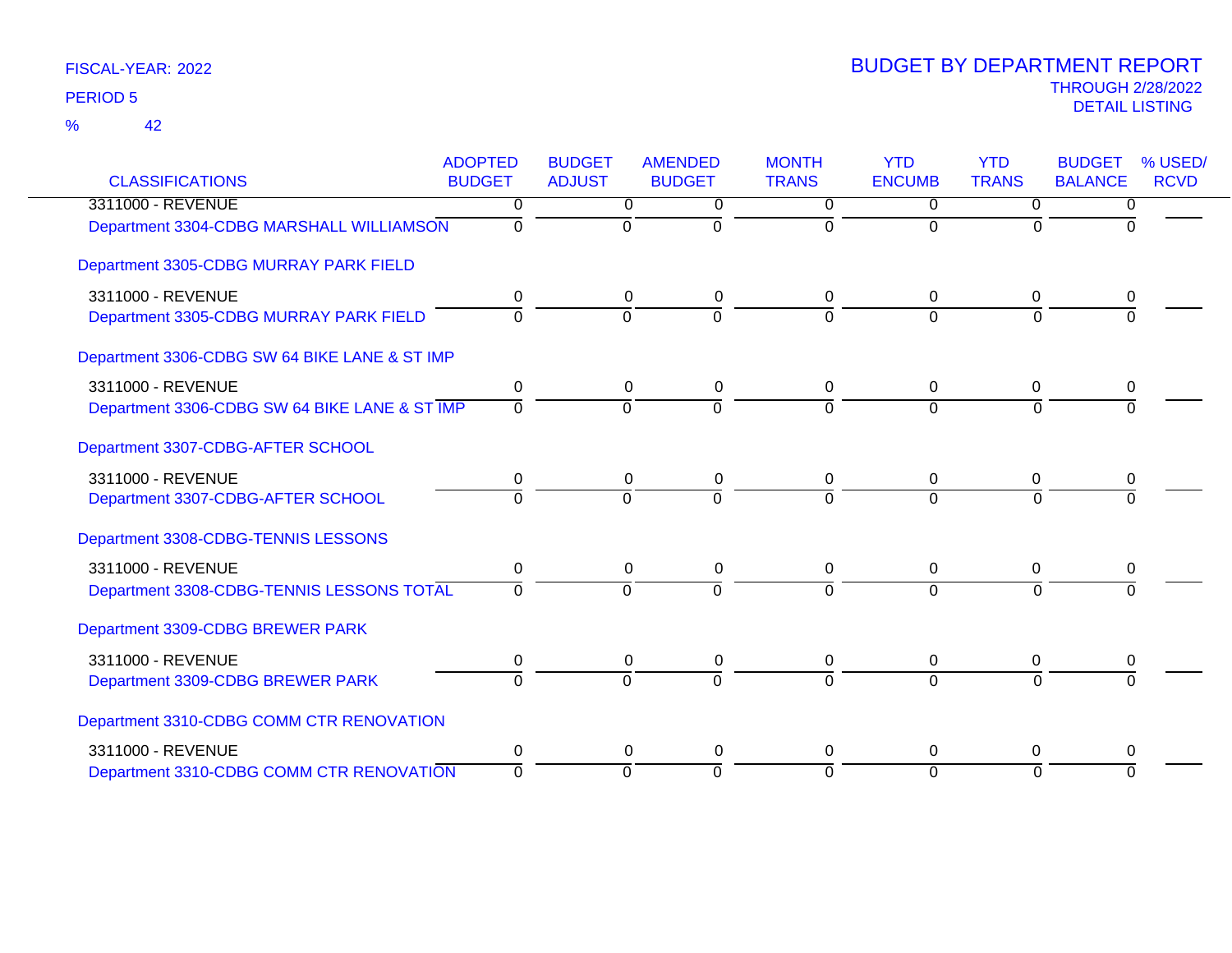FISCAL-YEAR: 2022

PERIOD 5

% 42

# BUDGET BY DEPARTMENT REPORT

THROUGH 2/28/2022

DETAIL LISTING

| CLASSIFICATIONS | ADOPTED BUDGET | BUDGET ADJUST | AMENDED BUDGET | MONTH TRANS | YTD ENCUMB | YTD TRANS | BUDGET BALANCE | % USED/ RCVD |
|---|---|---|---|---|---|---|---|---|
| 3311000 - REVENUE | 0 | 0 | 0 | 0 | 0 | 0 | 0 | |
| Department 3304-CDBG MARSHALL WILLIAMSON | 0 | 0 | 0 | 0 | 0 | 0 | 0 | |
| **Department 3305-CDBG MURRAY PARK FIELD** | | | | | | | | |
| 3311000 - REVENUE | 0 | 0 | 0 | 0 | 0 | 0 | 0 | |
| Department 3305-CDBG MURRAY PARK FIELD | 0 | 0 | 0 | 0 | 0 | 0 | 0 | |
| **Department 3306-CDBG SW 64 BIKE LANE & ST IMP** | | | | | | | | |
| 3311000 - REVENUE | 0 | 0 | 0 | 0 | 0 | 0 | 0 | |
| Department 3306-CDBG SW 64 BIKE LANE & ST IMP | 0 | 0 | 0 | 0 | 0 | 0 | 0 | |
| **Department 3307-CDBG-AFTER SCHOOL** | | | | | | | | |
| 3311000 - REVENUE | 0 | 0 | 0 | 0 | 0 | 0 | 0 | |
| Department 3307-CDBG-AFTER SCHOOL | 0 | 0 | 0 | 0 | 0 | 0 | 0 | |
| **Department 3308-CDBG-TENNIS LESSONS** | | | | | | | | |
| 3311000 - REVENUE | 0 | 0 | 0 | 0 | 0 | 0 | 0 | |
| Department 3308-CDBG-TENNIS LESSONS TOTAL | 0 | 0 | 0 | 0 | 0 | 0 | 0 | |
| **Department 3309-CDBG BREWER PARK** | | | | | | | | |
| 3311000 - REVENUE | 0 | 0 | 0 | 0 | 0 | 0 | 0 | |
| Department 3309-CDBG BREWER PARK | 0 | 0 | 0 | 0 | 0 | 0 | 0 | |
| **Department 3310-CDBG COMM CTR RENOVATION** | | | | | | | | |
| 3311000 - REVENUE | 0 | 0 | 0 | 0 | 0 | 0 | 0 | |
| Department 3310-CDBG COMM CTR RENOVATION | 0 | 0 | 0 | 0 | 0 | 0 | 0 | |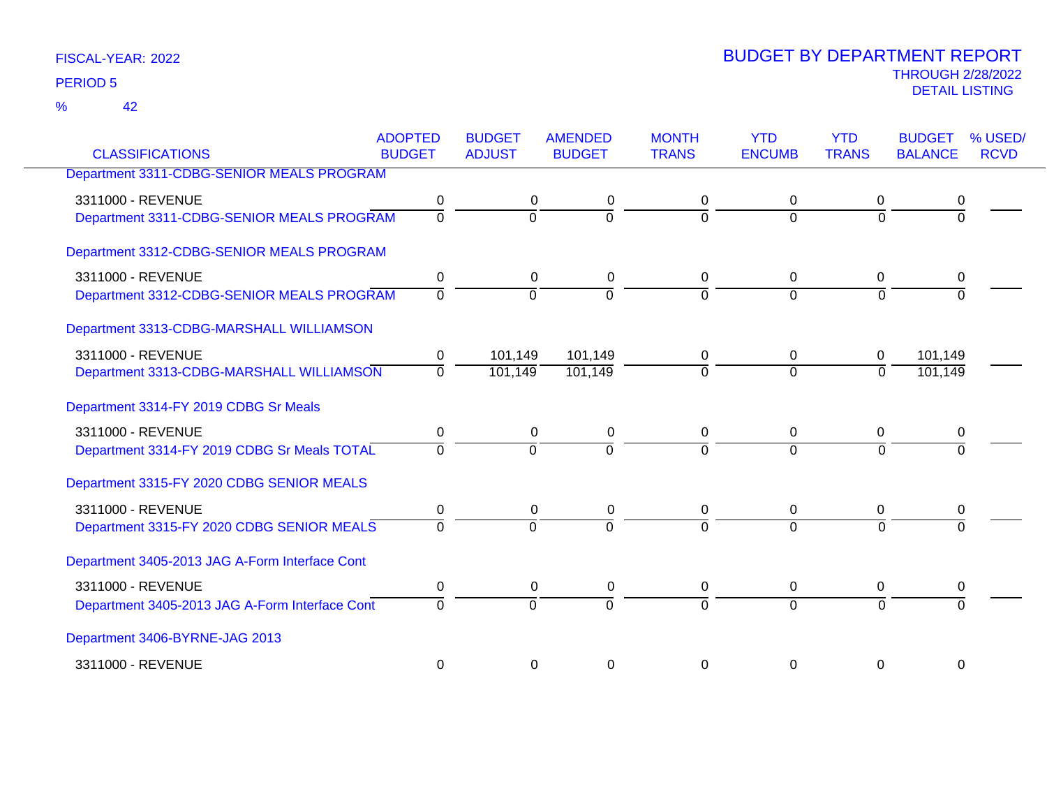FISCAL-YEAR: 2022

PERIOD 5

% 42

# BUDGET BY DEPARTMENT REPORT

THROUGH 2/28/2022

DETAIL LISTING

| CLASSIFICATIONS | ADOPTED BUDGET | BUDGET ADJUST | AMENDED BUDGET | MONTH TRANS | YTD ENCUMB | YTD TRANS | BUDGET BALANCE | % USED/ RCVD |
|---|---|---|---|---|---|---|---|---|
| Department 3311-CDBG-SENIOR MEALS PROGRAM | | | | | | | | |
| 3311000 - REVENUE | 0 | 0 | 0 | 0 | 0 | 0 | 0 | |
| Department 3311-CDBG-SENIOR MEALS PROGRAM | 0 | 0 | 0 | 0 | 0 | 0 | 0 | |
| Department 3312-CDBG-SENIOR MEALS PROGRAM | | | | | | | | |
| 3311000 - REVENUE | 0 | 0 | 0 | 0 | 0 | 0 | 0 | |
| Department 3312-CDBG-SENIOR MEALS PROGRAM | 0 | 0 | 0 | 0 | 0 | 0 | 0 | |
| Department 3313-CDBG-MARSHALL WILLIAMSON | | | | | | | | |
| 3311000 - REVENUE | 0 | 101,149 | 101,149 | 0 | 0 | 0 | 101,149 | |
| Department 3313-CDBG-MARSHALL WILLIAMSON | 0 | 101,149 | 101,149 | 0 | 0 | 0 | 101,149 | |
| Department 3314-FY 2019 CDBG Sr Meals | | | | | | | | |
| 3311000 - REVENUE | 0 | 0 | 0 | 0 | 0 | 0 | 0 | |
| Department 3314-FY 2019 CDBG Sr Meals TOTAL | 0 | 0 | 0 | 0 | 0 | 0 | 0 | |
| Department 3315-FY 2020 CDBG SENIOR MEALS | | | | | | | | |
| 3311000 - REVENUE | 0 | 0 | 0 | 0 | 0 | 0 | 0 | |
| Department 3315-FY 2020 CDBG SENIOR MEALS | 0 | 0 | 0 | 0 | 0 | 0 | 0 | |
| Department 3405-2013 JAG A-Form Interface Cont | | | | | | | | |
| 3311000 - REVENUE | 0 | 0 | 0 | 0 | 0 | 0 | 0 | |
| Department 3405-2013 JAG A-Form Interface Cont | 0 | 0 | 0 | 0 | 0 | 0 | 0 | |
| Department 3406-BYRNE-JAG 2013 | | | | | | | | |
| 3311000 - REVENUE | 0 | 0 | 0 | 0 | 0 | 0 | 0 | |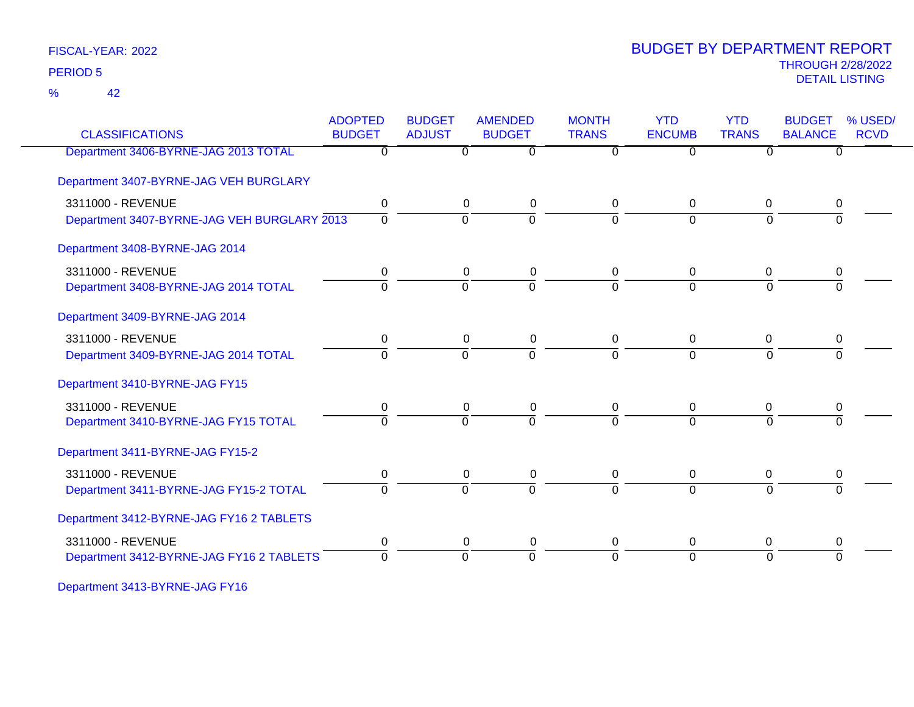FISCAL-YEAR: 2022

PERIOD 5

% 42

# BUDGET BY DEPARTMENT REPORT

THROUGH 2/28/2022

DETAIL LISTING

| CLASSIFICATIONS | ADOPTED BUDGET | BUDGET ADJUST | AMENDED BUDGET | MONTH TRANS | YTD ENCUMB | YTD TRANS | BUDGET BALANCE | % USED/ RCVD |
|---|---|---|---|---|---|---|---|---|
| Department 3406-BYRNE-JAG 2013 TOTAL | 0 | 0 | 0 | 0 | 0 | 0 | 0 | |
| **Department 3407-BYRNE-JAG VEH BURGLARY** | | | | | | | | |
| 3311000 - REVENUE | 0 | 0 | 0 | 0 | 0 | 0 | 0 | |
| Department 3407-BYRNE-JAG VEH BURGLARY 2013 | 0 | 0 | 0 | 0 | 0 | 0 | 0 | |
| **Department 3408-BYRNE-JAG 2014** | | | | | | | | |
| 3311000 - REVENUE | 0 | 0 | 0 | 0 | 0 | 0 | 0 | |
| Department 3408-BYRNE-JAG 2014 TOTAL | 0 | 0 | 0 | 0 | 0 | 0 | 0 | |
| **Department 3409-BYRNE-JAG 2014** | | | | | | | | |
| 3311000 - REVENUE | 0 | 0 | 0 | 0 | 0 | 0 | 0 | |
| Department 3409-BYRNE-JAG 2014 TOTAL | 0 | 0 | 0 | 0 | 0 | 0 | 0 | |
| **Department 3410-BYRNE-JAG FY15** | | | | | | | | |
| 3311000 - REVENUE | 0 | 0 | 0 | 0 | 0 | 0 | 0 | |
| Department 3410-BYRNE-JAG FY15 TOTAL | 0 | 0 | 0 | 0 | 0 | 0 | 0 | |
| **Department 3411-BYRNE-JAG FY15-2** | | | | | | | | |
| 3311000 - REVENUE | 0 | 0 | 0 | 0 | 0 | 0 | 0 | |
| Department 3411-BYRNE-JAG FY15-2 TOTAL | 0 | 0 | 0 | 0 | 0 | 0 | 0 | |
| **Department 3412-BYRNE-JAG FY16 2 TABLETS** | | | | | | | | |
| 3311000 - REVENUE | 0 | 0 | 0 | 0 | 0 | 0 | 0 | |
| Department 3412-BYRNE-JAG FY16 2 TABLETS | 0 | 0 | 0 | 0 | 0 | 0 | 0 | |
| **Department 3413-BYRNE-JAG FY16** | | | | | | | | |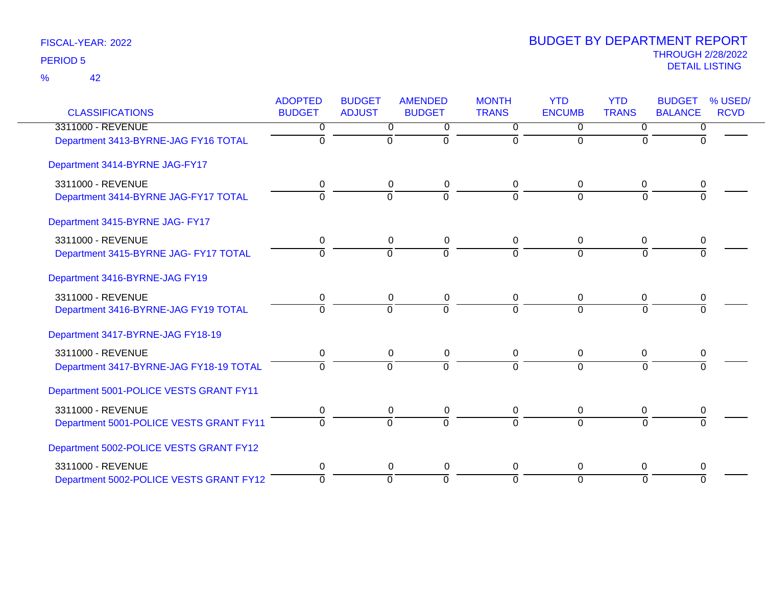FISCAL-YEAR: 2022

PERIOD 5

% 42

# BUDGET BY DEPARTMENT REPORT

THROUGH 2/28/2022

DETAIL LISTING

| CLASSIFICATIONS | ADOPTED BUDGET | BUDGET ADJUST | AMENDED BUDGET | MONTH TRANS | YTD ENCUMB | YTD TRANS | BUDGET BALANCE | % USED/ RCVD |
|---|---|---|---|---|---|---|---|---|
| 3311000 - REVENUE | 0 | 0 | 0 | 0 | 0 | 0 | 0 | |
| Department 3413-BYRNE-JAG FY16 TOTAL | 0 | 0 | 0 | 0 | 0 | 0 | 0 | |
| Department 3414-BYRNE JAG-FY17 | | | | | | | | |
| 3311000 - REVENUE | 0 | 0 | 0 | 0 | 0 | 0 | 0 | |
| Department 3414-BYRNE JAG-FY17 TOTAL | 0 | 0 | 0 | 0 | 0 | 0 | 0 | |
| Department 3415-BYRNE JAG- FY17 | | | | | | | | |
| 3311000 - REVENUE | 0 | 0 | 0 | 0 | 0 | 0 | 0 | |
| Department 3415-BYRNE JAG- FY17 TOTAL | 0 | 0 | 0 | 0 | 0 | 0 | 0 | |
| Department 3416-BYRNE-JAG FY19 | | | | | | | | |
| 3311000 - REVENUE | 0 | 0 | 0 | 0 | 0 | 0 | 0 | |
| Department 3416-BYRNE-JAG FY19 TOTAL | 0 | 0 | 0 | 0 | 0 | 0 | 0 | |
| Department 3417-BYRNE-JAG FY18-19 | | | | | | | | |
| 3311000 - REVENUE | 0 | 0 | 0 | 0 | 0 | 0 | 0 | |
| Department 3417-BYRNE-JAG FY18-19 TOTAL | 0 | 0 | 0 | 0 | 0 | 0 | 0 | |
| Department 5001-POLICE VESTS GRANT FY11 | | | | | | | | |
| 3311000 - REVENUE | 0 | 0 | 0 | 0 | 0 | 0 | 0 | |
| Department 5001-POLICE VESTS GRANT FY11 | 0 | 0 | 0 | 0 | 0 | 0 | 0 | |
| Department 5002-POLICE VESTS GRANT FY12 | | | | | | | | |
| 3311000 - REVENUE | 0 | 0 | 0 | 0 | 0 | 0 | 0 | |
| Department 5002-POLICE VESTS GRANT FY12 | 0 | 0 | 0 | 0 | 0 | 0 | 0 | |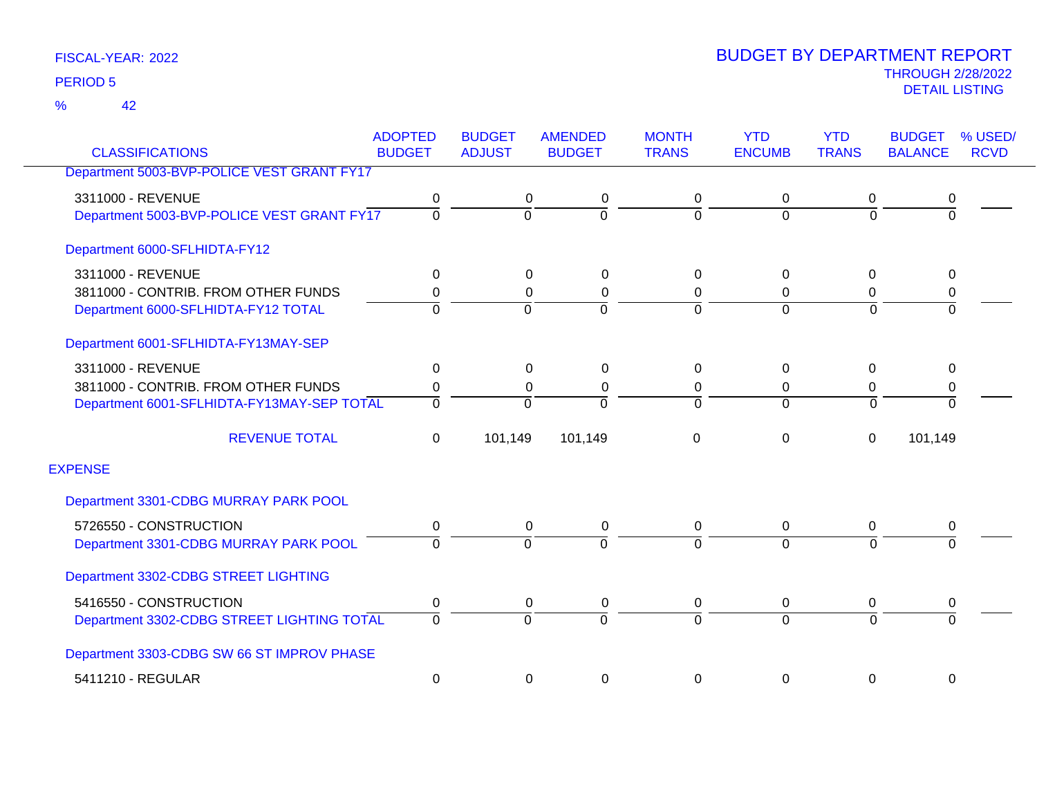FISCAL-YEAR: 2022

PERIOD 5

% 42

# BUDGET BY DEPARTMENT REPORT

THROUGH 2/28/2022

DETAIL LISTING

| CLASSIFICATIONS | ADOPTED BUDGET | BUDGET ADJUST | AMENDED BUDGET | MONTH TRANS | YTD ENCUMB | YTD TRANS | BUDGET BALANCE | % USED/ RCVD |
|---|---|---|---|---|---|---|---|---|
| Department 5003-BVP-POLICE VEST GRANT FY17 | | | | | | | | |
| 3311000 - REVENUE | 0 | 0 | 0 | 0 | 0 | 0 | 0 | |
| Department 5003-BVP-POLICE VEST GRANT FY17 | 0 | 0 | 0 | 0 | 0 | 0 | 0 | |
| Department 6000-SFLHIDTA-FY12 | | | | | | | | |
| 3311000 - REVENUE | 0 | 0 | 0 | 0 | 0 | 0 | 0 | |
| 3811000 - CONTRIB. FROM OTHER FUNDS | 0 | 0 | 0 | 0 | 0 | 0 | 0 | |
| Department 6000-SFLHIDTA-FY12 TOTAL | 0 | 0 | 0 | 0 | 0 | 0 | 0 | |
| Department 6001-SFLHIDTA-FY13MAY-SEP | | | | | | | | |
| 3311000 - REVENUE | 0 | 0 | 0 | 0 | 0 | 0 | 0 | |
| 3811000 - CONTRIB. FROM OTHER FUNDS | 0 | 0 | 0 | 0 | 0 | 0 | 0 | |
| Department 6001-SFLHIDTA-FY13MAY-SEP TOTAL | 0 | 0 | 0 | 0 | 0 | 0 | 0 | |
| REVENUE TOTAL | 0 | 101,149 | 101,149 | 0 | 0 | 0 | 101,149 | |
| EXPENSE | | | | | | | | |
| Department 3301-CDBG MURRAY PARK POOL | | | | | | | | |
| 5726550 - CONSTRUCTION | 0 | 0 | 0 | 0 | 0 | 0 | 0 | |
| Department 3301-CDBG MURRAY PARK POOL | 0 | 0 | 0 | 0 | 0 | 0 | 0 | |
| Department 3302-CDBG STREET LIGHTING | | | | | | | | |
| 5416550 - CONSTRUCTION | 0 | 0 | 0 | 0 | 0 | 0 | 0 | |
| Department 3302-CDBG STREET LIGHTING TOTAL | 0 | 0 | 0 | 0 | 0 | 0 | 0 | |
| Department 3303-CDBG SW 66 ST IMPROV PHASE | | | | | | | | |
| 5411210 - REGULAR | 0 | 0 | 0 | 0 | 0 | 0 | 0 | |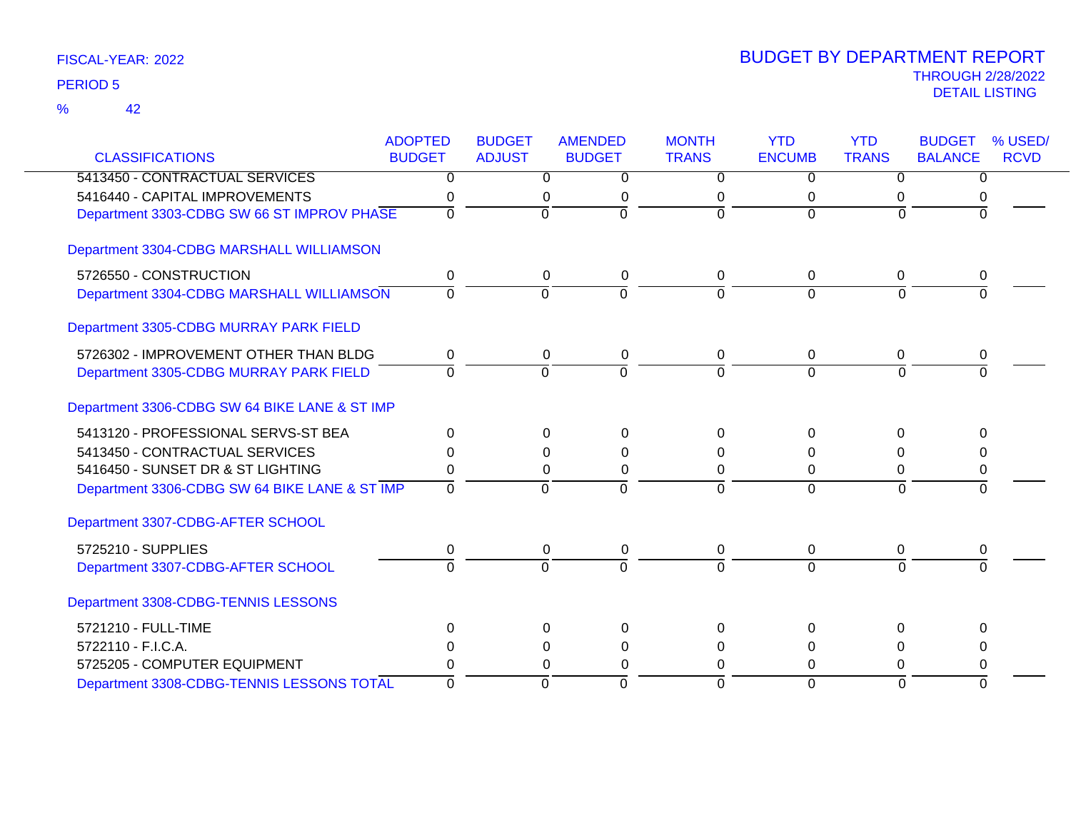FISCAL-YEAR: 2022

PERIOD 5

% 42

# BUDGET BY DEPARTMENT REPORT

THROUGH 2/28/2022

DETAIL LISTING

| CLASSIFICATIONS | ADOPTED BUDGET | BUDGET ADJUST | AMENDED BUDGET | MONTH TRANS | YTD ENCUMB | YTD TRANS | BUDGET BALANCE | % USED/ RCVD |
|---|---|---|---|---|---|---|---|---|
| 5413450 - CONTRACTUAL SERVICES | 0 | 0 | 0 | 0 | 0 | 0 | 0 | |
| 5416440 - CAPITAL IMPROVEMENTS | 0 | 0 | 0 | 0 | 0 | 0 | 0 | |
| Department 3303-CDBG SW 66 ST IMPROV PHASE | 0 | 0 | 0 | 0 | 0 | 0 | 0 | |
| Department 3304-CDBG MARSHALL WILLIAMSON | | | | | | | | |
| 5726550 - CONSTRUCTION | 0 | 0 | 0 | 0 | 0 | 0 | 0 | |
| Department 3304-CDBG MARSHALL WILLIAMSON | 0 | 0 | 0 | 0 | 0 | 0 | 0 | |
| Department 3305-CDBG MURRAY PARK FIELD | | | | | | | | |
| 5726302 - IMPROVEMENT OTHER THAN BLDG | 0 | 0 | 0 | 0 | 0 | 0 | 0 | |
| Department 3305-CDBG MURRAY PARK FIELD | 0 | 0 | 0 | 0 | 0 | 0 | 0 | |
| Department 3306-CDBG SW 64 BIKE LANE & ST IMP | | | | | | | | |
| 5413120 - PROFESSIONAL SERVS-ST BEA | 0 | 0 | 0 | 0 | 0 | 0 | 0 | |
| 5413450 - CONTRACTUAL SERVICES | 0 | 0 | 0 | 0 | 0 | 0 | 0 | |
| 5416450 - SUNSET DR & ST LIGHTING | 0 | 0 | 0 | 0 | 0 | 0 | 0 | |
| Department 3306-CDBG SW 64 BIKE LANE & ST IMP | 0 | 0 | 0 | 0 | 0 | 0 | 0 | |
| Department 3307-CDBG-AFTER SCHOOL | | | | | | | | |
| 5725210 - SUPPLIES | 0 | 0 | 0 | 0 | 0 | 0 | 0 | |
| Department 3307-CDBG-AFTER SCHOOL | 0 | 0 | 0 | 0 | 0 | 0 | 0 | |
| Department 3308-CDBG-TENNIS LESSONS | | | | | | | | |
| 5721210 - FULL-TIME | 0 | 0 | 0 | 0 | 0 | 0 | 0 | |
| 5722110 - F.I.C.A. | 0 | 0 | 0 | 0 | 0 | 0 | 0 | |
| 5725205 - COMPUTER EQUIPMENT | 0 | 0 | 0 | 0 | 0 | 0 | 0 | |
| Department 3308-CDBG-TENNIS LESSONS TOTAL | 0 | 0 | 0 | 0 | 0 | 0 | 0 | |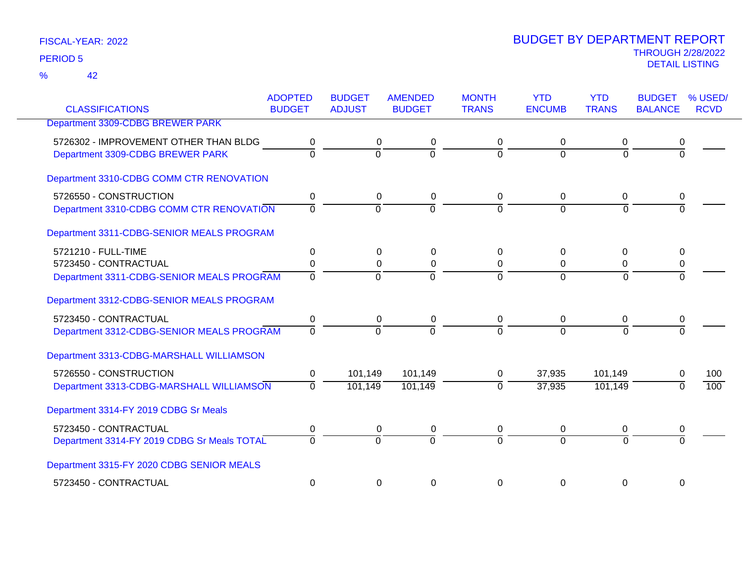FISCAL-YEAR: 2022

PERIOD 5

% 42

# BUDGET BY DEPARTMENT REPORT

THROUGH 2/28/2022

DETAIL LISTING

| CLASSIFICATIONS | ADOPTED BUDGET | BUDGET ADJUST | AMENDED BUDGET | MONTH TRANS | YTD ENCUMB | YTD TRANS | BUDGET BALANCE | % USED/ RCVD |
|---|---|---|---|---|---|---|---|---|
| Department 3309-CDBG BREWER PARK | | | | | | | | |
| 5726302 - IMPROVEMENT OTHER THAN BLDG | 0 | 0 | 0 | 0 | 0 | 0 | 0 | |
| Department 3309-CDBG BREWER PARK | 0 | 0 | 0 | 0 | 0 | 0 | 0 | |
| Department 3310-CDBG COMM CTR RENOVATION | | | | | | | | |
| 5726550 - CONSTRUCTION | 0 | 0 | 0 | 0 | 0 | 0 | 0 | |
| Department 3310-CDBG COMM CTR RENOVATION | 0 | 0 | 0 | 0 | 0 | 0 | 0 | |
| Department 3311-CDBG-SENIOR MEALS PROGRAM | | | | | | | | |
| 5721210 - FULL-TIME | 0 | 0 | 0 | 0 | 0 | 0 | 0 | |
| 5723450 - CONTRACTUAL | 0 | 0 | 0 | 0 | 0 | 0 | 0 | |
| Department 3311-CDBG-SENIOR MEALS PROGRAM | 0 | 0 | 0 | 0 | 0 | 0 | 0 | |
| Department 3312-CDBG-SENIOR MEALS PROGRAM | | | | | | | | |
| 5723450 - CONTRACTUAL | 0 | 0 | 0 | 0 | 0 | 0 | 0 | |
| Department 3312-CDBG-SENIOR MEALS PROGRAM | 0 | 0 | 0 | 0 | 0 | 0 | 0 | |
| Department 3313-CDBG-MARSHALL WILLIAMSON | | | | | | | | |
| 5726550 - CONSTRUCTION | 0 | 101,149 | 101,149 | 0 | 37,935 | 101,149 | 0 | 100 |
| Department 3313-CDBG-MARSHALL WILLIAMSON | 0 | 101,149 | 101,149 | 0 | 37,935 | 101,149 | 0 | 100 |
| Department 3314-FY 2019 CDBG Sr Meals | | | | | | | | |
| 5723450 - CONTRACTUAL | 0 | 0 | 0 | 0 | 0 | 0 | 0 | |
| Department 3314-FY 2019 CDBG Sr Meals TOTAL | 0 | 0 | 0 | 0 | 0 | 0 | 0 | |
| Department 3315-FY 2020 CDBG SENIOR MEALS | | | | | | | | |
| 5723450 - CONTRACTUAL | 0 | 0 | 0 | 0 | 0 | 0 | 0 | |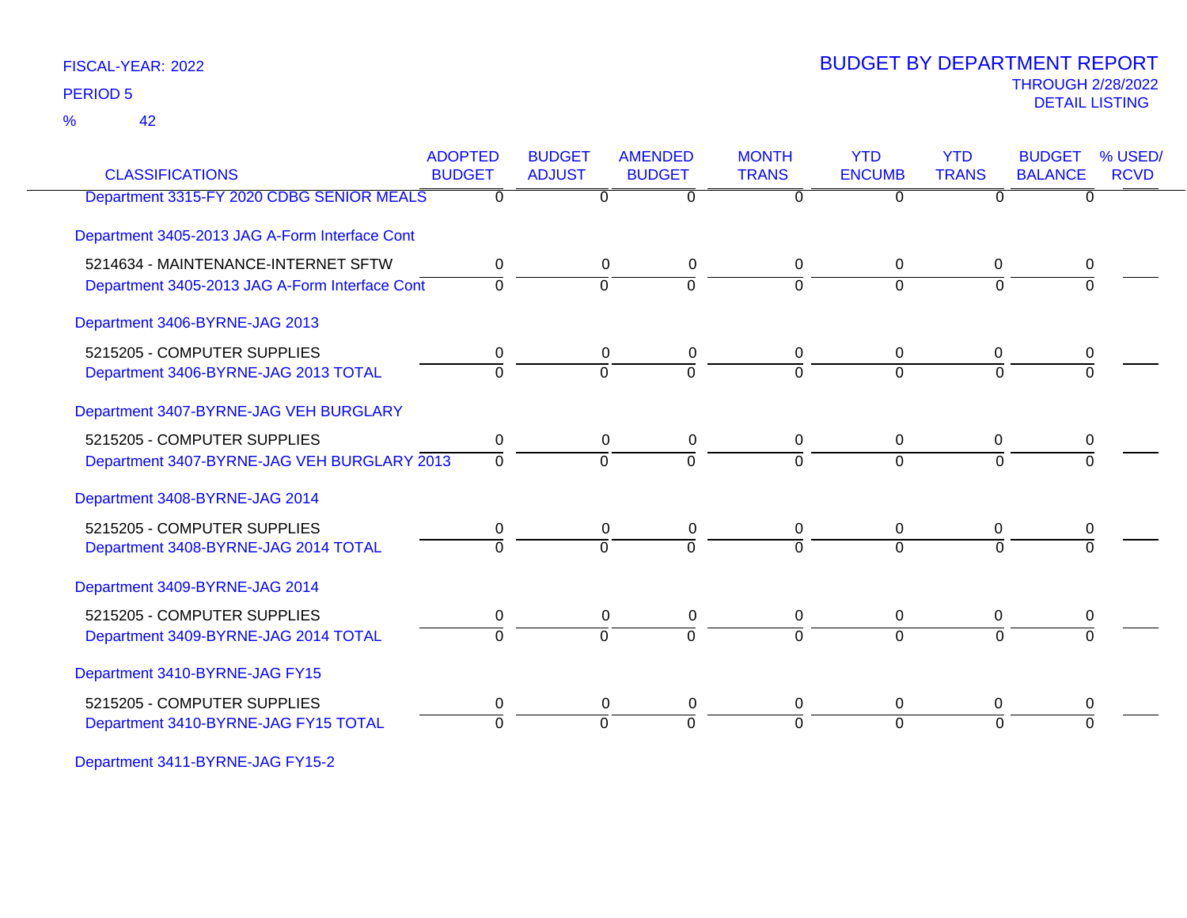FISCAL-YEAR: 2022

PERIOD 5

% 42

# BUDGET BY DEPARTMENT REPORT

THROUGH 2/28/2022

DETAIL LISTING

| CLASSIFICATIONS | ADOPTED BUDGET | BUDGET ADJUST | AMENDED BUDGET | MONTH TRANS | YTD ENCUMB | YTD TRANS | BUDGET BALANCE | % USED/ RCVD |
|---|---|---|---|---|---|---|---|---|
| Department 3315-FY 2020 CDBG SENIOR MEALS | 0 | 0 | 0 | 0 | 0 | 0 | 0 | |
| **Department 3405-2013 JAG A-Form Interface Cont** | | | | | | | | |
| 5214634 - MAINTENANCE-INTERNET SFTW | 0 | 0 | 0 | 0 | 0 | 0 | 0 | |
| Department 3405-2013 JAG A-Form Interface Cont | 0 | 0 | 0 | 0 | 0 | 0 | 0 | |
| **Department 3406-BYRNE-JAG 2013** | | | | | | | | |
| 5215205 - COMPUTER SUPPLIES | 0 | 0 | 0 | 0 | 0 | 0 | 0 | |
| Department 3406-BYRNE-JAG 2013 TOTAL | 0 | 0 | 0 | 0 | 0 | 0 | 0 | |
| **Department 3407-BYRNE-JAG VEH BURGLARY** | | | | | | | | |
| 5215205 - COMPUTER SUPPLIES | 0 | 0 | 0 | 0 | 0 | 0 | 0 | |
| Department 3407-BYRNE-JAG VEH BURGLARY 2013 | 0 | 0 | 0 | 0 | 0 | 0 | 0 | |
| **Department 3408-BYRNE-JAG 2014** | | | | | | | | |
| 5215205 - COMPUTER SUPPLIES | 0 | 0 | 0 | 0 | 0 | 0 | 0 | |
| Department 3408-BYRNE-JAG 2014 TOTAL | 0 | 0 | 0 | 0 | 0 | 0 | 0 | |
| **Department 3409-BYRNE-JAG 2014** | | | | | | | | |
| 5215205 - COMPUTER SUPPLIES | 0 | 0 | 0 | 0 | 0 | 0 | 0 | |
| Department 3409-BYRNE-JAG 2014 TOTAL | 0 | 0 | 0 | 0 | 0 | 0 | 0 | |
| **Department 3410-BYRNE-JAG FY15** | | | | | | | | |
| 5215205 - COMPUTER SUPPLIES | 0 | 0 | 0 | 0 | 0 | 0 | 0 | |
| Department 3410-BYRNE-JAG FY15 TOTAL | 0 | 0 | 0 | 0 | 0 | 0 | 0 | |
| **Department 3411-BYRNE-JAG FY15-2** | | | | | | | | |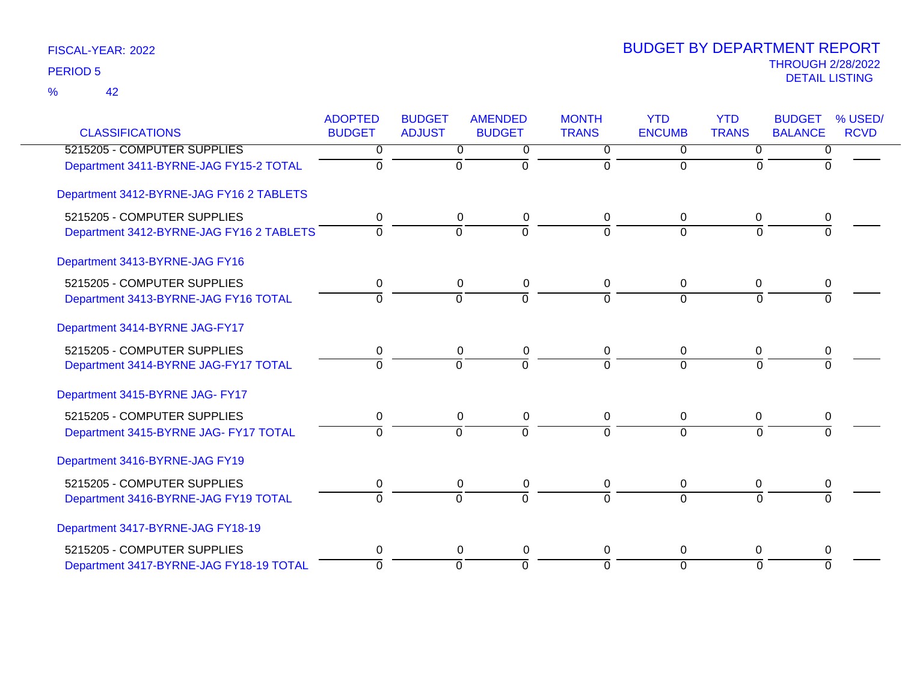FISCAL-YEAR: 2022

PERIOD 5

% 42

# BUDGET BY DEPARTMENT REPORT

THROUGH 2/28/2022

DETAIL LISTING

| CLASSIFICATIONS | ADOPTED BUDGET | BUDGET ADJUST | AMENDED BUDGET | MONTH TRANS | YTD ENCUMB | YTD TRANS | BUDGET BALANCE | % USED/ RCVD |
|---|---|---|---|---|---|---|---|---|
| 5215205 - COMPUTER SUPPLIES | 0 | 0 | 0 | 0 | 0 | 0 | 0 | |
| Department 3411-BYRNE-JAG FY15-2 TOTAL | 0 | 0 | 0 | 0 | 0 | 0 | 0 | |
| Department 3412-BYRNE-JAG FY16 2 TABLETS | | | | | | | | |
| 5215205 - COMPUTER SUPPLIES | 0 | 0 | 0 | 0 | 0 | 0 | 0 | |
| Department 3412-BYRNE-JAG FY16 2 TABLETS | 0 | 0 | 0 | 0 | 0 | 0 | 0 | |
| Department 3413-BYRNE-JAG FY16 | | | | | | | | |
| 5215205 - COMPUTER SUPPLIES | 0 | 0 | 0 | 0 | 0 | 0 | 0 | |
| Department 3413-BYRNE-JAG FY16 TOTAL | 0 | 0 | 0 | 0 | 0 | 0 | 0 | |
| Department 3414-BYRNE JAG-FY17 | | | | | | | | |
| 5215205 - COMPUTER SUPPLIES | 0 | 0 | 0 | 0 | 0 | 0 | 0 | |
| Department 3414-BYRNE JAG-FY17 TOTAL | 0 | 0 | 0 | 0 | 0 | 0 | 0 | |
| Department 3415-BYRNE JAG- FY17 | | | | | | | | |
| 5215205 - COMPUTER SUPPLIES | 0 | 0 | 0 | 0 | 0 | 0 | 0 | |
| Department 3415-BYRNE JAG- FY17 TOTAL | 0 | 0 | 0 | 0 | 0 | 0 | 0 | |
| Department 3416-BYRNE-JAG FY19 | | | | | | | | |
| 5215205 - COMPUTER SUPPLIES | 0 | 0 | 0 | 0 | 0 | 0 | 0 | |
| Department 3416-BYRNE-JAG FY19 TOTAL | 0 | 0 | 0 | 0 | 0 | 0 | 0 | |
| Department 3417-BYRNE-JAG FY18-19 | | | | | | | | |
| 5215205 - COMPUTER SUPPLIES | 0 | 0 | 0 | 0 | 0 | 0 | 0 | |
| Department 3417-BYRNE-JAG FY18-19 TOTAL | 0 | 0 | 0 | 0 | 0 | 0 | 0 | |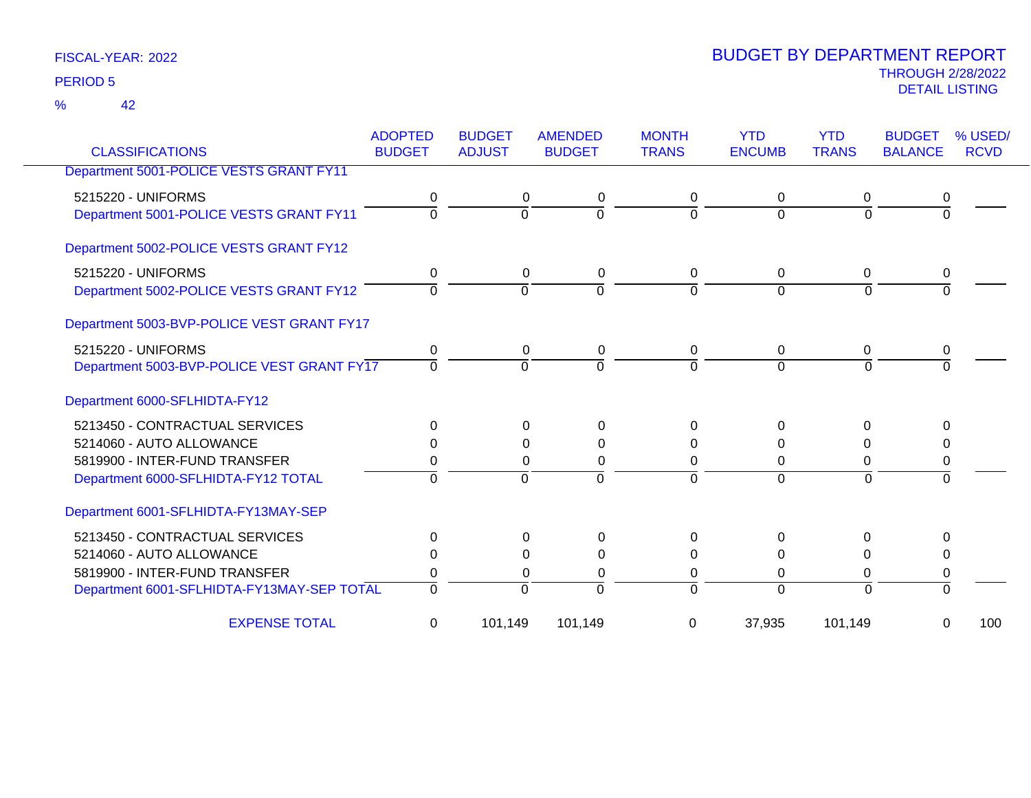FISCAL-YEAR: 2022

PERIOD 5

% 42

# BUDGET BY DEPARTMENT REPORT

THROUGH 2/28/2022

DETAIL LISTING

| CLASSIFICATIONS | ADOPTED BUDGET | BUDGET ADJUST | AMENDED BUDGET | MONTH TRANS | YTD ENCUMB | YTD TRANS | BUDGET BALANCE | % USED/ RCVD |
|---|---|---|---|---|---|---|---|---|
| Department 5001-POLICE VESTS GRANT FY11 | | | | | | | | |
| 5215220 - UNIFORMS | 0 | 0 | 0 | 0 | 0 | 0 | 0 | |
| Department 5001-POLICE VESTS GRANT FY11 | 0 | 0 | 0 | 0 | 0 | 0 | 0 | |
| Department 5002-POLICE VESTS GRANT FY12 | | | | | | | | |
| 5215220 - UNIFORMS | 0 | 0 | 0 | 0 | 0 | 0 | 0 | |
| Department 5002-POLICE VESTS GRANT FY12 | 0 | 0 | 0 | 0 | 0 | 0 | 0 | |
| Department 5003-BVP-POLICE VEST GRANT FY17 | | | | | | | | |
| 5215220 - UNIFORMS | 0 | 0 | 0 | 0 | 0 | 0 | 0 | |
| Department 5003-BVP-POLICE VEST GRANT FY17 | 0 | 0 | 0 | 0 | 0 | 0 | 0 | |
| Department 6000-SFLHIDTA-FY12 | | | | | | | | |
| 5213450 - CONTRACTUAL SERVICES | 0 | 0 | 0 | 0 | 0 | 0 | 0 | |
| 5214060 - AUTO ALLOWANCE | 0 | 0 | 0 | 0 | 0 | 0 | 0 | |
| 5819900 - INTER-FUND TRANSFER | 0 | 0 | 0 | 0 | 0 | 0 | 0 | |
| Department 6000-SFLHIDTA-FY12 TOTAL | 0 | 0 | 0 | 0 | 0 | 0 | 0 | |
| Department 6001-SFLHIDTA-FY13MAY-SEP | | | | | | | | |
| 5213450 - CONTRACTUAL SERVICES | 0 | 0 | 0 | 0 | 0 | 0 | 0 | |
| 5214060 - AUTO ALLOWANCE | 0 | 0 | 0 | 0 | 0 | 0 | 0 | |
| 5819900 - INTER-FUND TRANSFER | 0 | 0 | 0 | 0 | 0 | 0 | 0 | |
| Department 6001-SFLHIDTA-FY13MAY-SEP TOTAL | 0 | 0 | 0 | 0 | 0 | 0 | 0 | |
| EXPENSE TOTAL | 0 | 101,149 | 101,149 | 0 | 37,935 | 101,149 | 0 | 100 |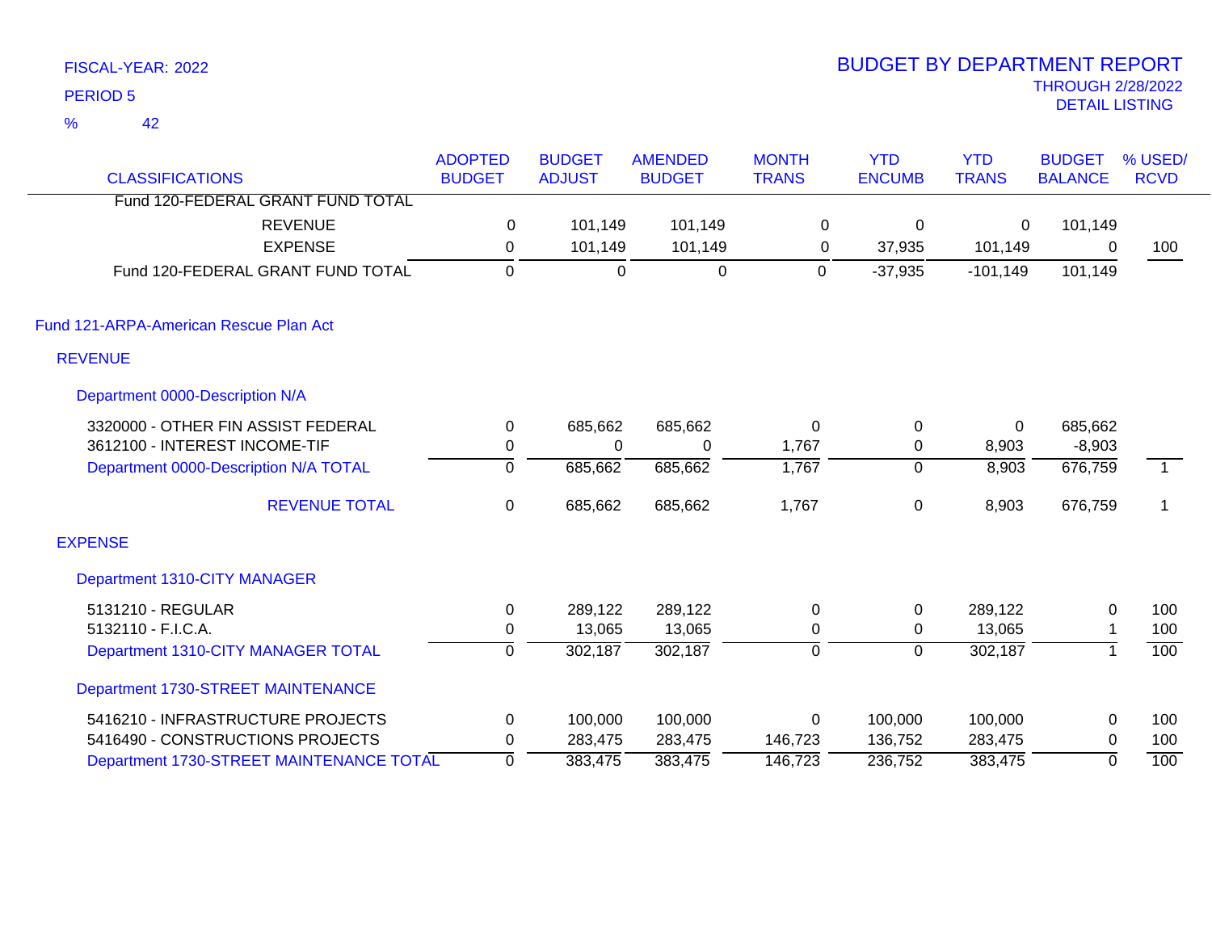FISCAL-YEAR: 2022
PERIOD 5
% 42

# BUDGET BY DEPARTMENT REPORT
THROUGH 2/28/2022
DETAIL LISTING

| CLASSIFICATIONS | ADOPTED BUDGET | BUDGET ADJUST | AMENDED BUDGET | MONTH TRANS | YTD ENCUMB | YTD TRANS | BUDGET BALANCE | % USED/ RCVD |
|---|---|---|---|---|---|---|---|---|
| Fund 120-FEDERAL GRANT FUND TOTAL | | | | | | | | |
| REVENUE | 0 | 101,149 | 101,149 | 0 | 0 | 0 | 101,149 | |
| EXPENSE | 0 | 101,149 | 101,149 | 0 | 37,935 | 101,149 | 0 | 100 |
| Fund 120-FEDERAL GRANT FUND TOTAL | 0 | 0 | 0 | 0 | -37,935 | -101,149 | 101,149 | |
| **Fund 121-ARPA-American Rescue Plan Act** | | | | | | | | |
| **REVENUE** | | | | | | | | |
| **Department 0000-Description N/A** | | | | | | | | |
| 3320000 - OTHER FIN ASSIST FEDERAL | 0 | 685,662 | 685,662 | 0 | 0 | 0 | 685,662 | |
| 3612100 - INTEREST INCOME-TIF | 0 | 0 | 0 | 1,767 | 0 | 8,903 | -8,903 | |
| Department 0000-Description N/A TOTAL | 0 | 685,662 | 685,662 | 1,767 | 0 | 8,903 | 676,759 | 1 |
| REVENUE TOTAL | 0 | 685,662 | 685,662 | 1,767 | 0 | 8,903 | 676,759 | 1 |
| **EXPENSE** | | | | | | | | |
| **Department 1310-CITY MANAGER** | | | | | | | | |
| 5131210 - REGULAR | 0 | 289,122 | 289,122 | 0 | 0 | 289,122 | 0 | 100 |
| 5132110 - F.I.C.A. | 0 | 13,065 | 13,065 | 0 | 0 | 13,065 | 1 | 100 |
| Department 1310-CITY MANAGER TOTAL | 0 | 302,187 | 302,187 | 0 | 0 | 302,187 | 1 | 100 |
| **Department 1730-STREET MAINTENANCE** | | | | | | | | |
| 5416210 - INFRASTRUCTURE PROJECTS | 0 | 100,000 | 100,000 | 0 | 100,000 | 100,000 | 0 | 100 |
| 5416490 - CONSTRUCTIONS PROJECTS | 0 | 283,475 | 283,475 | 146,723 | 136,752 | 283,475 | 0 | 100 |
| Department 1730-STREET MAINTENANCE TOTAL | 0 | 383,475 | 383,475 | 146,723 | 236,752 | 383,475 | 0 | 100 |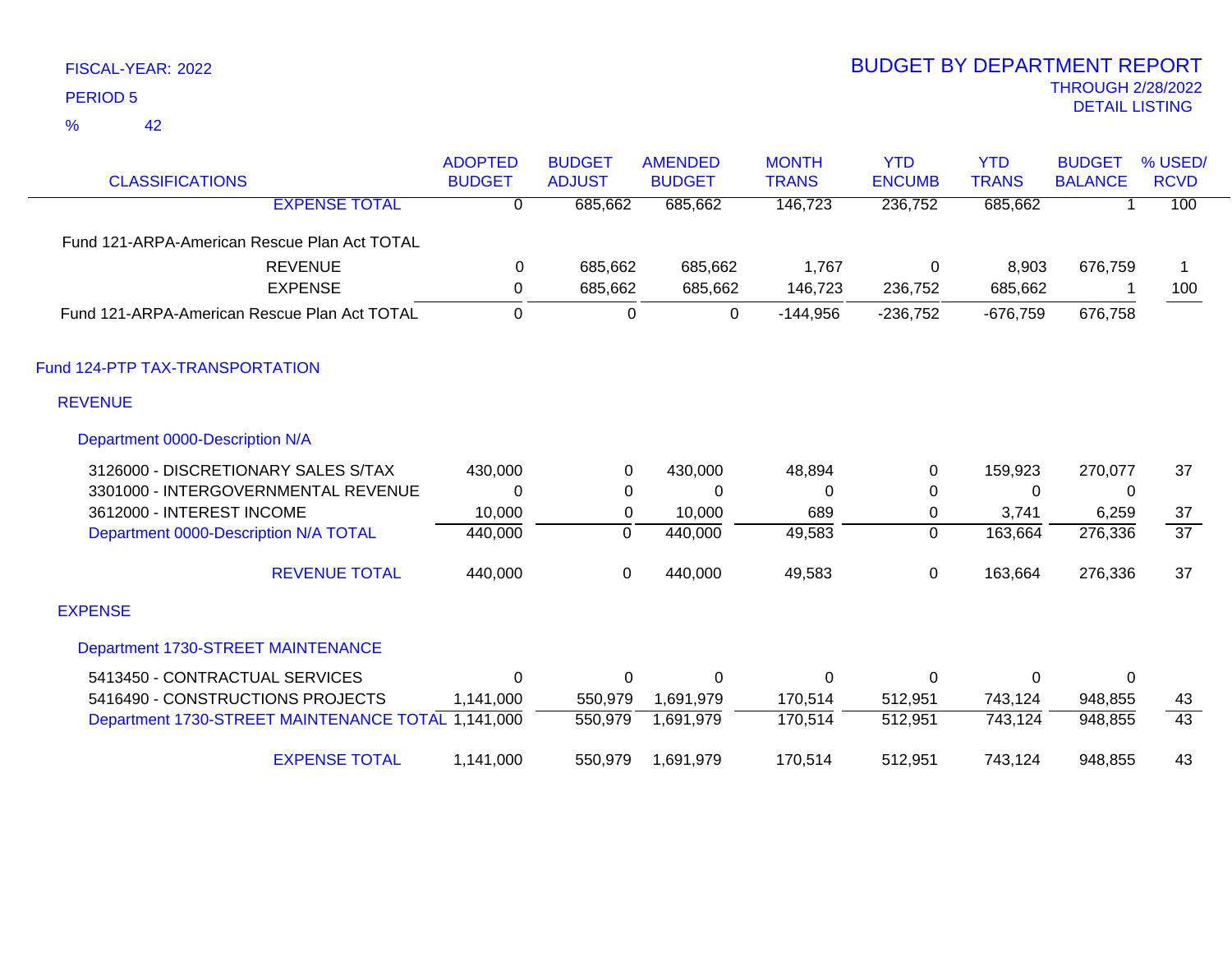FISCAL-YEAR: 2022

PERIOD 5

% 42

# BUDGET BY DEPARTMENT REPORT

THROUGH 2/28/2022

DETAIL LISTING

| CLASSIFICATIONS | ADOPTED BUDGET | BUDGET ADJUST | AMENDED BUDGET | MONTH TRANS | YTD ENCUMB | YTD TRANS | BUDGET BALANCE | % USED/ RCVD |
|---|---|---|---|---|---|---|---|---|
| EXPENSE TOTAL | 0 | 685,662 | 685,662 | 146,723 | 236,752 | 685,662 | 1 | 100 |
| **Fund 121-ARPA-American Rescue Plan Act TOTAL** | | | | | | | | |
| REVENUE | 0 | 685,662 | 685,662 | 1,767 | 0 | 8,903 | 676,759 | 1 |
| EXPENSE | 0 | 685,662 | 685,662 | 146,723 | 236,752 | 685,662 | 1 | 100 |
| Fund 121-ARPA-American Rescue Plan Act TOTAL | 0 | 0 | 0 | -144,956 | -236,752 | -676,759 | 676,758 | |
| **Fund 124-PTP TAX-TRANSPORTATION** | | | | | | | | |
| **REVENUE** | | | | | | | | |
| **Department 0000-Description N/A** | | | | | | | | |
| 3126000 - DISCRETIONARY SALES S/TAX | 430,000 | 0 | 430,000 | 48,894 | 0 | 159,923 | 270,077 | 37 |
| 3301000 - INTERGOVERNMENTAL REVENUE | 0 | 0 | 0 | 0 | 0 | 0 | 0 | |
| 3612000 - INTEREST INCOME | 10,000 | 0 | 10,000 | 689 | 0 | 3,741 | 6,259 | 37 |
| Department 0000-Description N/A TOTAL | 440,000 | 0 | 440,000 | 49,583 | 0 | 163,664 | 276,336 | 37 |
| REVENUE TOTAL | 440,000 | 0 | 440,000 | 49,583 | 0 | 163,664 | 276,336 | 37 |
| **EXPENSE** | | | | | | | | |
| **Department 1730-STREET MAINTENANCE** | | | | | | | | |
| 5413450 - CONTRACTUAL SERVICES | 0 | 0 | 0 | 0 | 0 | 0 | 0 | |
| 5416490 - CONSTRUCTIONS PROJECTS | 1,141,000 | 550,979 | 1,691,979 | 170,514 | 512,951 | 743,124 | 948,855 | 43 |
| Department 1730-STREET MAINTENANCE TOTAL | 1,141,000 | 550,979 | 1,691,979 | 170,514 | 512,951 | 743,124 | 948,855 | 43 |
| EXPENSE TOTAL | 1,141,000 | 550,979 | 1,691,979 | 170,514 | 512,951 | 743,124 | 948,855 | 43 |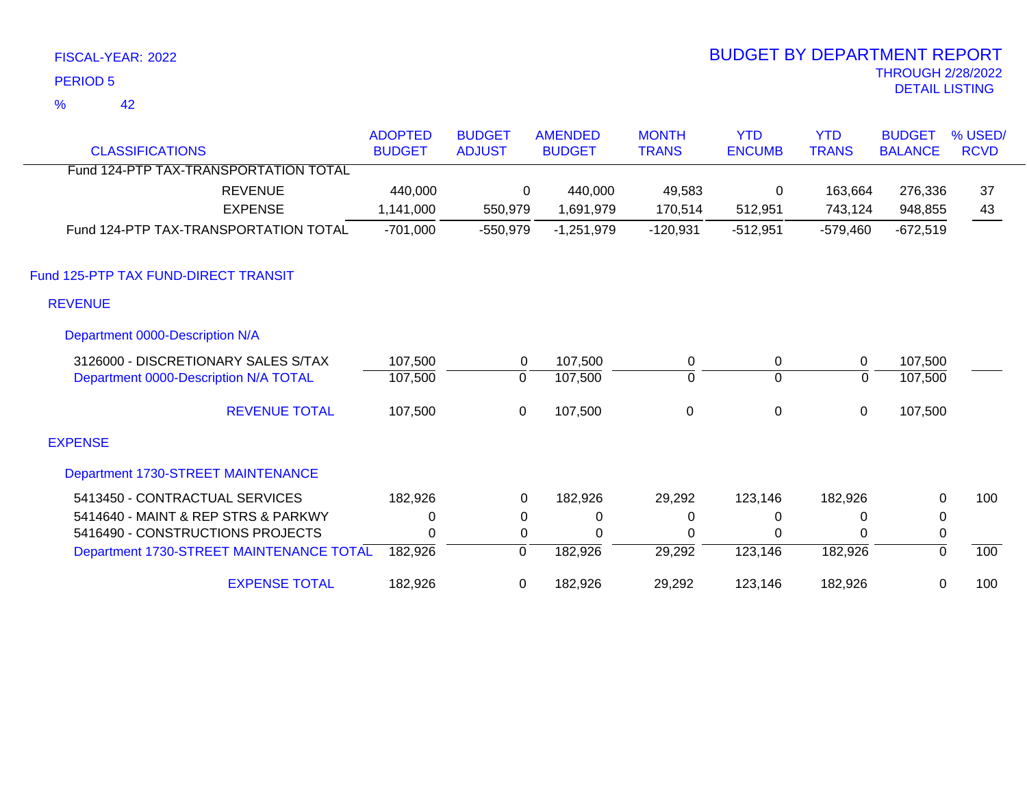FISCAL-YEAR: 2022

PERIOD 5

% 42

# BUDGET BY DEPARTMENT REPORT

THROUGH 2/28/2022

DETAIL LISTING

| CLASSIFICATIONS | ADOPTED BUDGET | BUDGET ADJUST | AMENDED BUDGET | MONTH TRANS | YTD ENCUMB | YTD TRANS | BUDGET BALANCE | % USED/ RCVD |
|---|---|---|---|---|---|---|---|---|
| Fund 124-PTP TAX-TRANSPORTATION TOTAL | | | | | | | | |
| REVENUE | 440,000 | 0 | 440,000 | 49,583 | 0 | 163,664 | 276,336 | 37 |
| EXPENSE | 1,141,000 | 550,979 | 1,691,979 | 170,514 | 512,951 | 743,124 | 948,855 | 43 |
| Fund 124-PTP TAX-TRANSPORTATION TOTAL | -701,000 | -550,979 | -1,251,979 | -120,931 | -512,951 | -579,460 | -672,519 | |
| **Fund 125-PTP TAX FUND-DIRECT TRANSIT** | | | | | | | | |
| **REVENUE** | | | | | | | | |
| **Department 0000-Description N/A** | | | | | | | | |
| 3126000 - DISCRETIONARY SALES S/TAX | 107,500 | 0 | 107,500 | 0 | 0 | 0 | 107,500 | |
| Department 0000-Description N/A TOTAL | 107,500 | 0 | 107,500 | 0 | 0 | 0 | 107,500 | |
| REVENUE TOTAL | 107,500 | 0 | 107,500 | 0 | 0 | 0 | 107,500 | |
| **EXPENSE** | | | | | | | | |
| **Department 1730-STREET MAINTENANCE** | | | | | | | | |
| 5413450 - CONTRACTUAL SERVICES | 182,926 | 0 | 182,926 | 29,292 | 123,146 | 182,926 | 0 | 100 |
| 5414640 - MAINT & REP STRS & PARKWY | 0 | 0 | 0 | 0 | 0 | 0 | 0 | |
| 5416490 - CONSTRUCTIONS PROJECTS | 0 | 0 | 0 | 0 | 0 | 0 | 0 | |
| Department 1730-STREET MAINTENANCE TOTAL | 182,926 | 0 | 182,926 | 29,292 | 123,146 | 182,926 | 0 | 100 |
| EXPENSE TOTAL | 182,926 | 0 | 182,926 | 29,292 | 123,146 | 182,926 | 0 | 100 |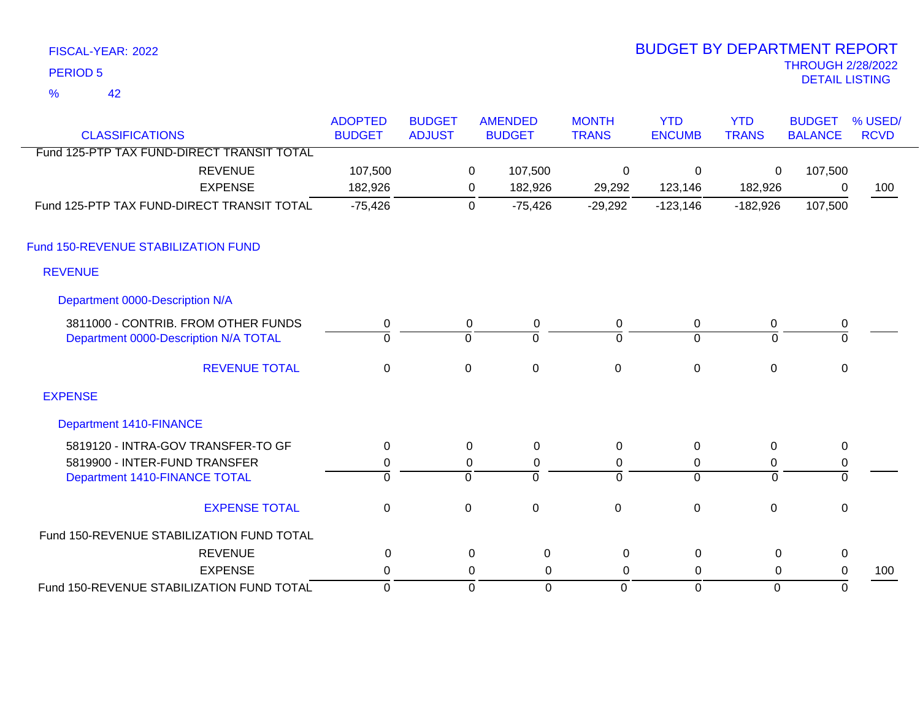FISCAL-YEAR: 2022

PERIOD 5

% 42

# BUDGET BY DEPARTMENT REPORT

THROUGH 2/28/2022

DETAIL LISTING

| CLASSIFICATIONS | ADOPTED BUDGET | BUDGET ADJUST | AMENDED BUDGET | MONTH TRANS | YTD ENCUMB | YTD TRANS | BUDGET BALANCE | % USED/ RCVD |
|---|---|---|---|---|---|---|---|---|
| Fund 125-PTP TAX FUND-DIRECT TRANSIT TOTAL | | | | | | | | |
| REVENUE | 107,500 | 0 | 107,500 | 0 | 0 | 0 | 107,500 | |
| EXPENSE | 182,926 | 0 | 182,926 | 29,292 | 123,146 | 182,926 | 0 | 100 |
| Fund 125-PTP TAX FUND-DIRECT TRANSIT TOTAL | -75,426 | 0 | -75,426 | -29,292 | -123,146 | -182,926 | 107,500 | |
| **Fund 150-REVENUE STABILIZATION FUND** | | | | | | | | |
| **REVENUE** | | | | | | | | |
| **Department 0000-Description N/A** | | | | | | | | |
| 3811000 - CONTRIB. FROM OTHER FUNDS | 0 | 0 | 0 | 0 | 0 | 0 | 0 | |
| Department 0000-Description N/A TOTAL | 0 | 0 | 0 | 0 | 0 | 0 | 0 | |
| REVENUE TOTAL | 0 | 0 | 0 | 0 | 0 | 0 | 0 | |
| **EXPENSE** | | | | | | | | |
| **Department 1410-FINANCE** | | | | | | | | |
| 5819120 - INTRA-GOV TRANSFER-TO GF | 0 | 0 | 0 | 0 | 0 | 0 | 0 | |
| 5819900 - INTER-FUND TRANSFER | 0 | 0 | 0 | 0 | 0 | 0 | 0 | |
| Department 1410-FINANCE TOTAL | 0 | 0 | 0 | 0 | 0 | 0 | 0 | |
| EXPENSE TOTAL | 0 | 0 | 0 | 0 | 0 | 0 | 0 | |
| Fund 150-REVENUE STABILIZATION FUND TOTAL | | | | | | | | |
| REVENUE | 0 | 0 | 0 | 0 | 0 | 0 | 0 | |
| EXPENSE | 0 | 0 | 0 | 0 | 0 | 0 | 0 | 100 |
| Fund 150-REVENUE STABILIZATION FUND TOTAL | 0 | 0 | 0 | 0 | 0 | 0 | 0 | |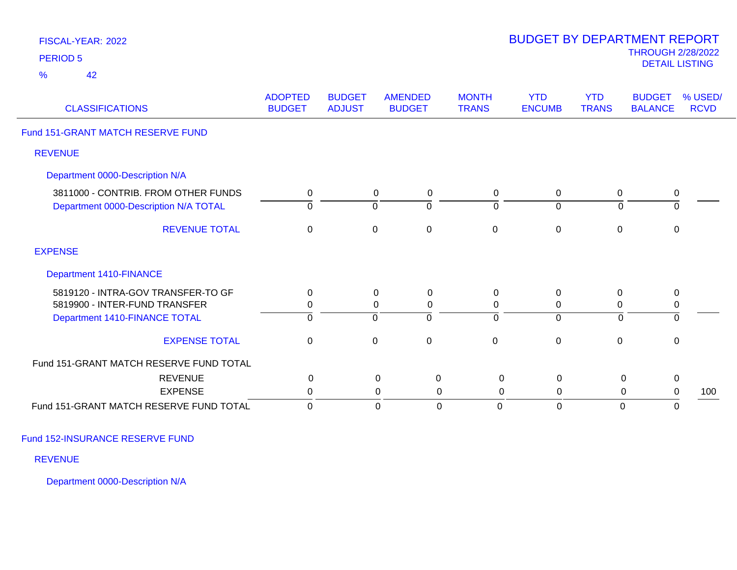FISCAL-YEAR: 2022

PERIOD 5

% 42

# BUDGET BY DEPARTMENT REPORT

THROUGH 2/28/2022

DETAIL LISTING

| CLASSIFICATIONS | ADOPTED BUDGET | BUDGET ADJUST | AMENDED BUDGET | MONTH TRANS | YTD ENCUMB | YTD TRANS | BUDGET BALANCE | % USED/ RCVD |
|---|---|---|---|---|---|---|---|---|
| **Fund 151-GRANT MATCH RESERVE FUND** | | | | | | | | |
| **REVENUE** | | | | | | | | |
| **Department 0000-Description N/A** | | | | | | | | |
| 3811000 - CONTRIB. FROM OTHER FUNDS | 0 | 0 | 0 | 0 | 0 | 0 | 0 | |
| Department 0000-Description N/A TOTAL | 0 | 0 | 0 | 0 | 0 | 0 | 0 | |
| REVENUE TOTAL | 0 | 0 | 0 | 0 | 0 | 0 | 0 | |
| **EXPENSE** | | | | | | | | |
| **Department 1410-FINANCE** | | | | | | | | |
| 5819120 - INTRA-GOV TRANSFER-TO GF | 0 | 0 | 0 | 0 | 0 | 0 | 0 | |
| 5819900 - INTER-FUND TRANSFER | 0 | 0 | 0 | 0 | 0 | 0 | 0 | |
| Department 1410-FINANCE TOTAL | 0 | 0 | 0 | 0 | 0 | 0 | 0 | |
| EXPENSE TOTAL | 0 | 0 | 0 | 0 | 0 | 0 | 0 | |
| Fund 151-GRANT MATCH RESERVE FUND TOTAL | | | | | | | | |
| REVENUE | 0 | 0 | 0 | 0 | 0 | 0 | 0 | |
| EXPENSE | 0 | 0 | 0 | 0 | 0 | 0 | 0 | 100 |
| Fund 151-GRANT MATCH RESERVE FUND TOTAL | 0 | 0 | 0 | 0 | 0 | 0 | 0 | |

**Fund 152-INSURANCE RESERVE FUND**

**REVENUE**

**Department 0000-Description N/A**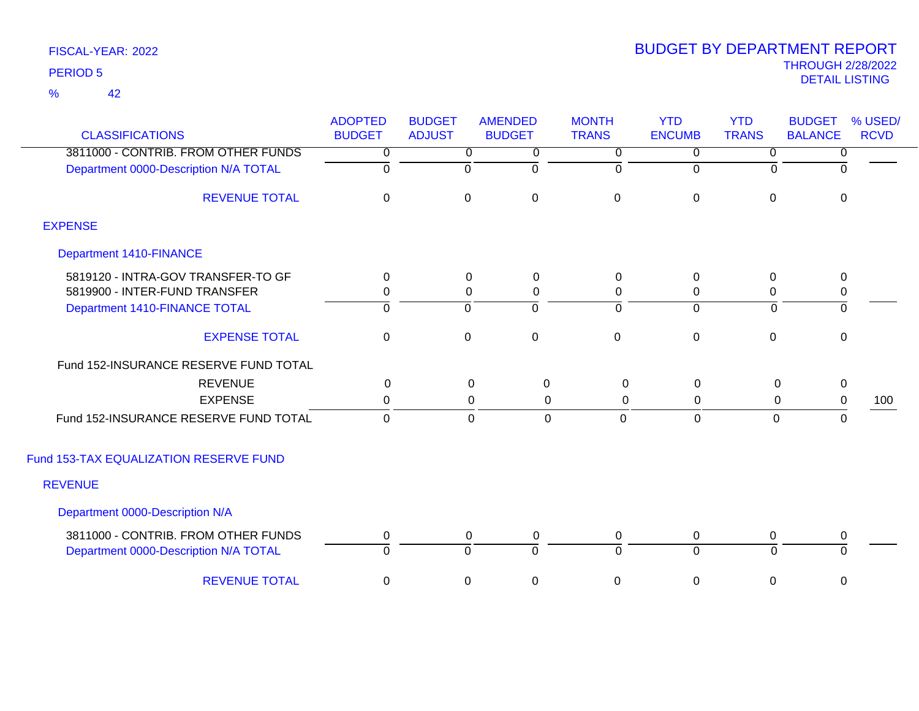FISCAL-YEAR: 2022

PERIOD 5

% 42

# BUDGET BY DEPARTMENT REPORT

THROUGH 2/28/2022

DETAIL LISTING

| CLASSIFICATIONS | ADOPTED BUDGET | BUDGET ADJUST | AMENDED BUDGET | MONTH TRANS | YTD ENCUMB | YTD TRANS | BUDGET BALANCE | % USED/ RCVD |
|---|---|---|---|---|---|---|---|---|
| 3811000 - CONTRIB. FROM OTHER FUNDS | 0 | 0 | 0 | 0 | 0 | 0 | 0 | |
| Department 0000-Description N/A TOTAL | 0 | 0 | 0 | 0 | 0 | 0 | 0 | |
| REVENUE TOTAL | 0 | 0 | 0 | 0 | 0 | 0 | 0 | |
| EXPENSE | | | | | | | | |
| Department 1410-FINANCE | | | | | | | | |
| 5819120 - INTRA-GOV TRANSFER-TO GF | 0 | 0 | 0 | 0 | 0 | 0 | 0 | |
| 5819900 - INTER-FUND TRANSFER | 0 | 0 | 0 | 0 | 0 | 0 | 0 | |
| Department 1410-FINANCE TOTAL | 0 | 0 | 0 | 0 | 0 | 0 | 0 | |
| EXPENSE TOTAL | 0 | 0 | 0 | 0 | 0 | 0 | 0 | |
| Fund 152-INSURANCE RESERVE FUND TOTAL | | | | | | | | |
| REVENUE | 0 | 0 | 0 | 0 | 0 | 0 | 0 | |
| EXPENSE | 0 | 0 | 0 | 0 | 0 | 0 | 0 | 100 |
| Fund 152-INSURANCE RESERVE FUND TOTAL | 0 | 0 | 0 | 0 | 0 | 0 | 0 | |
| Fund 153-TAX EQUALIZATION RESERVE FUND | | | | | | | | |
| REVENUE | | | | | | | | |
| Department 0000-Description N/A | | | | | | | | |
| 3811000 - CONTRIB. FROM OTHER FUNDS | 0 | 0 | 0 | 0 | 0 | 0 | 0 | |
| Department 0000-Description N/A TOTAL | 0 | 0 | 0 | 0 | 0 | 0 | 0 | |
| REVENUE TOTAL | 0 | 0 | 0 | 0 | 0 | 0 | 0 | |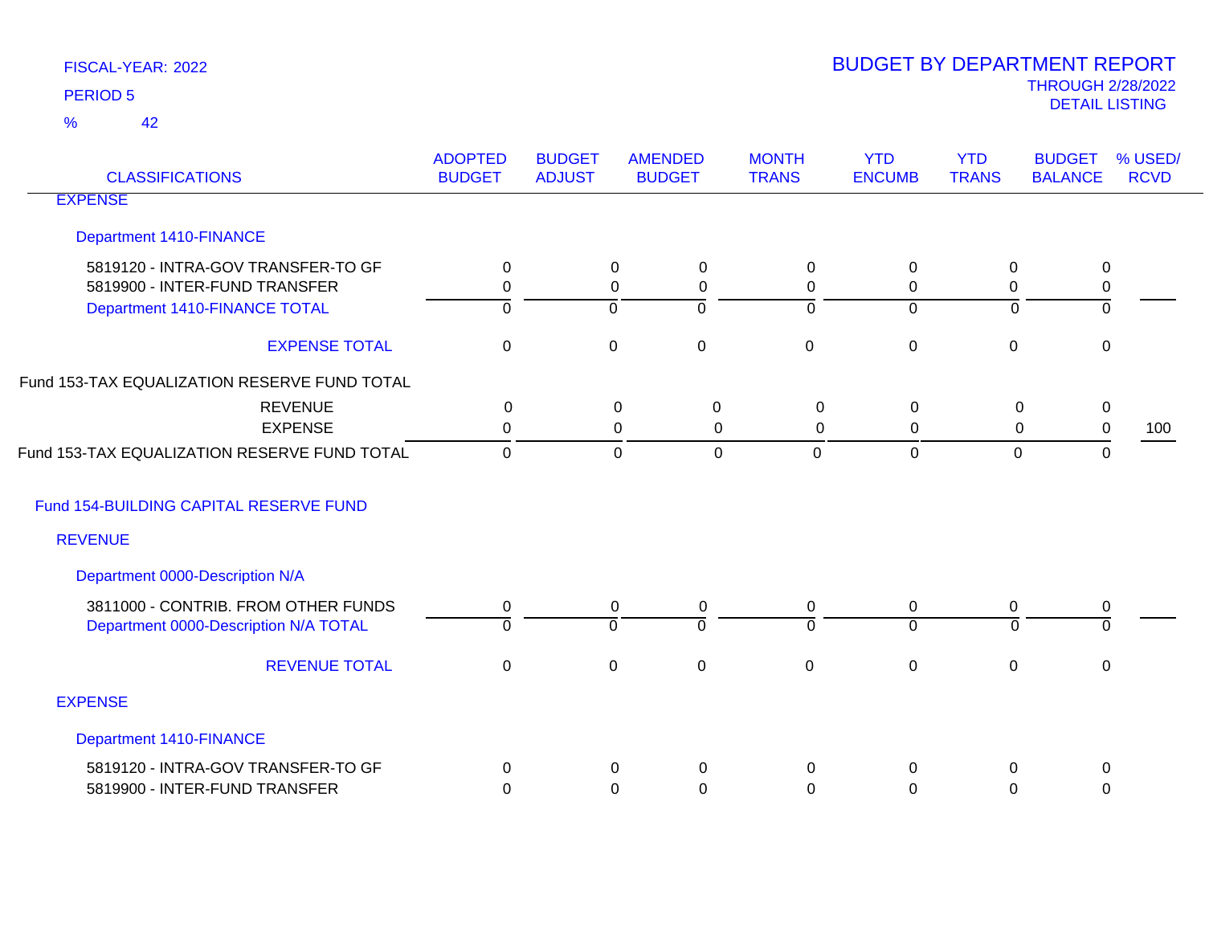FISCAL-YEAR: 2022

PERIOD 5

% 42

# BUDGET BY DEPARTMENT REPORT

THROUGH 2/28/2022

DETAIL LISTING

| CLASSIFICATIONS | ADOPTED BUDGET | BUDGET ADJUST | AMENDED BUDGET | MONTH TRANS | YTD ENCUMB | YTD TRANS | BUDGET BALANCE | % USED/ RCVD |
|---|---|---|---|---|---|---|---|---|
| EXPENSE | | | | | | | | |
| Department 1410-FINANCE | | | | | | | | |
| 5819120 - INTRA-GOV TRANSFER-TO GF | 0 | 0 | 0 | 0 | 0 | 0 | 0 | |
| 5819900 - INTER-FUND TRANSFER | 0 | 0 | 0 | 0 | 0 | 0 | 0 | |
| Department 1410-FINANCE TOTAL | 0 | 0 | 0 | 0 | 0 | 0 | 0 | |
| EXPENSE TOTAL | 0 | 0 | 0 | 0 | 0 | 0 | 0 | |
| Fund 153-TAX EQUALIZATION RESERVE FUND TOTAL | | | | | | | | |
| REVENUE | 0 | 0 | 0 | 0 | 0 | 0 | 0 | |
| EXPENSE | 0 | 0 | 0 | 0 | 0 | 0 | 0 | 100 |
| Fund 153-TAX EQUALIZATION RESERVE FUND TOTAL | 0 | 0 | 0 | 0 | 0 | 0 | 0 | |
| Fund 154-BUILDING CAPITAL RESERVE FUND | | | | | | | | |
| REVENUE | | | | | | | | |
| Department 0000-Description N/A | | | | | | | | |
| 3811000 - CONTRIB. FROM OTHER FUNDS | 0 | 0 | 0 | 0 | 0 | 0 | 0 | |
| Department 0000-Description N/A TOTAL | 0 | 0 | 0 | 0 | 0 | 0 | 0 | |
| REVENUE TOTAL | 0 | 0 | 0 | 0 | 0 | 0 | 0 | |
| EXPENSE | | | | | | | | |
| Department 1410-FINANCE | | | | | | | | |
| 5819120 - INTRA-GOV TRANSFER-TO GF | 0 | 0 | 0 | 0 | 0 | 0 | 0 | |
| 5819900 - INTER-FUND TRANSFER | 0 | 0 | 0 | 0 | 0 | 0 | 0 | |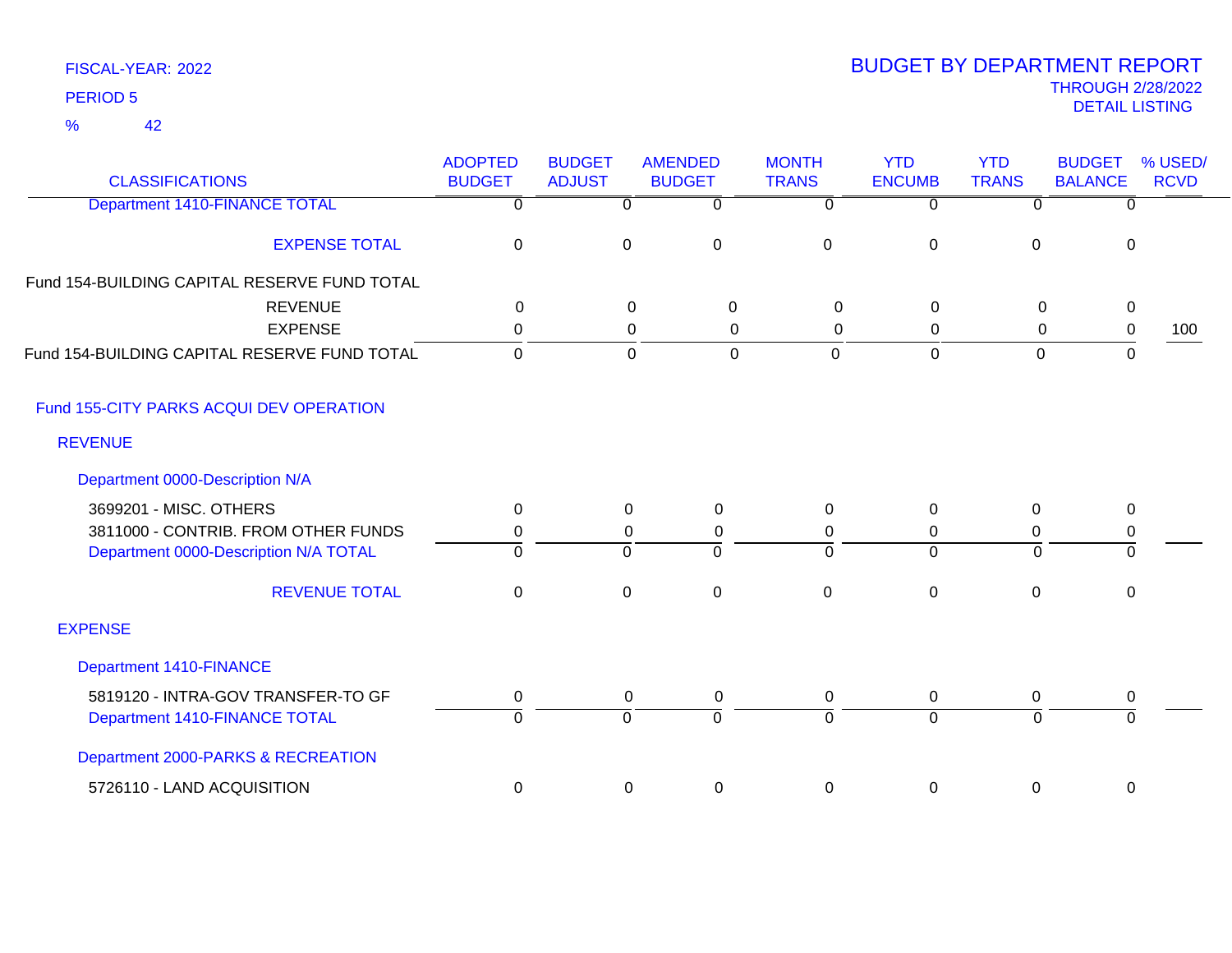FISCAL-YEAR: 2022

PERIOD 5

% 42

# BUDGET BY DEPARTMENT REPORT

THROUGH 2/28/2022

DETAIL LISTING

| CLASSIFICATIONS | ADOPTED BUDGET | BUDGET ADJUST | AMENDED BUDGET | MONTH TRANS | YTD ENCUMB | YTD TRANS | BUDGET BALANCE | % USED/ RCVD |
|---|---|---|---|---|---|---|---|---|
| Department 1410-FINANCE TOTAL | 0 | 0 | 0 | 0 | 0 | 0 | 0 | |
| EXPENSE TOTAL | 0 | 0 | 0 | 0 | 0 | 0 | 0 | |
| Fund 154-BUILDING CAPITAL RESERVE FUND TOTAL | | | | | | | | |
| REVENUE | 0 | 0 | 0 | 0 | 0 | 0 | 0 | |
| EXPENSE | 0 | 0 | 0 | 0 | 0 | 0 | 0 | 100 |
| Fund 154-BUILDING CAPITAL RESERVE FUND TOTAL | 0 | 0 | 0 | 0 | 0 | 0 | 0 | |
| Fund 155-CITY PARKS ACQUI DEV OPERATION | | | | | | | | |
| REVENUE | | | | | | | | |
| Department 0000-Description N/A | | | | | | | | |
| 3699201 - MISC. OTHERS | 0 | 0 | 0 | 0 | 0 | 0 | 0 | |
| 3811000 - CONTRIB. FROM OTHER FUNDS | 0 | 0 | 0 | 0 | 0 | 0 | 0 | |
| Department 0000-Description N/A TOTAL | 0 | 0 | 0 | 0 | 0 | 0 | 0 | |
| REVENUE TOTAL | 0 | 0 | 0 | 0 | 0 | 0 | 0 | |
| EXPENSE | | | | | | | | |
| Department 1410-FINANCE | | | | | | | | |
| 5819120 - INTRA-GOV TRANSFER-TO GF | 0 | 0 | 0 | 0 | 0 | 0 | 0 | |
| Department 1410-FINANCE TOTAL | 0 | 0 | 0 | 0 | 0 | 0 | 0 | |
| Department 2000-PARKS & RECREATION | | | | | | | | |
| 5726110 - LAND ACQUISITION | 0 | 0 | 0 | 0 | 0 | 0 | 0 | |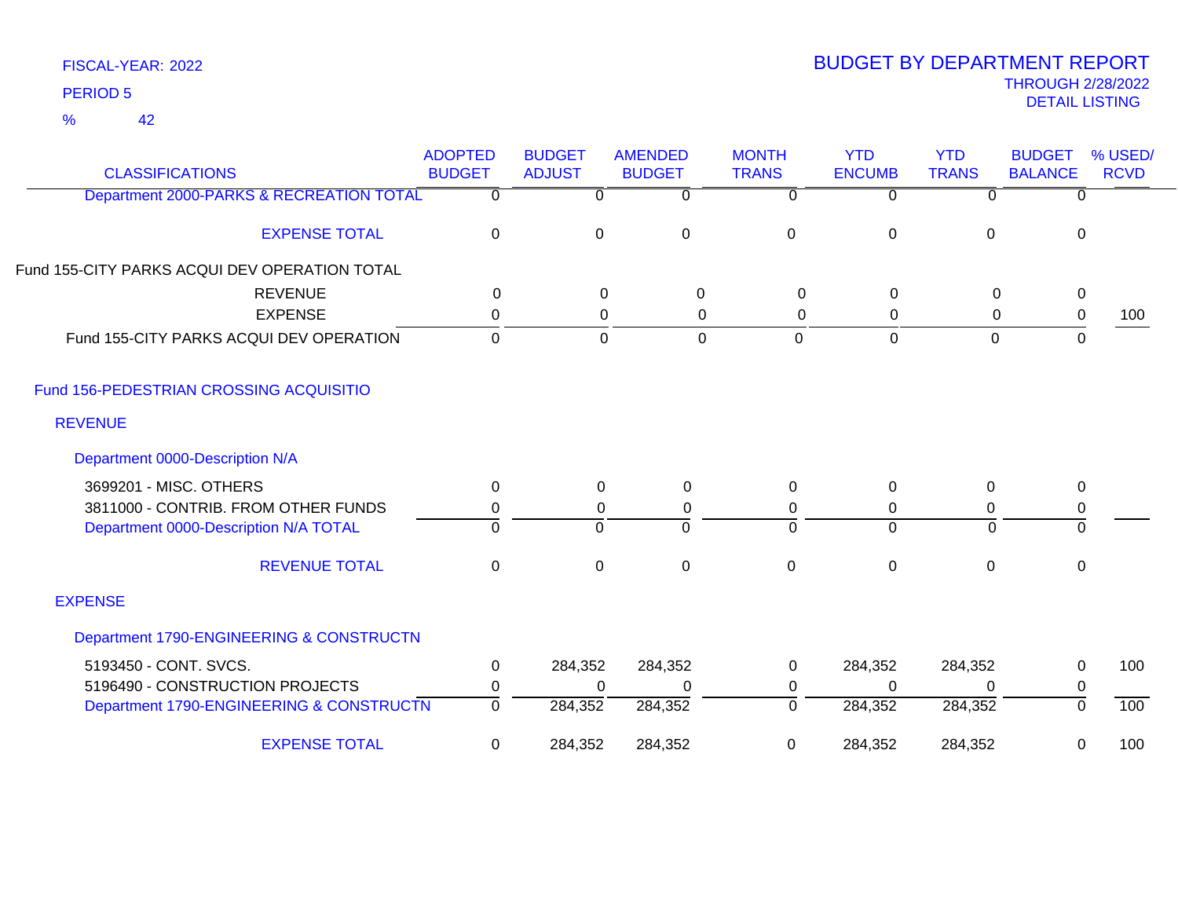FISCAL-YEAR: 2022

PERIOD 5

% 42

# BUDGET BY DEPARTMENT REPORT

THROUGH 2/28/2022

DETAIL LISTING

| CLASSIFICATIONS | ADOPTED BUDGET | BUDGET ADJUST | AMENDED BUDGET | MONTH TRANS | YTD ENCUMB | YTD TRANS | BUDGET BALANCE | % USED/ RCVD |
|---|---|---|---|---|---|---|---|---|
| Department 2000-PARKS & RECREATION TOTAL | 0 | 0 | 0 | 0 | 0 | 0 | 0 | |
| EXPENSE TOTAL | 0 | 0 | 0 | 0 | 0 | 0 | 0 | |
| Fund 155-CITY PARKS ACQUI DEV OPERATION TOTAL | | | | | | | | |
| REVENUE | 0 | 0 | 0 | 0 | 0 | 0 | 0 | |
| EXPENSE | 0 | 0 | 0 | 0 | 0 | 0 | 0 | 100 |
| Fund 155-CITY PARKS ACQUI DEV OPERATION | 0 | 0 | 0 | 0 | 0 | 0 | 0 | |
| Fund 156-PEDESTRIAN CROSSING ACQUISITIO | | | | | | | | |
| REVENUE | | | | | | | | |
| Department 0000-Description N/A | | | | | | | | |
| 3699201 - MISC. OTHERS | 0 | 0 | 0 | 0 | 0 | 0 | 0 | |
| 3811000 - CONTRIB. FROM OTHER FUNDS | 0 | 0 | 0 | 0 | 0 | 0 | 0 | |
| Department 0000-Description N/A TOTAL | 0 | 0 | 0 | 0 | 0 | 0 | 0 | |
| REVENUE TOTAL | 0 | 0 | 0 | 0 | 0 | 0 | 0 | |
| EXPENSE | | | | | | | | |
| Department 1790-ENGINEERING & CONSTRUCTN | | | | | | | | |
| 5193450 - CONT. SVCS. | 0 | 284,352 | 284,352 | 0 | 284,352 | 284,352 | 0 | 100 |
| 5196490 - CONSTRUCTION PROJECTS | 0 | 0 | 0 | 0 | 0 | 0 | 0 | |
| Department 1790-ENGINEERING & CONSTRUCTN | 0 | 284,352 | 284,352 | 0 | 284,352 | 284,352 | 0 | 100 |
| EXPENSE TOTAL | 0 | 284,352 | 284,352 | 0 | 284,352 | 284,352 | 0 | 100 |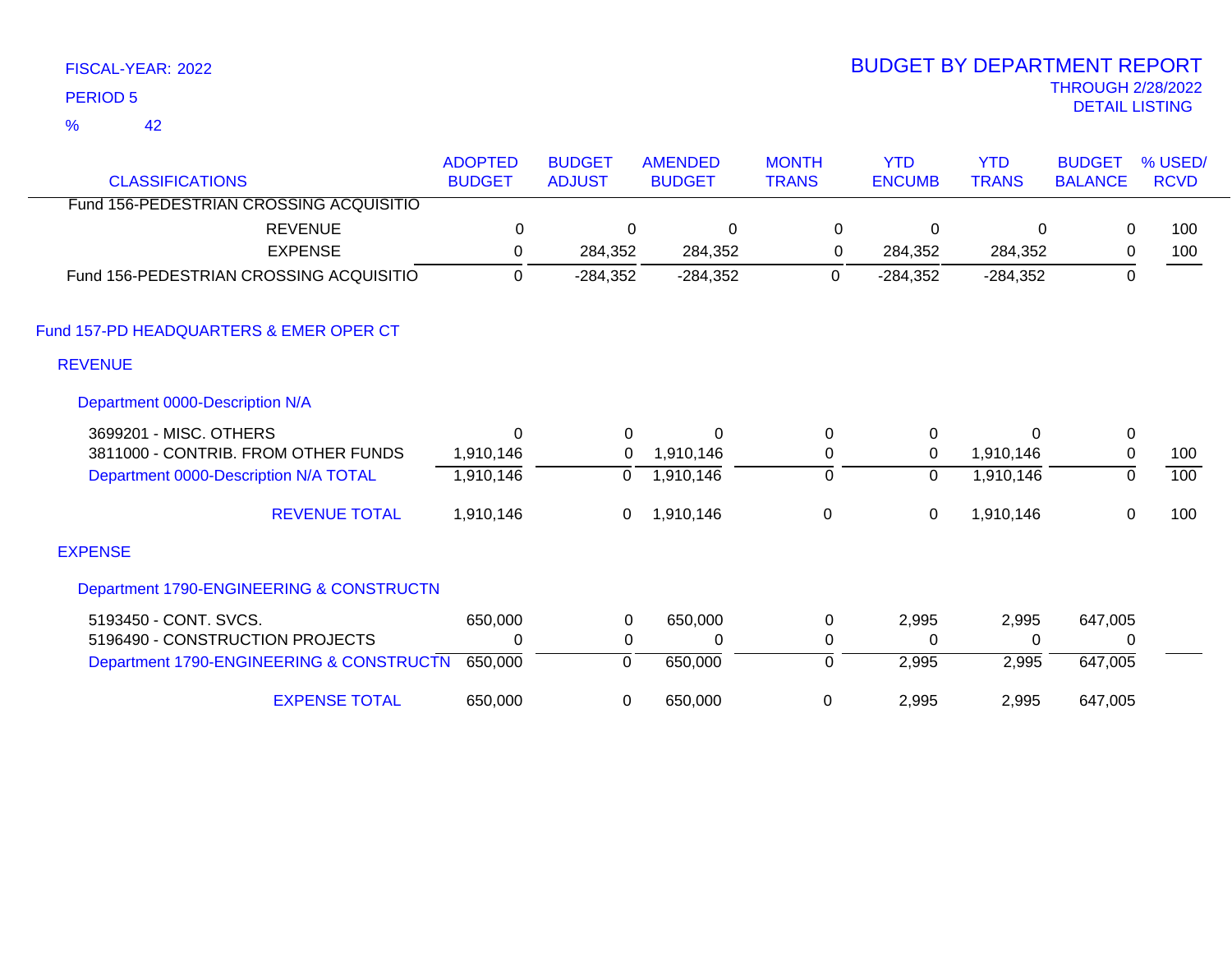FISCAL-YEAR: 2022
PERIOD 5
% 42

# BUDGET BY DEPARTMENT REPORT
THROUGH 2/28/2022
DETAIL LISTING

| CLASSIFICATIONS | ADOPTED BUDGET | BUDGET ADJUST | AMENDED BUDGET | MONTH TRANS | YTD ENCUMB | YTD TRANS | BUDGET BALANCE | % USED/ RCVD |
|---|---|---|---|---|---|---|---|---|
| Fund 156-PEDESTRIAN CROSSING ACQUISITIO | | | | | | | | |
| REVENUE | 0 | 0 | 0 | 0 | 0 | 0 | 0 | 100 |
| EXPENSE | 0 | 284,352 | 284,352 | 0 | 284,352 | 284,352 | 0 | 100 |
| Fund 156-PEDESTRIAN CROSSING ACQUISITIO | 0 | -284,352 | -284,352 | 0 | -284,352 | -284,352 | 0 | |
| **Fund 157-PD HEADQUARTERS & EMER OPER CT** | | | | | | | | |
| **REVENUE** | | | | | | | | |
| Department 0000-Description N/A | | | | | | | | |
| 3699201 - MISC. OTHERS | 0 | 0 | 0 | 0 | 0 | 0 | 0 | |
| 3811000 - CONTRIB. FROM OTHER FUNDS | 1,910,146 | 0 | 1,910,146 | 0 | 0 | 1,910,146 | 0 | 100 |
| Department 0000-Description N/A TOTAL | 1,910,146 | 0 | 1,910,146 | 0 | 0 | 1,910,146 | 0 | 100 |
| REVENUE TOTAL | 1,910,146 | 0 | 1,910,146 | 0 | 0 | 1,910,146 | 0 | 100 |
| **EXPENSE** | | | | | | | | |
| Department 1790-ENGINEERING & CONSTRUCTN | | | | | | | | |
| 5193450 - CONT. SVCS. | 650,000 | 0 | 650,000 | 0 | 2,995 | 2,995 | 647,005 | |
| 5196490 - CONSTRUCTION PROJECTS | 0 | 0 | 0 | 0 | 0 | 0 | 0 | |
| Department 1790-ENGINEERING & CONSTRUCTN | 650,000 | 0 | 650,000 | 0 | 2,995 | 2,995 | 647,005 | |
| EXPENSE TOTAL | 650,000 | 0 | 650,000 | 0 | 2,995 | 2,995 | 647,005 | |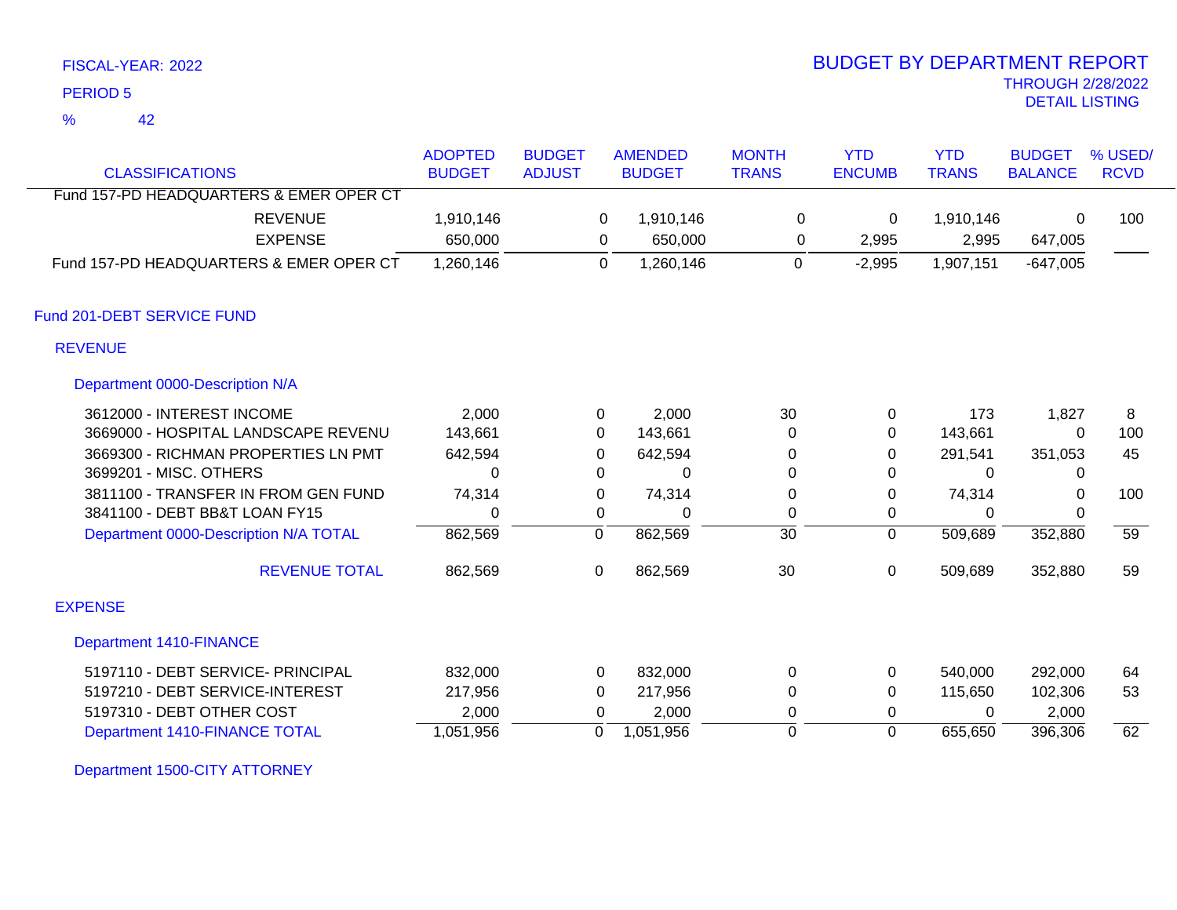FISCAL-YEAR: 2022

PERIOD 5

% 42

# BUDGET BY DEPARTMENT REPORT

THROUGH 2/28/2022

DETAIL LISTING

| CLASSIFICATIONS | ADOPTED BUDGET | BUDGET ADJUST | AMENDED BUDGET | MONTH TRANS | YTD ENCUMB | YTD TRANS | BUDGET BALANCE | % USED/ RCVD |
|---|---|---|---|---|---|---|---|---|
| Fund 157-PD HEADQUARTERS & EMER OPER CT | | | | | | | | |
| REVENUE | 1,910,146 | 0 | 1,910,146 | 0 | 0 | 1,910,146 | 0 | 100 |
| EXPENSE | 650,000 | 0 | 650,000 | 0 | 2,995 | 2,995 | 647,005 | |
| Fund 157-PD HEADQUARTERS & EMER OPER CT | 1,260,146 | 0 | 1,260,146 | 0 | -2,995 | 1,907,151 | -647,005 | |
| **Fund 201-DEBT SERVICE FUND** | | | | | | | | |
| **REVENUE** | | | | | | | | |
| **Department 0000-Description N/A** | | | | | | | | |
| 3612000 - INTEREST INCOME | 2,000 | 0 | 2,000 | 30 | 0 | 173 | 1,827 | 8 |
| 3669000 - HOSPITAL LANDSCAPE REVENU | 143,661 | 0 | 143,661 | 0 | 0 | 143,661 | 0 | 100 |
| 3669300 - RICHMAN PROPERTIES LN PMT | 642,594 | 0 | 642,594 | 0 | 0 | 291,541 | 351,053 | 45 |
| 3699201 - MISC. OTHERS | 0 | 0 | 0 | 0 | 0 | 0 | 0 | |
| 3811100 - TRANSFER IN FROM GEN FUND | 74,314 | 0 | 74,314 | 0 | 0 | 74,314 | 0 | 100 |
| 3841100 - DEBT BB&T LOAN FY15 | 0 | 0 | 0 | 0 | 0 | 0 | 0 | |
| Department 0000-Description N/A TOTAL | 862,569 | 0 | 862,569 | 30 | 0 | 509,689 | 352,880 | 59 |
| REVENUE TOTAL | 862,569 | 0 | 862,569 | 30 | 0 | 509,689 | 352,880 | 59 |
| **EXPENSE** | | | | | | | | |
| **Department 1410-FINANCE** | | | | | | | | |
| 5197110 - DEBT SERVICE- PRINCIPAL | 832,000 | 0 | 832,000 | 0 | 0 | 540,000 | 292,000 | 64 |
| 5197210 - DEBT SERVICE-INTEREST | 217,956 | 0 | 217,956 | 0 | 0 | 115,650 | 102,306 | 53 |
| 5197310 - DEBT OTHER COST | 2,000 | 0 | 2,000 | 0 | 0 | 0 | 2,000 | |
| Department 1410-FINANCE TOTAL | 1,051,956 | 0 | 1,051,956 | 0 | 0 | 655,650 | 396,306 | 62 |
| **Department 1500-CITY ATTORNEY** | | | | | | | | |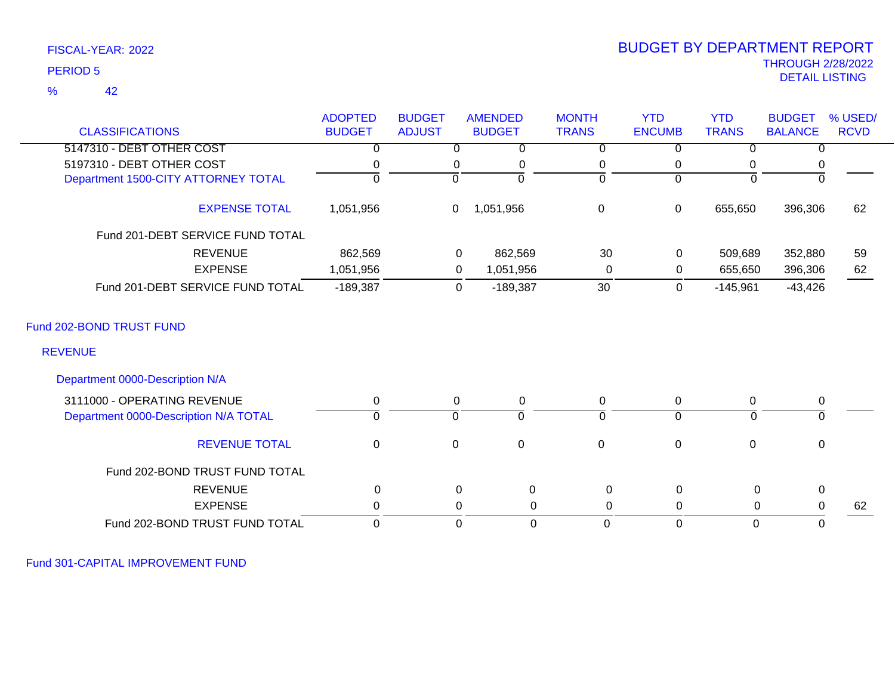FISCAL-YEAR: 2022

PERIOD 5

% 42

# BUDGET BY DEPARTMENT REPORT

THROUGH 2/28/2022

DETAIL LISTING

| CLASSIFICATIONS | ADOPTED BUDGET | BUDGET ADJUST | AMENDED BUDGET | MONTH TRANS | YTD ENCUMB | YTD TRANS | BUDGET BALANCE | % USED/ RCVD |
|---|---|---|---|---|---|---|---|---|
| 5147310 - DEBT OTHER COST | 0 | 0 | 0 | 0 | 0 | 0 | 0 | |
| 5197310 - DEBT OTHER COST | 0 | 0 | 0 | 0 | 0 | 0 | 0 | |
| Department 1500-CITY ATTORNEY TOTAL | 0 | 0 | 0 | 0 | 0 | 0 | 0 | |
| EXPENSE TOTAL | 1,051,956 | 0 | 1,051,956 | 0 | 0 | 655,650 | 396,306 | 62 |
| Fund 201-DEBT SERVICE FUND TOTAL | | | | | | | | |
| REVENUE | 862,569 | 0 | 862,569 | 30 | 0 | 509,689 | 352,880 | 59 |
| EXPENSE | 1,051,956 | 0 | 1,051,956 | 0 | 0 | 655,650 | 396,306 | 62 |
| Fund 201-DEBT SERVICE FUND TOTAL | -189,387 | 0 | -189,387 | 30 | 0 | -145,961 | -43,426 | |

## Fund 202-BOND TRUST FUND

### REVENUE

#### Department 0000-Description N/A

| CLASSIFICATIONS | ADOPTED BUDGET | BUDGET ADJUST | AMENDED BUDGET | MONTH TRANS | YTD ENCUMB | YTD TRANS | BUDGET BALANCE | % USED/ RCVD |
|---|---|---|---|---|---|---|---|---|
| 3111000 - OPERATING REVENUE | 0 | 0 | 0 | 0 | 0 | 0 | 0 | |
| Department 0000-Description N/A TOTAL | 0 | 0 | 0 | 0 | 0 | 0 | 0 | |
| REVENUE TOTAL | 0 | 0 | 0 | 0 | 0 | 0 | 0 | |
| Fund 202-BOND TRUST FUND TOTAL | | | | | | | | |
| REVENUE | 0 | 0 | 0 | 0 | 0 | 0 | 0 | |
| EXPENSE | 0 | 0 | 0 | 0 | 0 | 0 | 0 | 62 |
| Fund 202-BOND TRUST FUND TOTAL | 0 | 0 | 0 | 0 | 0 | 0 | 0 | |

## Fund 301-CAPITAL IMPROVEMENT FUND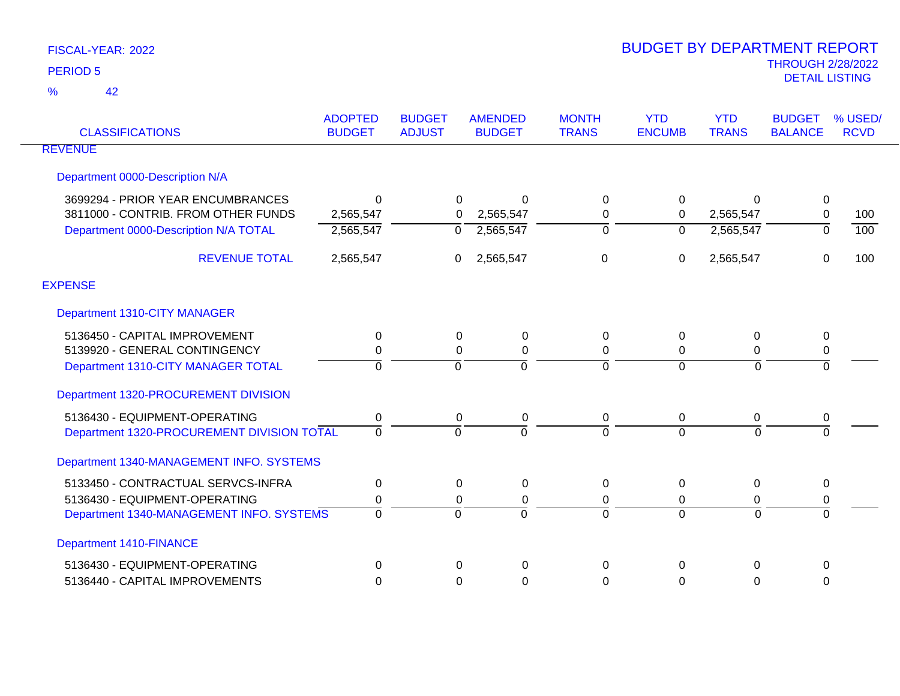FISCAL-YEAR: 2022

PERIOD 5

% 42

# BUDGET BY DEPARTMENT REPORT

THROUGH 2/28/2022

DETAIL LISTING

| CLASSIFICATIONS | ADOPTED BUDGET | BUDGET ADJUST | AMENDED BUDGET | MONTH TRANS | YTD ENCUMB | YTD TRANS | BUDGET BALANCE | % USED/ RCVD |
|---|---|---|---|---|---|---|---|---|
| **REVENUE** | | | | | | | | |
| Department 0000-Description N/A | | | | | | | | |
| 3699294 - PRIOR YEAR ENCUMBRANCES | 0 | 0 | 0 | 0 | 0 | 0 | 0 | |
| 3811000 - CONTRIB. FROM OTHER FUNDS | 2,565,547 | 0 | 2,565,547 | 0 | 0 | 2,565,547 | 0 | 100 |
| Department 0000-Description N/A TOTAL | 2,565,547 | 0 | 2,565,547 | 0 | 0 | 2,565,547 | 0 | 100 |
| REVENUE TOTAL | 2,565,547 | 0 | 2,565,547 | 0 | 0 | 2,565,547 | 0 | 100 |
| **EXPENSE** | | | | | | | | |
| Department 1310-CITY MANAGER | | | | | | | | |
| 5136450 - CAPITAL IMPROVEMENT | 0 | 0 | 0 | 0 | 0 | 0 | 0 | |
| 5139920 - GENERAL CONTINGENCY | 0 | 0 | 0 | 0 | 0 | 0 | 0 | |
| Department 1310-CITY MANAGER TOTAL | 0 | 0 | 0 | 0 | 0 | 0 | 0 | |
| Department 1320-PROCUREMENT DIVISION | | | | | | | | |
| 5136430 - EQUIPMENT-OPERATING | 0 | 0 | 0 | 0 | 0 | 0 | 0 | |
| Department 1320-PROCUREMENT DIVISION TOTAL | 0 | 0 | 0 | 0 | 0 | 0 | 0 | |
| Department 1340-MANAGEMENT INFO. SYSTEMS | | | | | | | | |
| 5133450 - CONTRACTUAL SERVCS-INFRA | 0 | 0 | 0 | 0 | 0 | 0 | 0 | |
| 5136430 - EQUIPMENT-OPERATING | 0 | 0 | 0 | 0 | 0 | 0 | 0 | |
| Department 1340-MANAGEMENT INFO. SYSTEMS | 0 | 0 | 0 | 0 | 0 | 0 | 0 | |
| Department 1410-FINANCE | | | | | | | | |
| 5136430 - EQUIPMENT-OPERATING | 0 | 0 | 0 | 0 | 0 | 0 | 0 | |
| 5136440 - CAPITAL IMPROVEMENTS | 0 | 0 | 0 | 0 | 0 | 0 | 0 | |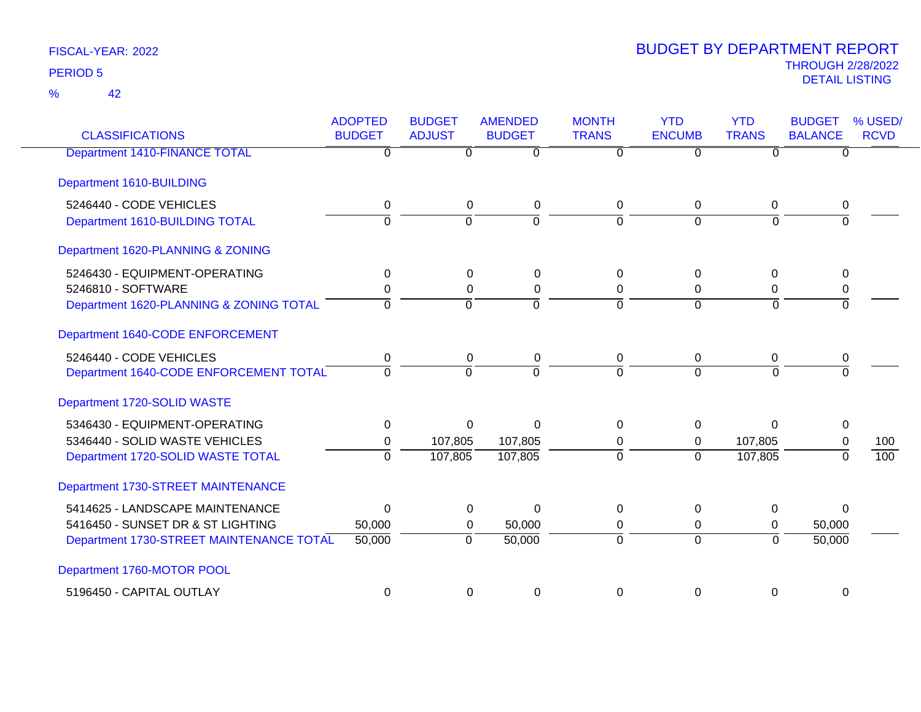FISCAL-YEAR: 2022

PERIOD 5

% 42

# BUDGET BY DEPARTMENT REPORT

THROUGH 2/28/2022

DETAIL LISTING

| CLASSIFICATIONS | ADOPTED BUDGET | BUDGET ADJUST | AMENDED BUDGET | MONTH TRANS | YTD ENCUMB | YTD TRANS | BUDGET BALANCE | % USED/ RCVD |
|---|---|---|---|---|---|---|---|---|
| Department 1410-FINANCE TOTAL | 0 | 0 | 0 | 0 | 0 | 0 | 0 | |
| Department 1610-BUILDING | | | | | | | | |
| 5246440 - CODE VEHICLES | 0 | 0 | 0 | 0 | 0 | 0 | 0 | |
| Department 1610-BUILDING TOTAL | 0 | 0 | 0 | 0 | 0 | 0 | 0 | |
| Department 1620-PLANNING & ZONING | | | | | | | | |
| 5246430 - EQUIPMENT-OPERATING | 0 | 0 | 0 | 0 | 0 | 0 | 0 | |
| 5246810 - SOFTWARE | 0 | 0 | 0 | 0 | 0 | 0 | 0 | |
| Department 1620-PLANNING & ZONING TOTAL | 0 | 0 | 0 | 0 | 0 | 0 | 0 | |
| Department 1640-CODE ENFORCEMENT | | | | | | | | |
| 5246440 - CODE VEHICLES | 0 | 0 | 0 | 0 | 0 | 0 | 0 | |
| Department 1640-CODE ENFORCEMENT TOTAL | 0 | 0 | 0 | 0 | 0 | 0 | 0 | |
| Department 1720-SOLID WASTE | | | | | | | | |
| 5346430 - EQUIPMENT-OPERATING | 0 | 0 | 0 | 0 | 0 | 0 | 0 | |
| 5346440 - SOLID WASTE VEHICLES | 0 | 107,805 | 107,805 | 0 | 0 | 107,805 | 0 | 100 |
| Department 1720-SOLID WASTE TOTAL | 0 | 107,805 | 107,805 | 0 | 0 | 107,805 | 0 | 100 |
| Department 1730-STREET MAINTENANCE | | | | | | | | |
| 5414625 - LANDSCAPE MAINTENANCE | 0 | 0 | 0 | 0 | 0 | 0 | 0 | |
| 5416450 - SUNSET DR & ST LIGHTING | 50,000 | 0 | 50,000 | 0 | 0 | 0 | 50,000 | |
| Department 1730-STREET MAINTENANCE TOTAL | 50,000 | 0 | 50,000 | 0 | 0 | 0 | 50,000 | |
| Department 1760-MOTOR POOL | | | | | | | | |
| 5196450 - CAPITAL OUTLAY | 0 | 0 | 0 | 0 | 0 | 0 | 0 | |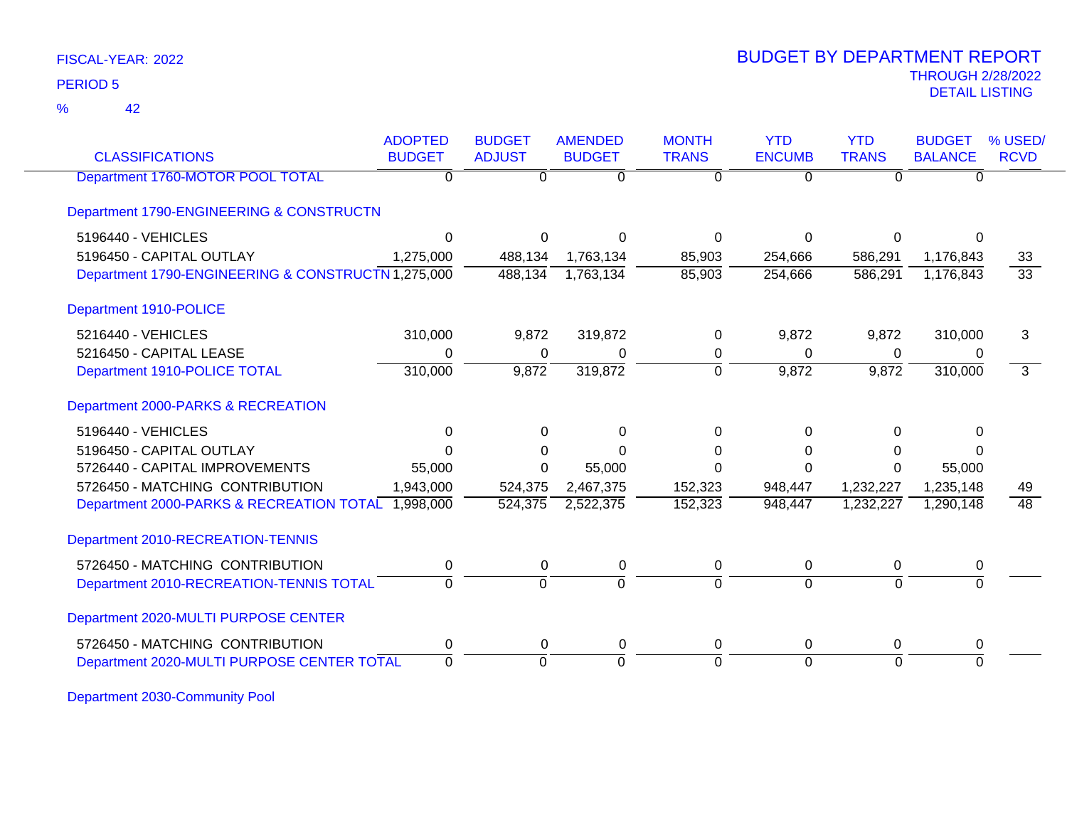FISCAL-YEAR: 2022

PERIOD 5

% 42

# BUDGET BY DEPARTMENT REPORT

THROUGH 2/28/2022

DETAIL LISTING

| CLASSIFICATIONS | ADOPTED BUDGET | BUDGET ADJUST | AMENDED BUDGET | MONTH TRANS | YTD ENCUMB | YTD TRANS | BUDGET BALANCE | % USED/ RCVD |
|---|---|---|---|---|---|---|---|---|
| Department 1760-MOTOR POOL TOTAL | 0 | 0 | 0 | 0 | 0 | 0 | 0 | |
| **Department 1790-ENGINEERING & CONSTRUCTN** | | | | | | | | |
| 5196440 - VEHICLES | 0 | 0 | 0 | 0 | 0 | 0 | 0 | |
| 5196450 - CAPITAL OUTLAY | 1,275,000 | 488,134 | 1,763,134 | 85,903 | 254,666 | 586,291 | 1,176,843 | 33 |
| Department 1790-ENGINEERING & CONSTRUCTN | 1,275,000 | 488,134 | 1,763,134 | 85,903 | 254,666 | 586,291 | 1,176,843 | 33 |
| **Department 1910-POLICE** | | | | | | | | |
| 5216440 - VEHICLES | 310,000 | 9,872 | 319,872 | 0 | 9,872 | 9,872 | 310,000 | 3 |
| 5216450 - CAPITAL LEASE | 0 | 0 | 0 | 0 | 0 | 0 | 0 | |
| Department 1910-POLICE TOTAL | 310,000 | 9,872 | 319,872 | 0 | 9,872 | 9,872 | 310,000 | 3 |
| **Department 2000-PARKS & RECREATION** | | | | | | | | |
| 5196440 - VEHICLES | 0 | 0 | 0 | 0 | 0 | 0 | 0 | |
| 5196450 - CAPITAL OUTLAY | 0 | 0 | 0 | 0 | 0 | 0 | 0 | |
| 5726440 - CAPITAL IMPROVEMENTS | 55,000 | 0 | 55,000 | 0 | 0 | 0 | 55,000 | |
| 5726450 - MATCHING CONTRIBUTION | 1,943,000 | 524,375 | 2,467,375 | 152,323 | 948,447 | 1,232,227 | 1,235,148 | 49 |
| Department 2000-PARKS & RECREATION TOTAL | 1,998,000 | 524,375 | 2,522,375 | 152,323 | 948,447 | 1,232,227 | 1,290,148 | 48 |
| **Department 2010-RECREATION-TENNIS** | | | | | | | | |
| 5726450 - MATCHING CONTRIBUTION | 0 | 0 | 0 | 0 | 0 | 0 | 0 | |
| Department 2010-RECREATION-TENNIS TOTAL | 0 | 0 | 0 | 0 | 0 | 0 | 0 | |
| **Department 2020-MULTI PURPOSE CENTER** | | | | | | | | |
| 5726450 - MATCHING CONTRIBUTION | 0 | 0 | 0 | 0 | 0 | 0 | 0 | |
| Department 2020-MULTI PURPOSE CENTER TOTAL | 0 | 0 | 0 | 0 | 0 | 0 | 0 | |
| **Department 2030-Community Pool** | | | | | | | | |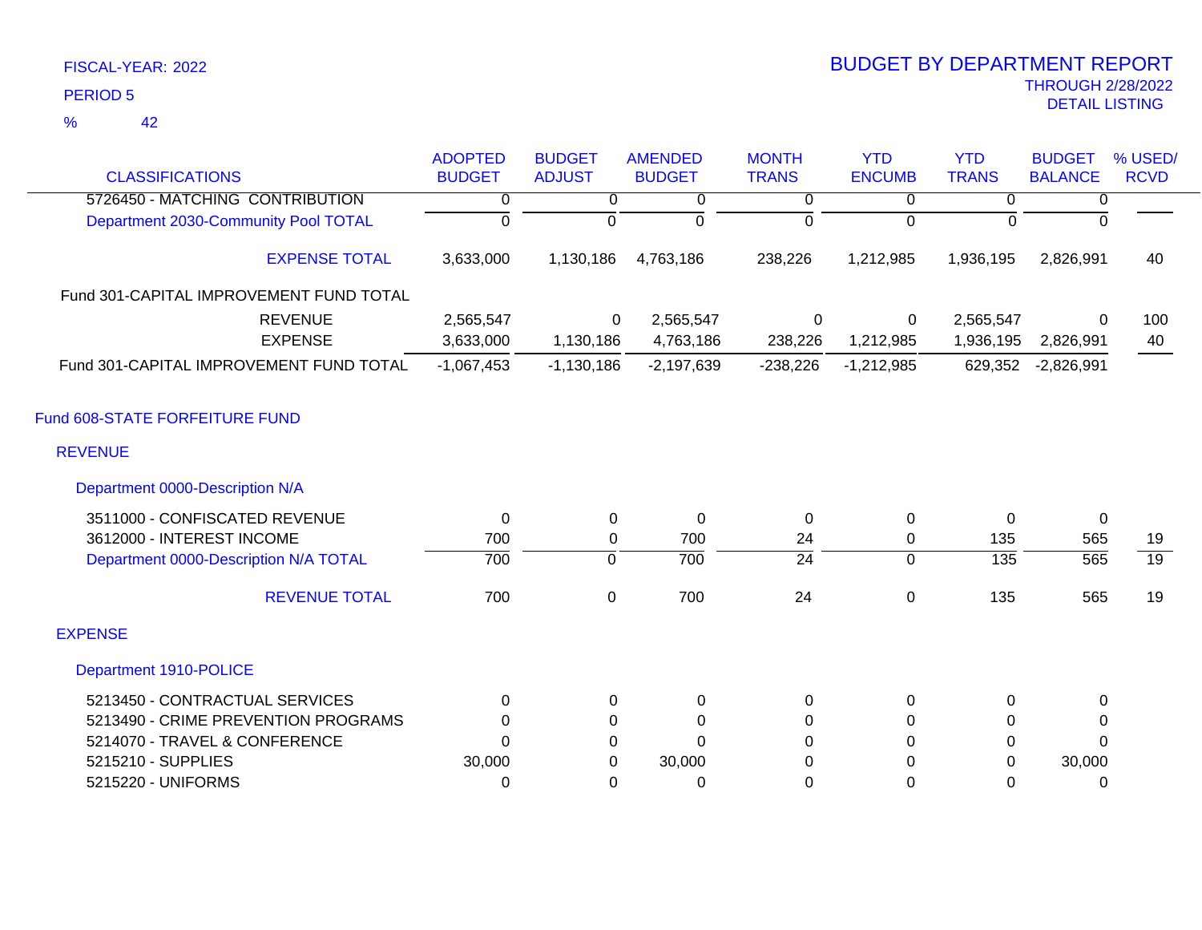FISCAL-YEAR: 2022

PERIOD 5

% 42

# BUDGET BY DEPARTMENT REPORT

THROUGH 2/28/2022

DETAIL LISTING

| CLASSIFICATIONS | ADOPTED BUDGET | BUDGET ADJUST | AMENDED BUDGET | MONTH TRANS | YTD ENCUMB | YTD TRANS | BUDGET BALANCE | % USED/ RCVD |
|---|---|---|---|---|---|---|---|---|
| 5726450 - MATCHING CONTRIBUTION | 0 | 0 | 0 | 0 | 0 | 0 | 0 | |
| Department 2030-Community Pool TOTAL | 0 | 0 | 0 | 0 | 0 | 0 | 0 | |
| EXPENSE TOTAL | 3,633,000 | 1,130,186 | 4,763,186 | 238,226 | 1,212,985 | 1,936,195 | 2,826,991 | 40 |
| Fund 301-CAPITAL IMPROVEMENT FUND TOTAL | | | | | | | | |
| REVENUE | 2,565,547 | 0 | 2,565,547 | 0 | 0 | 2,565,547 | 0 | 100 |
| EXPENSE | 3,633,000 | 1,130,186 | 4,763,186 | 238,226 | 1,212,985 | 1,936,195 | 2,826,991 | 40 |
| Fund 301-CAPITAL IMPROVEMENT FUND TOTAL | -1,067,453 | -1,130,186 | -2,197,639 | -238,226 | -1,212,985 | 629,352 | -2,826,991 | |
| **Fund 608-STATE FORFEITURE FUND** | | | | | | | | |
| **REVENUE** | | | | | | | | |
| **Department 0000-Description N/A** | | | | | | | | |
| 3511000 - CONFISCATED REVENUE | 0 | 0 | 0 | 0 | 0 | 0 | 0 | |
| 3612000 - INTEREST INCOME | 700 | 0 | 700 | 24 | 0 | 135 | 565 | 19 |
| Department 0000-Description N/A TOTAL | 700 | 0 | 700 | 24 | 0 | 135 | 565 | 19 |
| REVENUE TOTAL | 700 | 0 | 700 | 24 | 0 | 135 | 565 | 19 |
| **EXPENSE** | | | | | | | | |
| **Department 1910-POLICE** | | | | | | | | |
| 5213450 - CONTRACTUAL SERVICES | 0 | 0 | 0 | 0 | 0 | 0 | 0 | |
| 5213490 - CRIME PREVENTION PROGRAMS | 0 | 0 | 0 | 0 | 0 | 0 | 0 | |
| 5214070 - TRAVEL & CONFERENCE | 0 | 0 | 0 | 0 | 0 | 0 | 0 | |
| 5215210 - SUPPLIES | 30,000 | 0 | 30,000 | 0 | 0 | 0 | 30,000 | |
| 5215220 - UNIFORMS | 0 | 0 | 0 | 0 | 0 | 0 | 0 | |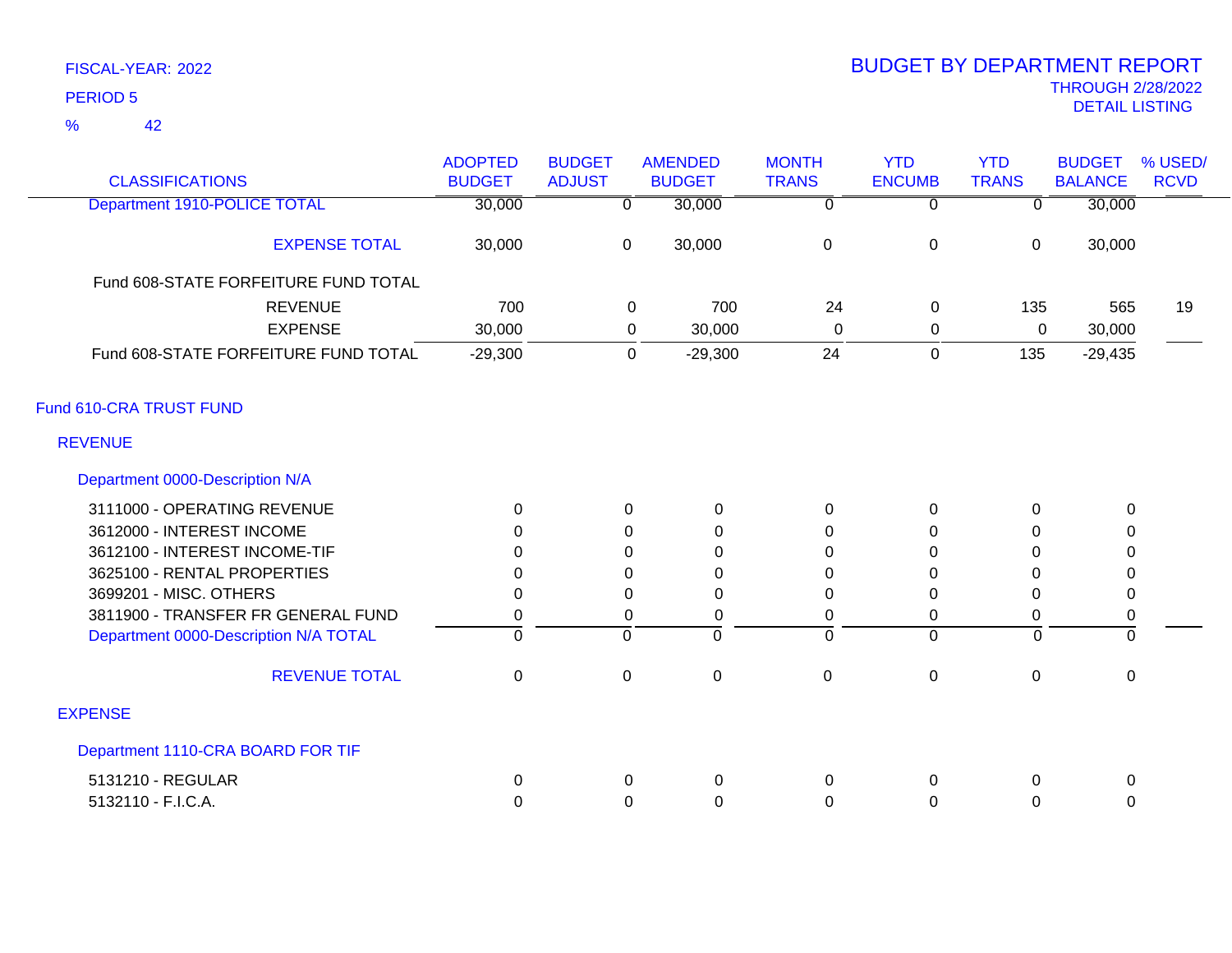FISCAL-YEAR: 2022

PERIOD 5

% 42

# BUDGET BY DEPARTMENT REPORT

THROUGH 2/28/2022

DETAIL LISTING

| CLASSIFICATIONS | ADOPTED BUDGET | BUDGET ADJUST | AMENDED BUDGET | MONTH TRANS | YTD ENCUMB | YTD TRANS | BUDGET BALANCE | % USED/ RCVD |
|---|---|---|---|---|---|---|---|---|
| Department 1910-POLICE TOTAL | 30,000 | 0 | 30,000 | 0 | 0 | 0 | 30,000 | |
| EXPENSE TOTAL | 30,000 | 0 | 30,000 | 0 | 0 | 0 | 30,000 | |
| Fund 608-STATE FORFEITURE FUND TOTAL | | | | | | | | |
| REVENUE | 700 | 0 | 700 | 24 | 0 | 135 | 565 | 19 |
| EXPENSE | 30,000 | 0 | 30,000 | 0 | 0 | 0 | 30,000 | |
| Fund 608-STATE FORFEITURE FUND TOTAL | -29,300 | 0 | -29,300 | 24 | 0 | 135 | -29,435 | |
| **Fund 610-CRA TRUST FUND** | | | | | | | | |
| **REVENUE** | | | | | | | | |
| **Department 0000-Description N/A** | | | | | | | | |
| 3111000 - OPERATING REVENUE | 0 | 0 | 0 | 0 | 0 | 0 | 0 | |
| 3612000 - INTEREST INCOME | 0 | 0 | 0 | 0 | 0 | 0 | 0 | |
| 3612100 - INTEREST INCOME-TIF | 0 | 0 | 0 | 0 | 0 | 0 | 0 | |
| 3625100 - RENTAL PROPERTIES | 0 | 0 | 0 | 0 | 0 | 0 | 0 | |
| 3699201 - MISC. OTHERS | 0 | 0 | 0 | 0 | 0 | 0 | 0 | |
| 3811900 - TRANSFER FR GENERAL FUND | 0 | 0 | 0 | 0 | 0 | 0 | 0 | |
| Department 0000-Description N/A TOTAL | 0 | 0 | 0 | 0 | 0 | 0 | 0 | |
| REVENUE TOTAL | 0 | 0 | 0 | 0 | 0 | 0 | 0 | |
| **EXPENSE** | | | | | | | | |
| **Department 1110-CRA BOARD FOR TIF** | | | | | | | | |
| 5131210 - REGULAR | 0 | 0 | 0 | 0 | 0 | 0 | 0 | |
| 5132110 - F.I.C.A. | 0 | 0 | 0 | 0 | 0 | 0 | 0 | |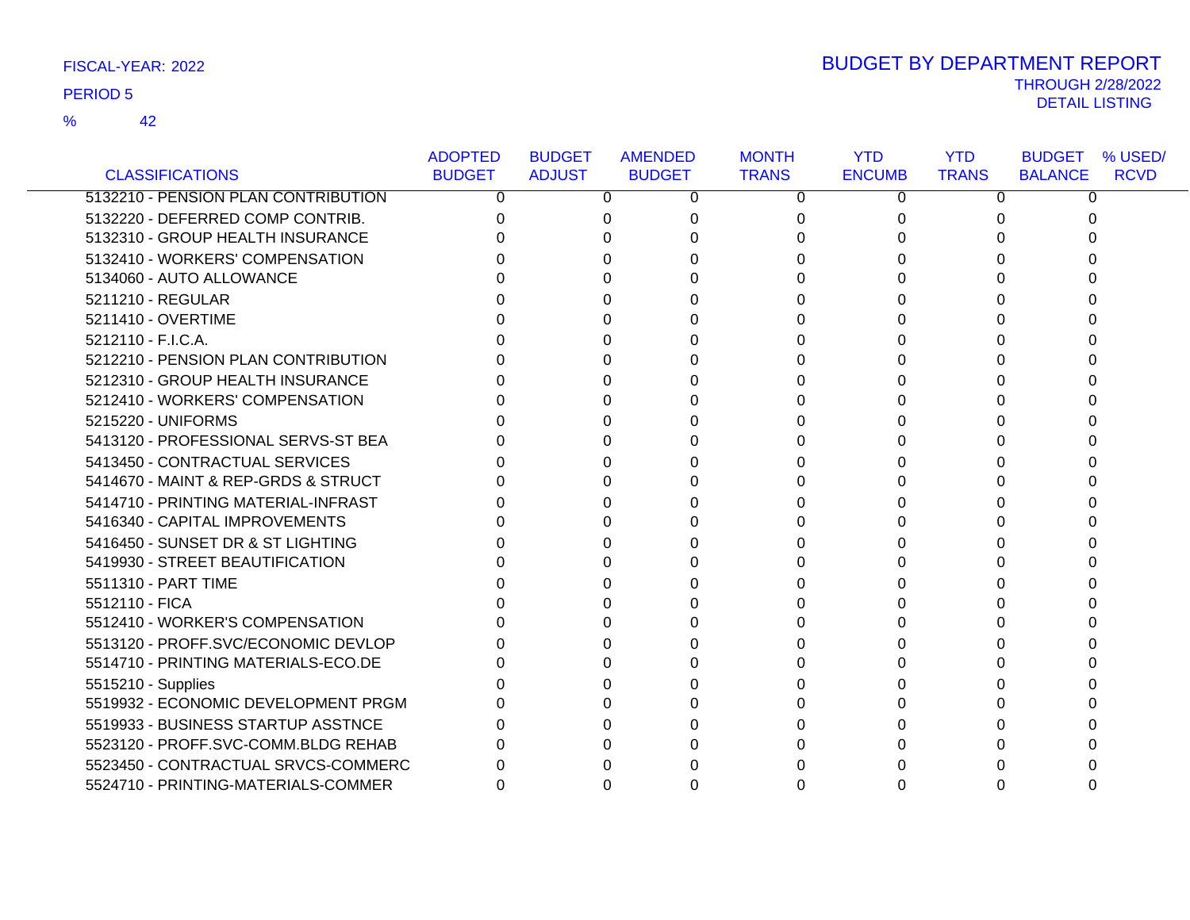FISCAL-YEAR: 2022

PERIOD 5

% 42

# BUDGET BY DEPARTMENT REPORT

THROUGH 2/28/2022

DETAIL LISTING

| CLASSIFICATIONS | ADOPTED BUDGET | BUDGET ADJUST | AMENDED BUDGET | MONTH TRANS | YTD ENCUMB | YTD TRANS | BUDGET BALANCE | % USED/ RCVD |
|---|---|---|---|---|---|---|---|---|
| 5132210 - PENSION PLAN CONTRIBUTION | 0 | 0 | 0 | 0 | 0 | 0 | 0 | |
| 5132220 - DEFERRED COMP CONTRIB. | 0 | 0 | 0 | 0 | 0 | 0 | 0 | |
| 5132310 - GROUP HEALTH INSURANCE | 0 | 0 | 0 | 0 | 0 | 0 | 0 | |
| 5132410 - WORKERS' COMPENSATION | 0 | 0 | 0 | 0 | 0 | 0 | 0 | |
| 5134060 - AUTO ALLOWANCE | 0 | 0 | 0 | 0 | 0 | 0 | 0 | |
| 5211210 - REGULAR | 0 | 0 | 0 | 0 | 0 | 0 | 0 | |
| 5211410 - OVERTIME | 0 | 0 | 0 | 0 | 0 | 0 | 0 | |
| 5212110 - F.I.C.A. | 0 | 0 | 0 | 0 | 0 | 0 | 0 | |
| 5212210 - PENSION PLAN CONTRIBUTION | 0 | 0 | 0 | 0 | 0 | 0 | 0 | |
| 5212310 - GROUP HEALTH INSURANCE | 0 | 0 | 0 | 0 | 0 | 0 | 0 | |
| 5212410 - WORKERS' COMPENSATION | 0 | 0 | 0 | 0 | 0 | 0 | 0 | |
| 5215220 - UNIFORMS | 0 | 0 | 0 | 0 | 0 | 0 | 0 | |
| 5413120 - PROFESSIONAL SERVS-ST BEA | 0 | 0 | 0 | 0 | 0 | 0 | 0 | |
| 5413450 - CONTRACTUAL SERVICES | 0 | 0 | 0 | 0 | 0 | 0 | 0 | |
| 5414670 - MAINT & REP-GRDS & STRUCT | 0 | 0 | 0 | 0 | 0 | 0 | 0 | |
| 5414710 - PRINTING MATERIAL-INFRAST | 0 | 0 | 0 | 0 | 0 | 0 | 0 | |
| 5416340 - CAPITAL IMPROVEMENTS | 0 | 0 | 0 | 0 | 0 | 0 | 0 | |
| 5416450 - SUNSET DR & ST LIGHTING | 0 | 0 | 0 | 0 | 0 | 0 | 0 | |
| 5419930 - STREET BEAUTIFICATION | 0 | 0 | 0 | 0 | 0 | 0 | 0 | |
| 5511310 - PART TIME | 0 | 0 | 0 | 0 | 0 | 0 | 0 | |
| 5512110 - FICA | 0 | 0 | 0 | 0 | 0 | 0 | 0 | |
| 5512410 - WORKER'S COMPENSATION | 0 | 0 | 0 | 0 | 0 | 0 | 0 | |
| 5513120 - PROFF.SVC/ECONOMIC DEVLOP | 0 | 0 | 0 | 0 | 0 | 0 | 0 | |
| 5514710 - PRINTING MATERIALS-ECO.DE | 0 | 0 | 0 | 0 | 0 | 0 | 0 | |
| 5515210 - Supplies | 0 | 0 | 0 | 0 | 0 | 0 | 0 | |
| 5519932 - ECONOMIC DEVELOPMENT PRGM | 0 | 0 | 0 | 0 | 0 | 0 | 0 | |
| 5519933 - BUSINESS STARTUP ASSTNCE | 0 | 0 | 0 | 0 | 0 | 0 | 0 | |
| 5523120 - PROFF.SVC-COMM.BLDG REHAB | 0 | 0 | 0 | 0 | 0 | 0 | 0 | |
| 5523450 - CONTRACTUAL SRVCS-COMMERC | 0 | 0 | 0 | 0 | 0 | 0 | 0 | |
| 5524710 - PRINTING-MATERIALS-COMMER | 0 | 0 | 0 | 0 | 0 | 0 | 0 | |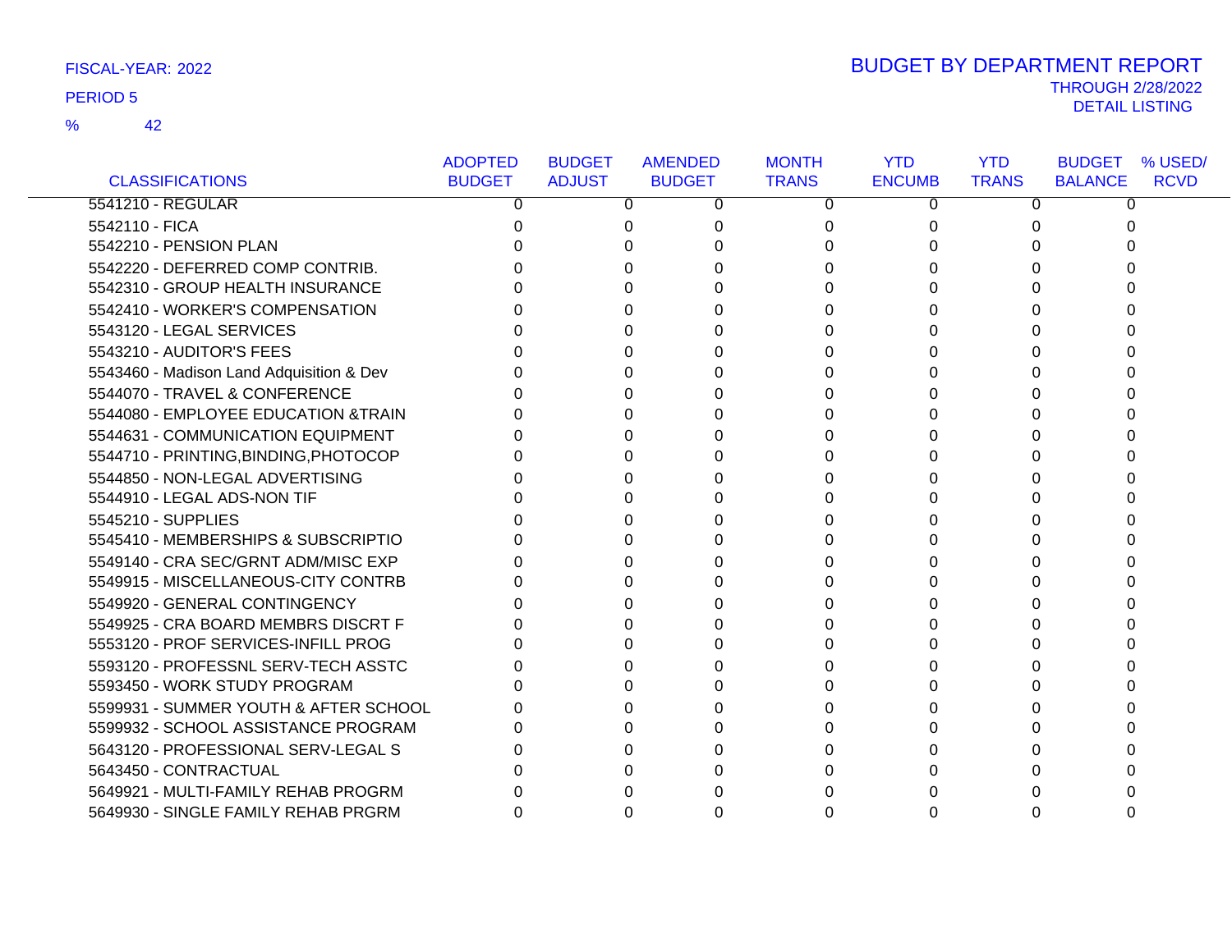FISCAL-YEAR: 2022

PERIOD 5

% 42

# BUDGET BY DEPARTMENT REPORT

THROUGH 2/28/2022

DETAIL LISTING

| CLASSIFICATIONS | ADOPTED BUDGET | BUDGET ADJUST | AMENDED BUDGET | MONTH TRANS | YTD ENCUMB | YTD TRANS | BUDGET BALANCE | % USED/ RCVD |
|---|---|---|---|---|---|---|---|---|
| 5541210 - REGULAR | 0 | 0 | 0 | 0 | 0 | 0 | 0 | |
| 5542110 - FICA | 0 | 0 | 0 | 0 | 0 | 0 | 0 | |
| 5542210 - PENSION PLAN | 0 | 0 | 0 | 0 | 0 | 0 | 0 | |
| 5542220 - DEFERRED COMP CONTRIB. | 0 | 0 | 0 | 0 | 0 | 0 | 0 | |
| 5542310 - GROUP HEALTH INSURANCE | 0 | 0 | 0 | 0 | 0 | 0 | 0 | |
| 5542410 - WORKER'S COMPENSATION | 0 | 0 | 0 | 0 | 0 | 0 | 0 | |
| 5543120 - LEGAL SERVICES | 0 | 0 | 0 | 0 | 0 | 0 | 0 | |
| 5543210 - AUDITOR'S FEES | 0 | 0 | 0 | 0 | 0 | 0 | 0 | |
| 5543460 - Madison Land Adquisition & Dev | 0 | 0 | 0 | 0 | 0 | 0 | 0 | |
| 5544070 - TRAVEL & CONFERENCE | 0 | 0 | 0 | 0 | 0 | 0 | 0 | |
| 5544080 - EMPLOYEE EDUCATION &TRAIN | 0 | 0 | 0 | 0 | 0 | 0 | 0 | |
| 5544631 - COMMUNICATION EQUIPMENT | 0 | 0 | 0 | 0 | 0 | 0 | 0 | |
| 5544710 - PRINTING,BINDING,PHOTOCOP | 0 | 0 | 0 | 0 | 0 | 0 | 0 | |
| 5544850 - NON-LEGAL ADVERTISING | 0 | 0 | 0 | 0 | 0 | 0 | 0 | |
| 5544910 - LEGAL ADS-NON TIF | 0 | 0 | 0 | 0 | 0 | 0 | 0 | |
| 5545210 - SUPPLIES | 0 | 0 | 0 | 0 | 0 | 0 | 0 | |
| 5545410 - MEMBERSHIPS & SUBSCRIPTIO | 0 | 0 | 0 | 0 | 0 | 0 | 0 | |
| 5549140 - CRA SEC/GRNT ADM/MISC EXP | 0 | 0 | 0 | 0 | 0 | 0 | 0 | |
| 5549915 - MISCELLANEOUS-CITY CONTRB | 0 | 0 | 0 | 0 | 0 | 0 | 0 | |
| 5549920 - GENERAL CONTINGENCY | 0 | 0 | 0 | 0 | 0 | 0 | 0 | |
| 5549925 - CRA BOARD MEMBRS DISCRT F | 0 | 0 | 0 | 0 | 0 | 0 | 0 | |
| 5553120 - PROF SERVICES-INFILL PROG | 0 | 0 | 0 | 0 | 0 | 0 | 0 | |
| 5593120 - PROFESSNL SERV-TECH ASSTC | 0 | 0 | 0 | 0 | 0 | 0 | 0 | |
| 5593450 - WORK STUDY PROGRAM | 0 | 0 | 0 | 0 | 0 | 0 | 0 | |
| 5599931 - SUMMER YOUTH & AFTER SCHOOL | 0 | 0 | 0 | 0 | 0 | 0 | 0 | |
| 5599932 - SCHOOL ASSISTANCE PROGRAM | 0 | 0 | 0 | 0 | 0 | 0 | 0 | |
| 5643120 - PROFESSIONAL SERV-LEGAL S | 0 | 0 | 0 | 0 | 0 | 0 | 0 | |
| 5643450 - CONTRACTUAL | 0 | 0 | 0 | 0 | 0 | 0 | 0 | |
| 5649921 - MULTI-FAMILY REHAB PROGRM | 0 | 0 | 0 | 0 | 0 | 0 | 0 | |
| 5649930 - SINGLE FAMILY REHAB PRGRM | 0 | 0 | 0 | 0 | 0 | 0 | 0 | |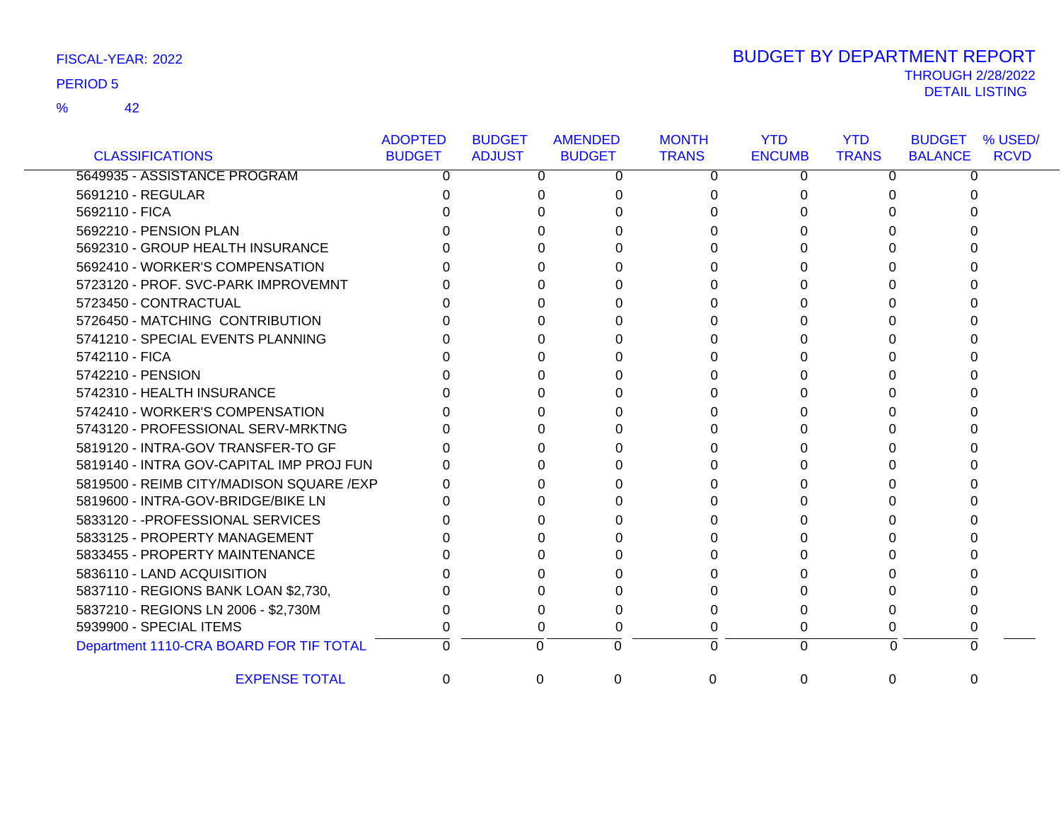FISCAL-YEAR: 2022

PERIOD 5

% 42

# BUDGET BY DEPARTMENT REPORT

THROUGH 2/28/2022

DETAIL LISTING

| CLASSIFICATIONS | ADOPTED BUDGET | BUDGET ADJUST | AMENDED BUDGET | MONTH TRANS | YTD ENCUMB | YTD TRANS | BUDGET BALANCE | % USED/ RCVD |
|---|---|---|---|---|---|---|---|---|
| 5649935 - ASSISTANCE PROGRAM | 0 | 0 | 0 | 0 | 0 | 0 | 0 | |
| 5691210 - REGULAR | 0 | 0 | 0 | 0 | 0 | 0 | 0 | |
| 5692110 - FICA | 0 | 0 | 0 | 0 | 0 | 0 | 0 | |
| 5692210 - PENSION PLAN | 0 | 0 | 0 | 0 | 0 | 0 | 0 | |
| 5692310 - GROUP HEALTH INSURANCE | 0 | 0 | 0 | 0 | 0 | 0 | 0 | |
| 5692410 - WORKER'S COMPENSATION | 0 | 0 | 0 | 0 | 0 | 0 | 0 | |
| 5723120 - PROF. SVC-PARK IMPROVEMNT | 0 | 0 | 0 | 0 | 0 | 0 | 0 | |
| 5723450 - CONTRACTUAL | 0 | 0 | 0 | 0 | 0 | 0 | 0 | |
| 5726450 - MATCHING CONTRIBUTION | 0 | 0 | 0 | 0 | 0 | 0 | 0 | |
| 5741210 - SPECIAL EVENTS PLANNING | 0 | 0 | 0 | 0 | 0 | 0 | 0 | |
| 5742110 - FICA | 0 | 0 | 0 | 0 | 0 | 0 | 0 | |
| 5742210 - PENSION | 0 | 0 | 0 | 0 | 0 | 0 | 0 | |
| 5742310 - HEALTH INSURANCE | 0 | 0 | 0 | 0 | 0 | 0 | 0 | |
| 5742410 - WORKER'S COMPENSATION | 0 | 0 | 0 | 0 | 0 | 0 | 0 | |
| 5743120 - PROFESSIONAL SERV-MRKTNG | 0 | 0 | 0 | 0 | 0 | 0 | 0 | |
| 5819120 - INTRA-GOV TRANSFER-TO GF | 0 | 0 | 0 | 0 | 0 | 0 | 0 | |
| 5819140 - INTRA GOV-CAPITAL IMP PROJ FUN | 0 | 0 | 0 | 0 | 0 | 0 | 0 | |
| 5819500 - REIMB CITY/MADISON SQUARE /EXP | 0 | 0 | 0 | 0 | 0 | 0 | 0 | |
| 5819600 - INTRA-GOV-BRIDGE/BIKE LN | 0 | 0 | 0 | 0 | 0 | 0 | 0 | |
| 5833120 - -PROFESSIONAL SERVICES | 0 | 0 | 0 | 0 | 0 | 0 | 0 | |
| 5833125 - PROPERTY MANAGEMENT | 0 | 0 | 0 | 0 | 0 | 0 | 0 | |
| 5833455 - PROPERTY MAINTENANCE | 0 | 0 | 0 | 0 | 0 | 0 | 0 | |
| 5836110 - LAND ACQUISITION | 0 | 0 | 0 | 0 | 0 | 0 | 0 | |
| 5837110 - REGIONS BANK LOAN $2,730, | 0 | 0 | 0 | 0 | 0 | 0 | 0 | |
| 5837210 - REGIONS LN 2006 - $2,730M | 0 | 0 | 0 | 0 | 0 | 0 | 0 | |
| 5939900 - SPECIAL ITEMS | 0 | 0 | 0 | 0 | 0 | 0 | 0 | |
| Department 1110-CRA BOARD FOR TIF TOTAL | 0 | 0 | 0 | 0 | 0 | 0 | 0 | |
| EXPENSE TOTAL | 0 | 0 | 0 | 0 | 0 | 0 | 0 | |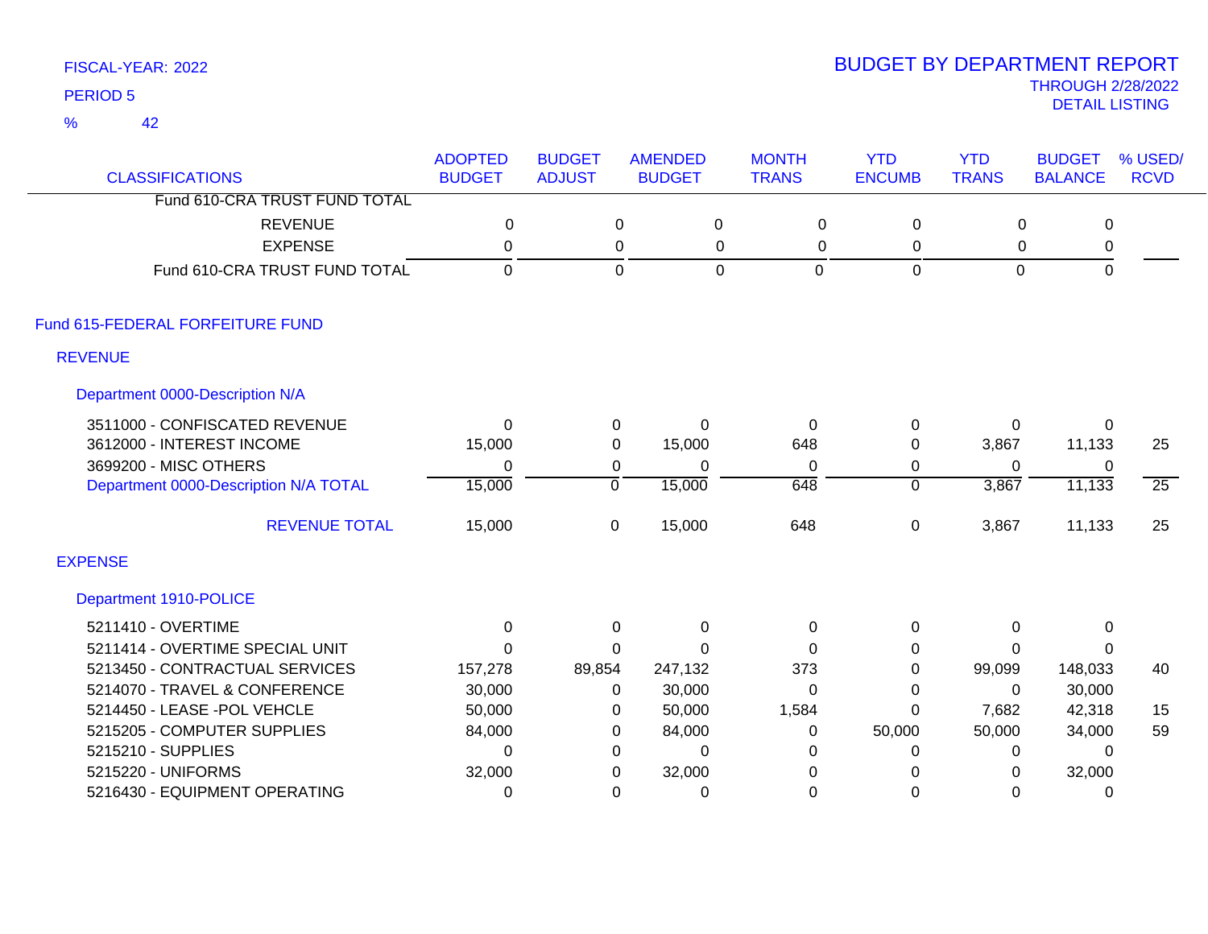FISCAL-YEAR: 2022

PERIOD 5

% 42

# BUDGET BY DEPARTMENT REPORT

THROUGH 2/28/2022

DETAIL LISTING

| CLASSIFICATIONS | ADOPTED BUDGET | BUDGET ADJUST | AMENDED BUDGET | MONTH TRANS | YTD ENCUMB | YTD TRANS | BUDGET BALANCE | % USED/ RCVD |
|---|---|---|---|---|---|---|---|---|
| Fund 610-CRA TRUST FUND TOTAL | | | | | | | | |
| REVENUE | 0 | 0 | 0 | 0 | 0 | 0 | 0 | |
| EXPENSE | 0 | 0 | 0 | 0 | 0 | 0 | 0 | |
| Fund 610-CRA TRUST FUND TOTAL | 0 | 0 | 0 | 0 | 0 | 0 | 0 | |

## Fund 615-FEDERAL FORFEITURE FUND

### REVENUE

#### Department 0000-Description N/A

| CLASSIFICATIONS | ADOPTED BUDGET | BUDGET ADJUST | AMENDED BUDGET | MONTH TRANS | YTD ENCUMB | YTD TRANS | BUDGET BALANCE | % USED/ RCVD |
|---|---|---|---|---|---|---|---|---|
| 3511000 - CONFISCATED REVENUE | 0 | 0 | 0 | 0 | 0 | 0 | 0 | |
| 3612000 - INTEREST INCOME | 15,000 | 0 | 15,000 | 648 | 0 | 3,867 | 11,133 | 25 |
| 3699200 - MISC OTHERS | 0 | 0 | 0 | 0 | 0 | 0 | 0 | |
| Department 0000-Description N/A TOTAL | 15,000 | 0 | 15,000 | 648 | 0 | 3,867 | 11,133 | 25 |
| REVENUE TOTAL | 15,000 | 0 | 15,000 | 648 | 0 | 3,867 | 11,133 | 25 |

### EXPENSE

#### Department 1910-POLICE

| CLASSIFICATIONS | ADOPTED BUDGET | BUDGET ADJUST | AMENDED BUDGET | MONTH TRANS | YTD ENCUMB | YTD TRANS | BUDGET BALANCE | % USED/ RCVD |
|---|---|---|---|---|---|---|---|---|
| 5211410 - OVERTIME | 0 | 0 | 0 | 0 | 0 | 0 | 0 | |
| 5211414 - OVERTIME SPECIAL UNIT | 0 | 0 | 0 | 0 | 0 | 0 | 0 | |
| 5213450 - CONTRACTUAL SERVICES | 157,278 | 89,854 | 247,132 | 373 | 0 | 99,099 | 148,033 | 40 |
| 5214070 - TRAVEL & CONFERENCE | 30,000 | 0 | 30,000 | 0 | 0 | 0 | 30,000 | |
| 5214450 - LEASE -POL VEHCLE | 50,000 | 0 | 50,000 | 1,584 | 0 | 7,682 | 42,318 | 15 |
| 5215205 - COMPUTER SUPPLIES | 84,000 | 0 | 84,000 | 0 | 50,000 | 50,000 | 34,000 | 59 |
| 5215210 - SUPPLIES | 0 | 0 | 0 | 0 | 0 | 0 | 0 | |
| 5215220 - UNIFORMS | 32,000 | 0 | 32,000 | 0 | 0 | 0 | 32,000 | |
| 5216430 - EQUIPMENT OPERATING | 0 | 0 | 0 | 0 | 0 | 0 | 0 | |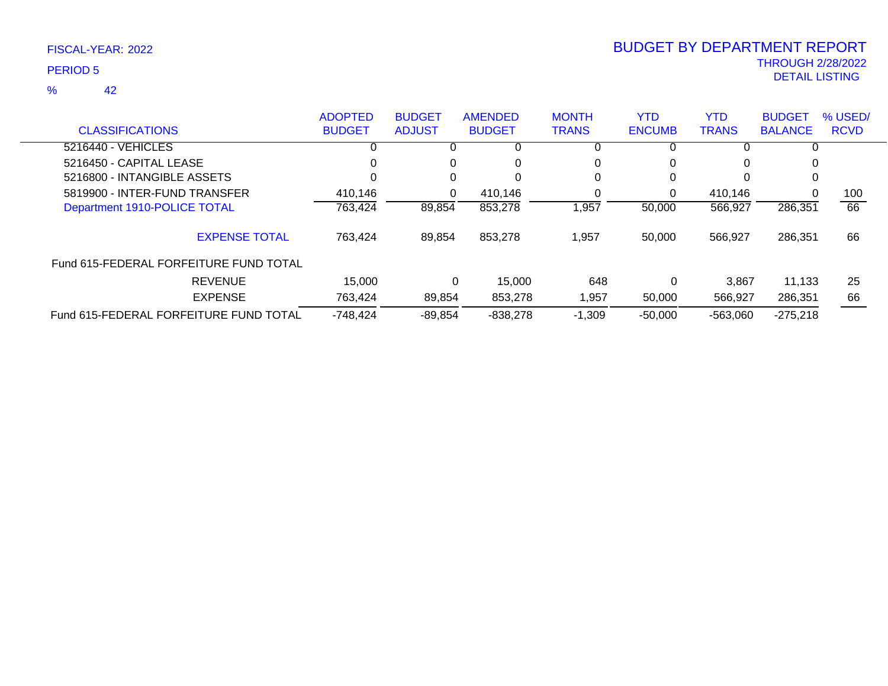FISCAL-YEAR: 2022

PERIOD 5

% 42

# BUDGET BY DEPARTMENT REPORT

THROUGH 2/28/2022

DETAIL LISTING

| CLASSIFICATIONS | ADOPTED BUDGET | BUDGET ADJUST | AMENDED BUDGET | MONTH TRANS | YTD ENCUMB | YTD TRANS | BUDGET BALANCE | % USED/ RCVD |
|---|---|---|---|---|---|---|---|---|
| 5216440 - VEHICLES | 0 | 0 | 0 | 0 | 0 | 0 | 0 | |
| 5216450 - CAPITAL LEASE | 0 | 0 | 0 | 0 | 0 | 0 | 0 | |
| 5216800 - INTANGIBLE ASSETS | 0 | 0 | 0 | 0 | 0 | 0 | 0 | |
| 5819900 - INTER-FUND TRANSFER | 410,146 | 0 | 410,146 | 0 | 0 | 410,146 | 0 | 100 |
| Department 1910-POLICE TOTAL | 763,424 | 89,854 | 853,278 | 1,957 | 50,000 | 566,927 | 286,351 | 66 |
| EXPENSE TOTAL | 763,424 | 89,854 | 853,278 | 1,957 | 50,000 | 566,927 | 286,351 | 66 |
| Fund 615-FEDERAL FORFEITURE FUND TOTAL | | | | | | | | |
| REVENUE | 15,000 | 0 | 15,000 | 648 | 0 | 3,867 | 11,133 | 25 |
| EXPENSE | 763,424 | 89,854 | 853,278 | 1,957 | 50,000 | 566,927 | 286,351 | 66 |
| Fund 615-FEDERAL FORFEITURE FUND TOTAL | -748,424 | -89,854 | -838,278 | -1,309 | -50,000 | -563,060 | -275,218 | |